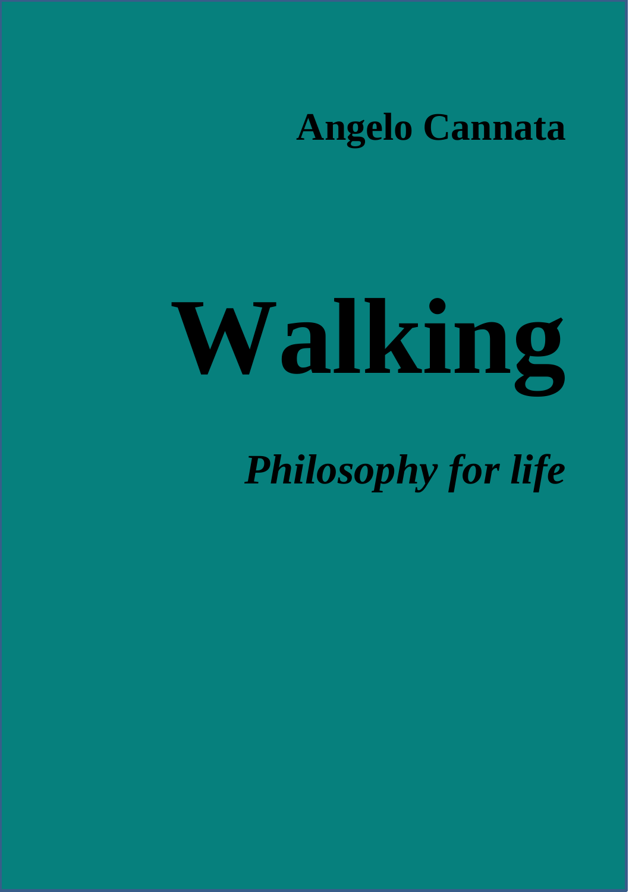**Angelo Cannata**

# Walking

***Philosophy for life***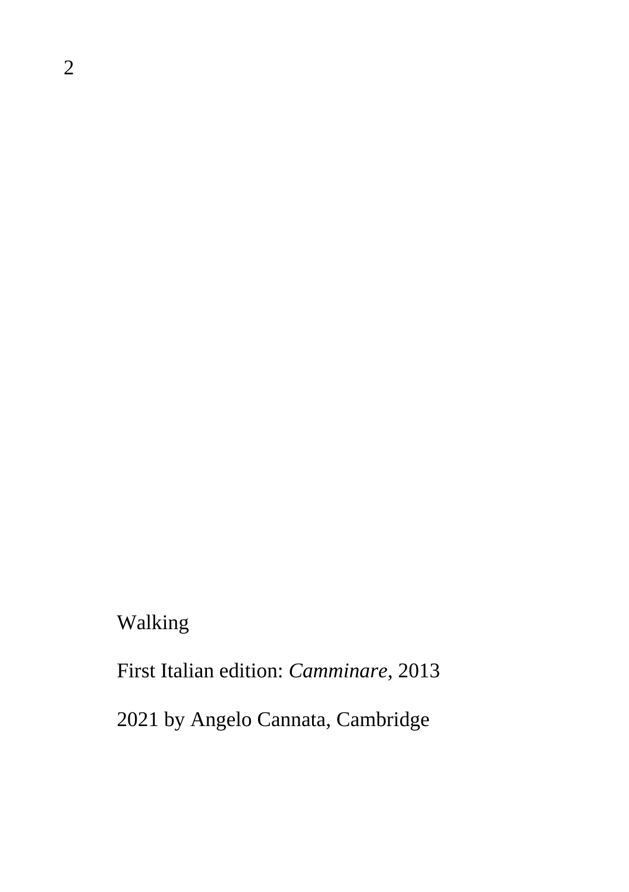Walking

First Italian edition: *Camminare*, 2013

2021 by Angelo Cannata, Cambridge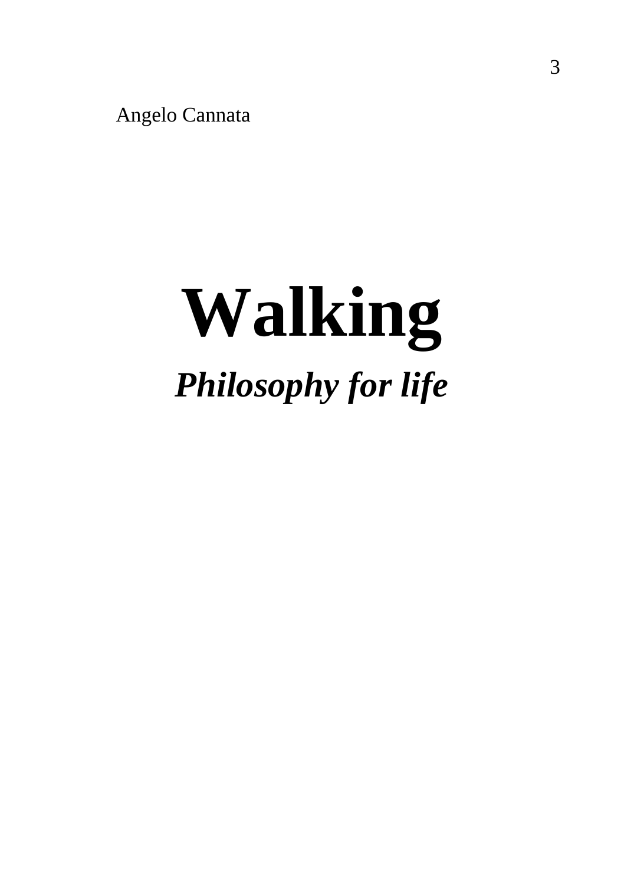Angelo Cannata

# Walking

## *Philosophy for life*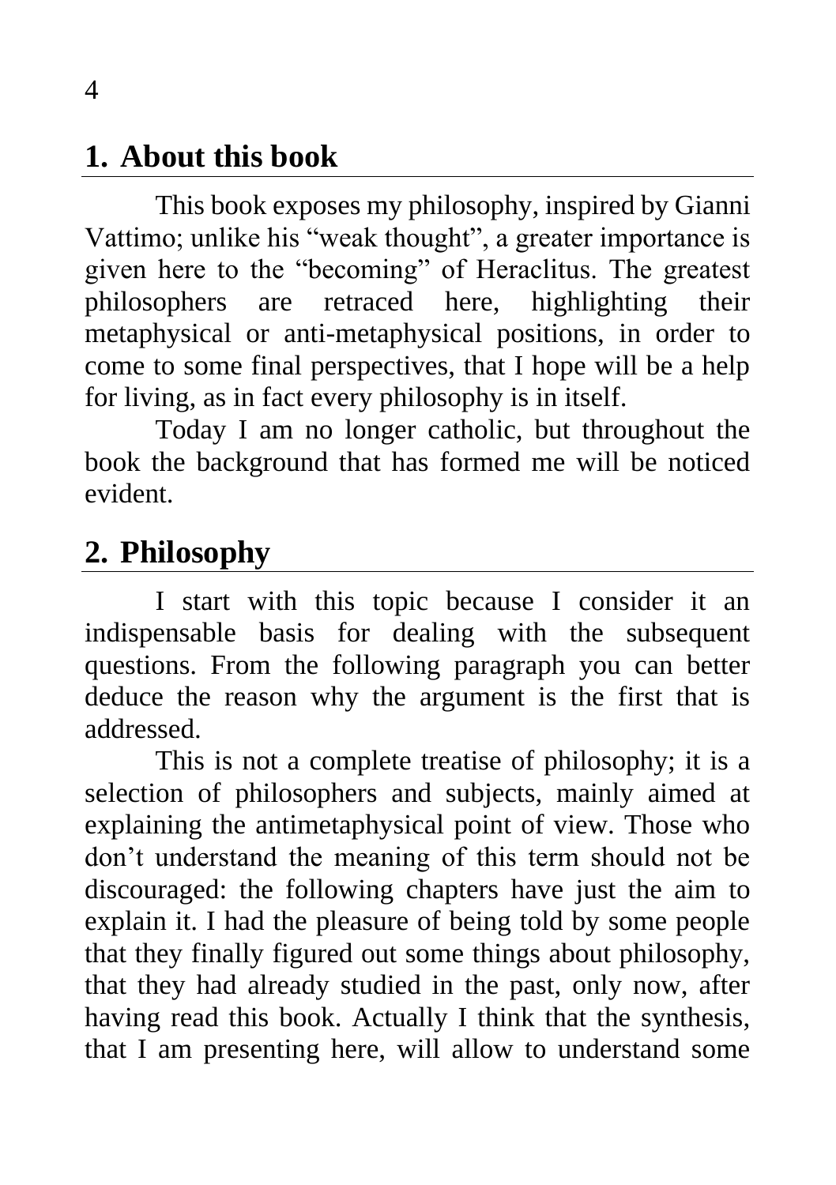## 1. About this book

This book exposes my philosophy, inspired by Gianni Vattimo; unlike his "weak thought", a greater importance is given here to the "becoming" of Heraclitus. The greatest philosophers are retraced here, highlighting their metaphysical or anti-metaphysical positions, in order to come to some final perspectives, that I hope will be a help for living, as in fact every philosophy is in itself.

Today I am no longer catholic, but throughout the book the background that has formed me will be noticed evident.

## 2. Philosophy

I start with this topic because I consider it an indispensable basis for dealing with the subsequent questions. From the following paragraph you can better deduce the reason why the argument is the first that is addressed.

This is not a complete treatise of philosophy; it is a selection of philosophers and subjects, mainly aimed at explaining the antimetaphysical point of view. Those who don't understand the meaning of this term should not be discouraged: the following chapters have just the aim to explain it. I had the pleasure of being told by some people that they finally figured out some things about philosophy, that they had already studied in the past, only now, after having read this book. Actually I think that the synthesis, that I am presenting here, will allow to understand some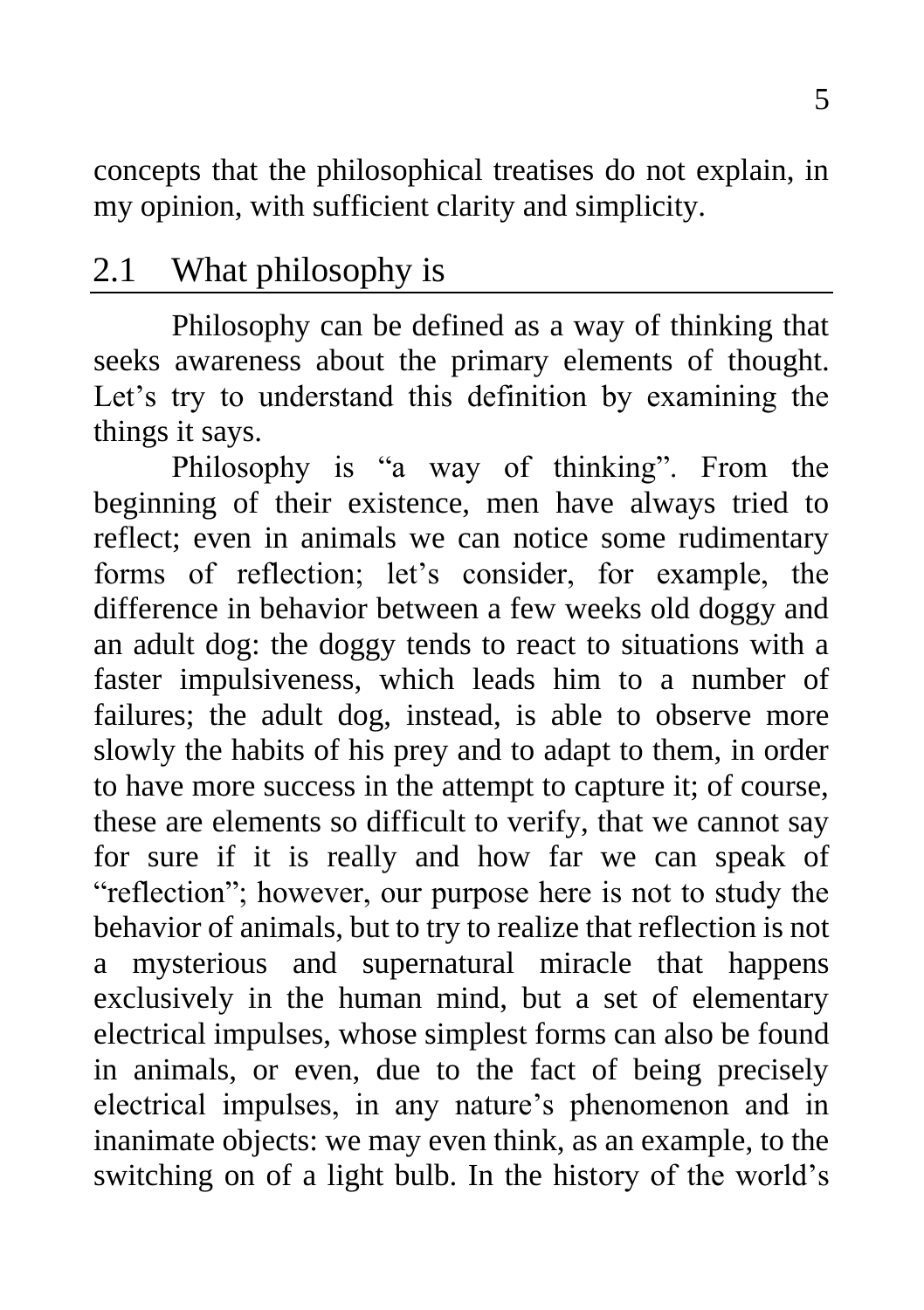concepts that the philosophical treatises do not explain, in my opinion, with sufficient clarity and simplicity.

## 2.1 What philosophy is

Philosophy can be defined as a way of thinking that seeks awareness about the primary elements of thought. Let's try to understand this definition by examining the things it says.

Philosophy is "a way of thinking". From the beginning of their existence, men have always tried to reflect; even in animals we can notice some rudimentary forms of reflection; let's consider, for example, the difference in behavior between a few weeks old doggy and an adult dog: the doggy tends to react to situations with a faster impulsiveness, which leads him to a number of failures; the adult dog, instead, is able to observe more slowly the habits of his prey and to adapt to them, in order to have more success in the attempt to capture it; of course, these are elements so difficult to verify, that we cannot say for sure if it is really and how far we can speak of "reflection"; however, our purpose here is not to study the behavior of animals, but to try to realize that reflection is not a mysterious and supernatural miracle that happens exclusively in the human mind, but a set of elementary electrical impulses, whose simplest forms can also be found in animals, or even, due to the fact of being precisely electrical impulses, in any nature's phenomenon and in inanimate objects: we may even think, as an example, to the switching on of a light bulb. In the history of the world's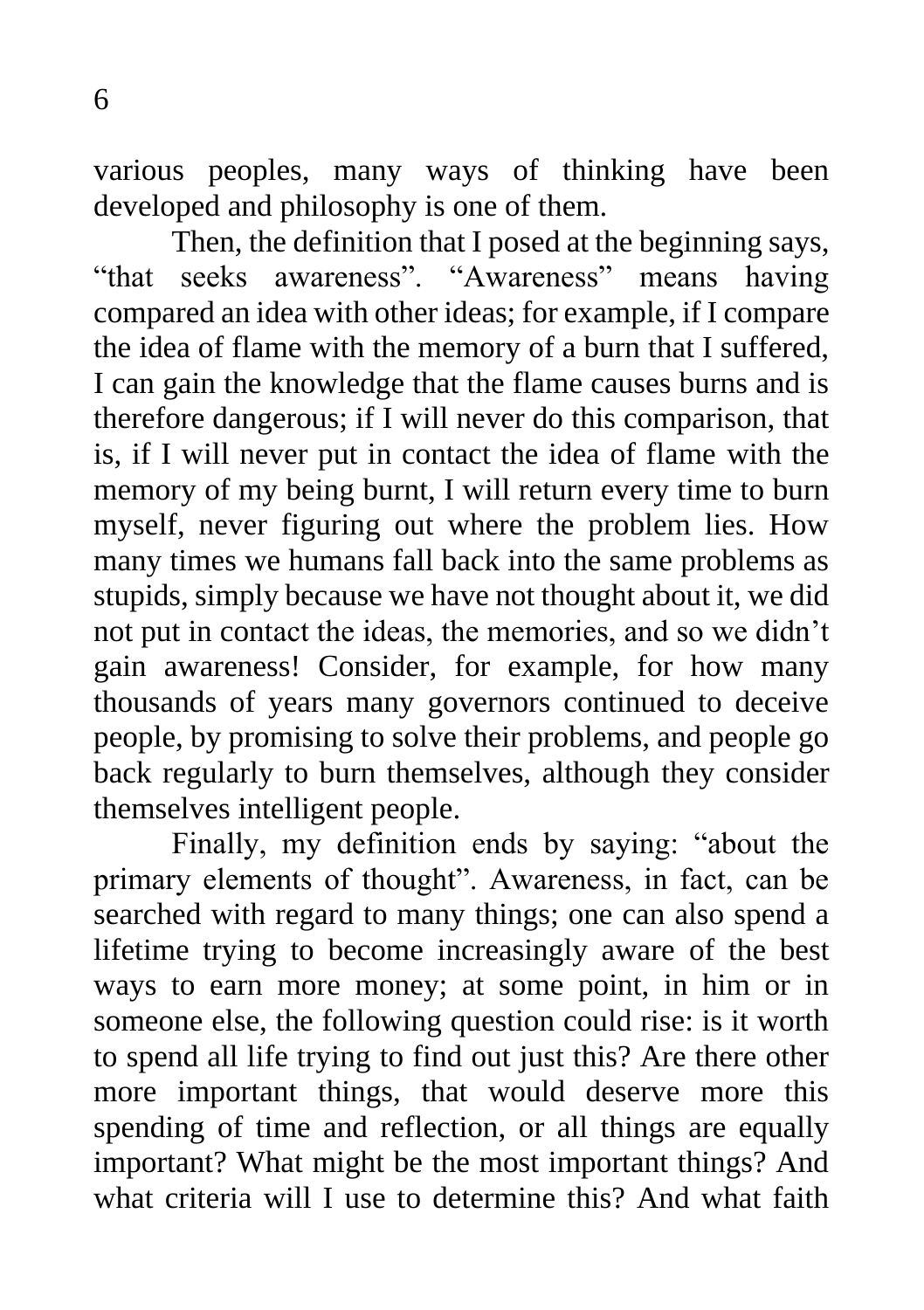various peoples, many ways of thinking have been developed and philosophy is one of them.

Then, the definition that I posed at the beginning says, “that seeks awareness”. “Awareness” means having compared an idea with other ideas; for example, if I compare the idea of flame with the memory of a burn that I suffered, I can gain the knowledge that the flame causes burns and is therefore dangerous; if I will never do this comparison, that is, if I will never put in contact the idea of flame with the memory of my being burnt, I will return every time to burn myself, never figuring out where the problem lies. How many times we humans fall back into the same problems as stupids, simply because we have not thought about it, we did not put in contact the ideas, the memories, and so we didn’t gain awareness! Consider, for example, for how many thousands of years many governors continued to deceive people, by promising to solve their problems, and people go back regularly to burn themselves, although they consider themselves intelligent people.

Finally, my definition ends by saying: “about the primary elements of thought”. Awareness, in fact, can be searched with regard to many things; one can also spend a lifetime trying to become increasingly aware of the best ways to earn more money; at some point, in him or in someone else, the following question could rise: is it worth to spend all life trying to find out just this? Are there other more important things, that would deserve more this spending of time and reflection, or all things are equally important? What might be the most important things? And what criteria will I use to determine this? And what faith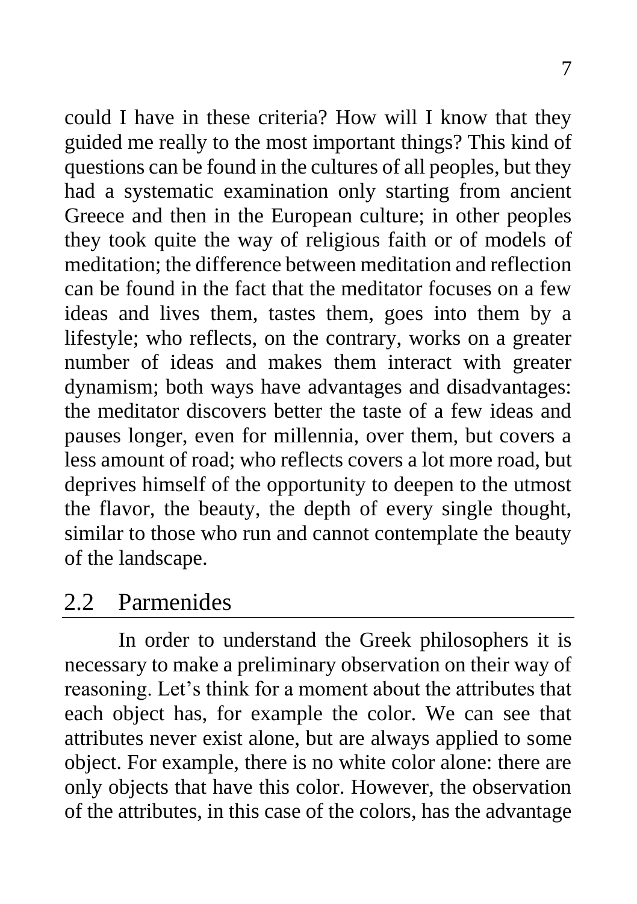could I have in these criteria? How will I know that they guided me really to the most important things? This kind of questions can be found in the cultures of all peoples, but they had a systematic examination only starting from ancient Greece and then in the European culture; in other peoples they took quite the way of religious faith or of models of meditation; the difference between meditation and reflection can be found in the fact that the meditator focuses on a few ideas and lives them, tastes them, goes into them by a lifestyle; who reflects, on the contrary, works on a greater number of ideas and makes them interact with greater dynamism; both ways have advantages and disadvantages: the meditator discovers better the taste of a few ideas and pauses longer, even for millennia, over them, but covers a less amount of road; who reflects covers a lot more road, but deprives himself of the opportunity to deepen to the utmost the flavor, the beauty, the depth of every single thought, similar to those who run and cannot contemplate the beauty of the landscape.

## 2.2 Parmenides

In order to understand the Greek philosophers it is necessary to make a preliminary observation on their way of reasoning. Let's think for a moment about the attributes that each object has, for example the color. We can see that attributes never exist alone, but are always applied to some object. For example, there is no white color alone: there are only objects that have this color. However, the observation of the attributes, in this case of the colors, has the advantage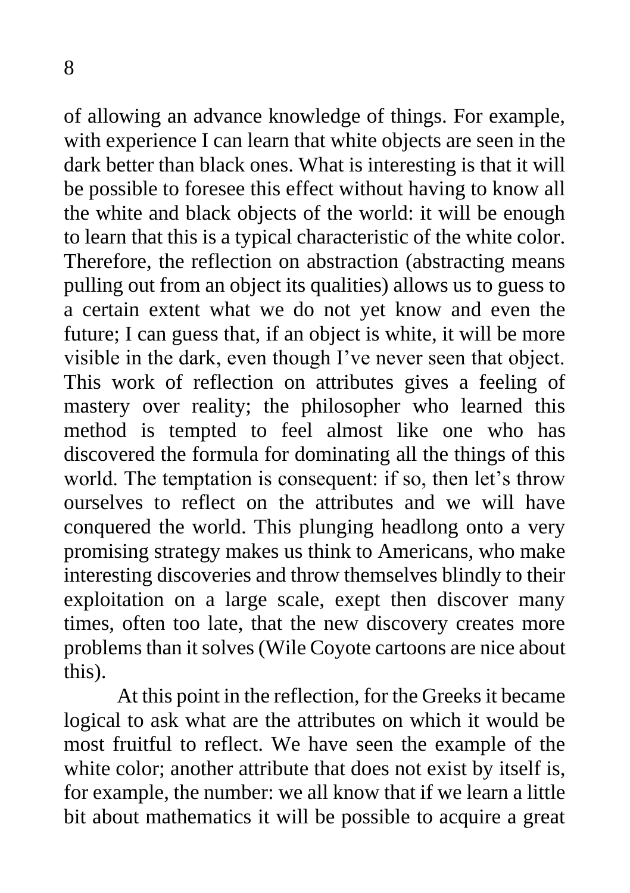of allowing an advance knowledge of things. For example, with experience I can learn that white objects are seen in the dark better than black ones. What is interesting is that it will be possible to foresee this effect without having to know all the white and black objects of the world: it will be enough to learn that this is a typical characteristic of the white color. Therefore, the reflection on abstraction (abstracting means pulling out from an object its qualities) allows us to guess to a certain extent what we do not yet know and even the future; I can guess that, if an object is white, it will be more visible in the dark, even though I've never seen that object. This work of reflection on attributes gives a feeling of mastery over reality; the philosopher who learned this method is tempted to feel almost like one who has discovered the formula for dominating all the things of this world. The temptation is consequent: if so, then let's throw ourselves to reflect on the attributes and we will have conquered the world. This plunging headlong onto a very promising strategy makes us think to Americans, who make interesting discoveries and throw themselves blindly to their exploitation on a large scale, exept then discover many times, often too late, that the new discovery creates more problems than it solves (Wile Coyote cartoons are nice about this).

At this point in the reflection, for the Greeks it became logical to ask what are the attributes on which it would be most fruitful to reflect. We have seen the example of the white color; another attribute that does not exist by itself is, for example, the number: we all know that if we learn a little bit about mathematics it will be possible to acquire a great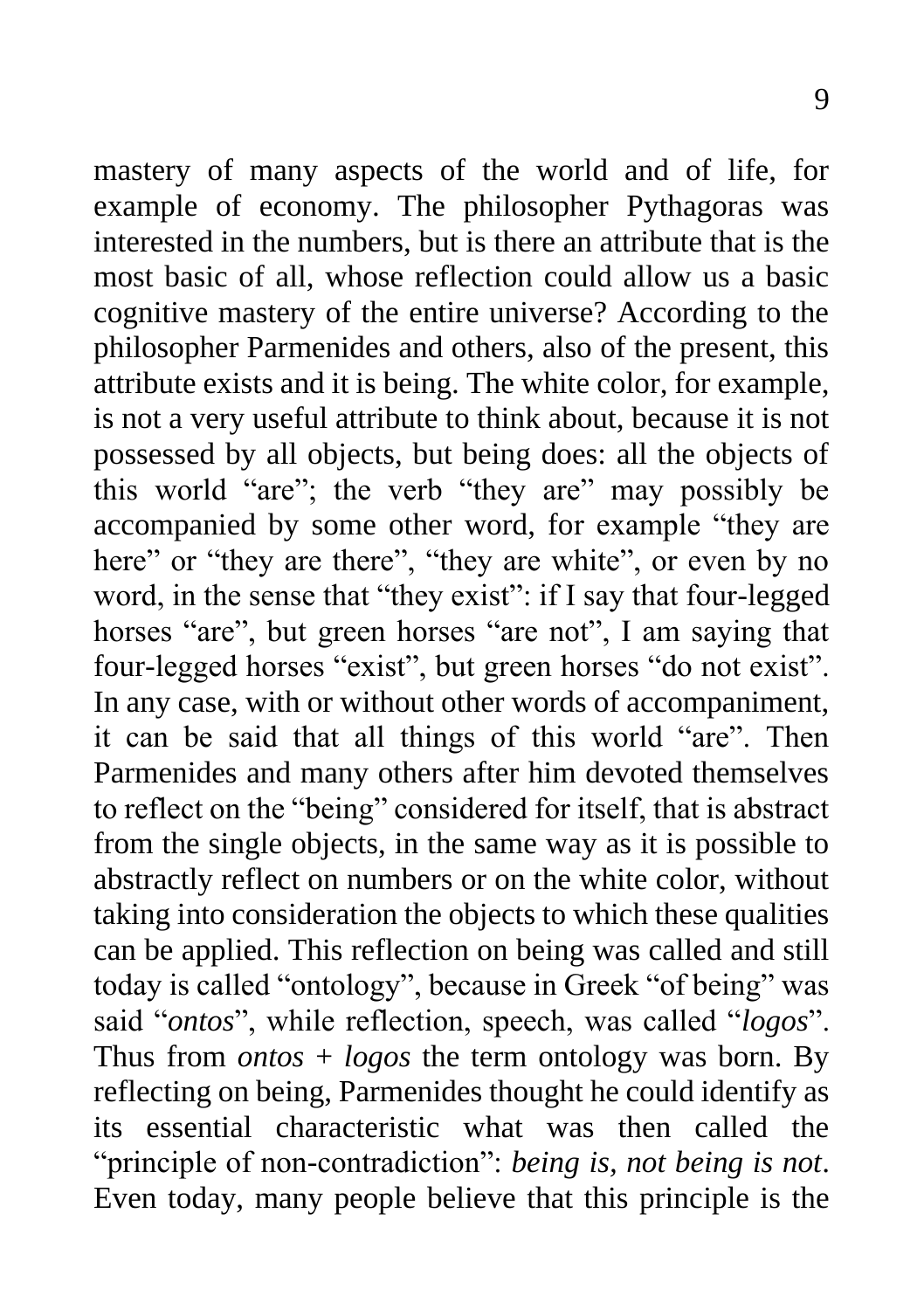mastery of many aspects of the world and of life, for example of economy. The philosopher Pythagoras was interested in the numbers, but is there an attribute that is the most basic of all, whose reflection could allow us a basic cognitive mastery of the entire universe? According to the philosopher Parmenides and others, also of the present, this attribute exists and it is being. The white color, for example, is not a very useful attribute to think about, because it is not possessed by all objects, but being does: all the objects of this world "are"; the verb "they are" may possibly be accompanied by some other word, for example "they are here" or "they are there", "they are white", or even by no word, in the sense that "they exist": if I say that four-legged horses "are", but green horses "are not", I am saying that four-legged horses "exist", but green horses "do not exist". In any case, with or without other words of accompaniment, it can be said that all things of this world "are". Then Parmenides and many others after him devoted themselves to reflect on the "being" considered for itself, that is abstract from the single objects, in the same way as it is possible to abstractly reflect on numbers or on the white color, without taking into consideration the objects to which these qualities can be applied. This reflection on being was called and still today is called "ontology", because in Greek "of being" was said "*ontos*", while reflection, speech, was called "*logos*". Thus from *ontos* + *logos* the term ontology was born. By reflecting on being, Parmenides thought he could identify as its essential characteristic what was then called the "principle of non-contradiction": *being is, not being is not*. Even today, many people believe that this principle is the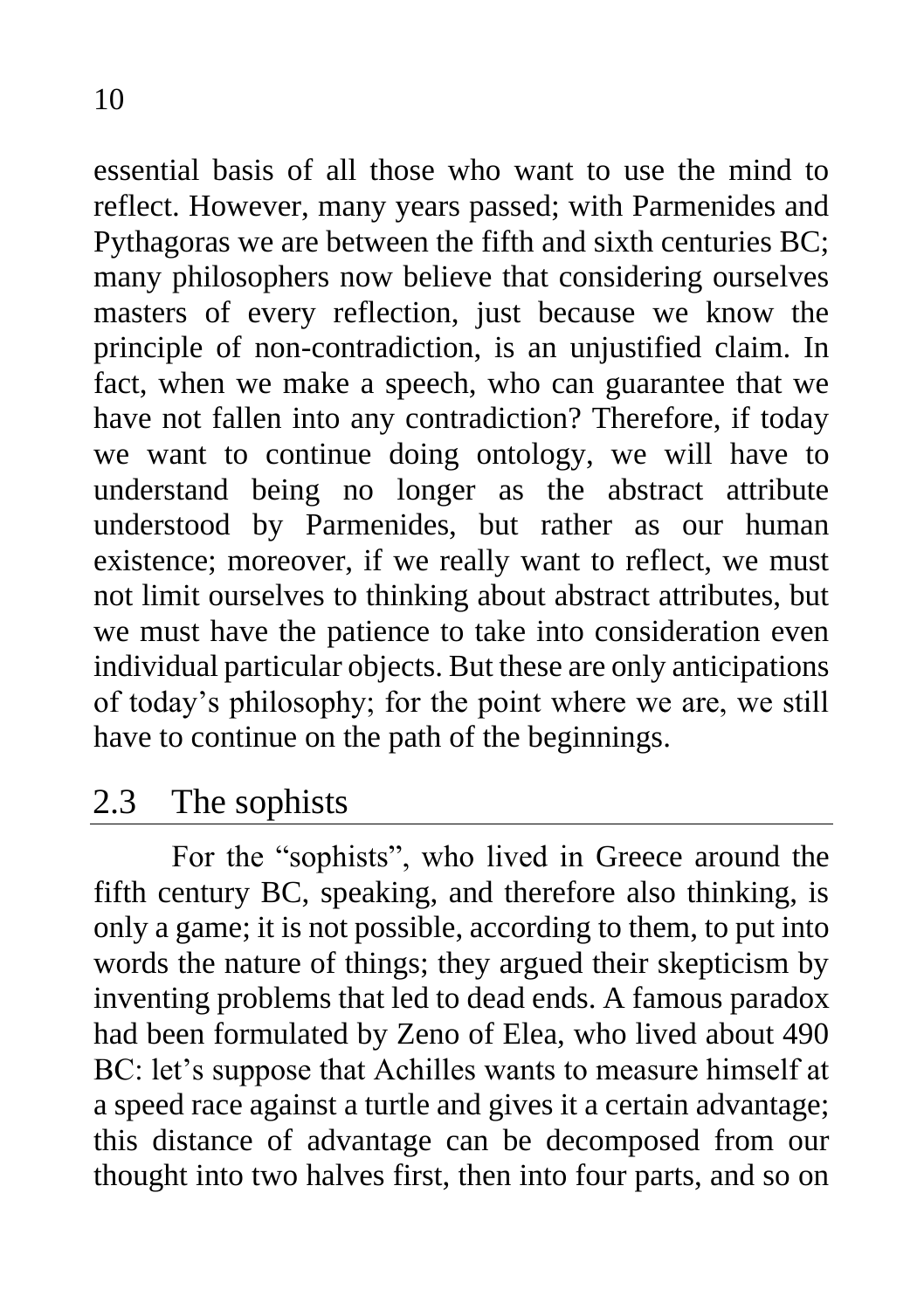essential basis of all those who want to use the mind to reflect. However, many years passed; with Parmenides and Pythagoras we are between the fifth and sixth centuries BC; many philosophers now believe that considering ourselves masters of every reflection, just because we know the principle of non-contradiction, is an unjustified claim. In fact, when we make a speech, who can guarantee that we have not fallen into any contradiction? Therefore, if today we want to continue doing ontology, we will have to understand being no longer as the abstract attribute understood by Parmenides, but rather as our human existence; moreover, if we really want to reflect, we must not limit ourselves to thinking about abstract attributes, but we must have the patience to take into consideration even individual particular objects. But these are only anticipations of today's philosophy; for the point where we are, we still have to continue on the path of the beginnings.

## 2.3 The sophists

For the "sophists", who lived in Greece around the fifth century BC, speaking, and therefore also thinking, is only a game; it is not possible, according to them, to put into words the nature of things; they argued their skepticism by inventing problems that led to dead ends. A famous paradox had been formulated by Zeno of Elea, who lived about 490 BC: let's suppose that Achilles wants to measure himself at a speed race against a turtle and gives it a certain advantage; this distance of advantage can be decomposed from our thought into two halves first, then into four parts, and so on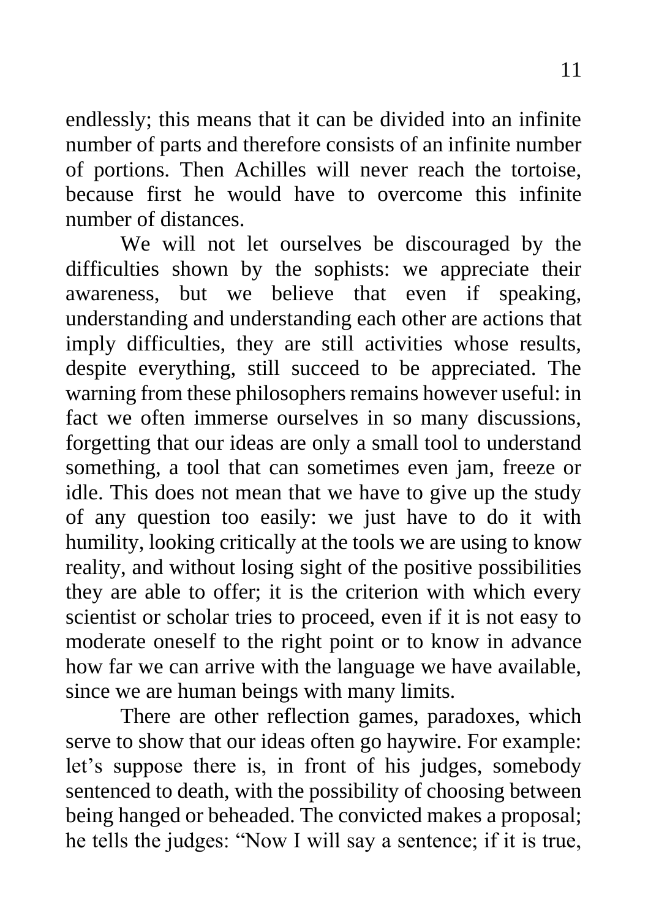endlessly; this means that it can be divided into an infinite number of parts and therefore consists of an infinite number of portions. Then Achilles will never reach the tortoise, because first he would have to overcome this infinite number of distances.

We will not let ourselves be discouraged by the difficulties shown by the sophists: we appreciate their awareness, but we believe that even if speaking, understanding and understanding each other are actions that imply difficulties, they are still activities whose results, despite everything, still succeed to be appreciated. The warning from these philosophers remains however useful: in fact we often immerse ourselves in so many discussions, forgetting that our ideas are only a small tool to understand something, a tool that can sometimes even jam, freeze or idle. This does not mean that we have to give up the study of any question too easily: we just have to do it with humility, looking critically at the tools we are using to know reality, and without losing sight of the positive possibilities they are able to offer; it is the criterion with which every scientist or scholar tries to proceed, even if it is not easy to moderate oneself to the right point or to know in advance how far we can arrive with the language we have available, since we are human beings with many limits.

There are other reflection games, paradoxes, which serve to show that our ideas often go haywire. For example: let's suppose there is, in front of his judges, somebody sentenced to death, with the possibility of choosing between being hanged or beheaded. The convicted makes a proposal; he tells the judges: "Now I will say a sentence; if it is true,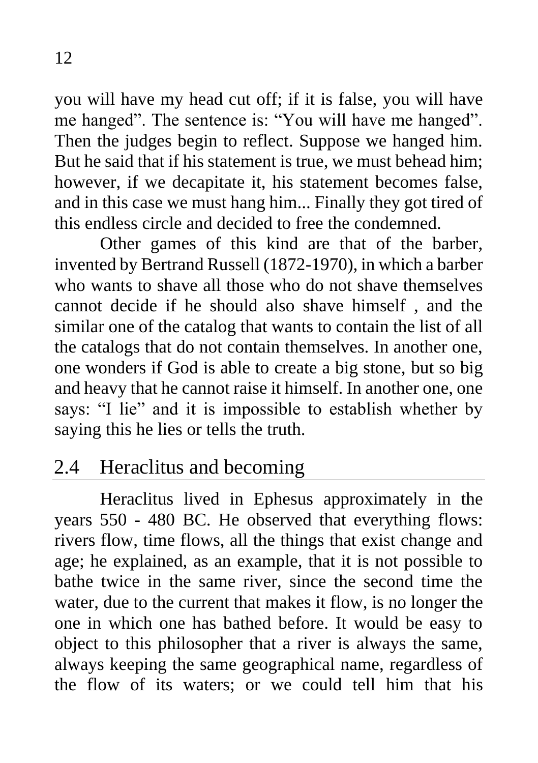you will have my head cut off; if it is false, you will have me hanged". The sentence is: "You will have me hanged". Then the judges begin to reflect. Suppose we hanged him. But he said that if his statement is true, we must behead him; however, if we decapitate it, his statement becomes false, and in this case we must hang him... Finally they got tired of this endless circle and decided to free the condemned.

Other games of this kind are that of the barber, invented by Bertrand Russell (1872-1970), in which a barber who wants to shave all those who do not shave themselves cannot decide if he should also shave himself , and the similar one of the catalog that wants to contain the list of all the catalogs that do not contain themselves. In another one, one wonders if God is able to create a big stone, but so big and heavy that he cannot raise it himself. In another one, one says: "I lie" and it is impossible to establish whether by saying this he lies or tells the truth.

## 2.4 Heraclitus and becoming

Heraclitus lived in Ephesus approximately in the years 550 - 480 BC. He observed that everything flows: rivers flow, time flows, all the things that exist change and age; he explained, as an example, that it is not possible to bathe twice in the same river, since the second time the water, due to the current that makes it flow, is no longer the one in which one has bathed before. It would be easy to object to this philosopher that a river is always the same, always keeping the same geographical name, regardless of the flow of its waters; or we could tell him that his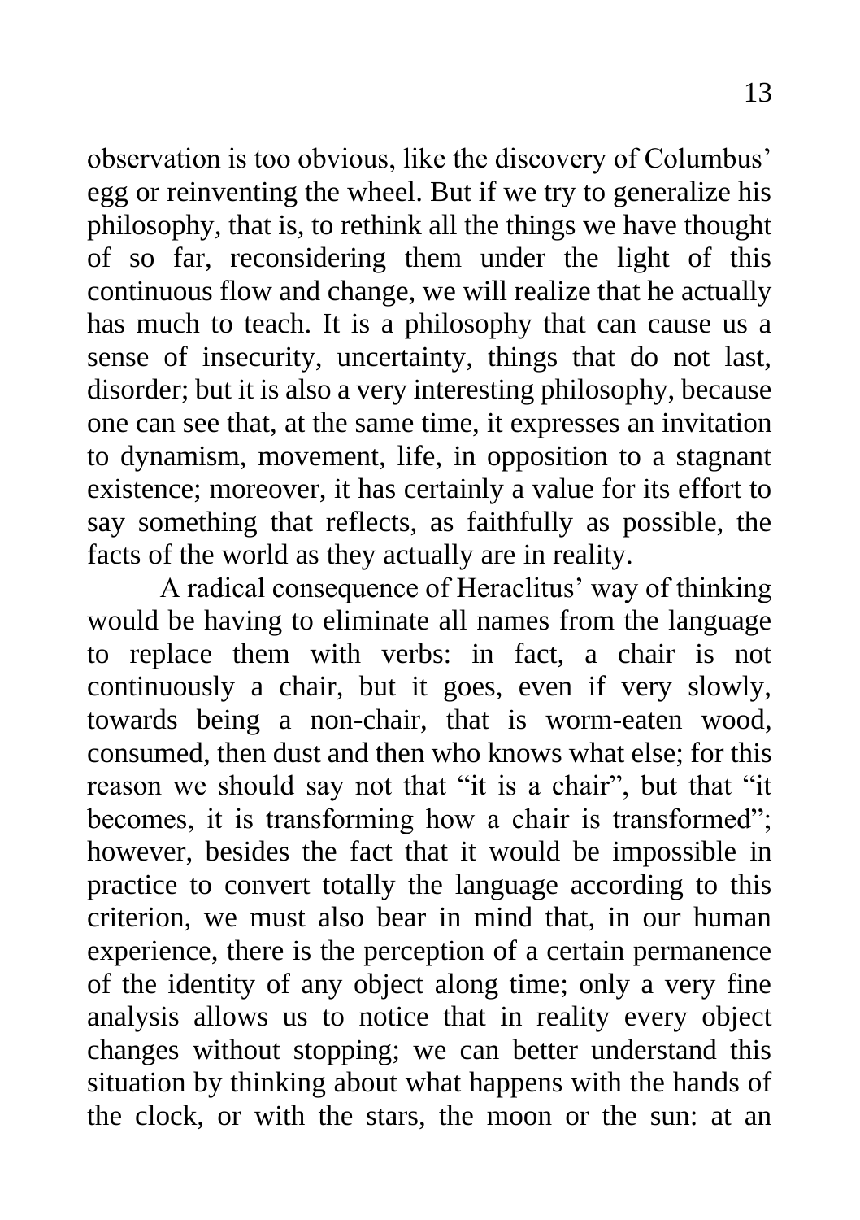observation is too obvious, like the discovery of Columbus' egg or reinventing the wheel. But if we try to generalize his philosophy, that is, to rethink all the things we have thought of so far, reconsidering them under the light of this continuous flow and change, we will realize that he actually has much to teach. It is a philosophy that can cause us a sense of insecurity, uncertainty, things that do not last, disorder; but it is also a very interesting philosophy, because one can see that, at the same time, it expresses an invitation to dynamism, movement, life, in opposition to a stagnant existence; moreover, it has certainly a value for its effort to say something that reflects, as faithfully as possible, the facts of the world as they actually are in reality.

A radical consequence of Heraclitus' way of thinking would be having to eliminate all names from the language to replace them with verbs: in fact, a chair is not continuously a chair, but it goes, even if very slowly, towards being a non-chair, that is worm-eaten wood, consumed, then dust and then who knows what else; for this reason we should say not that "it is a chair", but that "it becomes, it is transforming how a chair is transformed"; however, besides the fact that it would be impossible in practice to convert totally the language according to this criterion, we must also bear in mind that, in our human experience, there is the perception of a certain permanence of the identity of any object along time; only a very fine analysis allows us to notice that in reality every object changes without stopping; we can better understand this situation by thinking about what happens with the hands of the clock, or with the stars, the moon or the sun: at an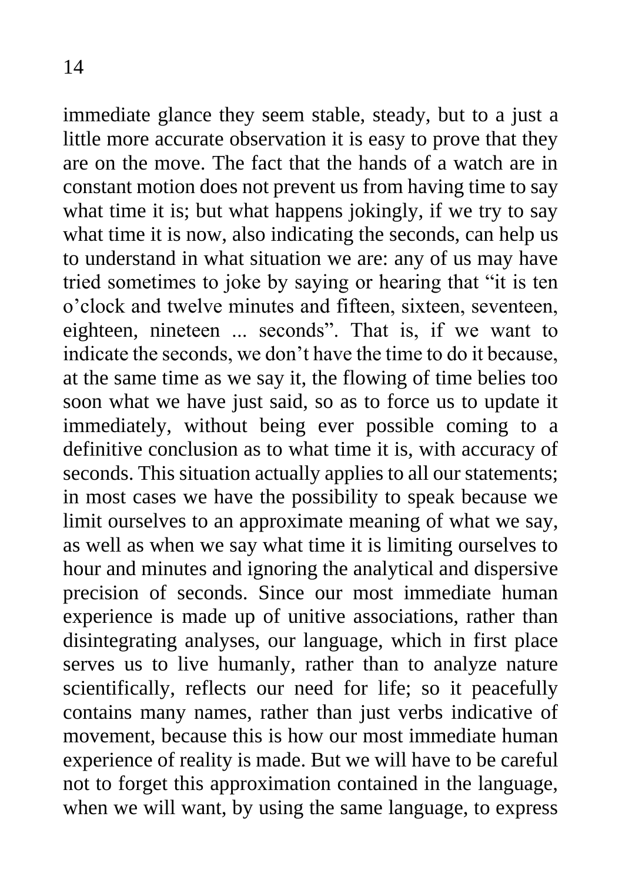immediate glance they seem stable, steady, but to a just a little more accurate observation it is easy to prove that they are on the move. The fact that the hands of a watch are in constant motion does not prevent us from having time to say what time it is; but what happens jokingly, if we try to say what time it is now, also indicating the seconds, can help us to understand in what situation we are: any of us may have tried sometimes to joke by saying or hearing that "it is ten o'clock and twelve minutes and fifteen, sixteen, seventeen, eighteen, nineteen ... seconds". That is, if we want to indicate the seconds, we don't have the time to do it because, at the same time as we say it, the flowing of time belies too soon what we have just said, so as to force us to update it immediately, without being ever possible coming to a definitive conclusion as to what time it is, with accuracy of seconds. This situation actually applies to all our statements; in most cases we have the possibility to speak because we limit ourselves to an approximate meaning of what we say, as well as when we say what time it is limiting ourselves to hour and minutes and ignoring the analytical and dispersive precision of seconds. Since our most immediate human experience is made up of unitive associations, rather than disintegrating analyses, our language, which in first place serves us to live humanly, rather than to analyze nature scientifically, reflects our need for life; so it peacefully contains many names, rather than just verbs indicative of movement, because this is how our most immediate human experience of reality is made. But we will have to be careful not to forget this approximation contained in the language, when we will want, by using the same language, to express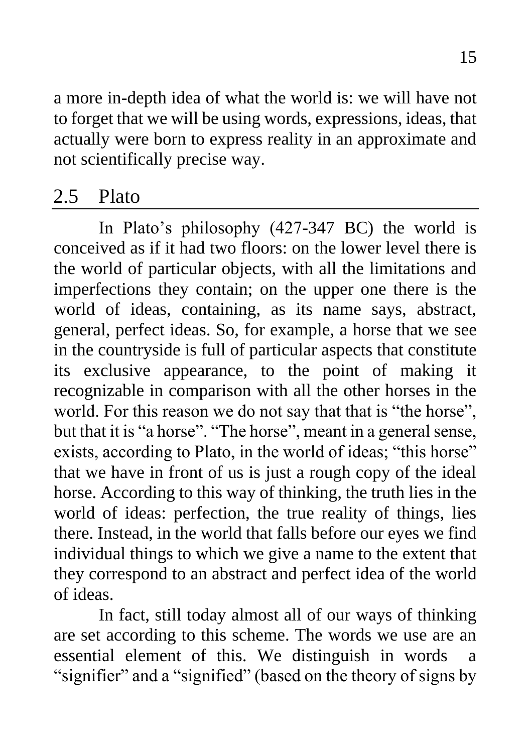a more in-depth idea of what the world is: we will have not to forget that we will be using words, expressions, ideas, that actually were born to express reality in an approximate and not scientifically precise way.

## 2.5 Plato

In Plato's philosophy (427-347 BC) the world is conceived as if it had two floors: on the lower level there is the world of particular objects, with all the limitations and imperfections they contain; on the upper one there is the world of ideas, containing, as its name says, abstract, general, perfect ideas. So, for example, a horse that we see in the countryside is full of particular aspects that constitute its exclusive appearance, to the point of making it recognizable in comparison with all the other horses in the world. For this reason we do not say that that is "the horse", but that it is "a horse". "The horse", meant in a general sense, exists, according to Plato, in the world of ideas; "this horse" that we have in front of us is just a rough copy of the ideal horse. According to this way of thinking, the truth lies in the world of ideas: perfection, the true reality of things, lies there. Instead, in the world that falls before our eyes we find individual things to which we give a name to the extent that they correspond to an abstract and perfect idea of the world of ideas.

In fact, still today almost all of our ways of thinking are set according to this scheme. The words we use are an essential element of this. We distinguish in words a "signifier" and a "signified" (based on the theory of signs by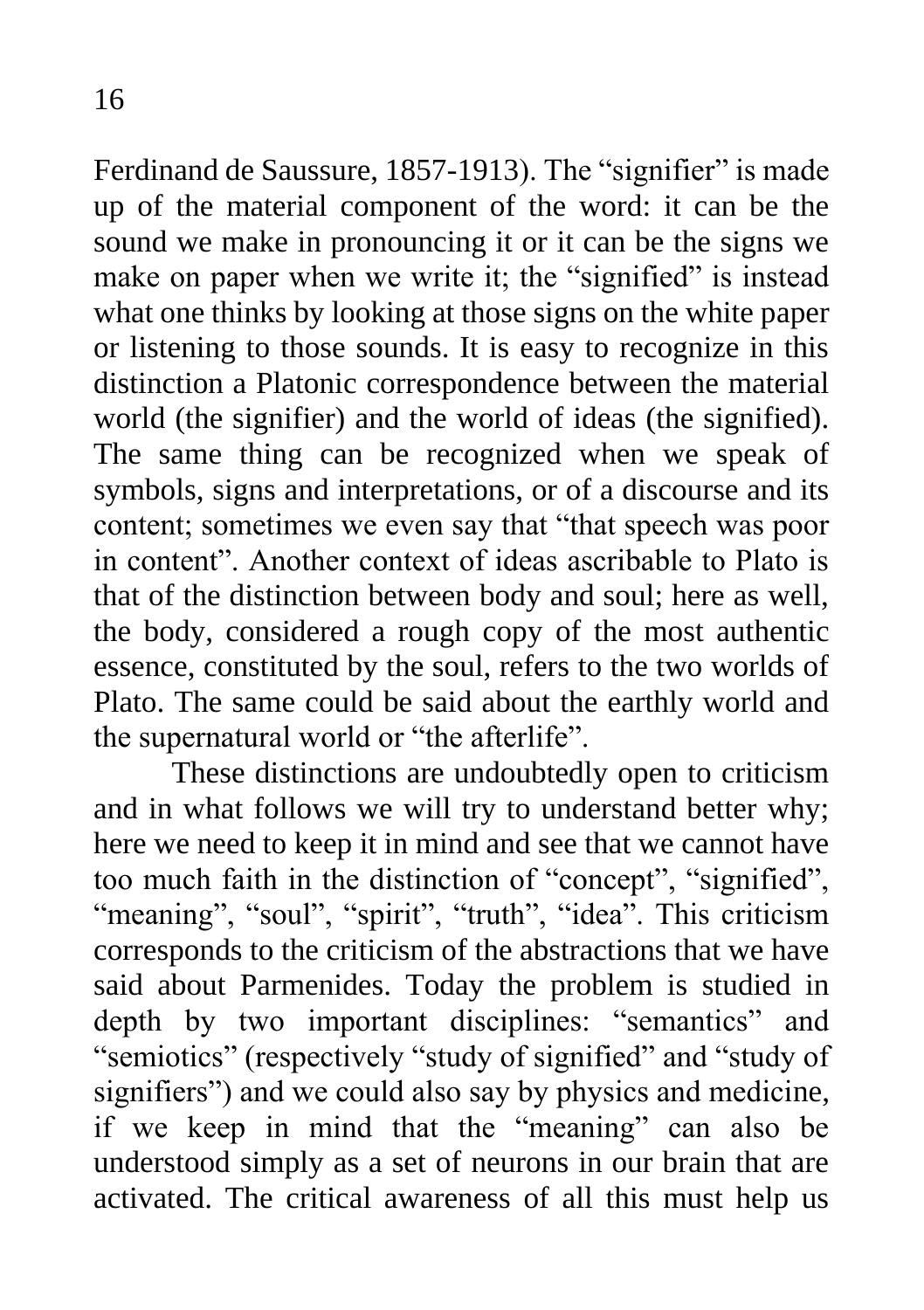Ferdinand de Saussure, 1857-1913). The "signifier" is made up of the material component of the word: it can be the sound we make in pronouncing it or it can be the signs we make on paper when we write it; the "signified" is instead what one thinks by looking at those signs on the white paper or listening to those sounds. It is easy to recognize in this distinction a Platonic correspondence between the material world (the signifier) and the world of ideas (the signified). The same thing can be recognized when we speak of symbols, signs and interpretations, or of a discourse and its content; sometimes we even say that "that speech was poor in content". Another context of ideas ascribable to Plato is that of the distinction between body and soul; here as well, the body, considered a rough copy of the most authentic essence, constituted by the soul, refers to the two worlds of Plato. The same could be said about the earthly world and the supernatural world or "the afterlife".

These distinctions are undoubtedly open to criticism and in what follows we will try to understand better why; here we need to keep it in mind and see that we cannot have too much faith in the distinction of "concept", "signified", "meaning", "soul", "spirit", "truth", "idea". This criticism corresponds to the criticism of the abstractions that we have said about Parmenides. Today the problem is studied in depth by two important disciplines: "semantics" and "semiotics" (respectively "study of signified" and "study of signifiers") and we could also say by physics and medicine, if we keep in mind that the "meaning" can also be understood simply as a set of neurons in our brain that are activated. The critical awareness of all this must help us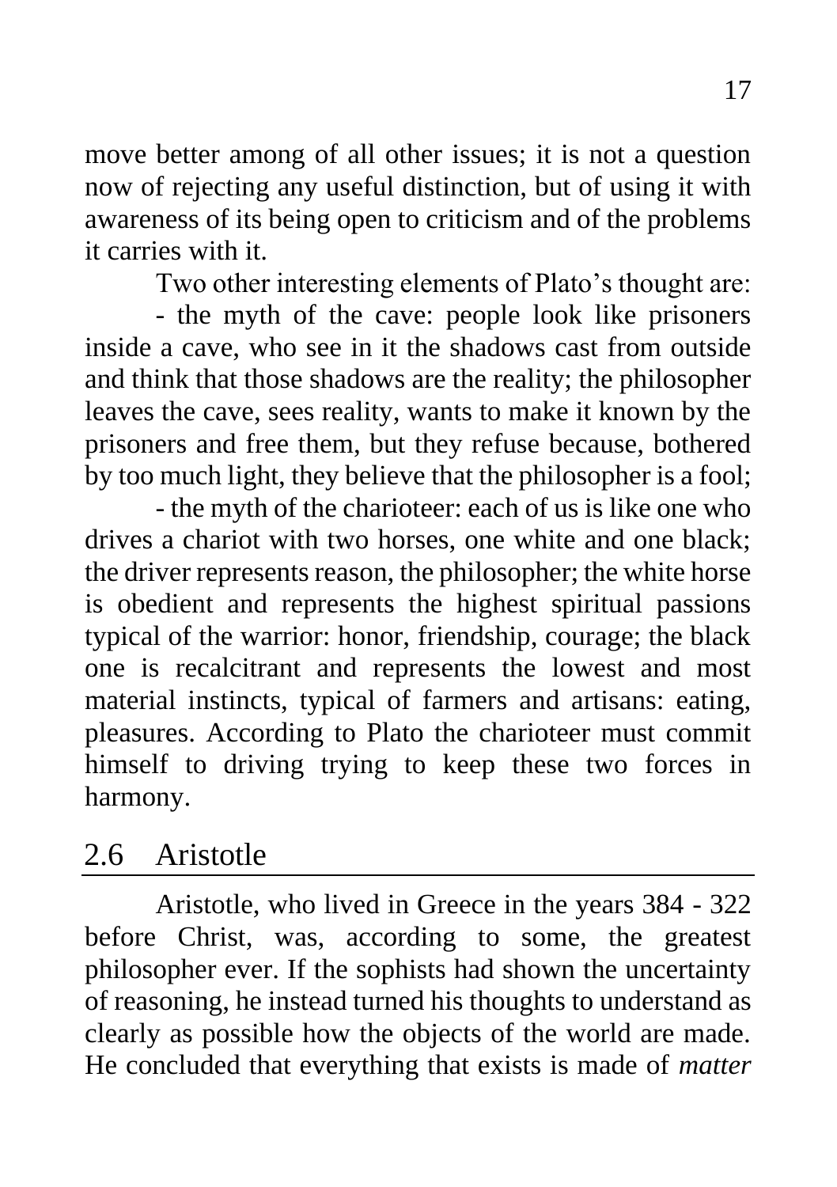move better among of all other issues; it is not a question now of rejecting any useful distinction, but of using it with awareness of its being open to criticism and of the problems it carries with it.

Two other interesting elements of Plato's thought are:

- the myth of the cave: people look like prisoners inside a cave, who see in it the shadows cast from outside and think that those shadows are the reality; the philosopher leaves the cave, sees reality, wants to make it known by the prisoners and free them, but they refuse because, bothered by too much light, they believe that the philosopher is a fool;
- the myth of the charioteer: each of us is like one who drives a chariot with two horses, one white and one black; the driver represents reason, the philosopher; the white horse is obedient and represents the highest spiritual passions typical of the warrior: honor, friendship, courage; the black one is recalcitrant and represents the lowest and most material instincts, typical of farmers and artisans: eating, pleasures. According to Plato the charioteer must commit himself to driving trying to keep these two forces in harmony.

## 2.6 Aristotle

Aristotle, who lived in Greece in the years 384 - 322 before Christ, was, according to some, the greatest philosopher ever. If the sophists had shown the uncertainty of reasoning, he instead turned his thoughts to understand as clearly as possible how the objects of the world are made. He concluded that everything that exists is made of *matter*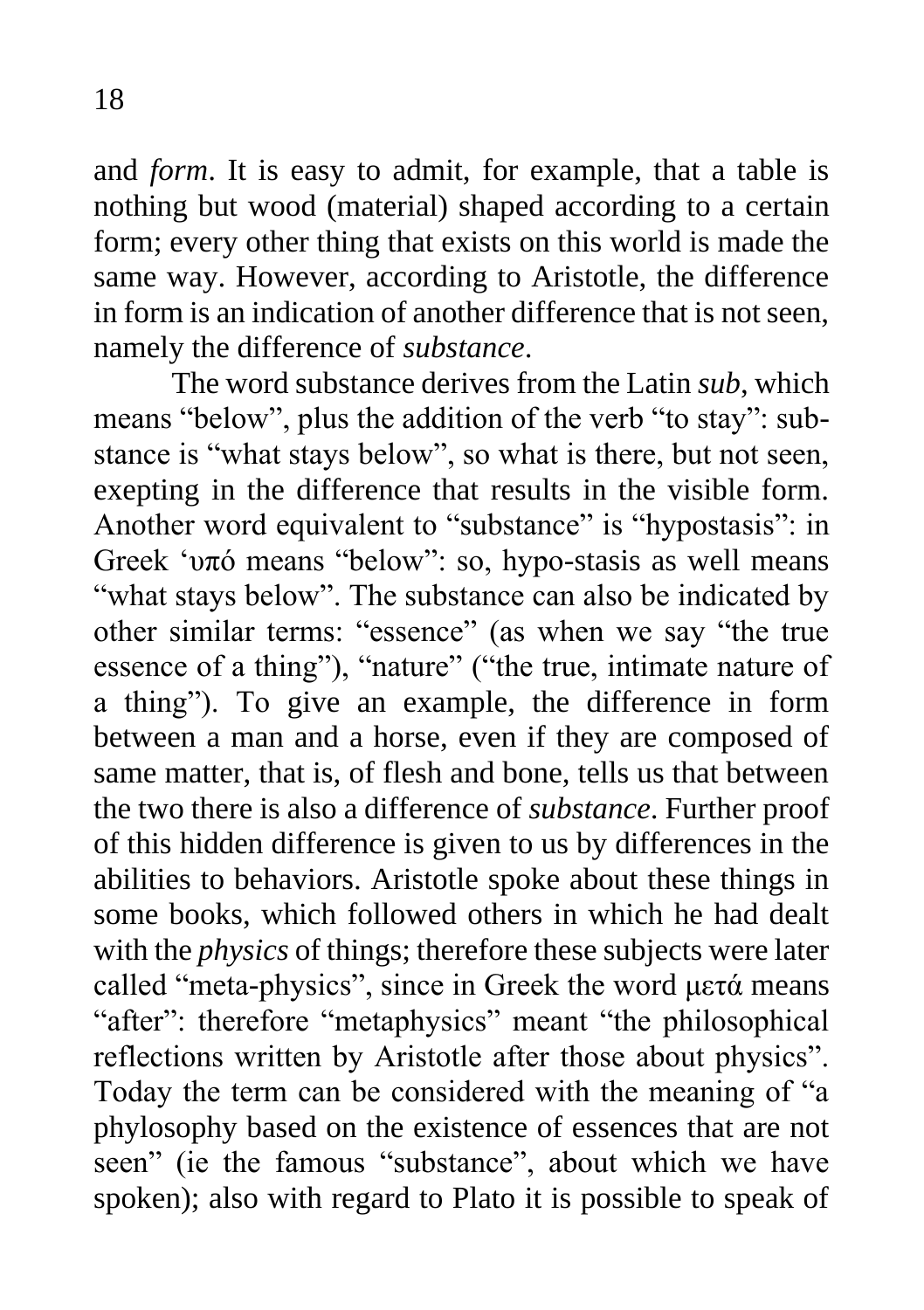and *form*. It is easy to admit, for example, that a table is nothing but wood (material) shaped according to a certain form; every other thing that exists on this world is made the same way. However, according to Aristotle, the difference in form is an indication of another difference that is not seen, namely the difference of *substance*.

The word substance derives from the Latin *sub*, which means "below", plus the addition of the verb "to stay": sub-stance is "what stays below", so what is there, but not seen, exepting in the difference that results in the visible form. Another word equivalent to "substance" is "hypostasis": in Greek 'υπό means "below": so, hypo-stasis as well means "what stays below". The substance can also be indicated by other similar terms: "essence" (as when we say "the true essence of a thing"), "nature" ("the true, intimate nature of a thing"). To give an example, the difference in form between a man and a horse, even if they are composed of same matter, that is, of flesh and bone, tells us that between the two there is also a difference of *substance*. Further proof of this hidden difference is given to us by differences in the abilities to behaviors. Aristotle spoke about these things in some books, which followed others in which he had dealt with the *physics* of things; therefore these subjects were later called "meta-physics", since in Greek the word μετά means "after": therefore "metaphysics" meant "the philosophical reflections written by Aristotle after those about physics". Today the term can be considered with the meaning of "a phylosophy based on the existence of essences that are not seen" (ie the famous "substance", about which we have spoken); also with regard to Plato it is possible to speak of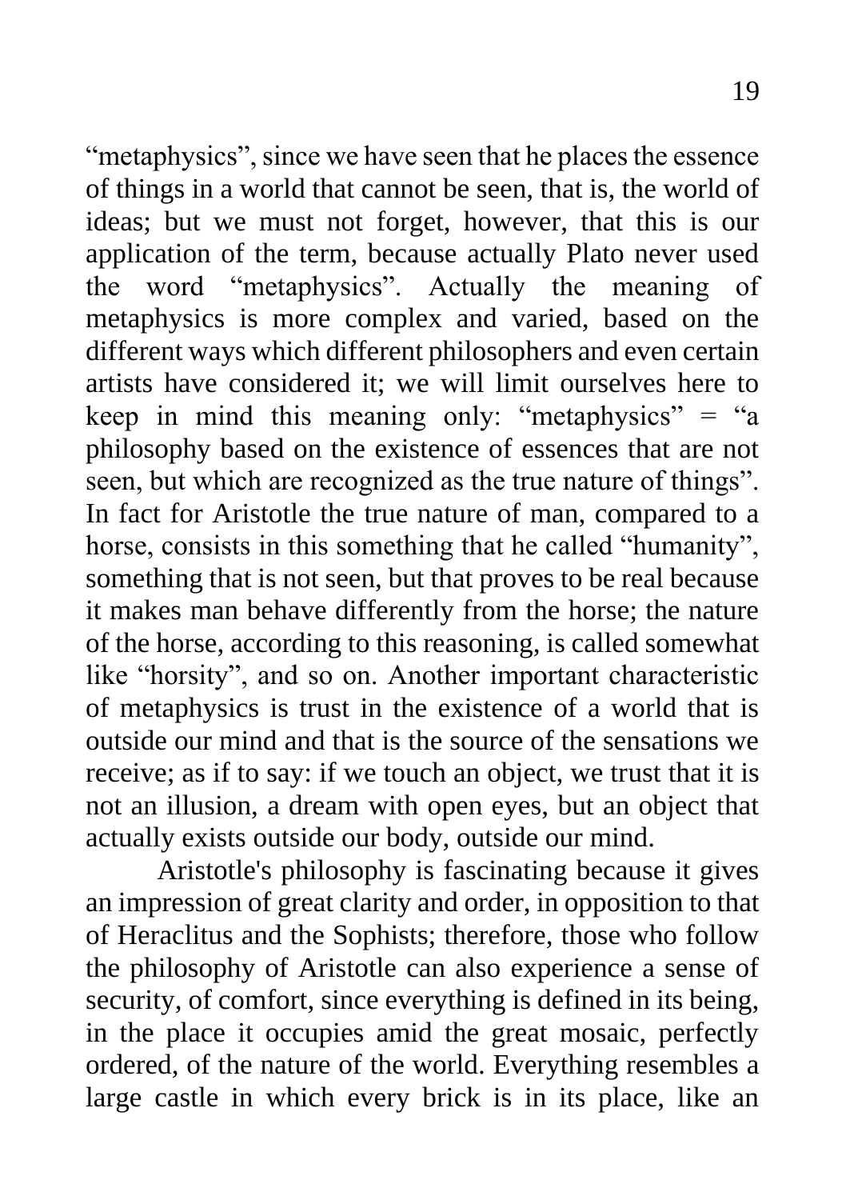“metaphysics”, since we have seen that he places the essence of things in a world that cannot be seen, that is, the world of ideas; but we must not forget, however, that this is our application of the term, because actually Plato never used the word “metaphysics”. Actually the meaning of metaphysics is more complex and varied, based on the different ways which different philosophers and even certain artists have considered it; we will limit ourselves here to keep in mind this meaning only: “metaphysics” = “a philosophy based on the existence of essences that are not seen, but which are recognized as the true nature of things”. In fact for Aristotle the true nature of man, compared to a horse, consists in this something that he called “humanity”, something that is not seen, but that proves to be real because it makes man behave differently from the horse; the nature of the horse, according to this reasoning, is called somewhat like “horsity”, and so on. Another important characteristic of metaphysics is trust in the existence of a world that is outside our mind and that is the source of the sensations we receive; as if to say: if we touch an object, we trust that it is not an illusion, a dream with open eyes, but an object that actually exists outside our body, outside our mind.

Aristotle's philosophy is fascinating because it gives an impression of great clarity and order, in opposition to that of Heraclitus and the Sophists; therefore, those who follow the philosophy of Aristotle can also experience a sense of security, of comfort, since everything is defined in its being, in the place it occupies amid the great mosaic, perfectly ordered, of the nature of the world. Everything resembles a large castle in which every brick is in its place, like an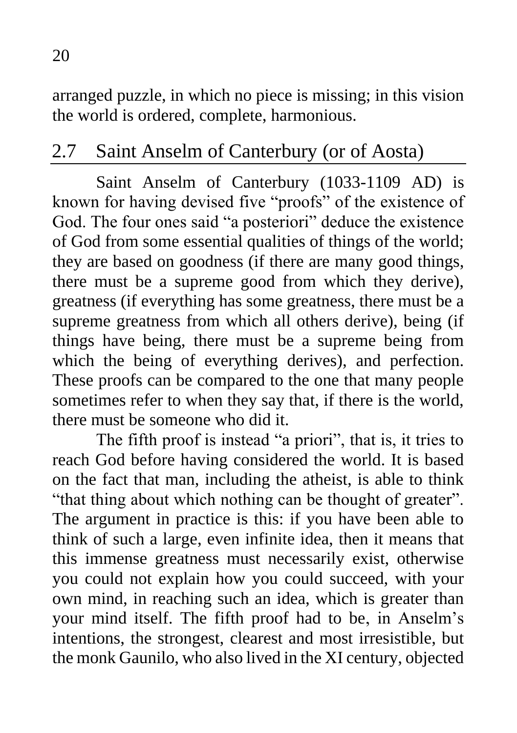arranged puzzle, in which no piece is missing; in this vision the world is ordered, complete, harmonious.

## 2.7 Saint Anselm of Canterbury (or of Aosta)

Saint Anselm of Canterbury (1033-1109 AD) is known for having devised five "proofs" of the existence of God. The four ones said "a posteriori" deduce the existence of God from some essential qualities of things of the world; they are based on goodness (if there are many good things, there must be a supreme good from which they derive), greatness (if everything has some greatness, there must be a supreme greatness from which all others derive), being (if things have being, there must be a supreme being from which the being of everything derives), and perfection. These proofs can be compared to the one that many people sometimes refer to when they say that, if there is the world, there must be someone who did it.

The fifth proof is instead "a priori", that is, it tries to reach God before having considered the world. It is based on the fact that man, including the atheist, is able to think "that thing about which nothing can be thought of greater". The argument in practice is this: if you have been able to think of such a large, even infinite idea, then it means that this immense greatness must necessarily exist, otherwise you could not explain how you could succeed, with your own mind, in reaching such an idea, which is greater than your mind itself. The fifth proof had to be, in Anselm's intentions, the strongest, clearest and most irresistible, but the monk Gaunilo, who also lived in the XI century, objected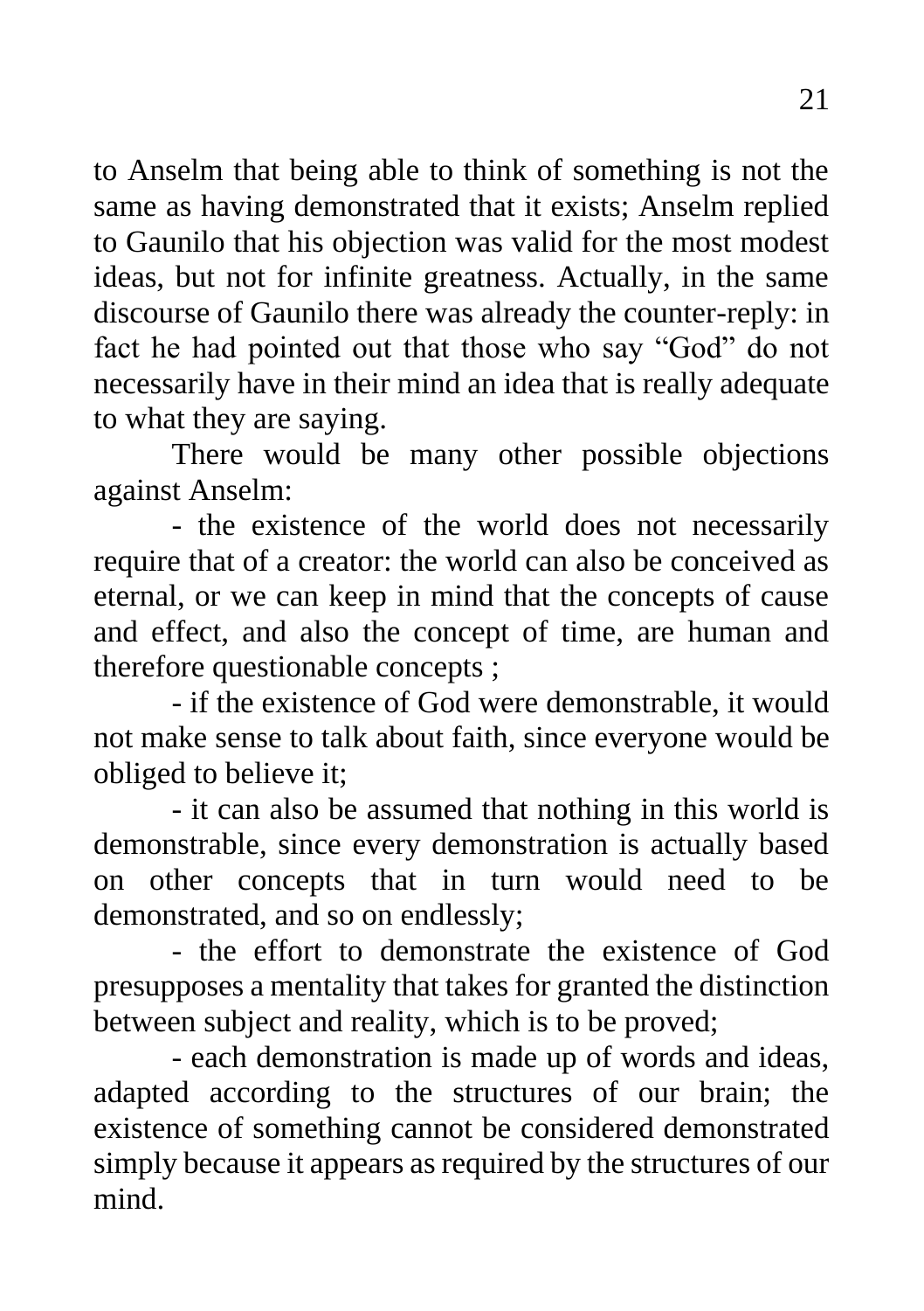to Anselm that being able to think of something is not the same as having demonstrated that it exists; Anselm replied to Gaunilo that his objection was valid for the most modest ideas, but not for infinite greatness. Actually, in the same discourse of Gaunilo there was already the counter-reply: in fact he had pointed out that those who say “God” do not necessarily have in their mind an idea that is really adequate to what they are saying.

There would be many other possible objections against Anselm:

- the existence of the world does not necessarily require that of a creator: the world can also be conceived as eternal, or we can keep in mind that the concepts of cause and effect, and also the concept of time, are human and therefore questionable concepts ;
- if the existence of God were demonstrable, it would not make sense to talk about faith, since everyone would be obliged to believe it;
- it can also be assumed that nothing in this world is demonstrable, since every demonstration is actually based on other concepts that in turn would need to be demonstrated, and so on endlessly;
- the effort to demonstrate the existence of God presupposes a mentality that takes for granted the distinction between subject and reality, which is to be proved;
- each demonstration is made up of words and ideas, adapted according to the structures of our brain; the existence of something cannot be considered demonstrated simply because it appears as required by the structures of our mind.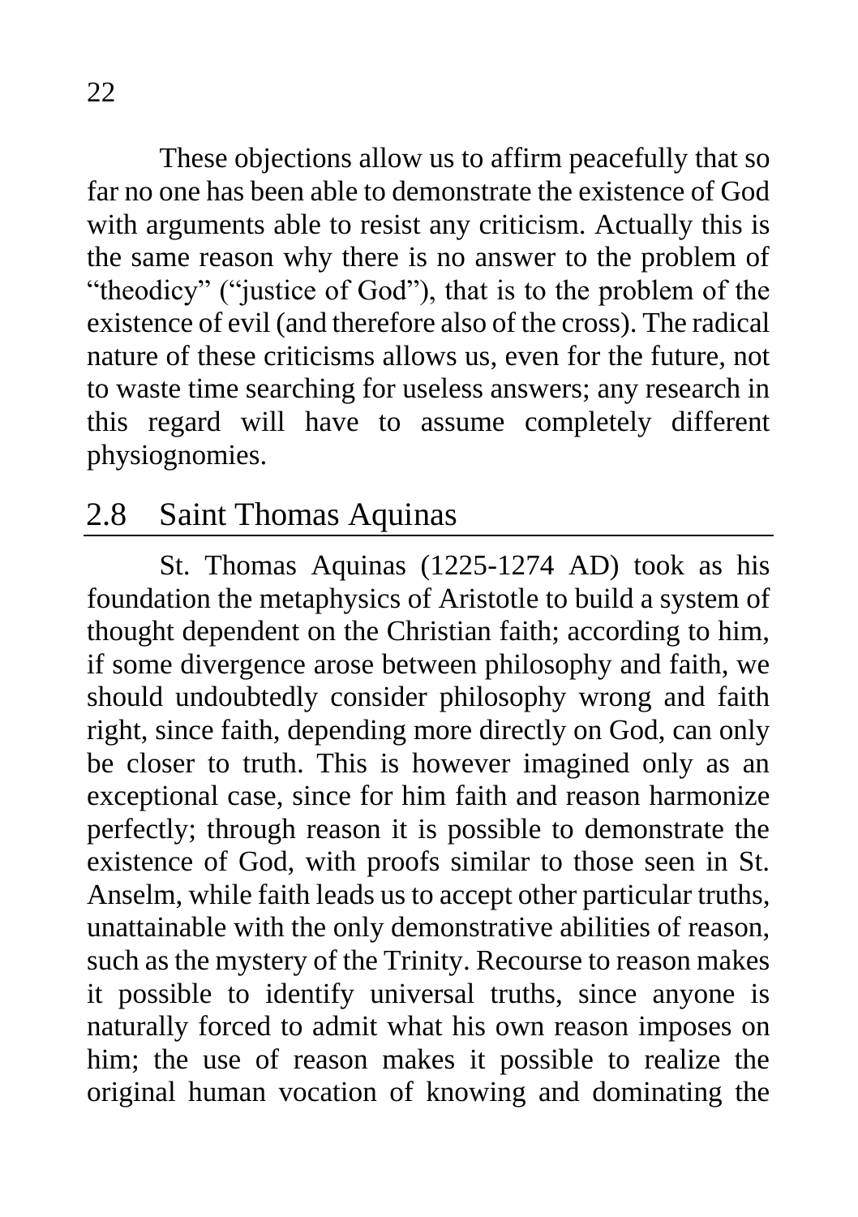These objections allow us to affirm peacefully that so far no one has been able to demonstrate the existence of God with arguments able to resist any criticism. Actually this is the same reason why there is no answer to the problem of "theodicy" ("justice of God"), that is to the problem of the existence of evil (and therefore also of the cross). The radical nature of these criticisms allows us, even for the future, not to waste time searching for useless answers; any research in this regard will have to assume completely different physiognomies.

## 2.8 Saint Thomas Aquinas

St. Thomas Aquinas (1225-1274 AD) took as his foundation the metaphysics of Aristotle to build a system of thought dependent on the Christian faith; according to him, if some divergence arose between philosophy and faith, we should undoubtedly consider philosophy wrong and faith right, since faith, depending more directly on God, can only be closer to truth. This is however imagined only as an exceptional case, since for him faith and reason harmonize perfectly; through reason it is possible to demonstrate the existence of God, with proofs similar to those seen in St. Anselm, while faith leads us to accept other particular truths, unattainable with the only demonstrative abilities of reason, such as the mystery of the Trinity. Recourse to reason makes it possible to identify universal truths, since anyone is naturally forced to admit what his own reason imposes on him; the use of reason makes it possible to realize the original human vocation of knowing and dominating the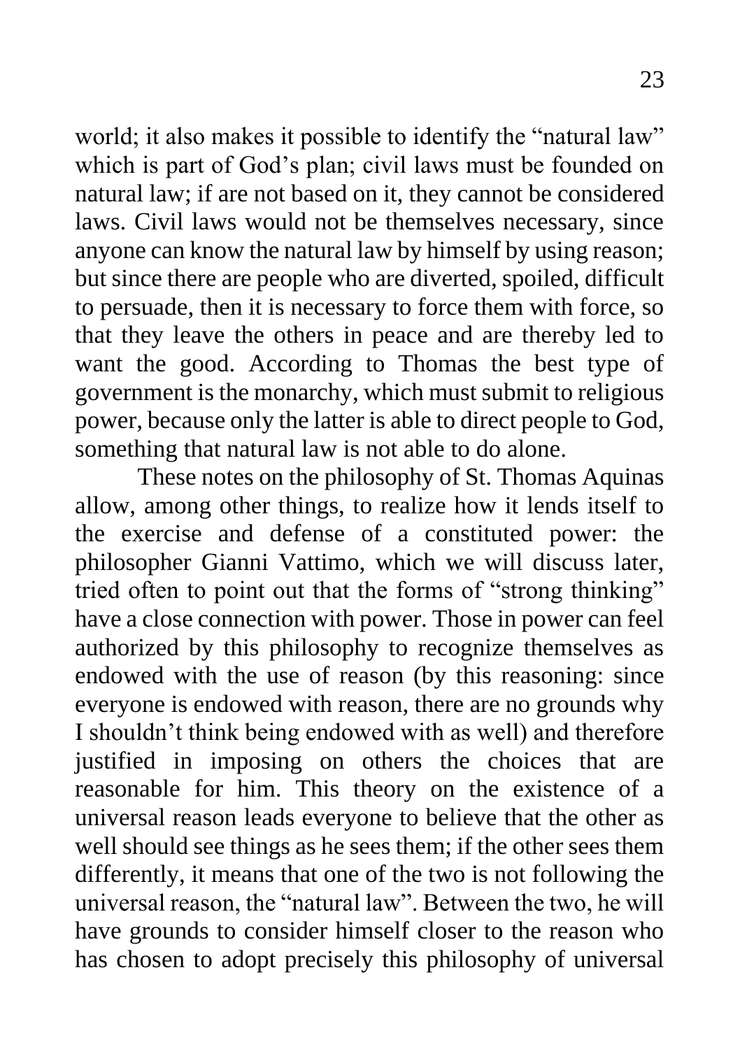world; it also makes it possible to identify the "natural law" which is part of God's plan; civil laws must be founded on natural law; if are not based on it, they cannot be considered laws. Civil laws would not be themselves necessary, since anyone can know the natural law by himself by using reason; but since there are people who are diverted, spoiled, difficult to persuade, then it is necessary to force them with force, so that they leave the others in peace and are thereby led to want the good. According to Thomas the best type of government is the monarchy, which must submit to religious power, because only the latter is able to direct people to God, something that natural law is not able to do alone.

These notes on the philosophy of St. Thomas Aquinas allow, among other things, to realize how it lends itself to the exercise and defense of a constituted power: the philosopher Gianni Vattimo, which we will discuss later, tried often to point out that the forms of "strong thinking" have a close connection with power. Those in power can feel authorized by this philosophy to recognize themselves as endowed with the use of reason (by this reasoning: since everyone is endowed with reason, there are no grounds why I shouldn't think being endowed with as well) and therefore justified in imposing on others the choices that are reasonable for him. This theory on the existence of a universal reason leads everyone to believe that the other as well should see things as he sees them; if the other sees them differently, it means that one of the two is not following the universal reason, the "natural law". Between the two, he will have grounds to consider himself closer to the reason who has chosen to adopt precisely this philosophy of universal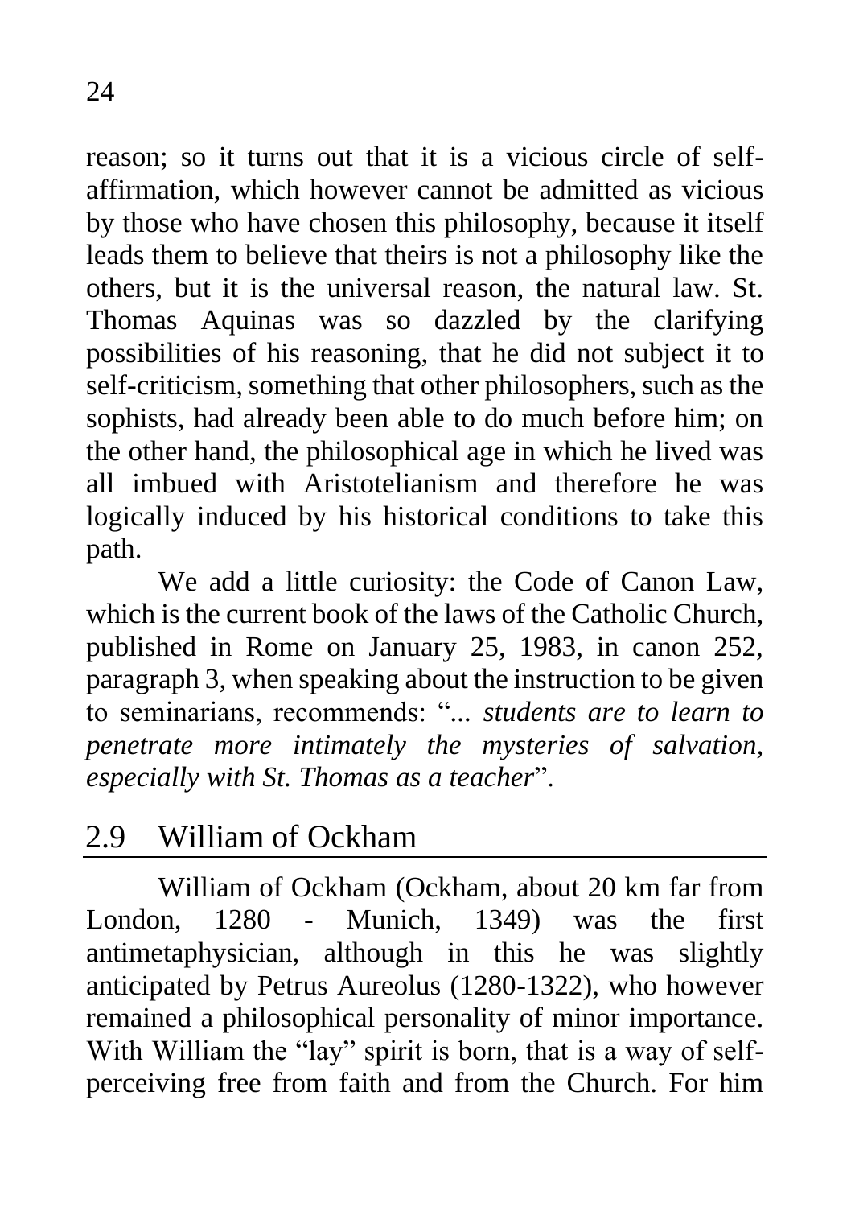reason; so it turns out that it is a vicious circle of self-affirmation, which however cannot be admitted as vicious by those who have chosen this philosophy, because it itself leads them to believe that theirs is not a philosophy like the others, but it is the universal reason, the natural law. St. Thomas Aquinas was so dazzled by the clarifying possibilities of his reasoning, that he did not subject it to self-criticism, something that other philosophers, such as the sophists, had already been able to do much before him; on the other hand, the philosophical age in which he lived was all imbued with Aristotelianism and therefore he was logically induced by his historical conditions to take this path.

We add a little curiosity: the Code of Canon Law, which is the current book of the laws of the Catholic Church, published in Rome on January 25, 1983, in canon 252, paragraph 3, when speaking about the instruction to be given to seminarians, recommends: "*... students are to learn to penetrate more intimately the mysteries of salvation, especially with St. Thomas as a teacher*".

## 2.9 William of Ockham

William of Ockham (Ockham, about 20 km far from London, 1280 - Munich, 1349) was the first antimetaphysician, although in this he was slightly anticipated by Petrus Aureolus (1280-1322), who however remained a philosophical personality of minor importance. With William the "lay" spirit is born, that is a way of self-perceiving free from faith and from the Church. For him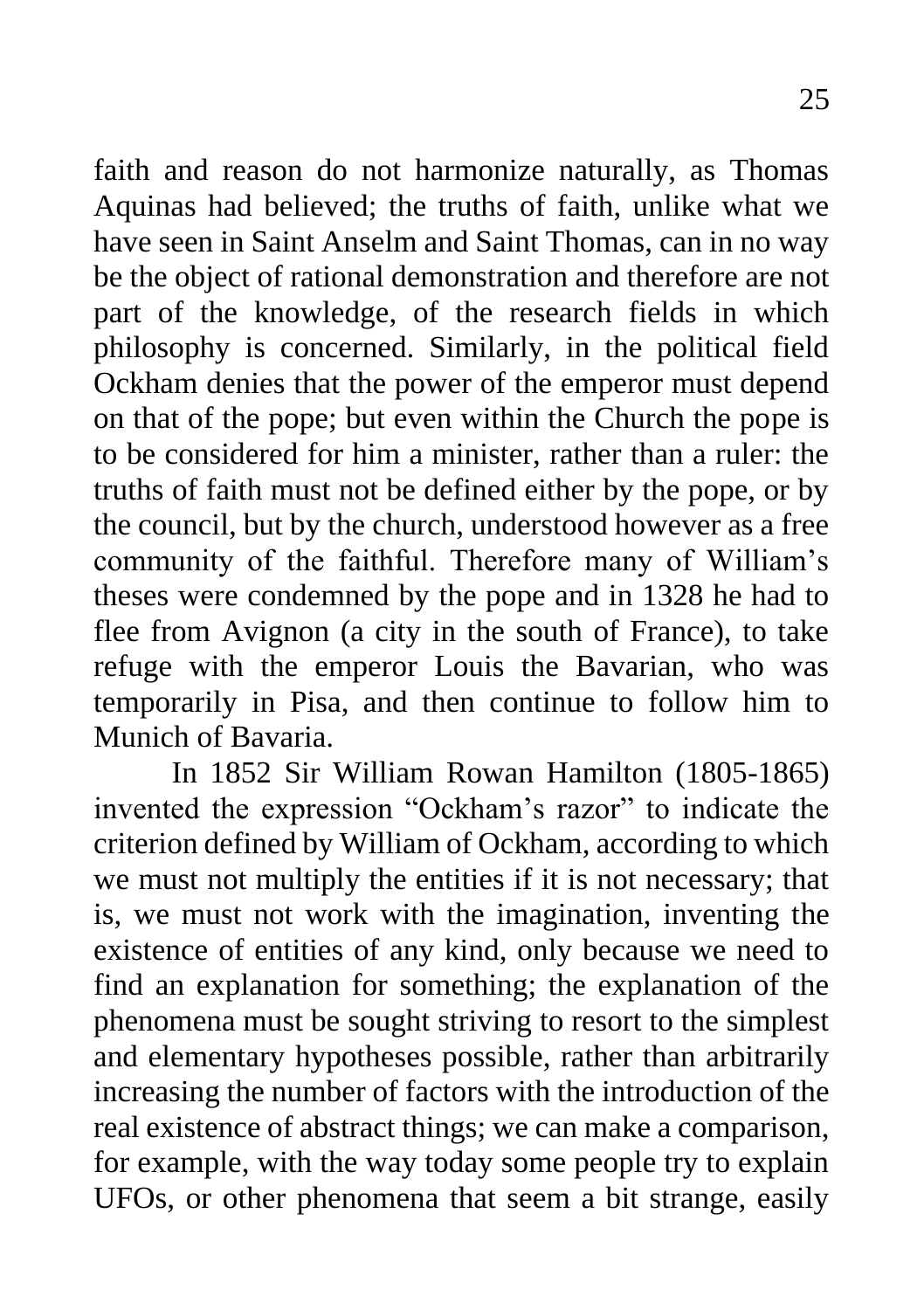faith and reason do not harmonize naturally, as Thomas Aquinas had believed; the truths of faith, unlike what we have seen in Saint Anselm and Saint Thomas, can in no way be the object of rational demonstration and therefore are not part of the knowledge, of the research fields in which philosophy is concerned. Similarly, in the political field Ockham denies that the power of the emperor must depend on that of the pope; but even within the Church the pope is to be considered for him a minister, rather than a ruler: the truths of faith must not be defined either by the pope, or by the council, but by the church, understood however as a free community of the faithful. Therefore many of William's theses were condemned by the pope and in 1328 he had to flee from Avignon (a city in the south of France), to take refuge with the emperor Louis the Bavarian, who was temporarily in Pisa, and then continue to follow him to Munich of Bavaria.

In 1852 Sir William Rowan Hamilton (1805-1865) invented the expression "Ockham's razor" to indicate the criterion defined by William of Ockham, according to which we must not multiply the entities if it is not necessary; that is, we must not work with the imagination, inventing the existence of entities of any kind, only because we need to find an explanation for something; the explanation of the phenomena must be sought striving to resort to the simplest and elementary hypotheses possible, rather than arbitrarily increasing the number of factors with the introduction of the real existence of abstract things; we can make a comparison, for example, with the way today some people try to explain UFOs, or other phenomena that seem a bit strange, easily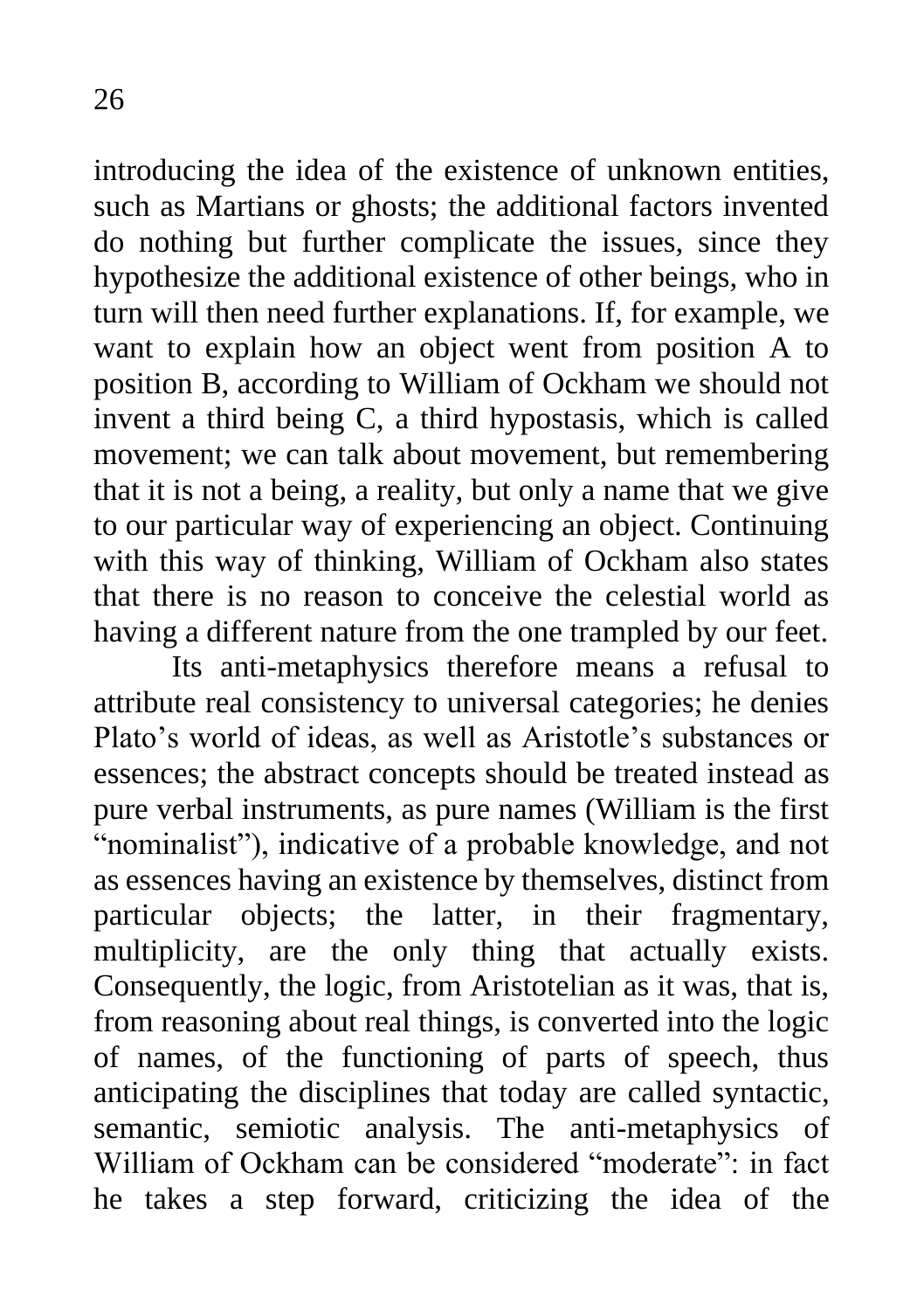introducing the idea of the existence of unknown entities, such as Martians or ghosts; the additional factors invented do nothing but further complicate the issues, since they hypothesize the additional existence of other beings, who in turn will then need further explanations. If, for example, we want to explain how an object went from position A to position B, according to William of Ockham we should not invent a third being C, a third hypostasis, which is called movement; we can talk about movement, but remembering that it is not a being, a reality, but only a name that we give to our particular way of experiencing an object. Continuing with this way of thinking, William of Ockham also states that there is no reason to conceive the celestial world as having a different nature from the one trampled by our feet.

Its anti-metaphysics therefore means a refusal to attribute real consistency to universal categories; he denies Plato's world of ideas, as well as Aristotle's substances or essences; the abstract concepts should be treated instead as pure verbal instruments, as pure names (William is the first "nominalist"), indicative of a probable knowledge, and not as essences having an existence by themselves, distinct from particular objects; the latter, in their fragmentary, multiplicity, are the only thing that actually exists. Consequently, the logic, from Aristotelian as it was, that is, from reasoning about real things, is converted into the logic of names, of the functioning of parts of speech, thus anticipating the disciplines that today are called syntactic, semantic, semiotic analysis. The anti-metaphysics of William of Ockham can be considered "moderate": in fact he takes a step forward, criticizing the idea of the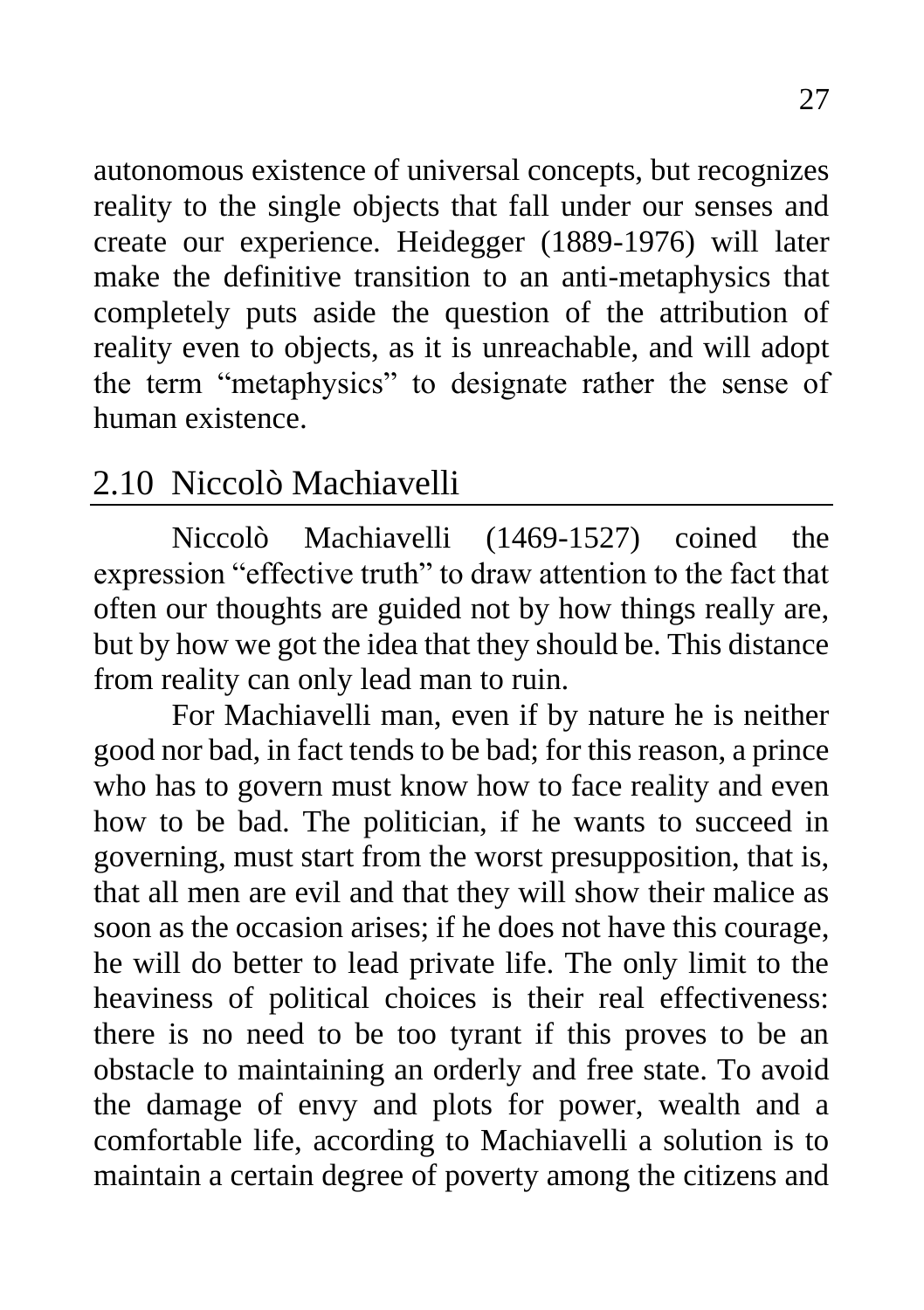autonomous existence of universal concepts, but recognizes reality to the single objects that fall under our senses and create our experience. Heidegger (1889-1976) will later make the definitive transition to an anti-metaphysics that completely puts aside the question of the attribution of reality even to objects, as it is unreachable, and will adopt the term "metaphysics" to designate rather the sense of human existence.

## 2.10 Niccolò Machiavelli

Niccolò Machiavelli (1469-1527) coined the expression "effective truth" to draw attention to the fact that often our thoughts are guided not by how things really are, but by how we got the idea that they should be. This distance from reality can only lead man to ruin.

For Machiavelli man, even if by nature he is neither good nor bad, in fact tends to be bad; for this reason, a prince who has to govern must know how to face reality and even how to be bad. The politician, if he wants to succeed in governing, must start from the worst presupposition, that is, that all men are evil and that they will show their malice as soon as the occasion arises; if he does not have this courage, he will do better to lead private life. The only limit to the heaviness of political choices is their real effectiveness: there is no need to be too tyrant if this proves to be an obstacle to maintaining an orderly and free state. To avoid the damage of envy and plots for power, wealth and a comfortable life, according to Machiavelli a solution is to maintain a certain degree of poverty among the citizens and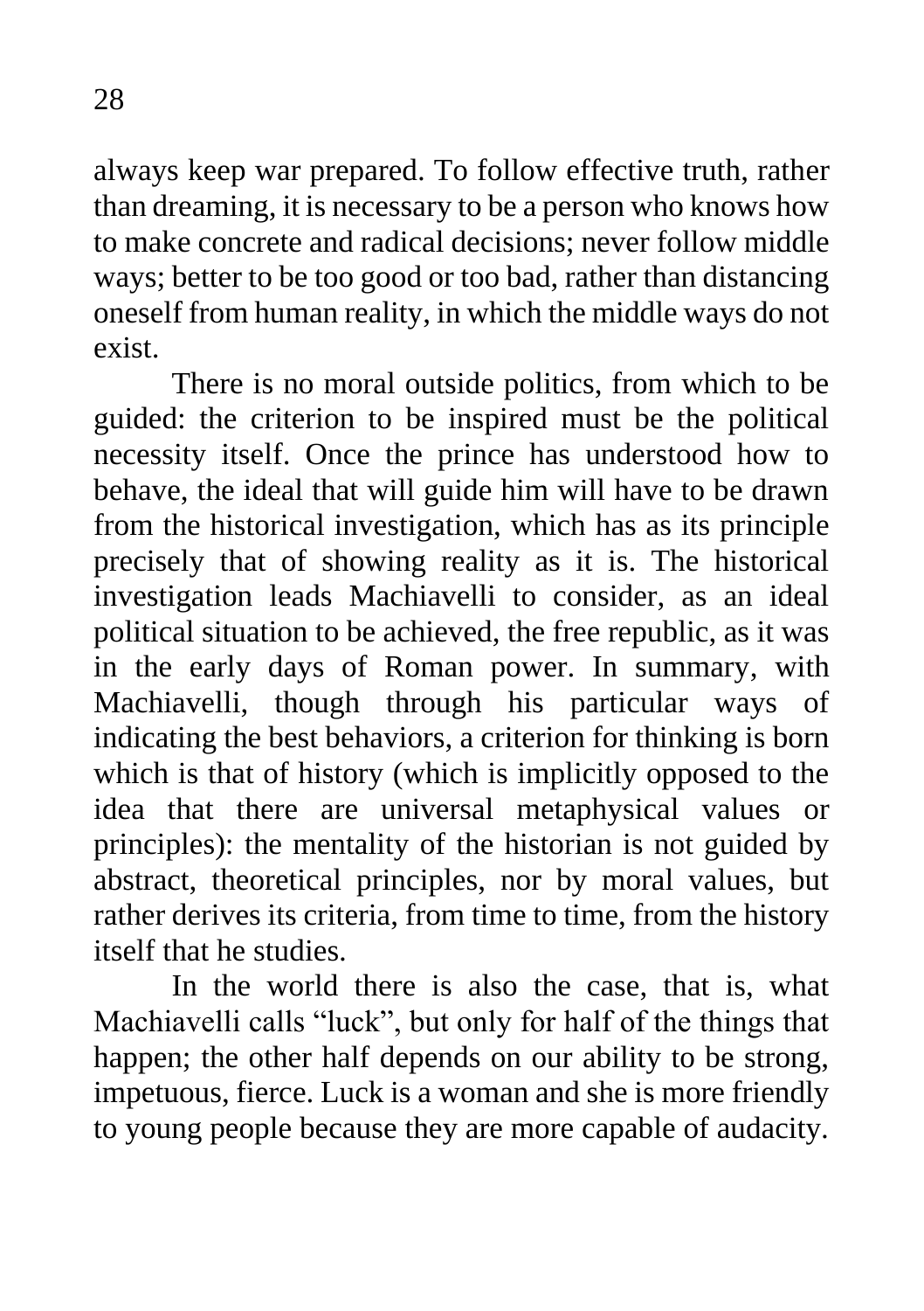always keep war prepared. To follow effective truth, rather than dreaming, it is necessary to be a person who knows how to make concrete and radical decisions; never follow middle ways; better to be too good or too bad, rather than distancing oneself from human reality, in which the middle ways do not exist.

There is no moral outside politics, from which to be guided: the criterion to be inspired must be the political necessity itself. Once the prince has understood how to behave, the ideal that will guide him will have to be drawn from the historical investigation, which has as its principle precisely that of showing reality as it is. The historical investigation leads Machiavelli to consider, as an ideal political situation to be achieved, the free republic, as it was in the early days of Roman power. In summary, with Machiavelli, though through his particular ways of indicating the best behaviors, a criterion for thinking is born which is that of history (which is implicitly opposed to the idea that there are universal metaphysical values or principles): the mentality of the historian is not guided by abstract, theoretical principles, nor by moral values, but rather derives its criteria, from time to time, from the history itself that he studies.

In the world there is also the case, that is, what Machiavelli calls "luck", but only for half of the things that happen; the other half depends on our ability to be strong, impetuous, fierce. Luck is a woman and she is more friendly to young people because they are more capable of audacity.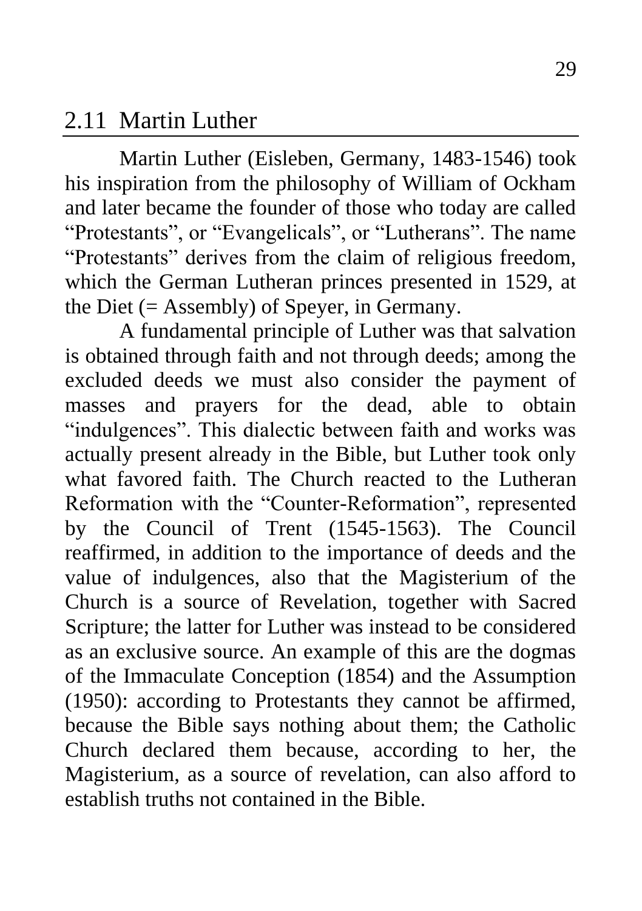## 2.11 Martin Luther

Martin Luther (Eisleben, Germany, 1483-1546) took his inspiration from the philosophy of William of Ockham and later became the founder of those who today are called "Protestants", or "Evangelicals", or "Lutherans". The name "Protestants" derives from the claim of religious freedom, which the German Lutheran princes presented in 1529, at the Diet (= Assembly) of Speyer, in Germany.

A fundamental principle of Luther was that salvation is obtained through faith and not through deeds; among the excluded deeds we must also consider the payment of masses and prayers for the dead, able to obtain "indulgences". This dialectic between faith and works was actually present already in the Bible, but Luther took only what favored faith. The Church reacted to the Lutheran Reformation with the "Counter-Reformation", represented by the Council of Trent (1545-1563). The Council reaffirmed, in addition to the importance of deeds and the value of indulgences, also that the Magisterium of the Church is a source of Revelation, together with Sacred Scripture; the latter for Luther was instead to be considered as an exclusive source. An example of this are the dogmas of the Immaculate Conception (1854) and the Assumption (1950): according to Protestants they cannot be affirmed, because the Bible says nothing about them; the Catholic Church declared them because, according to her, the Magisterium, as a source of revelation, can also afford to establish truths not contained in the Bible.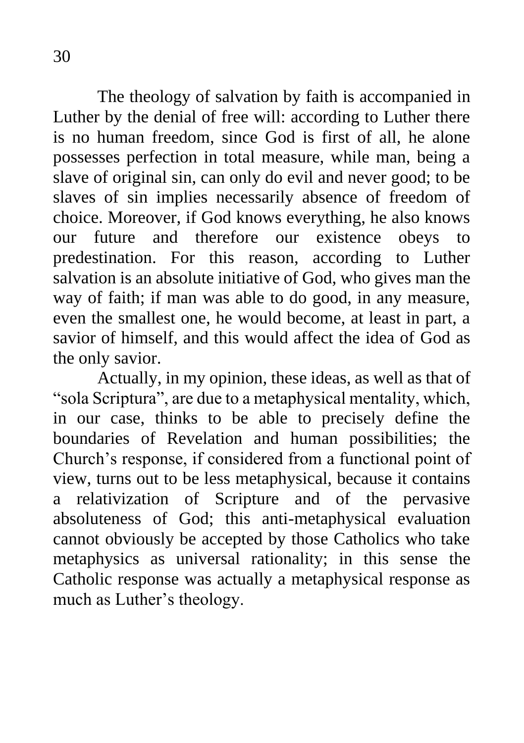The theology of salvation by faith is accompanied in Luther by the denial of free will: according to Luther there is no human freedom, since God is first of all, he alone possesses perfection in total measure, while man, being a slave of original sin, can only do evil and never good; to be slaves of sin implies necessarily absence of freedom of choice. Moreover, if God knows everything, he also knows our future and therefore our existence obeys to predestination. For this reason, according to Luther salvation is an absolute initiative of God, who gives man the way of faith; if man was able to do good, in any measure, even the smallest one, he would become, at least in part, a savior of himself, and this would affect the idea of God as the only savior.

Actually, in my opinion, these ideas, as well as that of "sola Scriptura", are due to a metaphysical mentality, which, in our case, thinks to be able to precisely define the boundaries of Revelation and human possibilities; the Church's response, if considered from a functional point of view, turns out to be less metaphysical, because it contains a relativization of Scripture and of the pervasive absoluteness of God; this anti-metaphysical evaluation cannot obviously be accepted by those Catholics who take metaphysics as universal rationality; in this sense the Catholic response was actually a metaphysical response as much as Luther's theology.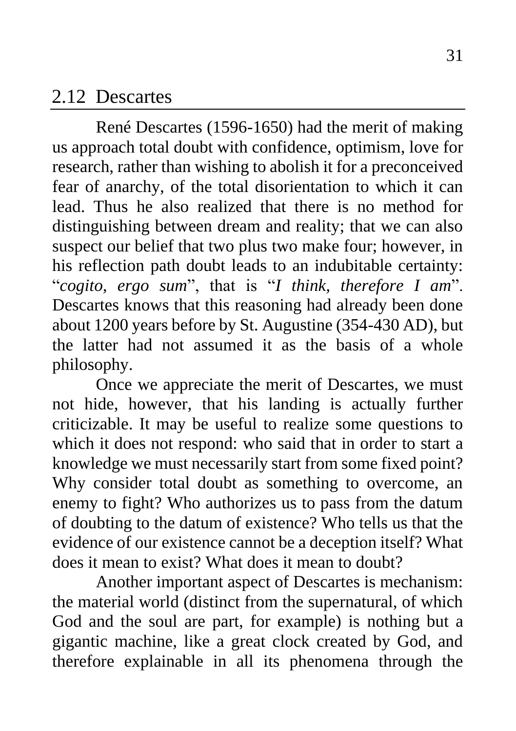## 2.12 Descartes

René Descartes (1596-1650) had the merit of making us approach total doubt with confidence, optimism, love for research, rather than wishing to abolish it for a preconceived fear of anarchy, of the total disorientation to which it can lead. Thus he also realized that there is no method for distinguishing between dream and reality; that we can also suspect our belief that two plus two make four; however, in his reflection path doubt leads to an indubitable certainty: "*cogito, ergo sum*", that is "*I think, therefore I am*". Descartes knows that this reasoning had already been done about 1200 years before by St. Augustine (354-430 AD), but the latter had not assumed it as the basis of a whole philosophy.

Once we appreciate the merit of Descartes, we must not hide, however, that his landing is actually further criticizable. It may be useful to realize some questions to which it does not respond: who said that in order to start a knowledge we must necessarily start from some fixed point? Why consider total doubt as something to overcome, an enemy to fight? Who authorizes us to pass from the datum of doubting to the datum of existence? Who tells us that the evidence of our existence cannot be a deception itself? What does it mean to exist? What does it mean to doubt?

Another important aspect of Descartes is mechanism: the material world (distinct from the supernatural, of which God and the soul are part, for example) is nothing but a gigantic machine, like a great clock created by God, and therefore explainable in all its phenomena through the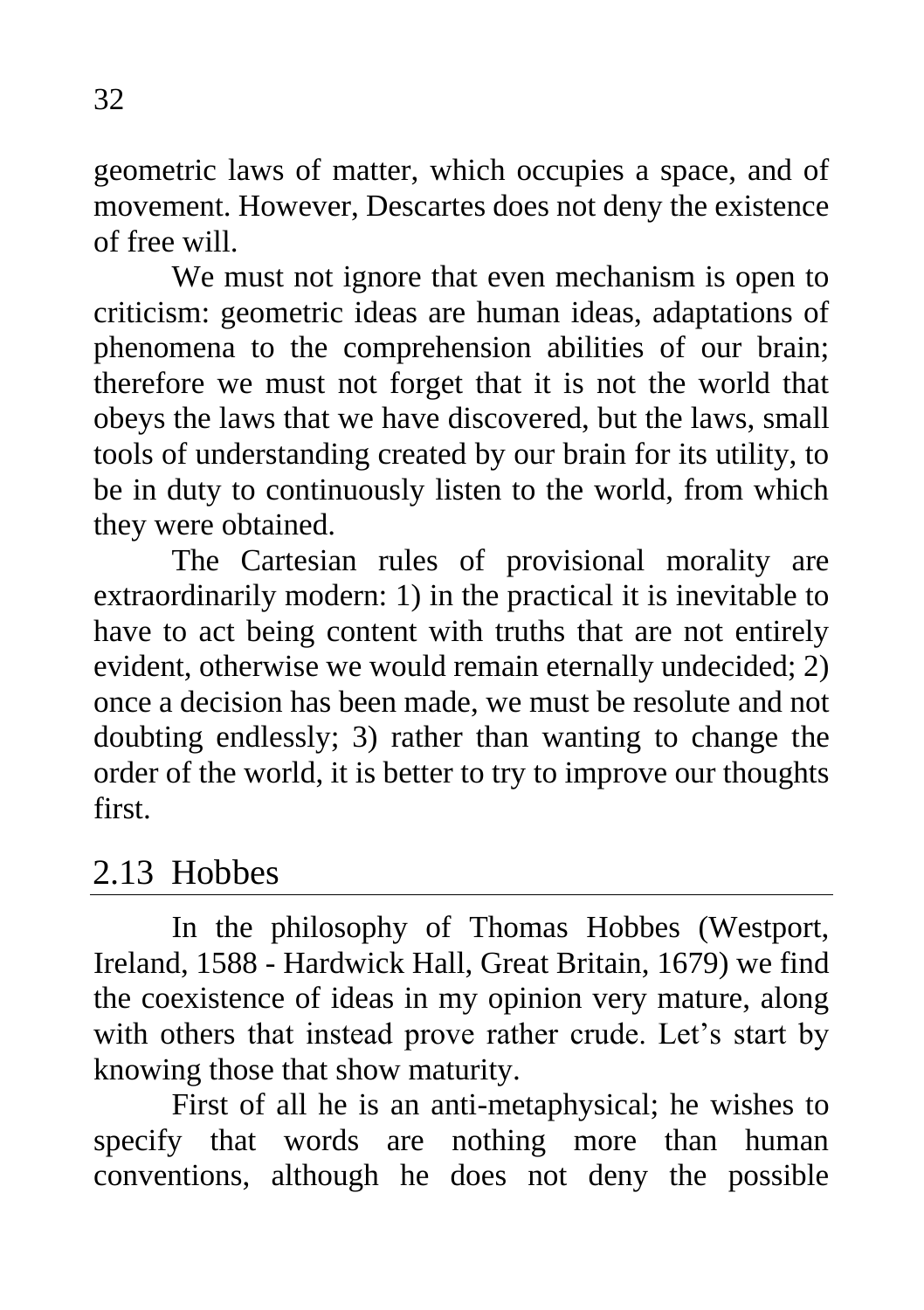geometric laws of matter, which occupies a space, and of movement. However, Descartes does not deny the existence of free will.

We must not ignore that even mechanism is open to criticism: geometric ideas are human ideas, adaptations of phenomena to the comprehension abilities of our brain; therefore we must not forget that it is not the world that obeys the laws that we have discovered, but the laws, small tools of understanding created by our brain for its utility, to be in duty to continuously listen to the world, from which they were obtained.

The Cartesian rules of provisional morality are extraordinarily modern: 1) in the practical it is inevitable to have to act being content with truths that are not entirely evident, otherwise we would remain eternally undecided; 2) once a decision has been made, we must be resolute and not doubting endlessly; 3) rather than wanting to change the order of the world, it is better to try to improve our thoughts first.

## 2.13 Hobbes

In the philosophy of Thomas Hobbes (Westport, Ireland, 1588 - Hardwick Hall, Great Britain, 1679) we find the coexistence of ideas in my opinion very mature, along with others that instead prove rather crude. Let's start by knowing those that show maturity.

First of all he is an anti-metaphysical; he wishes to specify that words are nothing more than human conventions, although he does not deny the possible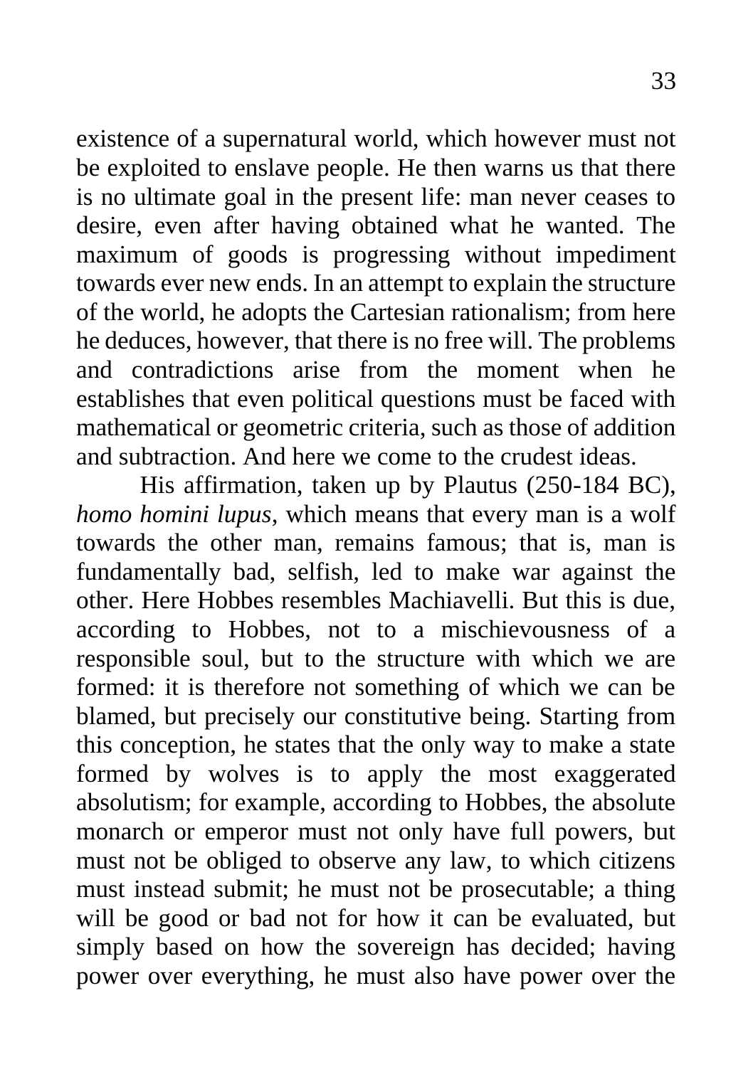existence of a supernatural world, which however must not be exploited to enslave people. He then warns us that there is no ultimate goal in the present life: man never ceases to desire, even after having obtained what he wanted. The maximum of goods is progressing without impediment towards ever new ends. In an attempt to explain the structure of the world, he adopts the Cartesian rationalism; from here he deduces, however, that there is no free will. The problems and contradictions arise from the moment when he establishes that even political questions must be faced with mathematical or geometric criteria, such as those of addition and subtraction. And here we come to the crudest ideas.

His affirmation, taken up by Plautus (250-184 BC), *homo homini lupus,* which means that every man is a wolf towards the other man, remains famous; that is, man is fundamentally bad, selfish, led to make war against the other. Here Hobbes resembles Machiavelli. But this is due, according to Hobbes, not to a mischievousness of a responsible soul, but to the structure with which we are formed: it is therefore not something of which we can be blamed, but precisely our constitutive being. Starting from this conception, he states that the only way to make a state formed by wolves is to apply the most exaggerated absolutism; for example, according to Hobbes, the absolute monarch or emperor must not only have full powers, but must not be obliged to observe any law, to which citizens must instead submit; he must not be prosecutable; a thing will be good or bad not for how it can be evaluated, but simply based on how the sovereign has decided; having power over everything, he must also have power over the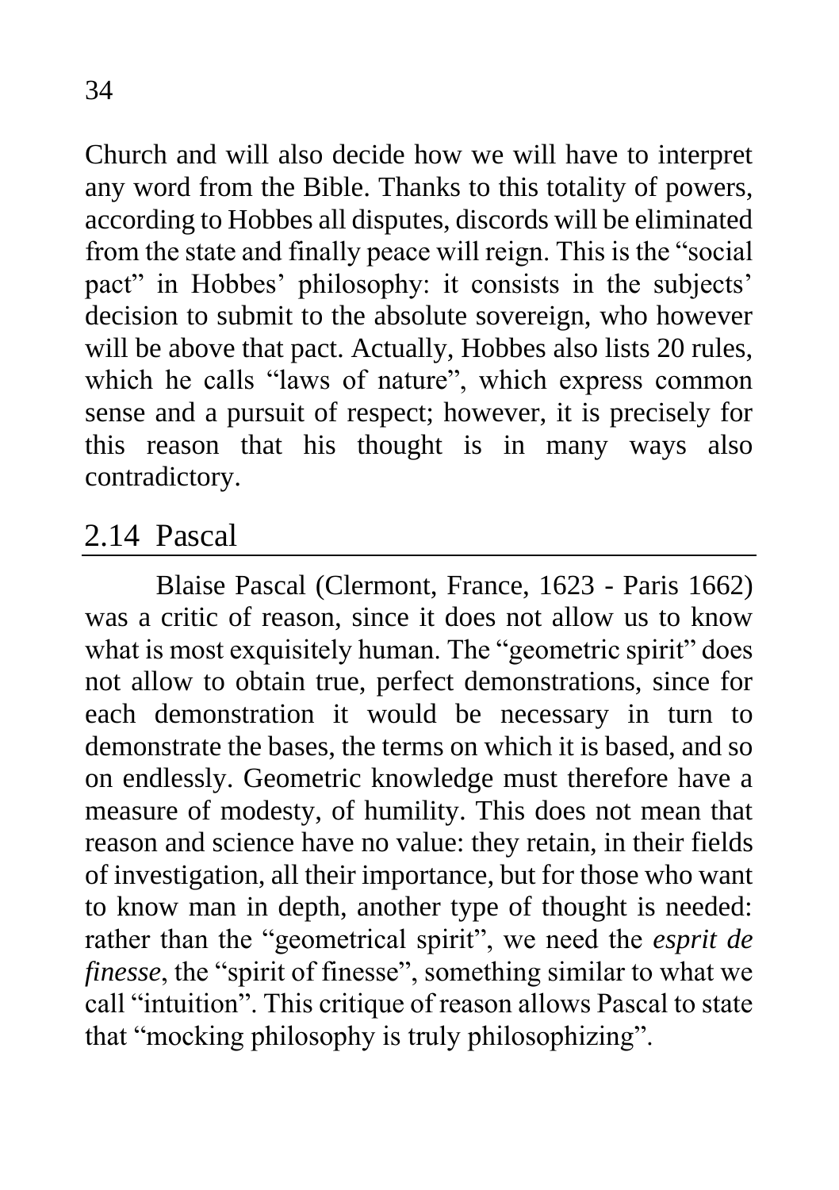Church and will also decide how we will have to interpret any word from the Bible. Thanks to this totality of powers, according to Hobbes all disputes, discords will be eliminated from the state and finally peace will reign. This is the "social pact" in Hobbes' philosophy: it consists in the subjects' decision to submit to the absolute sovereign, who however will be above that pact. Actually, Hobbes also lists 20 rules, which he calls "laws of nature", which express common sense and a pursuit of respect; however, it is precisely for this reason that his thought is in many ways also contradictory.

## 2.14 Pascal

Blaise Pascal (Clermont, France, 1623 - Paris 1662) was a critic of reason, since it does not allow us to know what is most exquisitely human. The "geometric spirit" does not allow to obtain true, perfect demonstrations, since for each demonstration it would be necessary in turn to demonstrate the bases, the terms on which it is based, and so on endlessly. Geometric knowledge must therefore have a measure of modesty, of humility. This does not mean that reason and science have no value: they retain, in their fields of investigation, all their importance, but for those who want to know man in depth, another type of thought is needed: rather than the "geometrical spirit", we need the *esprit de finesse*, the "spirit of finesse", something similar to what we call "intuition". This critique of reason allows Pascal to state that "mocking philosophy is truly philosophizing".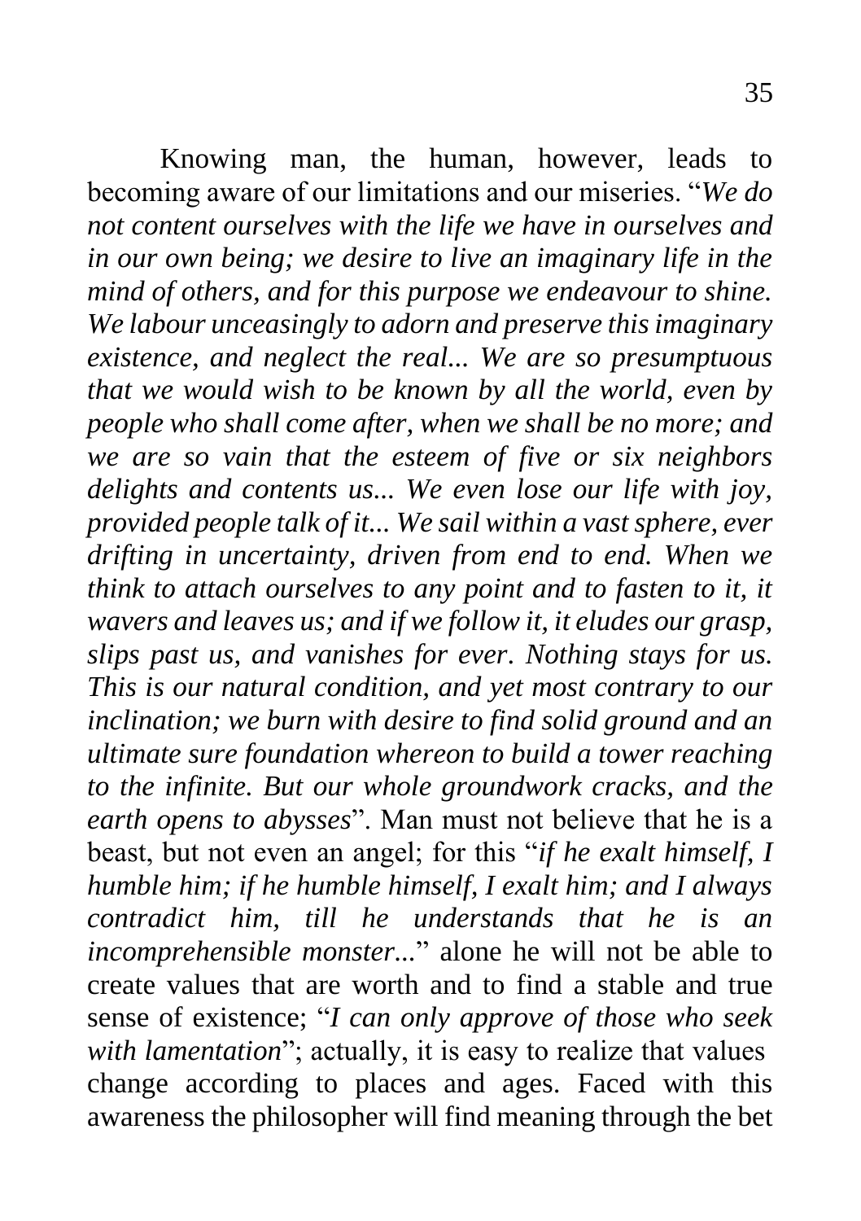Knowing man, the human, however, leads to becoming aware of our limitations and our miseries. "*We do not content ourselves with the life we have in ourselves and in our own being; we desire to live an imaginary life in the mind of others, and for this purpose we endeavour to shine. We labour unceasingly to adorn and preserve this imaginary existence, and neglect the real... We are so presumptuous that we would wish to be known by all the world, even by people who shall come after, when we shall be no more; and we are so vain that the esteem of five or six neighbors delights and contents us... We even lose our life with joy, provided people talk of it... We sail within a vast sphere, ever drifting in uncertainty, driven from end to end. When we think to attach ourselves to any point and to fasten to it, it wavers and leaves us; and if we follow it, it eludes our grasp, slips past us, and vanishes for ever. Nothing stays for us. This is our natural condition, and yet most contrary to our inclination; we burn with desire to find solid ground and an ultimate sure foundation whereon to build a tower reaching to the infinite. But our whole groundwork cracks, and the earth opens to abysses*". Man must not believe that he is a beast, but not even an angel; for this "*if he exalt himself, I humble him; if he humble himself, I exalt him; and I always contradict him, till he understands that he is an incomprehensible monster...*" alone he will not be able to create values that are worth and to find a stable and true sense of existence; "*I can only approve of those who seek with lamentation*"; actually, it is easy to realize that values change according to places and ages. Faced with this awareness the philosopher will find meaning through the bet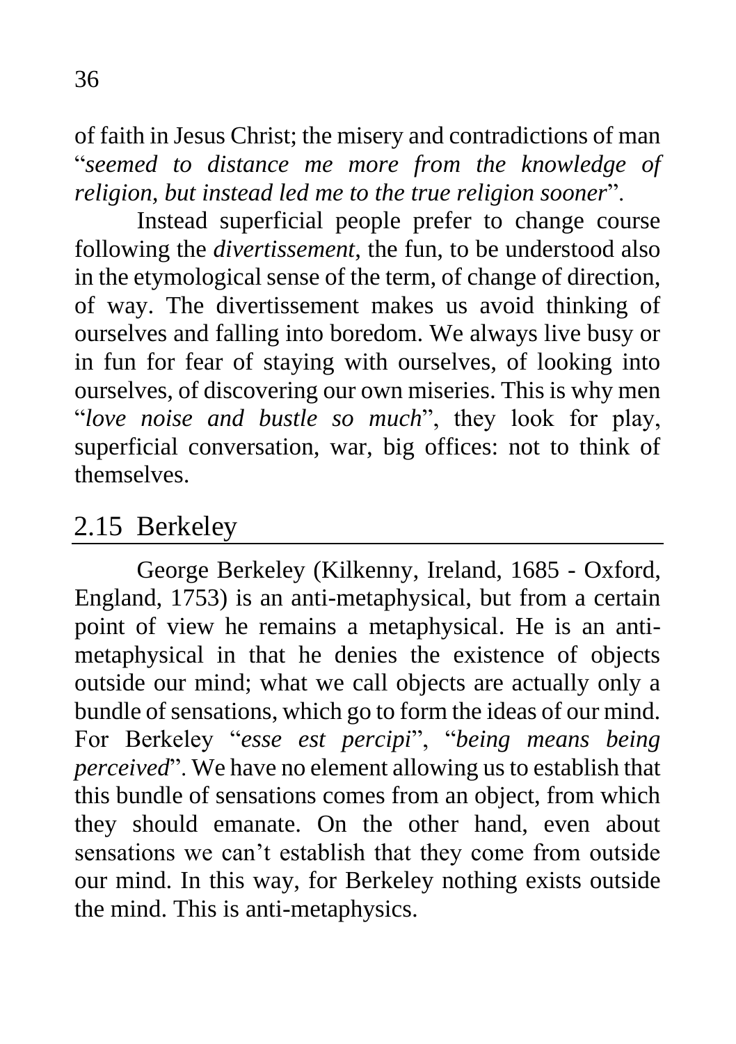of faith in Jesus Christ; the misery and contradictions of man "*seemed to distance me more from the knowledge of religion, but instead led me to the true religion sooner*".

Instead superficial people prefer to change course following the *divertissement*, the fun, to be understood also in the etymological sense of the term, of change of direction, of way. The divertissement makes us avoid thinking of ourselves and falling into boredom. We always live busy or in fun for fear of staying with ourselves, of looking into ourselves, of discovering our own miseries. This is why men "*love noise and bustle so much*", they look for play, superficial conversation, war, big offices: not to think of themselves.

## 2.15 Berkeley

George Berkeley (Kilkenny, Ireland, 1685 - Oxford, England, 1753) is an anti-metaphysical, but from a certain point of view he remains a metaphysical. He is an anti-metaphysical in that he denies the existence of objects outside our mind; what we call objects are actually only a bundle of sensations, which go to form the ideas of our mind. For Berkeley "*esse est percipi*", "*being means being perceived*". We have no element allowing us to establish that this bundle of sensations comes from an object, from which they should emanate. On the other hand, even about sensations we can't establish that they come from outside our mind. In this way, for Berkeley nothing exists outside the mind. This is anti-metaphysics.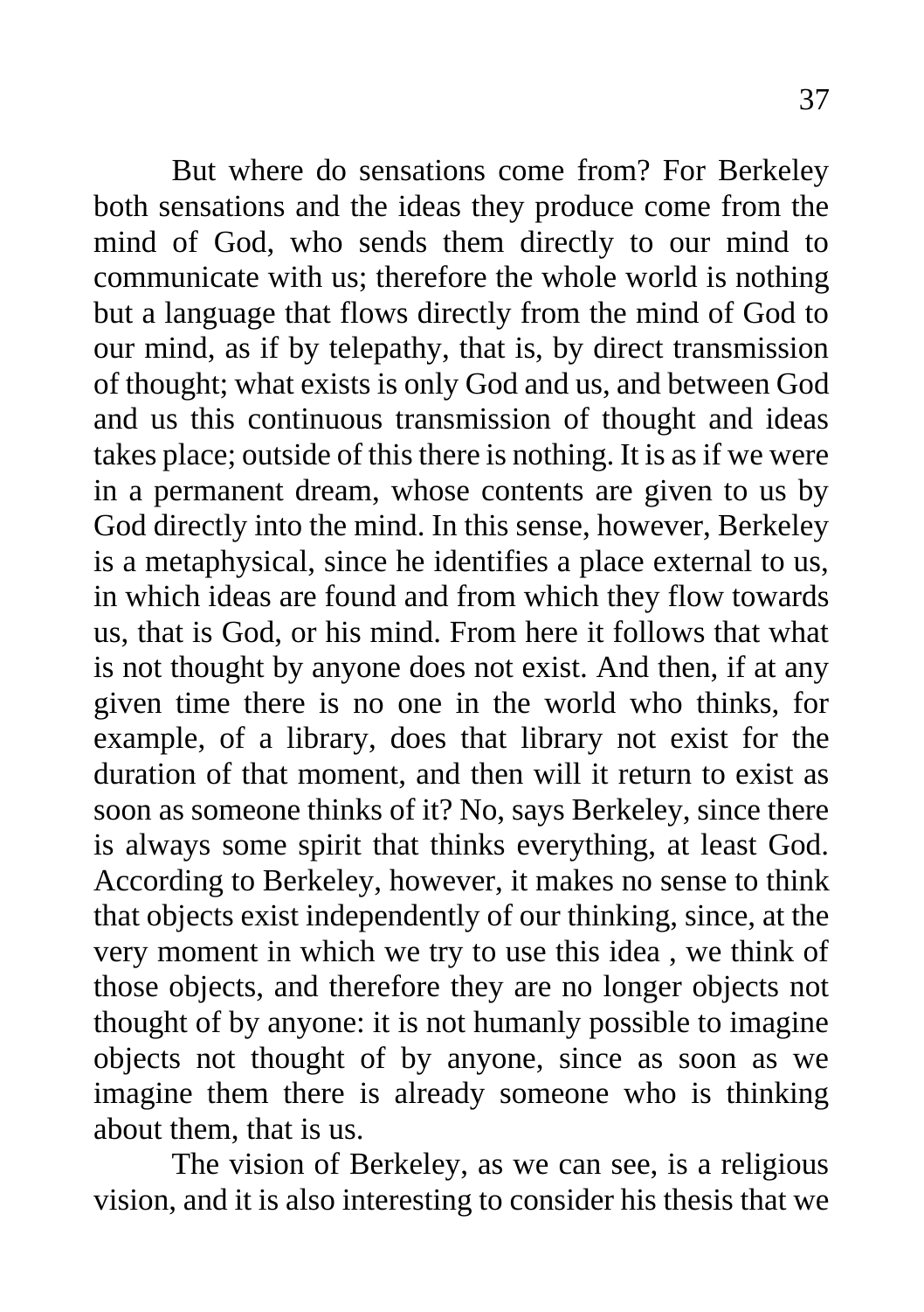But where do sensations come from? For Berkeley both sensations and the ideas they produce come from the mind of God, who sends them directly to our mind to communicate with us; therefore the whole world is nothing but a language that flows directly from the mind of God to our mind, as if by telepathy, that is, by direct transmission of thought; what exists is only God and us, and between God and us this continuous transmission of thought and ideas takes place; outside of this there is nothing. It is as if we were in a permanent dream, whose contents are given to us by God directly into the mind. In this sense, however, Berkeley is a metaphysical, since he identifies a place external to us, in which ideas are found and from which they flow towards us, that is God, or his mind. From here it follows that what is not thought by anyone does not exist. And then, if at any given time there is no one in the world who thinks, for example, of a library, does that library not exist for the duration of that moment, and then will it return to exist as soon as someone thinks of it? No, says Berkeley, since there is always some spirit that thinks everything, at least God. According to Berkeley, however, it makes no sense to think that objects exist independently of our thinking, since, at the very moment in which we try to use this idea , we think of those objects, and therefore they are no longer objects not thought of by anyone: it is not humanly possible to imagine objects not thought of by anyone, since as soon as we imagine them there is already someone who is thinking about them, that is us.

The vision of Berkeley, as we can see, is a religious vision, and it is also interesting to consider his thesis that we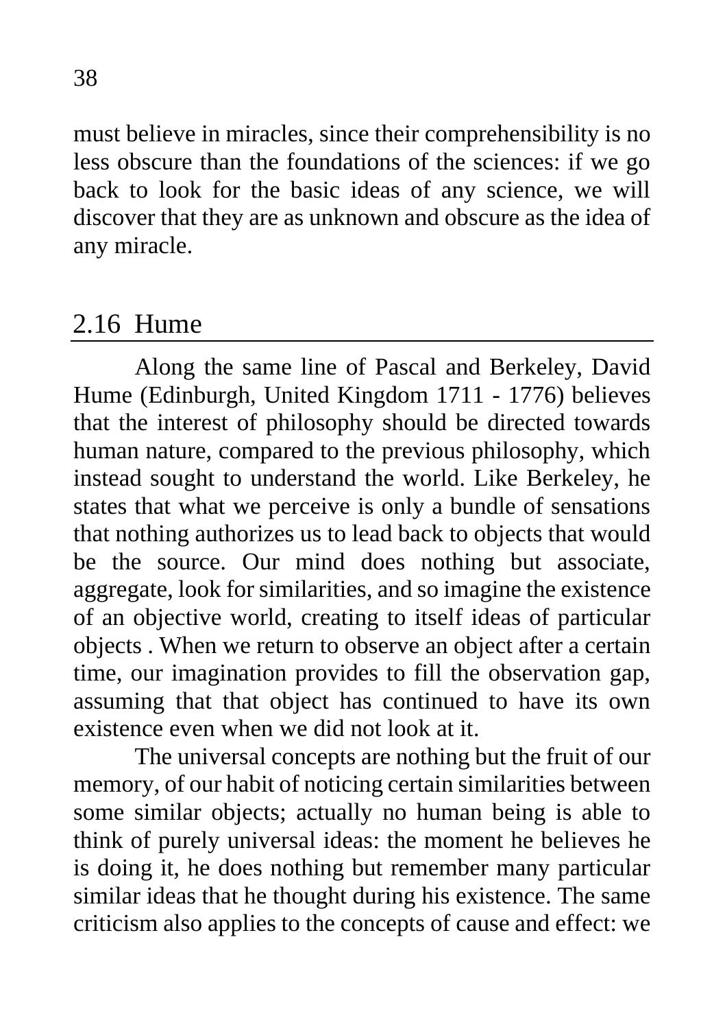must believe in miracles, since their comprehensibility is no less obscure than the foundations of the sciences: if we go back to look for the basic ideas of any science, we will discover that they are as unknown and obscure as the idea of any miracle.

## 2.16 Hume

Along the same line of Pascal and Berkeley, David Hume (Edinburgh, United Kingdom 1711 - 1776) believes that the interest of philosophy should be directed towards human nature, compared to the previous philosophy, which instead sought to understand the world. Like Berkeley, he states that what we perceive is only a bundle of sensations that nothing authorizes us to lead back to objects that would be the source. Our mind does nothing but associate, aggregate, look for similarities, and so imagine the existence of an objective world, creating to itself ideas of particular objects . When we return to observe an object after a certain time, our imagination provides to fill the observation gap, assuming that that object has continued to have its own existence even when we did not look at it.

The universal concepts are nothing but the fruit of our memory, of our habit of noticing certain similarities between some similar objects; actually no human being is able to think of purely universal ideas: the moment he believes he is doing it, he does nothing but remember many particular similar ideas that he thought during his existence. The same criticism also applies to the concepts of cause and effect: we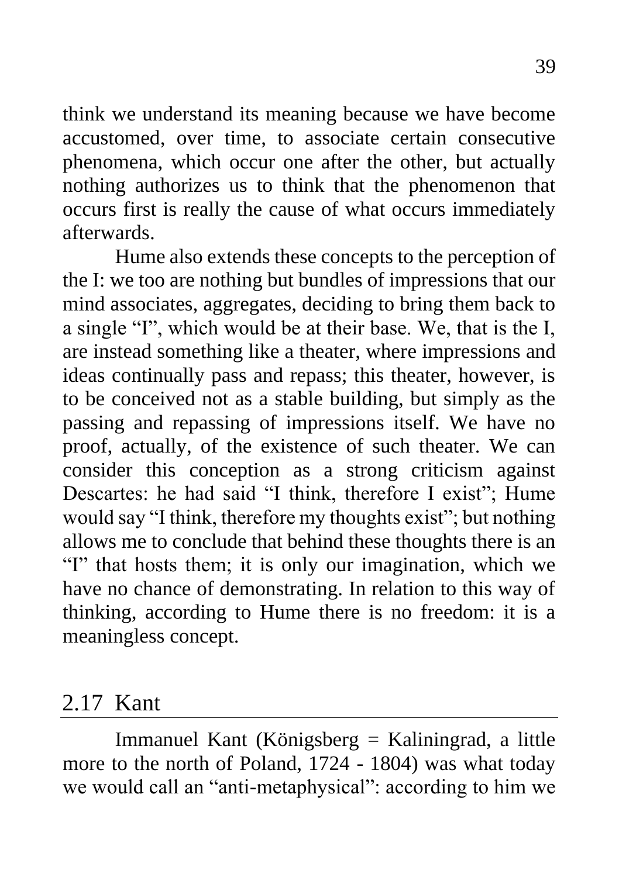think we understand its meaning because we have become accustomed, over time, to associate certain consecutive phenomena, which occur one after the other, but actually nothing authorizes us to think that the phenomenon that occurs first is really the cause of what occurs immediately afterwards.

Hume also extends these concepts to the perception of the I: we too are nothing but bundles of impressions that our mind associates, aggregates, deciding to bring them back to a single "I", which would be at their base. We, that is the I, are instead something like a theater, where impressions and ideas continually pass and repass; this theater, however, is to be conceived not as a stable building, but simply as the passing and repassing of impressions itself. We have no proof, actually, of the existence of such theater. We can consider this conception as a strong criticism against Descartes: he had said "I think, therefore I exist"; Hume would say "I think, therefore my thoughts exist"; but nothing allows me to conclude that behind these thoughts there is an "I" that hosts them; it is only our imagination, which we have no chance of demonstrating. In relation to this way of thinking, according to Hume there is no freedom: it is a meaningless concept.

## 2.17 Kant

Immanuel Kant (Königsberg = Kaliningrad, a little more to the north of Poland, 1724 - 1804) was what today we would call an "anti-metaphysical": according to him we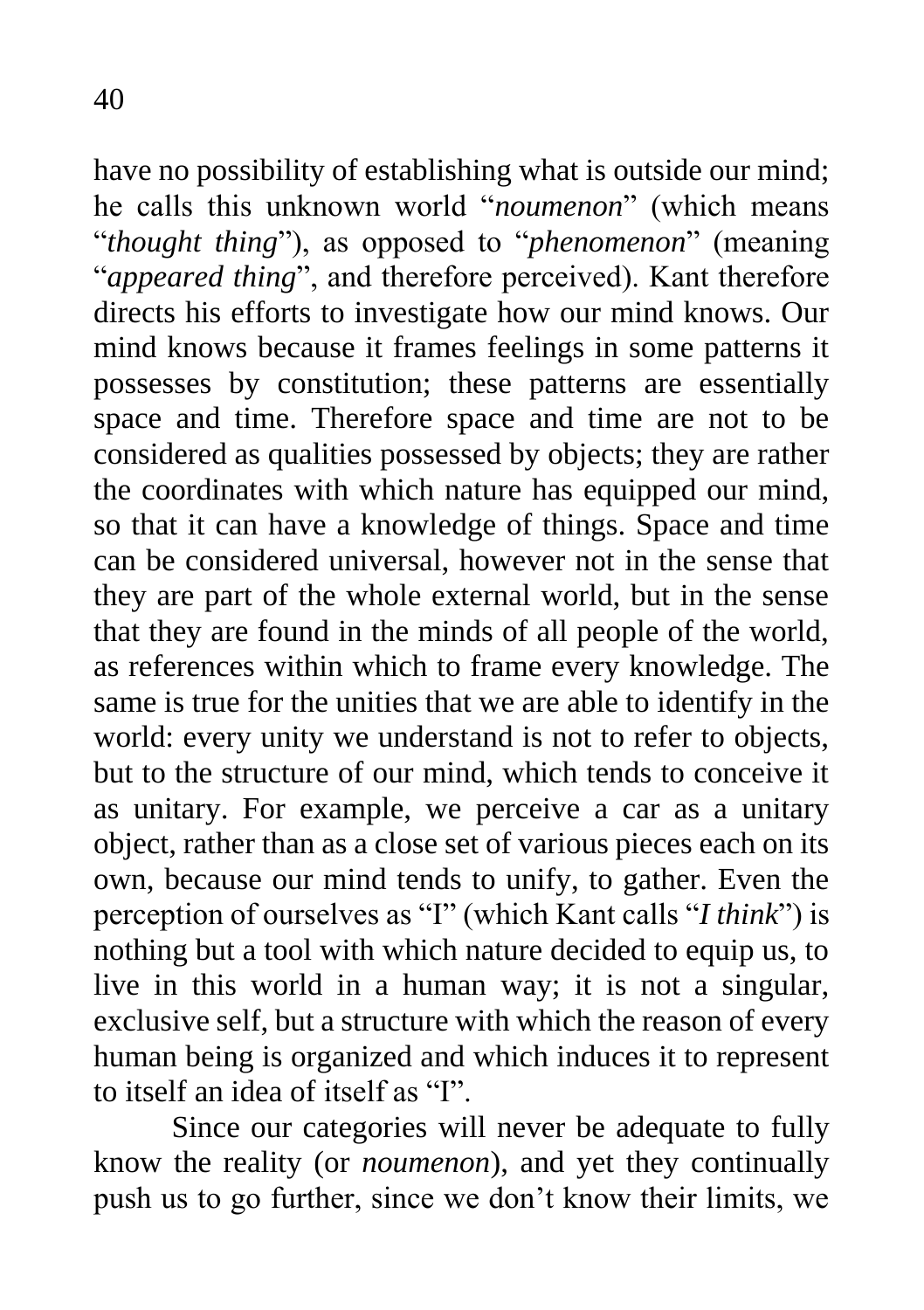have no possibility of establishing what is outside our mind; he calls this unknown world "*noumenon*" (which means "*thought thing*"), as opposed to "*phenomenon*" (meaning "*appeared thing*", and therefore perceived). Kant therefore directs his efforts to investigate how our mind knows. Our mind knows because it frames feelings in some patterns it possesses by constitution; these patterns are essentially space and time. Therefore space and time are not to be considered as qualities possessed by objects; they are rather the coordinates with which nature has equipped our mind, so that it can have a knowledge of things. Space and time can be considered universal, however not in the sense that they are part of the whole external world, but in the sense that they are found in the minds of all people of the world, as references within which to frame every knowledge. The same is true for the unities that we are able to identify in the world: every unity we understand is not to refer to objects, but to the structure of our mind, which tends to conceive it as unitary. For example, we perceive a car as a unitary object, rather than as a close set of various pieces each on its own, because our mind tends to unify, to gather. Even the perception of ourselves as "I" (which Kant calls "*I think*") is nothing but a tool with which nature decided to equip us, to live in this world in a human way; it is not a singular, exclusive self, but a structure with which the reason of every human being is organized and which induces it to represent to itself an idea of itself as "I".

Since our categories will never be adequate to fully know the reality (or *noumenon*), and yet they continually push us to go further, since we don't know their limits, we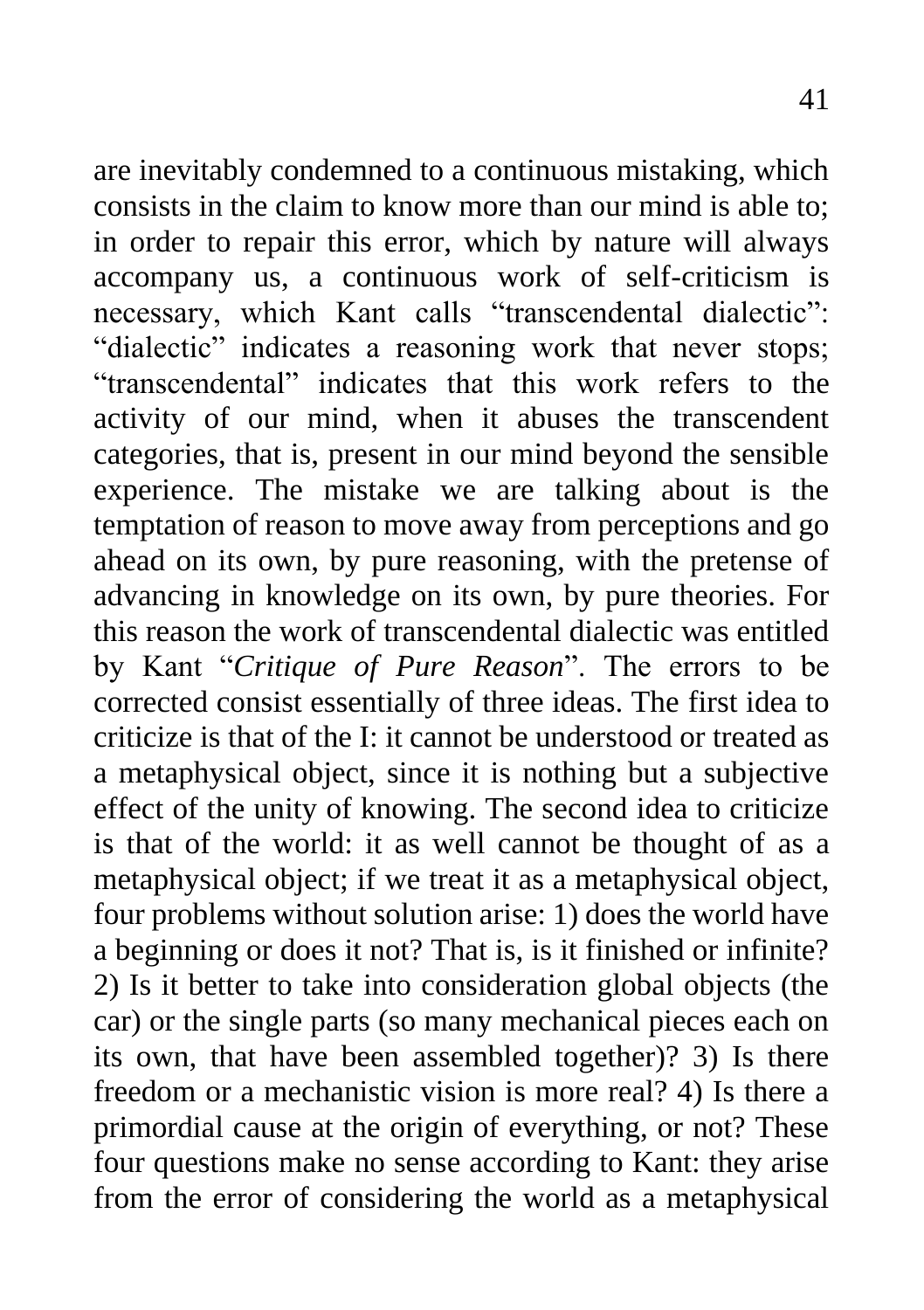are inevitably condemned to a continuous mistaking, which consists in the claim to know more than our mind is able to; in order to repair this error, which by nature will always accompany us, a continuous work of self-criticism is necessary, which Kant calls “transcendental dialectic”: “dialectic” indicates a reasoning work that never stops; “transcendental” indicates that this work refers to the activity of our mind, when it abuses the transcendent categories, that is, present in our mind beyond the sensible experience. The mistake we are talking about is the temptation of reason to move away from perceptions and go ahead on its own, by pure reasoning, with the pretense of advancing in knowledge on its own, by pure theories. For this reason the work of transcendental dialectic was entitled by Kant “*Critique of Pure Reason*”. The errors to be corrected consist essentially of three ideas. The first idea to criticize is that of the I: it cannot be understood or treated as a metaphysical object, since it is nothing but a subjective effect of the unity of knowing. The second idea to criticize is that of the world: it as well cannot be thought of as a metaphysical object; if we treat it as a metaphysical object, four problems without solution arise: 1) does the world have a beginning or does it not? That is, is it finished or infinite? 2) Is it better to take into consideration global objects (the car) or the single parts (so many mechanical pieces each on its own, that have been assembled together)? 3) Is there freedom or a mechanistic vision is more real? 4) Is there a primordial cause at the origin of everything, or not? These four questions make no sense according to Kant: they arise from the error of considering the world as a metaphysical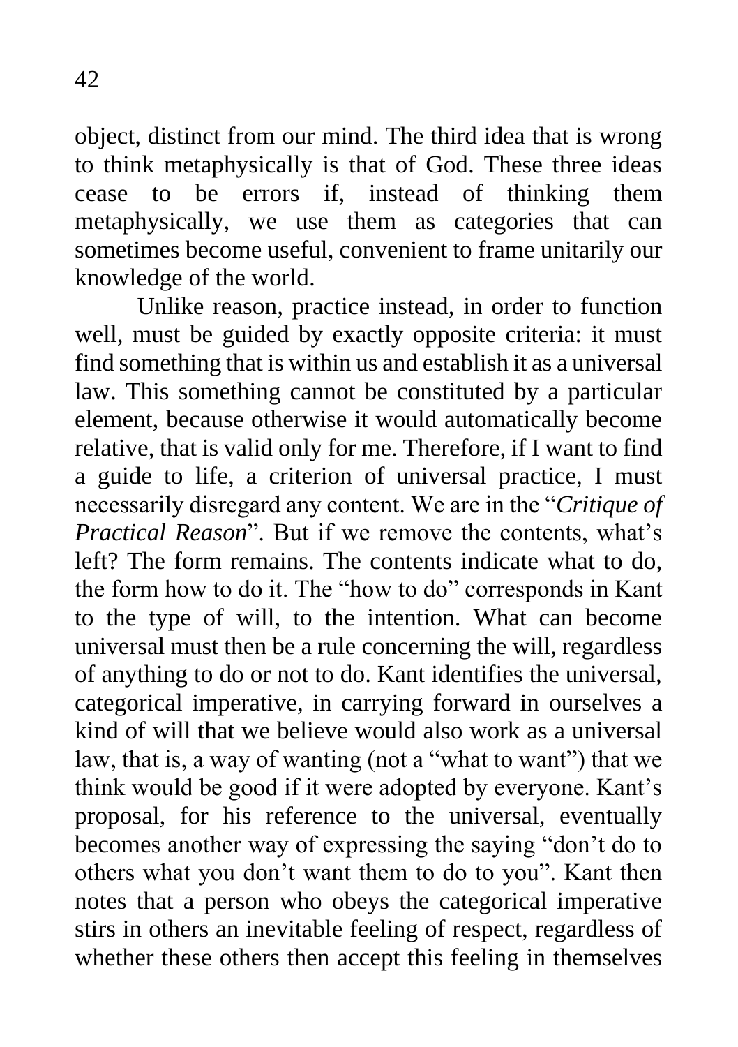object, distinct from our mind. The third idea that is wrong to think metaphysically is that of God. These three ideas cease to be errors if, instead of thinking them metaphysically, we use them as categories that can sometimes become useful, convenient to frame unitarily our knowledge of the world.

Unlike reason, practice instead, in order to function well, must be guided by exactly opposite criteria: it must find something that is within us and establish it as a universal law. This something cannot be constituted by a particular element, because otherwise it would automatically become relative, that is valid only for me. Therefore, if I want to find a guide to life, a criterion of universal practice, I must necessarily disregard any content. We are in the "*Critique of Practical Reason*". But if we remove the contents, what's left? The form remains. The contents indicate what to do, the form how to do it. The "how to do" corresponds in Kant to the type of will, to the intention. What can become universal must then be a rule concerning the will, regardless of anything to do or not to do. Kant identifies the universal, categorical imperative, in carrying forward in ourselves a kind of will that we believe would also work as a universal law, that is, a way of wanting (not a "what to want") that we think would be good if it were adopted by everyone. Kant's proposal, for his reference to the universal, eventually becomes another way of expressing the saying "don't do to others what you don't want them to do to you". Kant then notes that a person who obeys the categorical imperative stirs in others an inevitable feeling of respect, regardless of whether these others then accept this feeling in themselves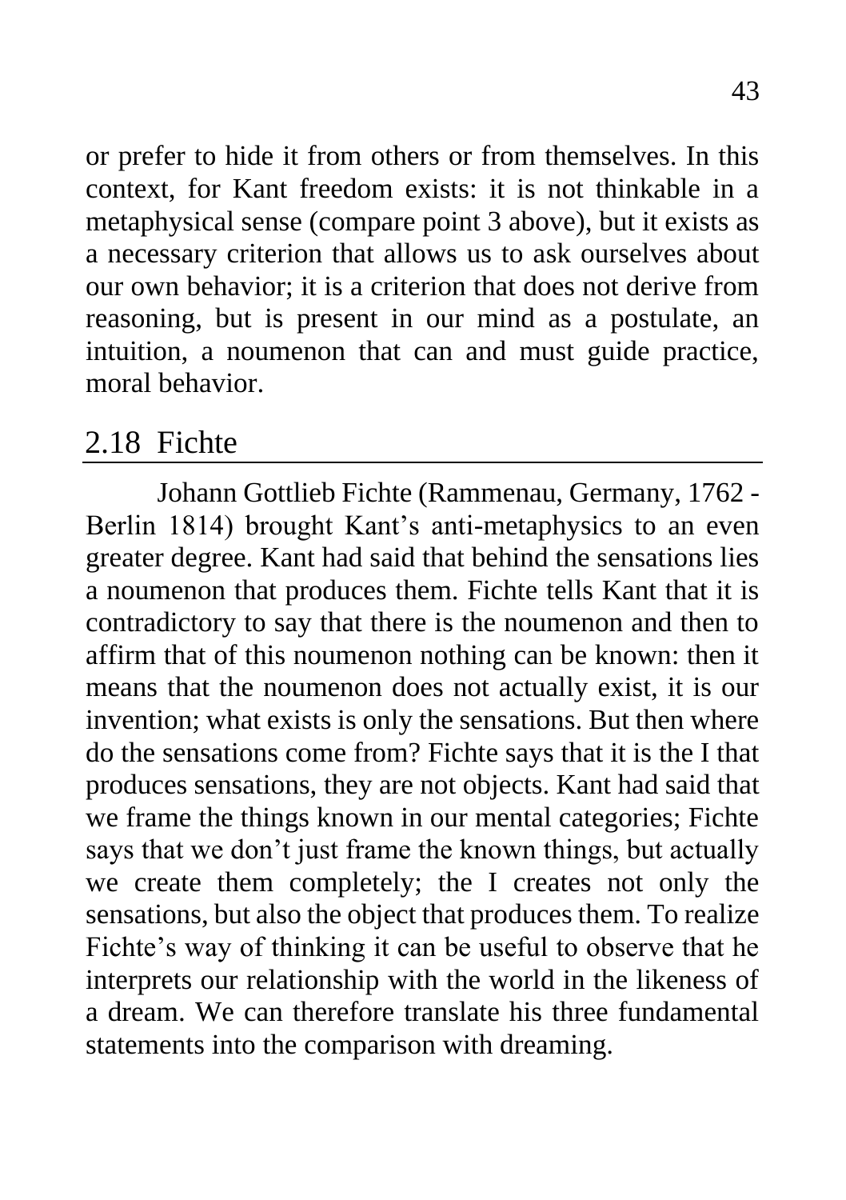or prefer to hide it from others or from themselves. In this context, for Kant freedom exists: it is not thinkable in a metaphysical sense (compare point 3 above), but it exists as a necessary criterion that allows us to ask ourselves about our own behavior; it is a criterion that does not derive from reasoning, but is present in our mind as a postulate, an intuition, a noumenon that can and must guide practice, moral behavior.

## 2.18 Fichte

Johann Gottlieb Fichte (Rammenau, Germany, 1762 - Berlin 1814) brought Kant's anti-metaphysics to an even greater degree. Kant had said that behind the sensations lies a noumenon that produces them. Fichte tells Kant that it is contradictory to say that there is the noumenon and then to affirm that of this noumenon nothing can be known: then it means that the noumenon does not actually exist, it is our invention; what exists is only the sensations. But then where do the sensations come from? Fichte says that it is the I that produces sensations, they are not objects. Kant had said that we frame the things known in our mental categories; Fichte says that we don't just frame the known things, but actually we create them completely; the I creates not only the sensations, but also the object that produces them. To realize Fichte's way of thinking it can be useful to observe that he interprets our relationship with the world in the likeness of a dream. We can therefore translate his three fundamental statements into the comparison with dreaming.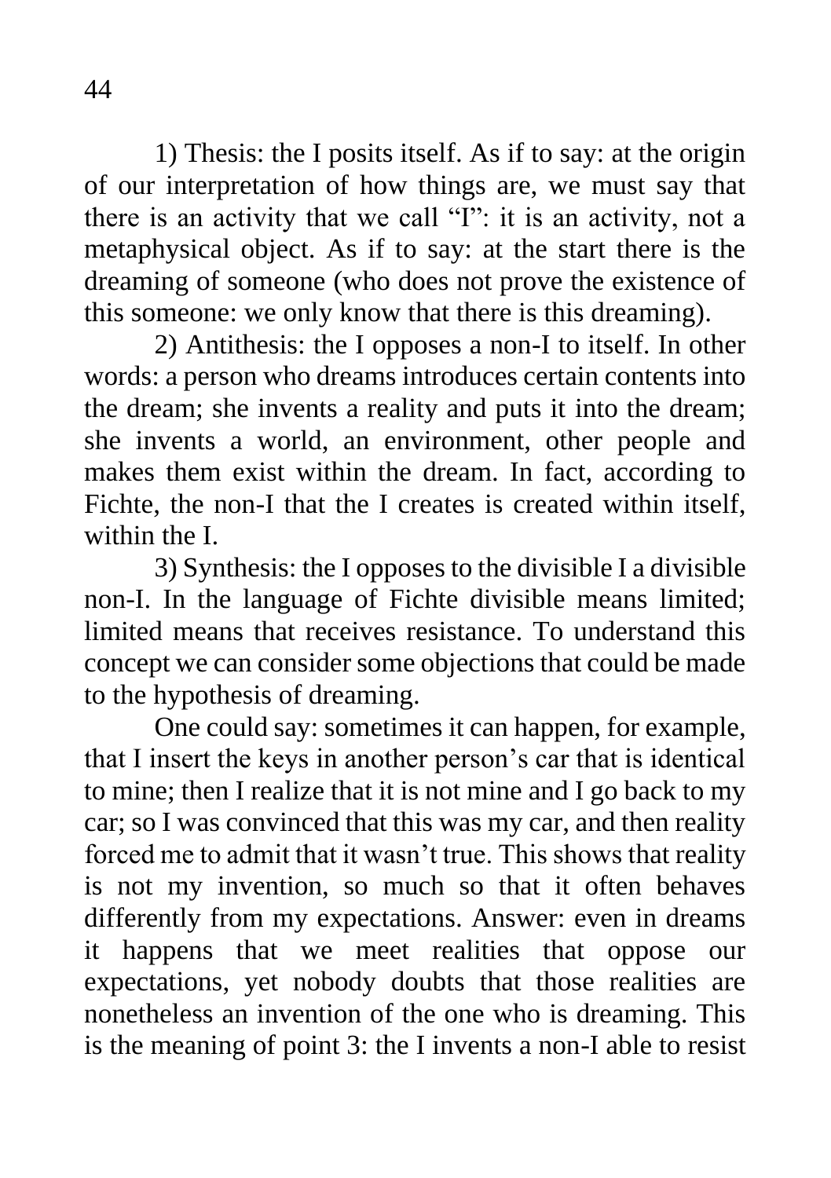1) Thesis: the I posits itself. As if to say: at the origin of our interpretation of how things are, we must say that there is an activity that we call "I": it is an activity, not a metaphysical object. As if to say: at the start there is the dreaming of someone (who does not prove the existence of this someone: we only know that there is this dreaming).

2) Antithesis: the I opposes a non-I to itself. In other words: a person who dreams introduces certain contents into the dream; she invents a reality and puts it into the dream; she invents a world, an environment, other people and makes them exist within the dream. In fact, according to Fichte, the non-I that the I creates is created within itself, within the I.

3) Synthesis: the I opposes to the divisible I a divisible non-I. In the language of Fichte divisible means limited; limited means that receives resistance. To understand this concept we can consider some objections that could be made to the hypothesis of dreaming.

One could say: sometimes it can happen, for example, that I insert the keys in another person's car that is identical to mine; then I realize that it is not mine and I go back to my car; so I was convinced that this was my car, and then reality forced me to admit that it wasn't true. This shows that reality is not my invention, so much so that it often behaves differently from my expectations. Answer: even in dreams it happens that we meet realities that oppose our expectations, yet nobody doubts that those realities are nonetheless an invention of the one who is dreaming. This is the meaning of point 3: the I invents a non-I able to resist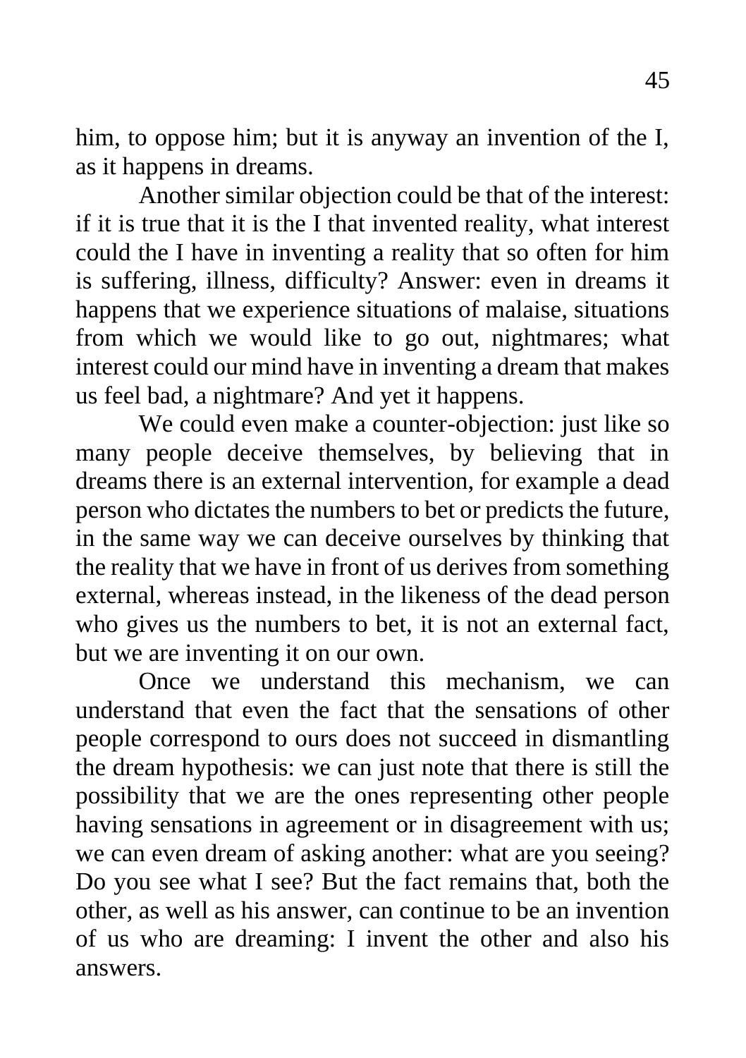him, to oppose him; but it is anyway an invention of the I, as it happens in dreams.

Another similar objection could be that of the interest: if it is true that it is the I that invented reality, what interest could the I have in inventing a reality that so often for him is suffering, illness, difficulty? Answer: even in dreams it happens that we experience situations of malaise, situations from which we would like to go out, nightmares; what interest could our mind have in inventing a dream that makes us feel bad, a nightmare? And yet it happens.

We could even make a counter-objection: just like so many people deceive themselves, by believing that in dreams there is an external intervention, for example a dead person who dictates the numbers to bet or predicts the future, in the same way we can deceive ourselves by thinking that the reality that we have in front of us derives from something external, whereas instead, in the likeness of the dead person who gives us the numbers to bet, it is not an external fact, but we are inventing it on our own.

Once we understand this mechanism, we can understand that even the fact that the sensations of other people correspond to ours does not succeed in dismantling the dream hypothesis: we can just note that there is still the possibility that we are the ones representing other people having sensations in agreement or in disagreement with us; we can even dream of asking another: what are you seeing? Do you see what I see? But the fact remains that, both the other, as well as his answer, can continue to be an invention of us who are dreaming: I invent the other and also his answers.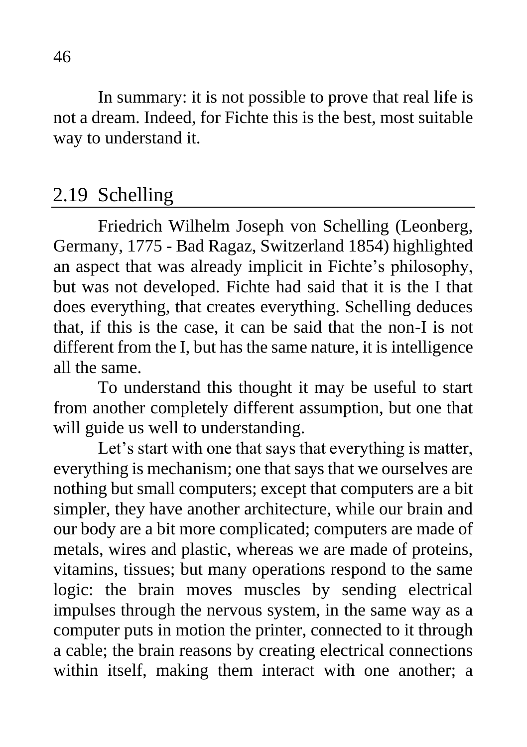In summary: it is not possible to prove that real life is not a dream. Indeed, for Fichte this is the best, most suitable way to understand it.

## 2.19 Schelling

Friedrich Wilhelm Joseph von Schelling (Leonberg, Germany, 1775 - Bad Ragaz, Switzerland 1854) highlighted an aspect that was already implicit in Fichte's philosophy, but was not developed. Fichte had said that it is the I that does everything, that creates everything. Schelling deduces that, if this is the case, it can be said that the non-I is not different from the I, but has the same nature, it is intelligence all the same.

To understand this thought it may be useful to start from another completely different assumption, but one that will guide us well to understanding.

Let's start with one that says that everything is matter, everything is mechanism; one that says that we ourselves are nothing but small computers; except that computers are a bit simpler, they have another architecture, while our brain and our body are a bit more complicated; computers are made of metals, wires and plastic, whereas we are made of proteins, vitamins, tissues; but many operations respond to the same logic: the brain moves muscles by sending electrical impulses through the nervous system, in the same way as a computer puts in motion the printer, connected to it through a cable; the brain reasons by creating electrical connections within itself, making them interact with one another; a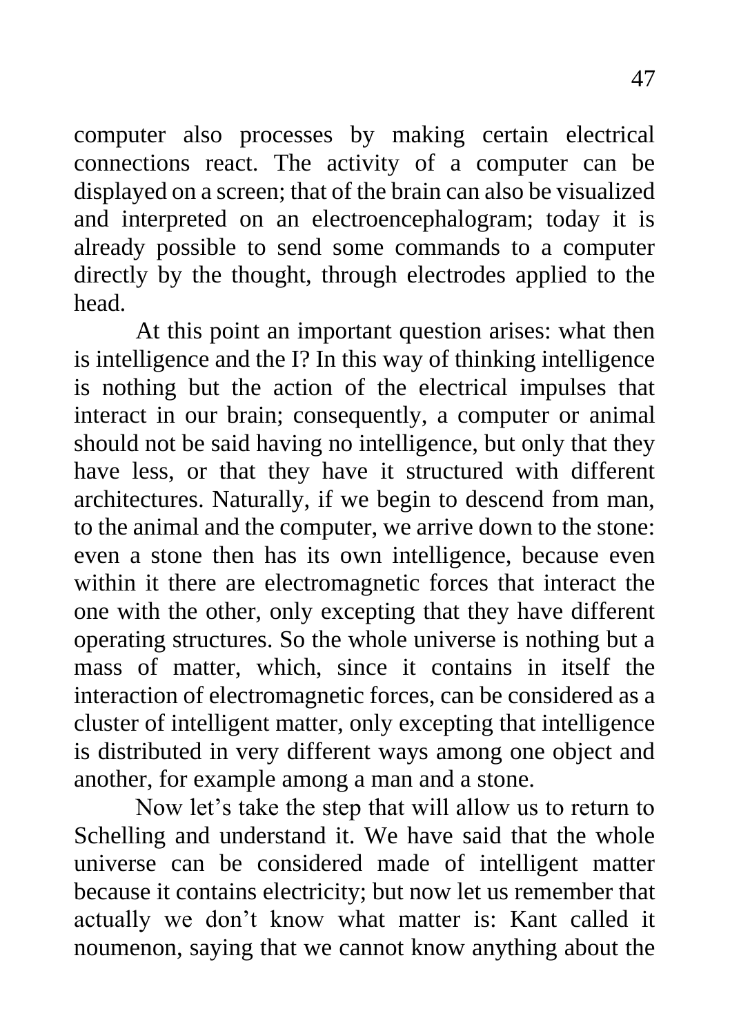computer also processes by making certain electrical connections react. The activity of a computer can be displayed on a screen; that of the brain can also be visualized and interpreted on an electroencephalogram; today it is already possible to send some commands to a computer directly by the thought, through electrodes applied to the head.

At this point an important question arises: what then is intelligence and the I? In this way of thinking intelligence is nothing but the action of the electrical impulses that interact in our brain; consequently, a computer or animal should not be said having no intelligence, but only that they have less, or that they have it structured with different architectures. Naturally, if we begin to descend from man, to the animal and the computer, we arrive down to the stone: even a stone then has its own intelligence, because even within it there are electromagnetic forces that interact the one with the other, only excepting that they have different operating structures. So the whole universe is nothing but a mass of matter, which, since it contains in itself the interaction of electromagnetic forces, can be considered as a cluster of intelligent matter, only excepting that intelligence is distributed in very different ways among one object and another, for example among a man and a stone.

Now let's take the step that will allow us to return to Schelling and understand it. We have said that the whole universe can be considered made of intelligent matter because it contains electricity; but now let us remember that actually we don't know what matter is: Kant called it noumenon, saying that we cannot know anything about the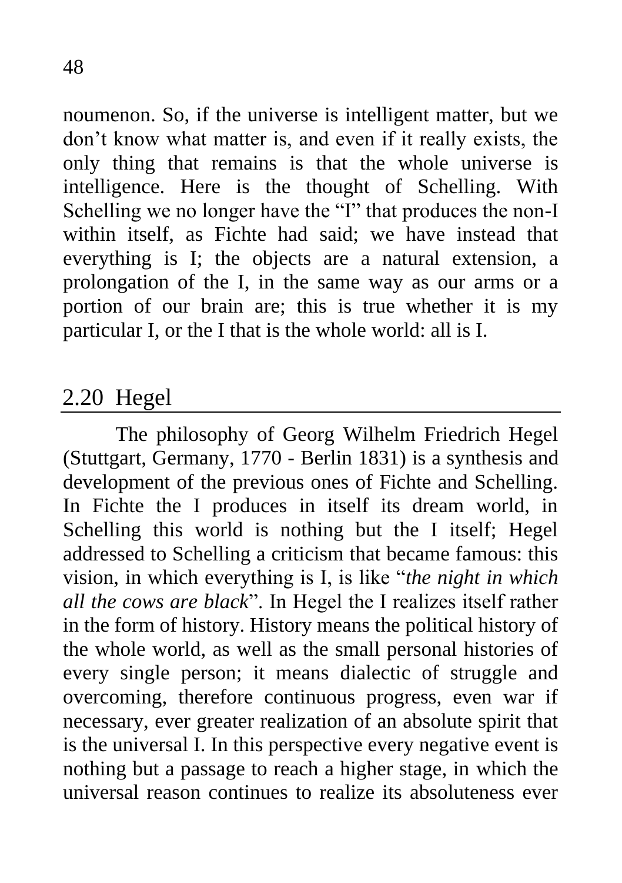noumenon. So, if the universe is intelligent matter, but we don't know what matter is, and even if it really exists, the only thing that remains is that the whole universe is intelligence. Here is the thought of Schelling. With Schelling we no longer have the "I" that produces the non-I within itself, as Fichte had said; we have instead that everything is I; the objects are a natural extension, a prolongation of the I, in the same way as our arms or a portion of our brain are; this is true whether it is my particular I, or the I that is the whole world: all is I.

## 2.20 Hegel

The philosophy of Georg Wilhelm Friedrich Hegel (Stuttgart, Germany, 1770 - Berlin 1831) is a synthesis and development of the previous ones of Fichte and Schelling. In Fichte the I produces in itself its dream world, in Schelling this world is nothing but the I itself; Hegel addressed to Schelling a criticism that became famous: this vision, in which everything is I, is like "*the night in which all the cows are black*". In Hegel the I realizes itself rather in the form of history. History means the political history of the whole world, as well as the small personal histories of every single person; it means dialectic of struggle and overcoming, therefore continuous progress, even war if necessary, ever greater realization of an absolute spirit that is the universal I. In this perspective every negative event is nothing but a passage to reach a higher stage, in which the universal reason continues to realize its absoluteness ever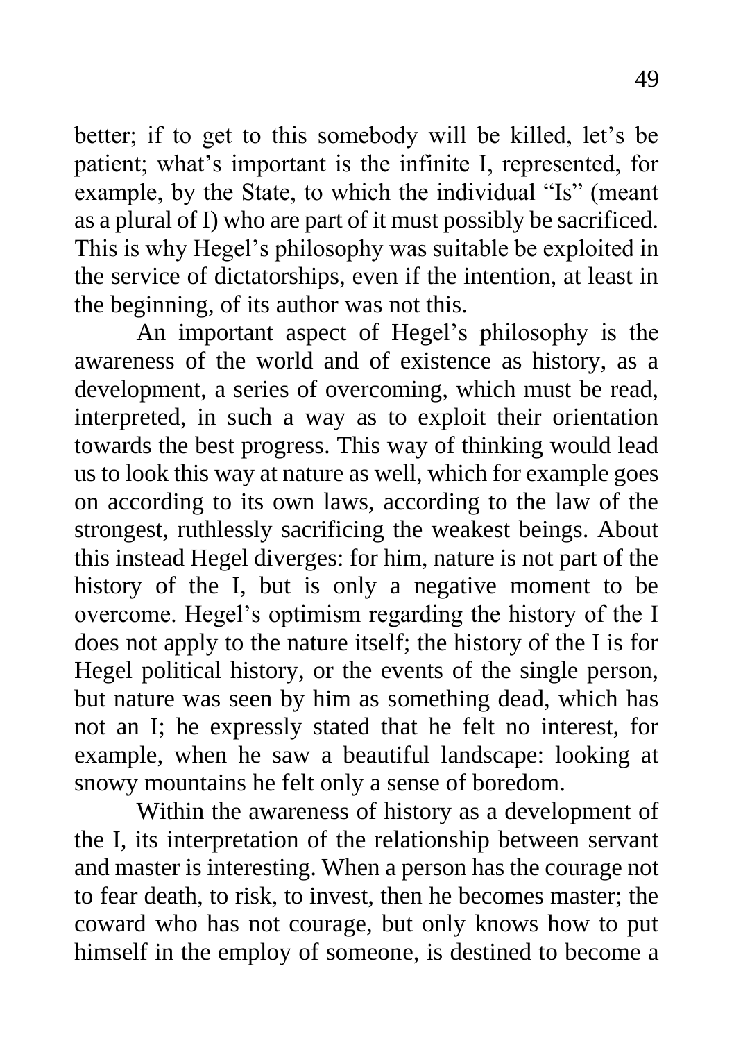better; if to get to this somebody will be killed, let's be patient; what's important is the infinite I, represented, for example, by the State, to which the individual "Is" (meant as a plural of I) who are part of it must possibly be sacrificed. This is why Hegel's philosophy was suitable be exploited in the service of dictatorships, even if the intention, at least in the beginning, of its author was not this.

An important aspect of Hegel's philosophy is the awareness of the world and of existence as history, as a development, a series of overcoming, which must be read, interpreted, in such a way as to exploit their orientation towards the best progress. This way of thinking would lead us to look this way at nature as well, which for example goes on according to its own laws, according to the law of the strongest, ruthlessly sacrificing the weakest beings. About this instead Hegel diverges: for him, nature is not part of the history of the I, but is only a negative moment to be overcome. Hegel's optimism regarding the history of the I does not apply to the nature itself; the history of the I is for Hegel political history, or the events of the single person, but nature was seen by him as something dead, which has not an I; he expressly stated that he felt no interest, for example, when he saw a beautiful landscape: looking at snowy mountains he felt only a sense of boredom.

Within the awareness of history as a development of the I, its interpretation of the relationship between servant and master is interesting. When a person has the courage not to fear death, to risk, to invest, then he becomes master; the coward who has not courage, but only knows how to put himself in the employ of someone, is destined to become a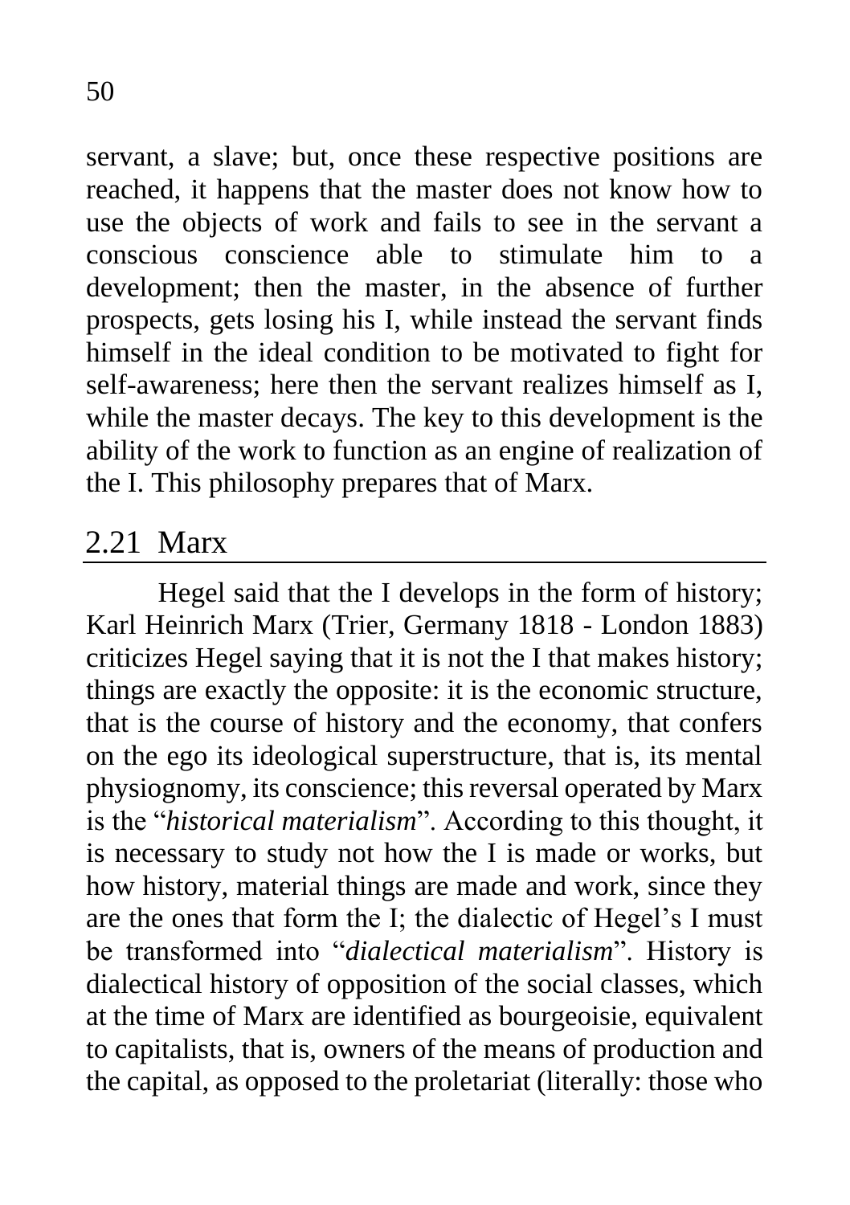servant, a slave; but, once these respective positions are reached, it happens that the master does not know how to use the objects of work and fails to see in the servant a conscious conscience able to stimulate him to a development; then the master, in the absence of further prospects, gets losing his I, while instead the servant finds himself in the ideal condition to be motivated to fight for self-awareness; here then the servant realizes himself as I, while the master decays. The key to this development is the ability of the work to function as an engine of realization of the I. This philosophy prepares that of Marx.

## 2.21 Marx

Hegel said that the I develops in the form of history; Karl Heinrich Marx (Trier, Germany 1818 - London 1883) criticizes Hegel saying that it is not the I that makes history; things are exactly the opposite: it is the economic structure, that is the course of history and the economy, that confers on the ego its ideological superstructure, that is, its mental physiognomy, its conscience; this reversal operated by Marx is the "*historical materialism*". According to this thought, it is necessary to study not how the I is made or works, but how history, material things are made and work, since they are the ones that form the I; the dialectic of Hegel's I must be transformed into "*dialectical materialism*". History is dialectical history of opposition of the social classes, which at the time of Marx are identified as bourgeoisie, equivalent to capitalists, that is, owners of the means of production and the capital, as opposed to the proletariat (literally: those who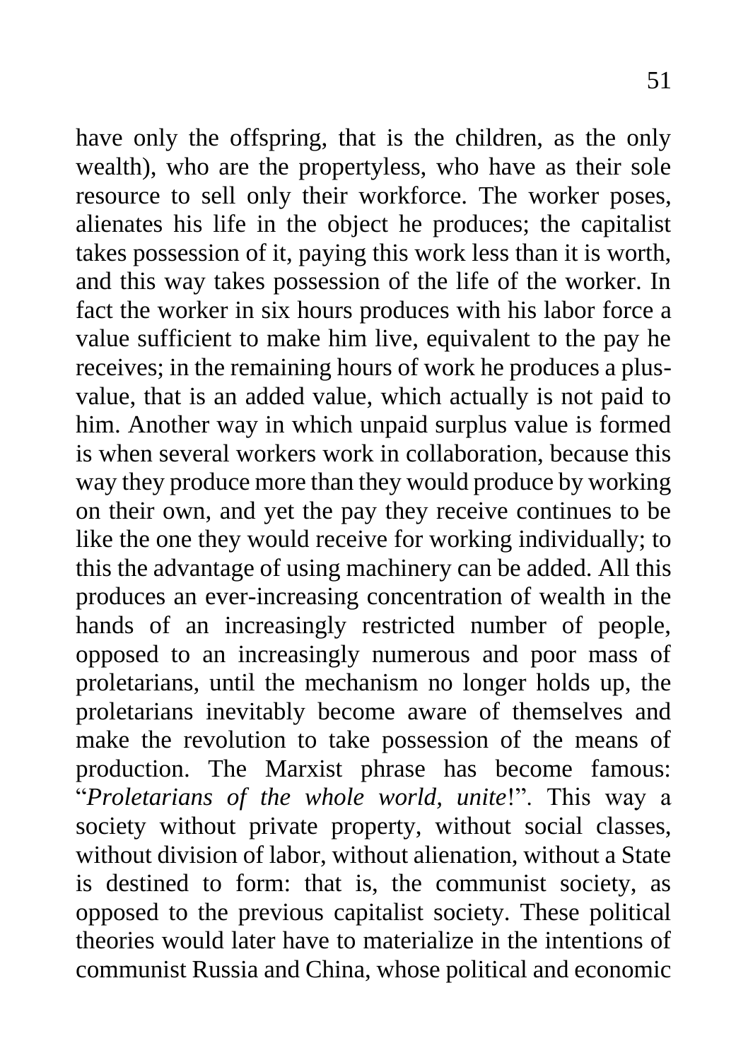have only the offspring, that is the children, as the only wealth), who are the propertyless, who have as their sole resource to sell only their workforce. The worker poses, alienates his life in the object he produces; the capitalist takes possession of it, paying this work less than it is worth, and this way takes possession of the life of the worker. In fact the worker in six hours produces with his labor force a value sufficient to make him live, equivalent to the pay he receives; in the remaining hours of work he produces a plus-value, that is an added value, which actually is not paid to him. Another way in which unpaid surplus value is formed is when several workers work in collaboration, because this way they produce more than they would produce by working on their own, and yet the pay they receive continues to be like the one they would receive for working individually; to this the advantage of using machinery can be added. All this produces an ever-increasing concentration of wealth in the hands of an increasingly restricted number of people, opposed to an increasingly numerous and poor mass of proletarians, until the mechanism no longer holds up, the proletarians inevitably become aware of themselves and make the revolution to take possession of the means of production. The Marxist phrase has become famous: "*Proletarians of the whole world, unite*!". This way a society without private property, without social classes, without division of labor, without alienation, without a State is destined to form: that is, the communist society, as opposed to the previous capitalist society. These political theories would later have to materialize in the intentions of communist Russia and China, whose political and economic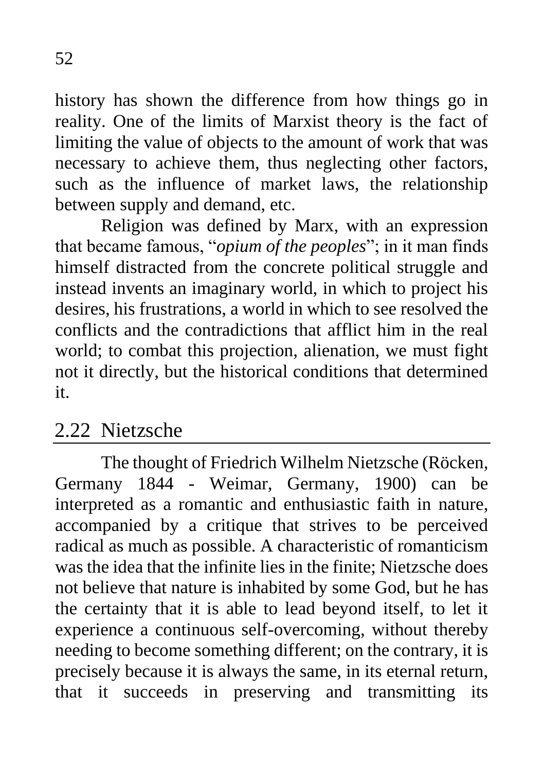history has shown the difference from how things go in reality. One of the limits of Marxist theory is the fact of limiting the value of objects to the amount of work that was necessary to achieve them, thus neglecting other factors, such as the influence of market laws, the relationship between supply and demand, etc.

Religion was defined by Marx, with an expression that became famous, "*opium of the peoples*"; in it man finds himself distracted from the concrete political struggle and instead invents an imaginary world, in which to project his desires, his frustrations, a world in which to see resolved the conflicts and the contradictions that afflict him in the real world; to combat this projection, alienation, we must fight not it directly, but the historical conditions that determined it.

## 2.22 Nietzsche

The thought of Friedrich Wilhelm Nietzsche (Röcken, Germany 1844 - Weimar, Germany, 1900) can be interpreted as a romantic and enthusiastic faith in nature, accompanied by a critique that strives to be perceived radical as much as possible. A characteristic of romanticism was the idea that the infinite lies in the finite; Nietzsche does not believe that nature is inhabited by some God, but he has the certainty that it is able to lead beyond itself, to let it experience a continuous self-overcoming, without thereby needing to become something different; on the contrary, it is precisely because it is always the same, in its eternal return, that it succeeds in preserving and transmitting its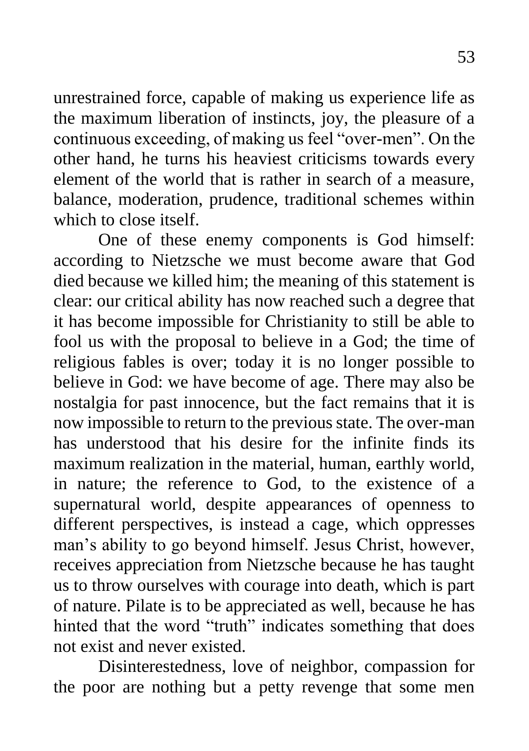unrestrained force, capable of making us experience life as the maximum liberation of instincts, joy, the pleasure of a continuous exceeding, of making us feel "over-men". On the other hand, he turns his heaviest criticisms towards every element of the world that is rather in search of a measure, balance, moderation, prudence, traditional schemes within which to close itself.

One of these enemy components is God himself: according to Nietzsche we must become aware that God died because we killed him; the meaning of this statement is clear: our critical ability has now reached such a degree that it has become impossible for Christianity to still be able to fool us with the proposal to believe in a God; the time of religious fables is over; today it is no longer possible to believe in God: we have become of age. There may also be nostalgia for past innocence, but the fact remains that it is now impossible to return to the previous state. The over-man has understood that his desire for the infinite finds its maximum realization in the material, human, earthly world, in nature; the reference to God, to the existence of a supernatural world, despite appearances of openness to different perspectives, is instead a cage, which oppresses man's ability to go beyond himself. Jesus Christ, however, receives appreciation from Nietzsche because he has taught us to throw ourselves with courage into death, which is part of nature. Pilate is to be appreciated as well, because he has hinted that the word "truth" indicates something that does not exist and never existed.

Disinterestedness, love of neighbor, compassion for the poor are nothing but a petty revenge that some men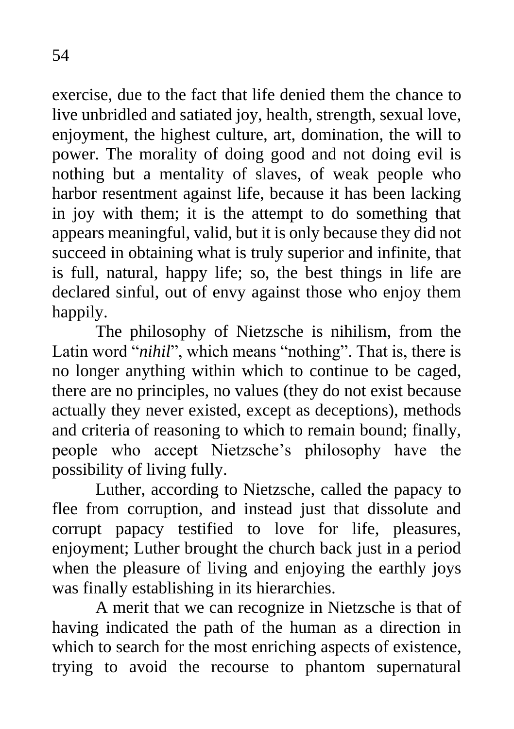exercise, due to the fact that life denied them the chance to live unbridled and satiated joy, health, strength, sexual love, enjoyment, the highest culture, art, domination, the will to power. The morality of doing good and not doing evil is nothing but a mentality of slaves, of weak people who harbor resentment against life, because it has been lacking in joy with them; it is the attempt to do something that appears meaningful, valid, but it is only because they did not succeed in obtaining what is truly superior and infinite, that is full, natural, happy life; so, the best things in life are declared sinful, out of envy against those who enjoy them happily.

The philosophy of Nietzsche is nihilism, from the Latin word "*nihil*", which means "nothing". That is, there is no longer anything within which to continue to be caged, there are no principles, no values (they do not exist because actually they never existed, except as deceptions), methods and criteria of reasoning to which to remain bound; finally, people who accept Nietzsche's philosophy have the possibility of living fully.

Luther, according to Nietzsche, called the papacy to flee from corruption, and instead just that dissolute and corrupt papacy testified to love for life, pleasures, enjoyment; Luther brought the church back just in a period when the pleasure of living and enjoying the earthly joys was finally establishing in its hierarchies.

A merit that we can recognize in Nietzsche is that of having indicated the path of the human as a direction in which to search for the most enriching aspects of existence, trying to avoid the recourse to phantom supernatural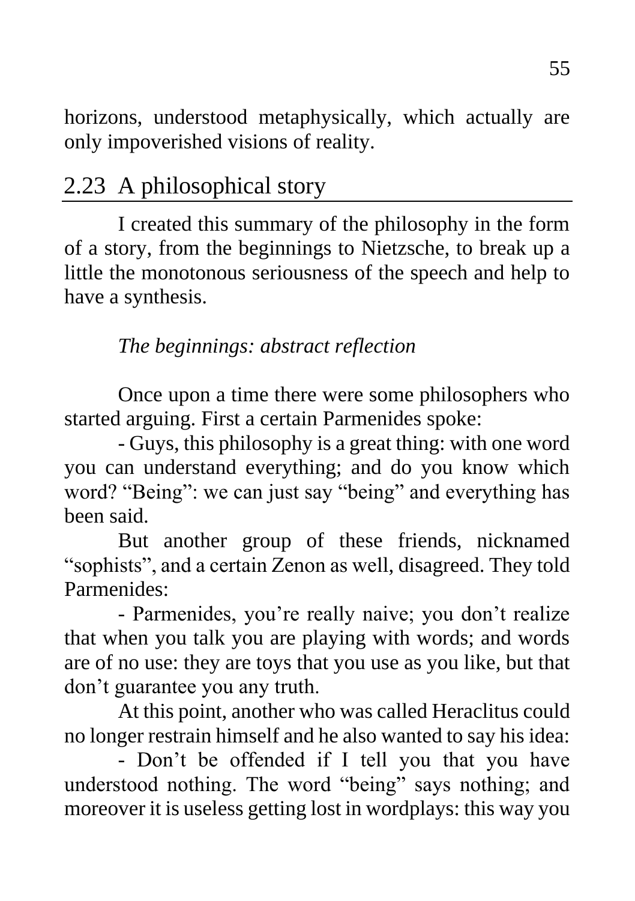horizons, understood metaphysically, which actually are only impoverished visions of reality.

## 2.23 A philosophical story

I created this summary of the philosophy in the form of a story, from the beginnings to Nietzsche, to break up a little the monotonous seriousness of the speech and help to have a synthesis.

*The beginnings: abstract reflection*

Once upon a time there were some philosophers who started arguing. First a certain Parmenides spoke:

- Guys, this philosophy is a great thing: with one word you can understand everything; and do you know which word? “Being”: we can just say “being” and everything has been said.

But another group of these friends, nicknamed “sophists”, and a certain Zenon as well, disagreed. They told Parmenides:

- Parmenides, you’re really naive; you don’t realize that when you talk you are playing with words; and words are of no use: they are toys that you use as you like, but that don’t guarantee you any truth.

At this point, another who was called Heraclitus could no longer restrain himself and he also wanted to say his idea:

- Don’t be offended if I tell you that you have understood nothing. The word “being” says nothing; and moreover it is useless getting lost in wordplays: this way you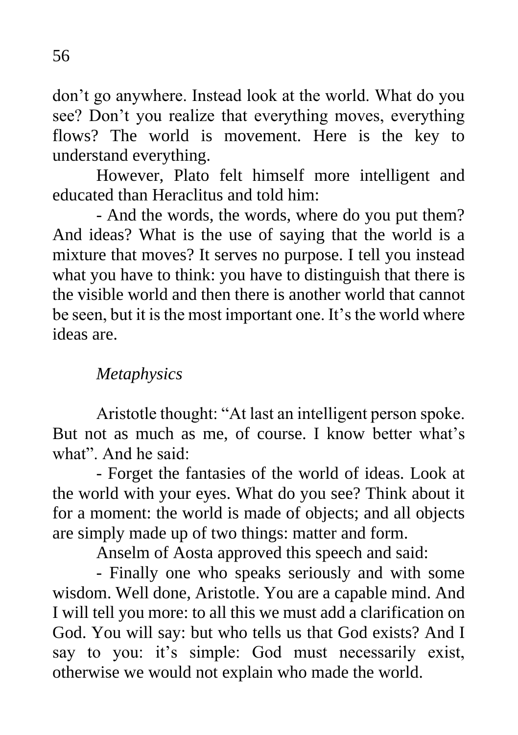don't go anywhere. Instead look at the world. What do you see? Don't you realize that everything moves, everything flows? The world is movement. Here is the key to understand everything.

However, Plato felt himself more intelligent and educated than Heraclitus and told him:

- And the words, the words, where do you put them? And ideas? What is the use of saying that the world is a mixture that moves? It serves no purpose. I tell you instead what you have to think: you have to distinguish that there is the visible world and then there is another world that cannot be seen, but it is the most important one. It's the world where ideas are.

*Metaphysics*

Aristotle thought: "At last an intelligent person spoke. But not as much as me, of course. I know better what's what". And he said:

- Forget the fantasies of the world of ideas. Look at the world with your eyes. What do you see? Think about it for a moment: the world is made of objects; and all objects are simply made up of two things: matter and form.

Anselm of Aosta approved this speech and said:

- Finally one who speaks seriously and with some wisdom. Well done, Aristotle. You are a capable mind. And I will tell you more: to all this we must add a clarification on God. You will say: but who tells us that God exists? And I say to you: it's simple: God must necessarily exist, otherwise we would not explain who made the world.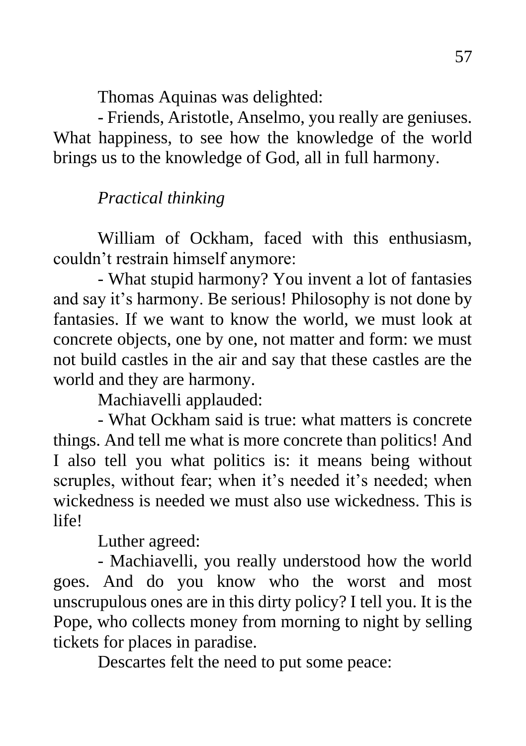Thomas Aquinas was delighted:

- Friends, Aristotle, Anselmo, you really are geniuses. What happiness, to see how the knowledge of the world brings us to the knowledge of God, all in full harmony.

*Practical thinking*

William of Ockham, faced with this enthusiasm, couldn't restrain himself anymore:

- What stupid harmony? You invent a lot of fantasies and say it's harmony. Be serious! Philosophy is not done by fantasies. If we want to know the world, we must look at concrete objects, one by one, not matter and form: we must not build castles in the air and say that these castles are the world and they are harmony.

Machiavelli applauded:

- What Ockham said is true: what matters is concrete things. And tell me what is more concrete than politics! And I also tell you what politics is: it means being without scruples, without fear; when it's needed it's needed; when wickedness is needed we must also use wickedness. This is life!

Luther agreed:

- Machiavelli, you really understood how the world goes. And do you know who the worst and most unscrupulous ones are in this dirty policy? I tell you. It is the Pope, who collects money from morning to night by selling tickets for places in paradise.

Descartes felt the need to put some peace: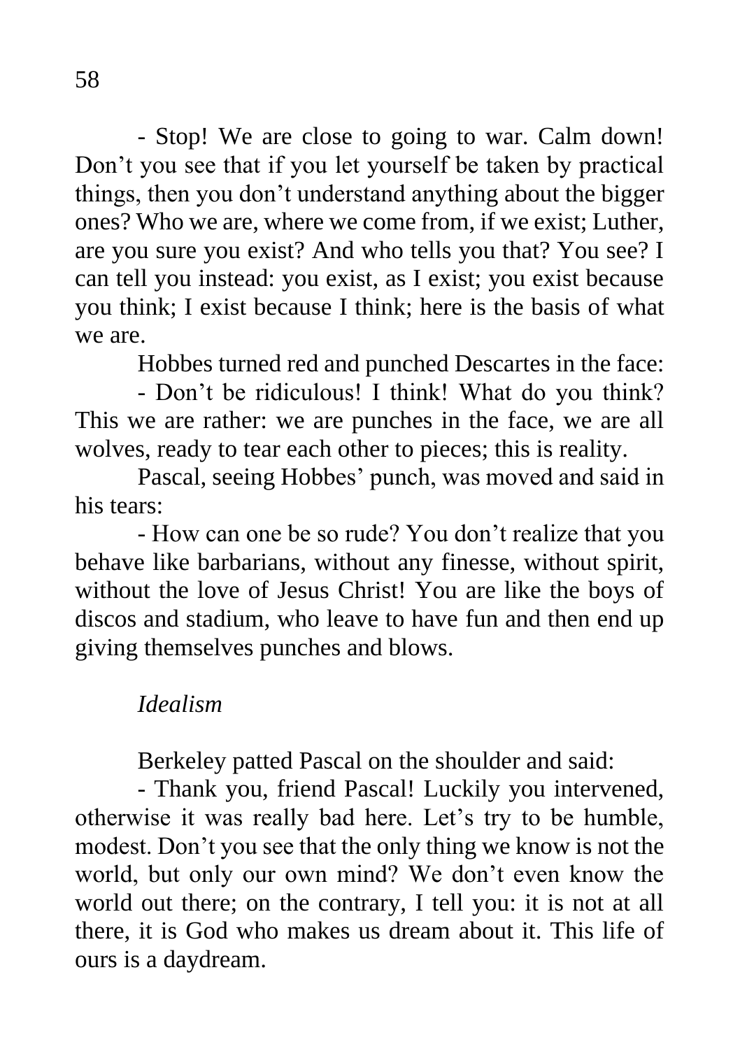- Stop! We are close to going to war. Calm down! Don't you see that if you let yourself be taken by practical things, then you don't understand anything about the bigger ones? Who we are, where we come from, if we exist; Luther, are you sure you exist? And who tells you that? You see? I can tell you instead: you exist, as I exist; you exist because you think; I exist because I think; here is the basis of what we are.

Hobbes turned red and punched Descartes in the face:

- Don't be ridiculous! I think! What do you think? This we are rather: we are punches in the face, we are all wolves, ready to tear each other to pieces; this is reality.

Pascal, seeing Hobbes' punch, was moved and said in his tears:

- How can one be so rude? You don't realize that you behave like barbarians, without any finesse, without spirit, without the love of Jesus Christ! You are like the boys of discos and stadium, who leave to have fun and then end up giving themselves punches and blows.

*Idealism*

Berkeley patted Pascal on the shoulder and said:

- Thank you, friend Pascal! Luckily you intervened, otherwise it was really bad here. Let's try to be humble, modest. Don't you see that the only thing we know is not the world, but only our own mind? We don't even know the world out there; on the contrary, I tell you: it is not at all there, it is God who makes us dream about it. This life of ours is a daydream.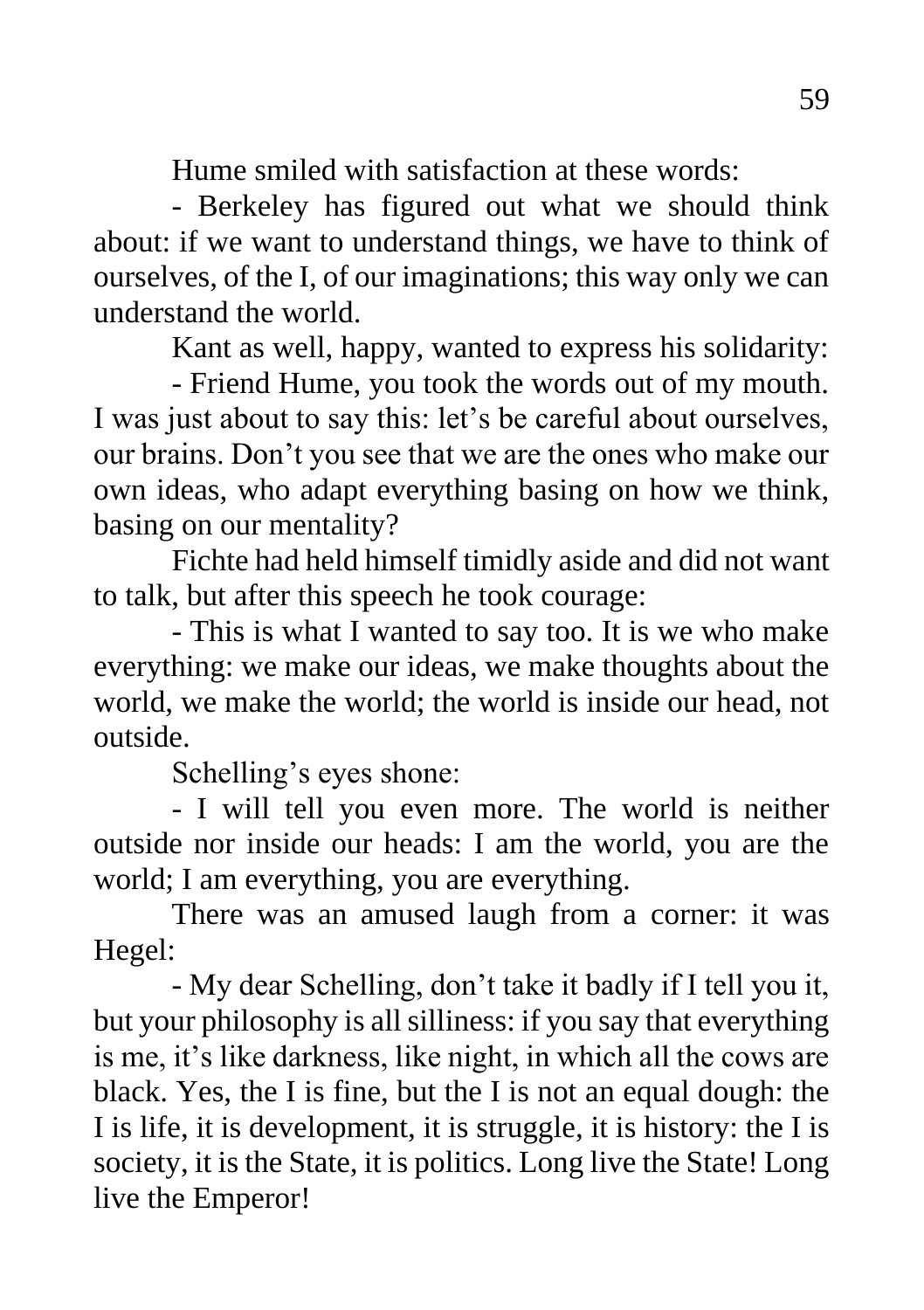Hume smiled with satisfaction at these words:

- Berkeley has figured out what we should think about: if we want to understand things, we have to think of ourselves, of the I, of our imaginations; this way only we can understand the world.

Kant as well, happy, wanted to express his solidarity:

- Friend Hume, you took the words out of my mouth. I was just about to say this: let's be careful about ourselves, our brains. Don't you see that we are the ones who make our own ideas, who adapt everything basing on how we think, basing on our mentality?

Fichte had held himself timidly aside and did not want to talk, but after this speech he took courage:

- This is what I wanted to say too. It is we who make everything: we make our ideas, we make thoughts about the world, we make the world; the world is inside our head, not outside.

Schelling's eyes shone:

- I will tell you even more. The world is neither outside nor inside our heads: I am the world, you are the world; I am everything, you are everything.

There was an amused laugh from a corner: it was Hegel:

- My dear Schelling, don't take it badly if I tell you it, but your philosophy is all silliness: if you say that everything is me, it's like darkness, like night, in which all the cows are black. Yes, the I is fine, but the I is not an equal dough: the I is life, it is development, it is struggle, it is history: the I is society, it is the State, it is politics. Long live the State! Long live the Emperor!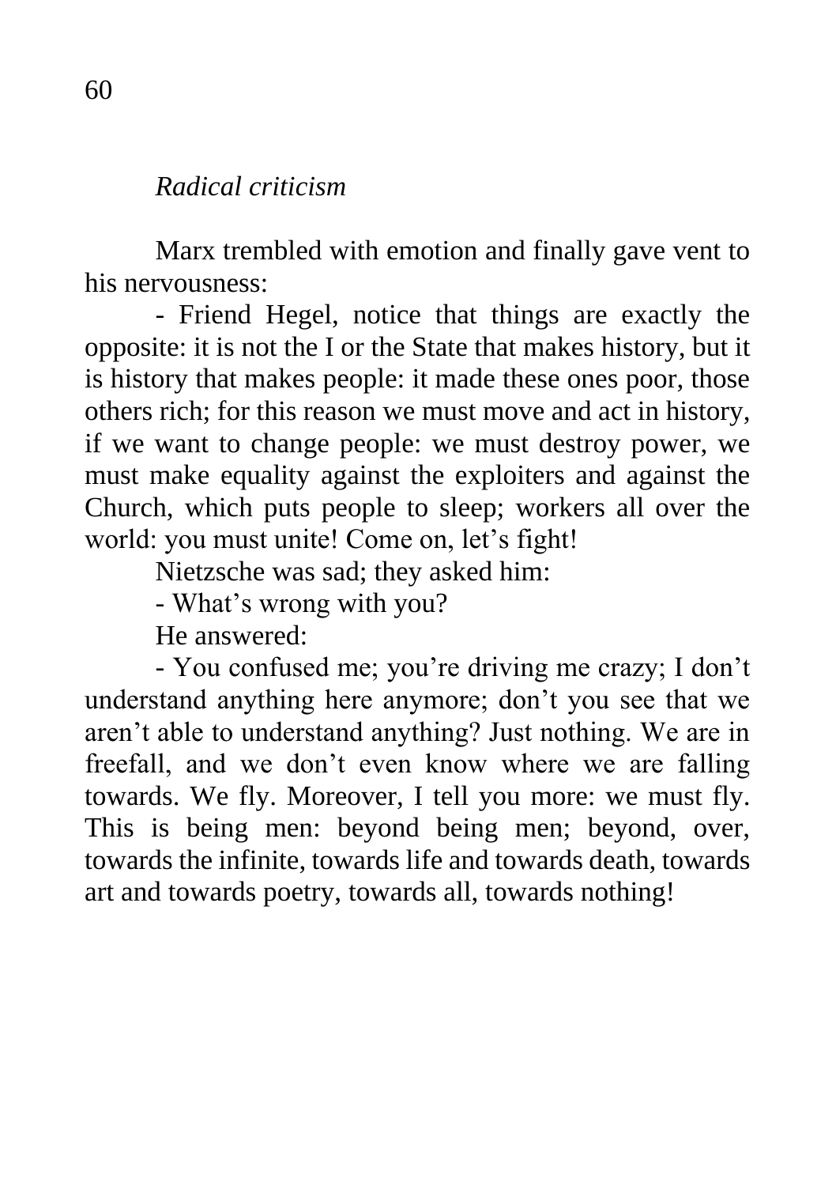*Radical criticism*

Marx trembled with emotion and finally gave vent to his nervousness:

- Friend Hegel, notice that things are exactly the opposite: it is not the I or the State that makes history, but it is history that makes people: it made these ones poor, those others rich; for this reason we must move and act in history, if we want to change people: we must destroy power, we must make equality against the exploiters and against the Church, which puts people to sleep; workers all over the world: you must unite! Come on, let's fight!

Nietzsche was sad; they asked him:

- What's wrong with you?

He answered:

- You confused me; you're driving me crazy; I don't understand anything here anymore; don't you see that we aren't able to understand anything? Just nothing. We are in freefall, and we don't even know where we are falling towards. We fly. Moreover, I tell you more: we must fly. This is being men: beyond being men; beyond, over, towards the infinite, towards life and towards death, towards art and towards poetry, towards all, towards nothing!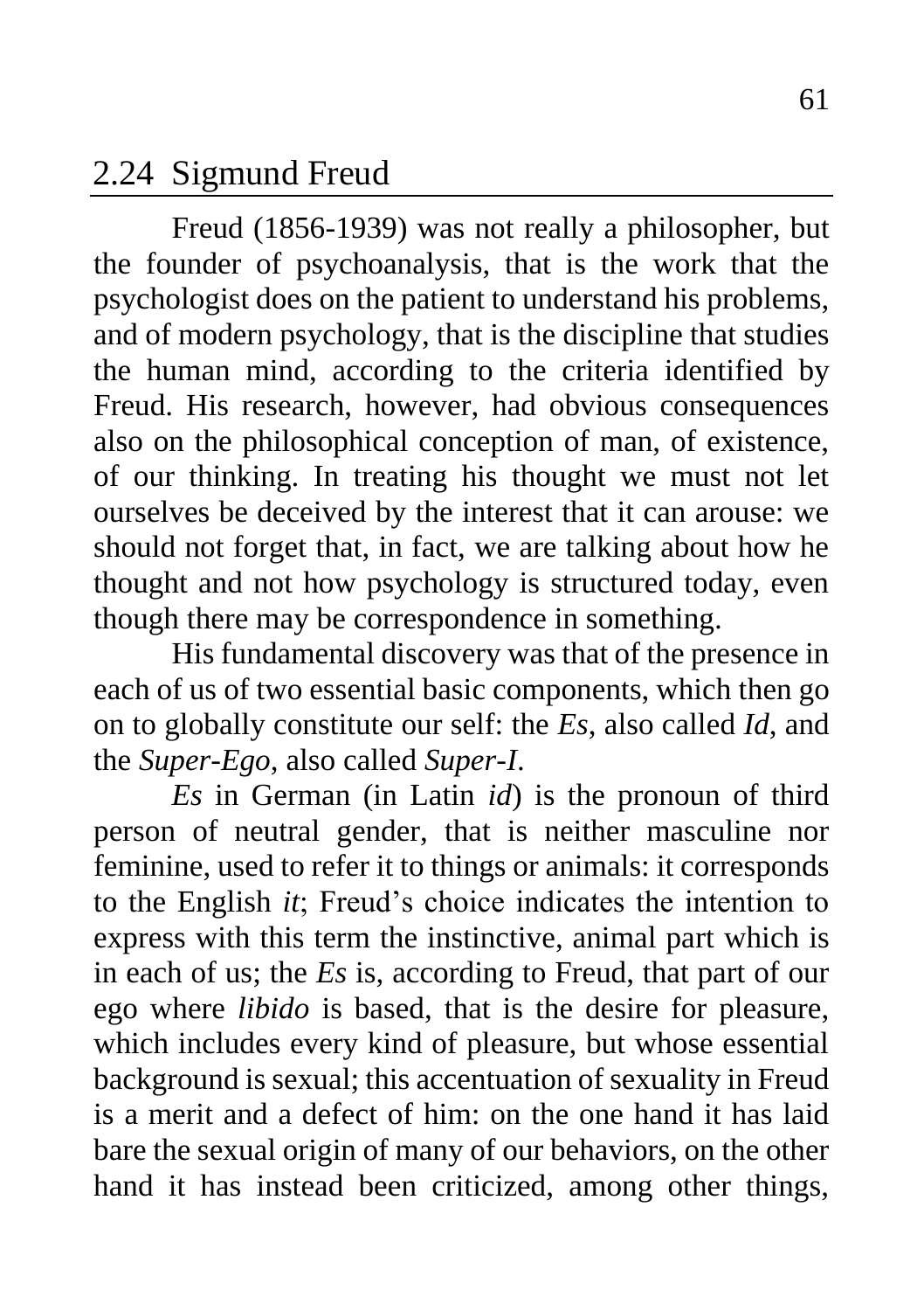## 2.24 Sigmund Freud

Freud (1856-1939) was not really a philosopher, but the founder of psychoanalysis, that is the work that the psychologist does on the patient to understand his problems, and of modern psychology, that is the discipline that studies the human mind, according to the criteria identified by Freud. His research, however, had obvious consequences also on the philosophical conception of man, of existence, of our thinking. In treating his thought we must not let ourselves be deceived by the interest that it can arouse: we should not forget that, in fact, we are talking about how he thought and not how psychology is structured today, even though there may be correspondence in something.

His fundamental discovery was that of the presence in each of us of two essential basic components, which then go on to globally constitute our self: the *Es*, also called *Id*, and the *Super-Ego*, also called *Super-I*.

*Es* in German (in Latin *id*) is the pronoun of third person of neutral gender, that is neither masculine nor feminine, used to refer it to things or animals: it corresponds to the English *it*; Freud's choice indicates the intention to express with this term the instinctive, animal part which is in each of us; the *Es* is, according to Freud, that part of our ego where *libido* is based, that is the desire for pleasure, which includes every kind of pleasure, but whose essential background is sexual; this accentuation of sexuality in Freud is a merit and a defect of him: on the one hand it has laid bare the sexual origin of many of our behaviors, on the other hand it has instead been criticized, among other things,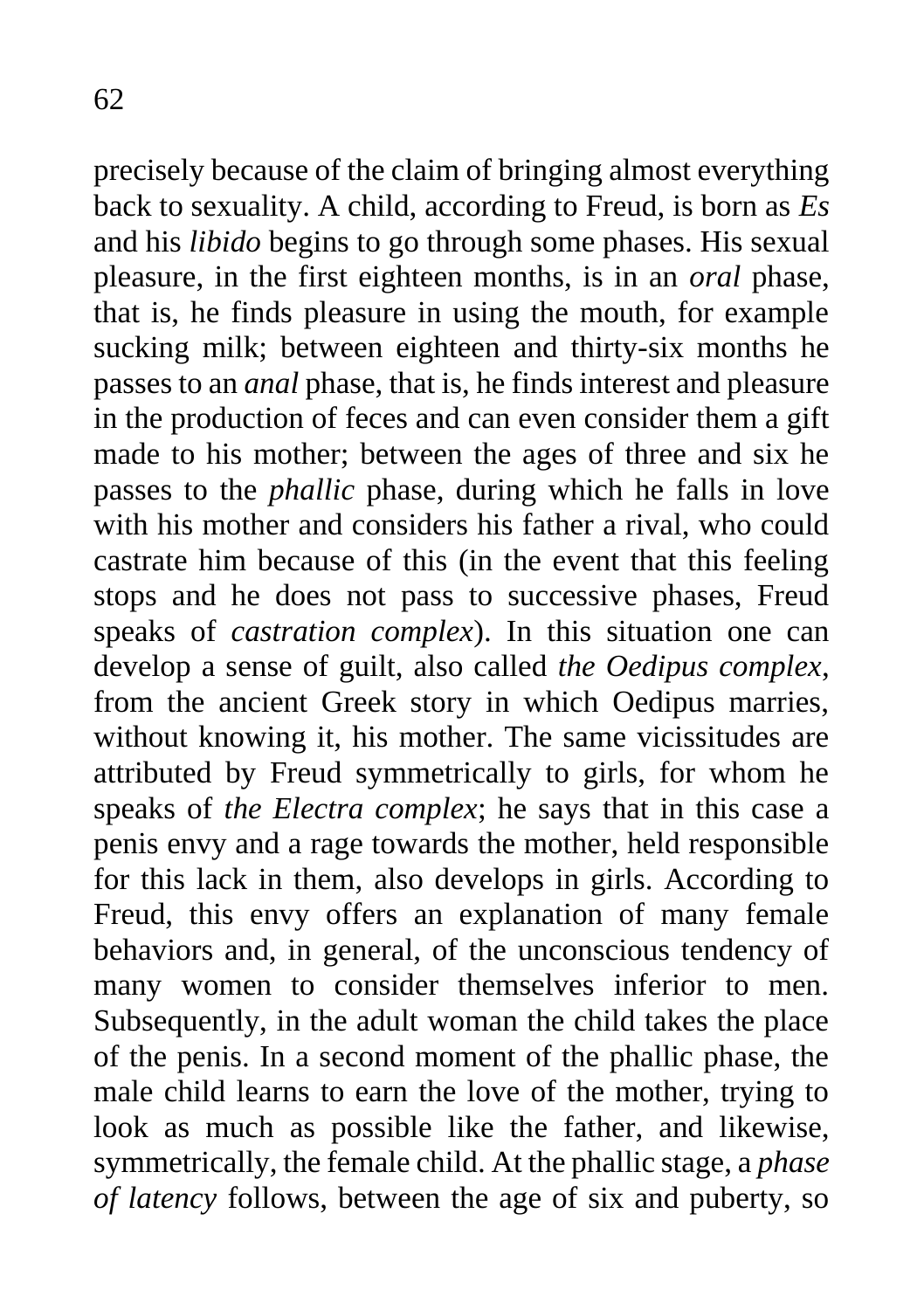precisely because of the claim of bringing almost everything back to sexuality. A child, according to Freud, is born as *Es* and his *libido* begins to go through some phases. His sexual pleasure, in the first eighteen months, is in an *oral* phase, that is, he finds pleasure in using the mouth, for example sucking milk; between eighteen and thirty-six months he passes to an *anal* phase, that is, he finds interest and pleasure in the production of feces and can even consider them a gift made to his mother; between the ages of three and six he passes to the *phallic* phase, during which he falls in love with his mother and considers his father a rival, who could castrate him because of this (in the event that this feeling stops and he does not pass to successive phases, Freud speaks of *castration complex*). In this situation one can develop a sense of guilt, also called *the Oedipus complex*, from the ancient Greek story in which Oedipus marries, without knowing it, his mother. The same vicissitudes are attributed by Freud symmetrically to girls, for whom he speaks of *the Electra complex*; he says that in this case a penis envy and a rage towards the mother, held responsible for this lack in them, also develops in girls. According to Freud, this envy offers an explanation of many female behaviors and, in general, of the unconscious tendency of many women to consider themselves inferior to men. Subsequently, in the adult woman the child takes the place of the penis. In a second moment of the phallic phase, the male child learns to earn the love of the mother, trying to look as much as possible like the father, and likewise, symmetrically, the female child. At the phallic stage, a *phase of latency* follows, between the age of six and puberty, so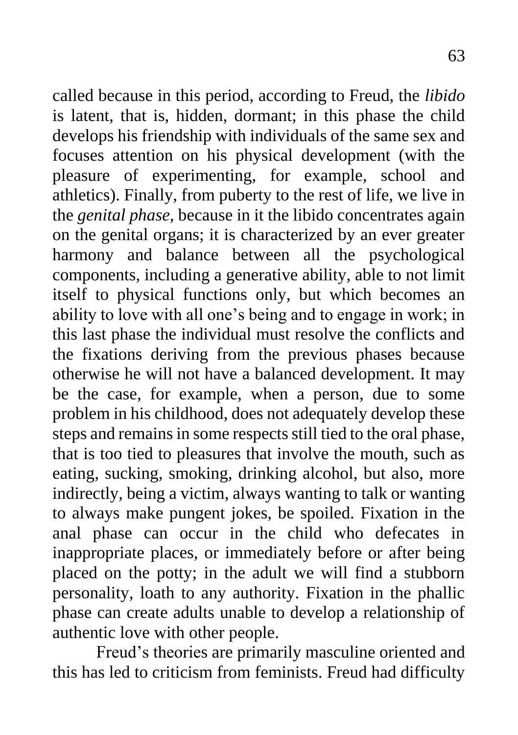called because in this period, according to Freud, the *libido* is latent, that is, hidden, dormant; in this phase the child develops his friendship with individuals of the same sex and focuses attention on his physical development (with the pleasure of experimenting, for example, school and athletics). Finally, from puberty to the rest of life, we live in the *genital phase*, because in it the libido concentrates again on the genital organs; it is characterized by an ever greater harmony and balance between all the psychological components, including a generative ability, able to not limit itself to physical functions only, but which becomes an ability to love with all one's being and to engage in work; in this last phase the individual must resolve the conflicts and the fixations deriving from the previous phases because otherwise he will not have a balanced development. It may be the case, for example, when a person, due to some problem in his childhood, does not adequately develop these steps and remains in some respects still tied to the oral phase, that is too tied to pleasures that involve the mouth, such as eating, sucking, smoking, drinking alcohol, but also, more indirectly, being a victim, always wanting to talk or wanting to always make pungent jokes, be spoiled. Fixation in the anal phase can occur in the child who defecates in inappropriate places, or immediately before or after being placed on the potty; in the adult we will find a stubborn personality, loath to any authority. Fixation in the phallic phase can create adults unable to develop a relationship of authentic love with other people.

Freud's theories are primarily masculine oriented and this has led to criticism from feminists. Freud had difficulty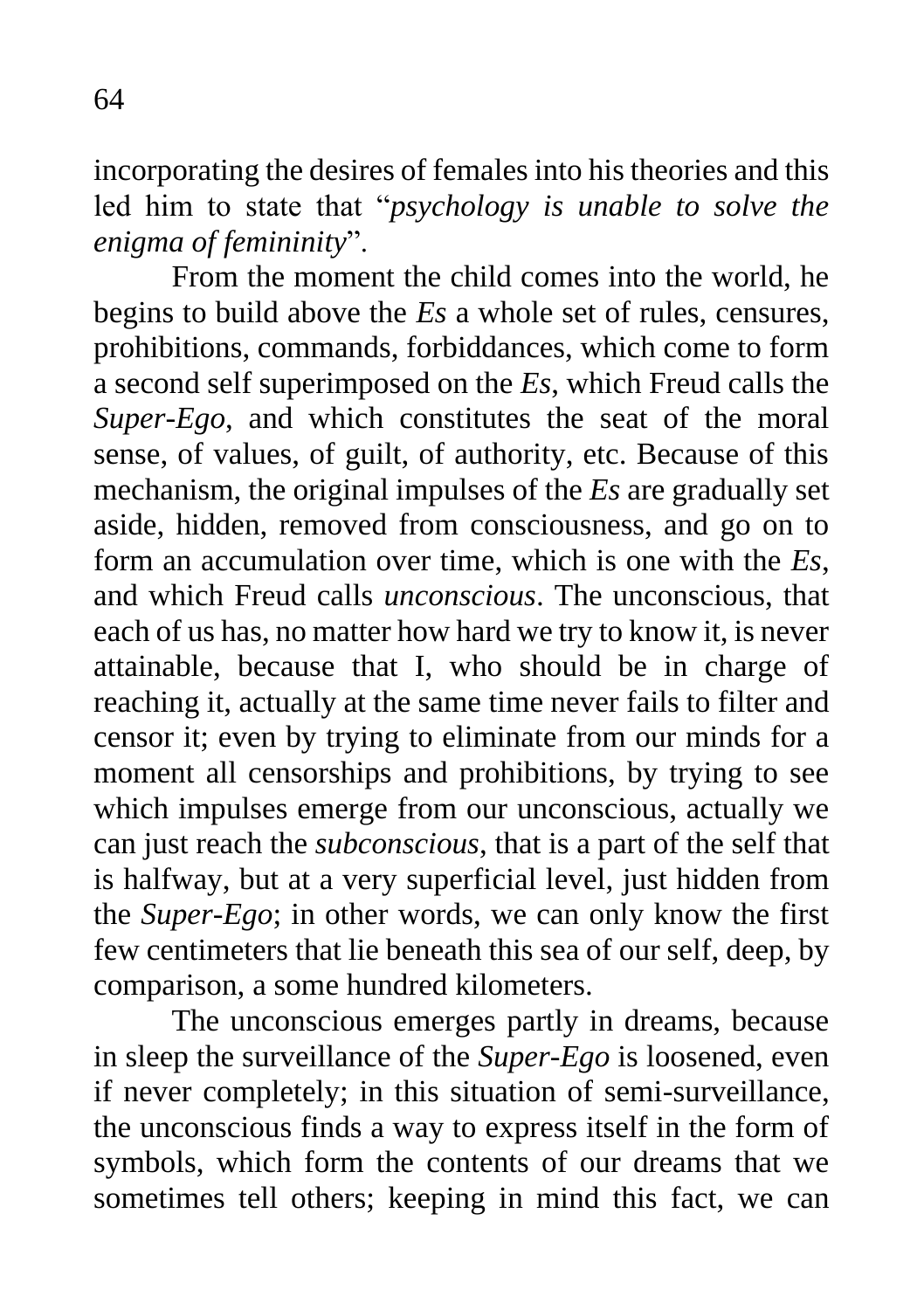incorporating the desires of females into his theories and this led him to state that "*psychology is unable to solve the enigma of femininity*".

From the moment the child comes into the world, he begins to build above the *Es* a whole set of rules, censures, prohibitions, commands, forbiddances, which come to form a second self superimposed on the *Es*, which Freud calls the *Super-Ego*, and which constitutes the seat of the moral sense, of values, of guilt, of authority, etc. Because of this mechanism, the original impulses of the *Es* are gradually set aside, hidden, removed from consciousness, and go on to form an accumulation over time, which is one with the *Es*, and which Freud calls *unconscious*. The unconscious, that each of us has, no matter how hard we try to know it, is never attainable, because that I, who should be in charge of reaching it, actually at the same time never fails to filter and censor it; even by trying to eliminate from our minds for a moment all censorships and prohibitions, by trying to see which impulses emerge from our unconscious, actually we can just reach the *subconscious*, that is a part of the self that is halfway, but at a very superficial level, just hidden from the *Super-Ego*; in other words, we can only know the first few centimeters that lie beneath this sea of our self, deep, by comparison, a some hundred kilometers.

The unconscious emerges partly in dreams, because in sleep the surveillance of the *Super-Ego* is loosened, even if never completely; in this situation of semi-surveillance, the unconscious finds a way to express itself in the form of symbols, which form the contents of our dreams that we sometimes tell others; keeping in mind this fact, we can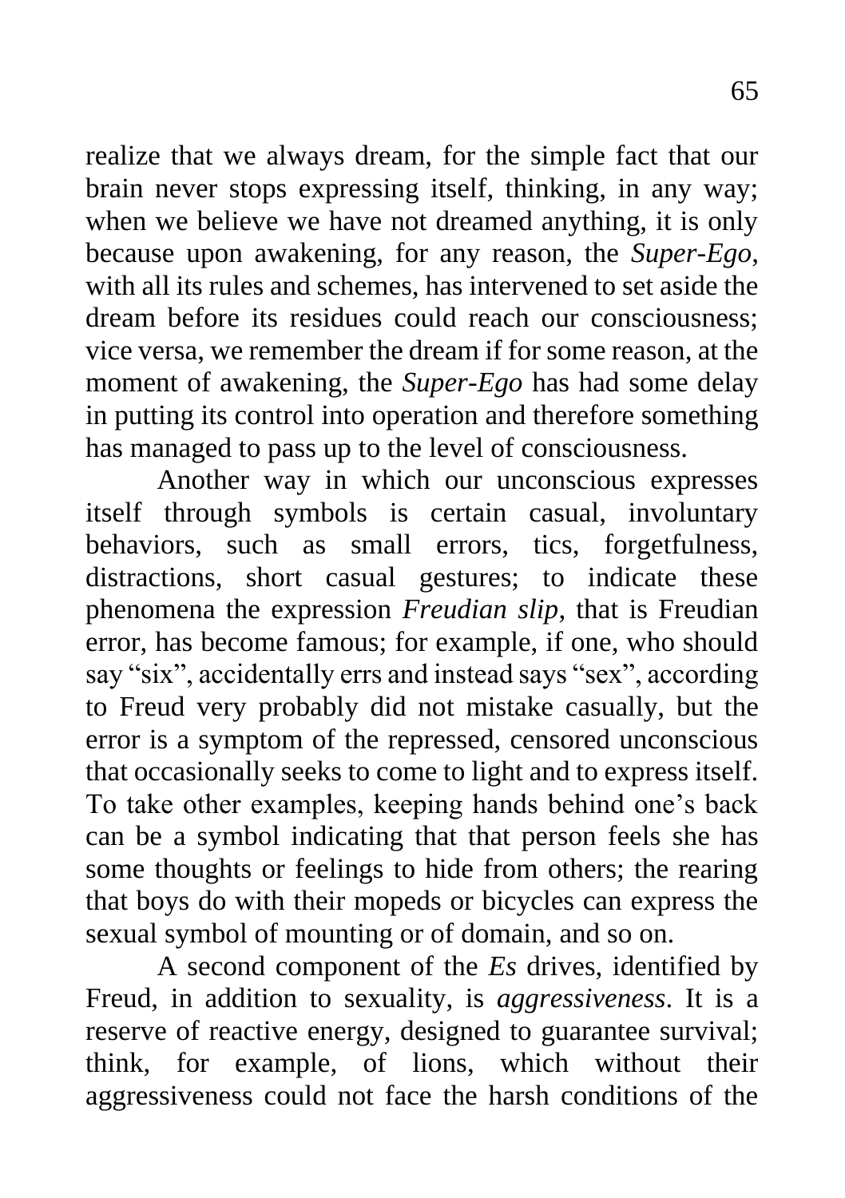realize that we always dream, for the simple fact that our brain never stops expressing itself, thinking, in any way; when we believe we have not dreamed anything, it is only because upon awakening, for any reason, the *Super-Ego*, with all its rules and schemes, has intervened to set aside the dream before its residues could reach our consciousness; vice versa, we remember the dream if for some reason, at the moment of awakening, the *Super-Ego* has had some delay in putting its control into operation and therefore something has managed to pass up to the level of consciousness.

Another way in which our unconscious expresses itself through symbols is certain casual, involuntary behaviors, such as small errors, tics, forgetfulness, distractions, short casual gestures; to indicate these phenomena the expression *Freudian slip*, that is Freudian error, has become famous; for example, if one, who should say "six", accidentally errs and instead says "sex", according to Freud very probably did not mistake casually, but the error is a symptom of the repressed, censored unconscious that occasionally seeks to come to light and to express itself. To take other examples, keeping hands behind one's back can be a symbol indicating that that person feels she has some thoughts or feelings to hide from others; the rearing that boys do with their mopeds or bicycles can express the sexual symbol of mounting or of domain, and so on.

A second component of the *Es* drives, identified by Freud, in addition to sexuality, is *aggressiveness*. It is a reserve of reactive energy, designed to guarantee survival; think, for example, of lions, which without their aggressiveness could not face the harsh conditions of the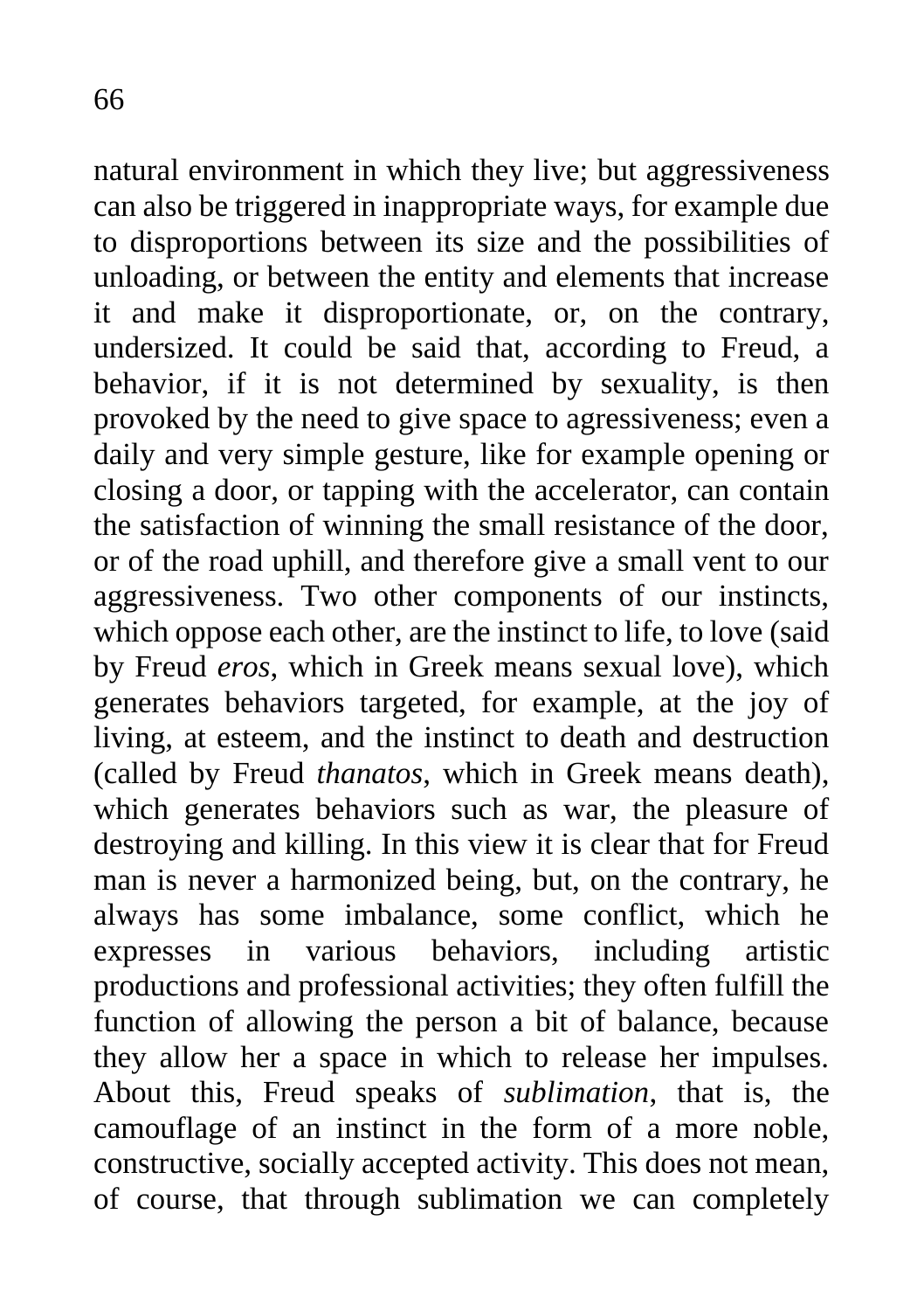natural environment in which they live; but aggressiveness can also be triggered in inappropriate ways, for example due to disproportions between its size and the possibilities of unloading, or between the entity and elements that increase it and make it disproportionate, or, on the contrary, undersized. It could be said that, according to Freud, a behavior, if it is not determined by sexuality, is then provoked by the need to give space to agressiveness; even a daily and very simple gesture, like for example opening or closing a door, or tapping with the accelerator, can contain the satisfaction of winning the small resistance of the door, or of the road uphill, and therefore give a small vent to our aggressiveness. Two other components of our instincts, which oppose each other, are the instinct to life, to love (said by Freud *eros*, which in Greek means sexual love), which generates behaviors targeted, for example, at the joy of living, at esteem, and the instinct to death and destruction (called by Freud *thanatos*, which in Greek means death), which generates behaviors such as war, the pleasure of destroying and killing. In this view it is clear that for Freud man is never a harmonized being, but, on the contrary, he always has some imbalance, some conflict, which he expresses in various behaviors, including artistic productions and professional activities; they often fulfill the function of allowing the person a bit of balance, because they allow her a space in which to release her impulses. About this, Freud speaks of *sublimation*, that is, the camouflage of an instinct in the form of a more noble, constructive, socially accepted activity. This does not mean, of course, that through sublimation we can completely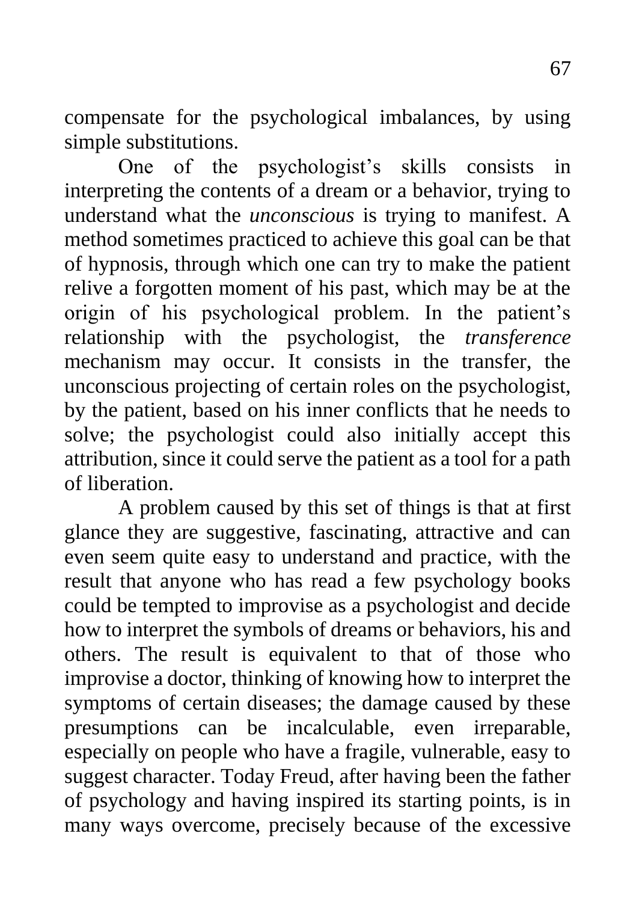compensate for the psychological imbalances, by using simple substitutions.

One of the psychologist's skills consists in interpreting the contents of a dream or a behavior, trying to understand what the *unconscious* is trying to manifest. A method sometimes practiced to achieve this goal can be that of hypnosis, through which one can try to make the patient relive a forgotten moment of his past, which may be at the origin of his psychological problem. In the patient's relationship with the psychologist, the *transference* mechanism may occur. It consists in the transfer, the unconscious projecting of certain roles on the psychologist, by the patient, based on his inner conflicts that he needs to solve; the psychologist could also initially accept this attribution, since it could serve the patient as a tool for a path of liberation.

A problem caused by this set of things is that at first glance they are suggestive, fascinating, attractive and can even seem quite easy to understand and practice, with the result that anyone who has read a few psychology books could be tempted to improvise as a psychologist and decide how to interpret the symbols of dreams or behaviors, his and others. The result is equivalent to that of those who improvise a doctor, thinking of knowing how to interpret the symptoms of certain diseases; the damage caused by these presumptions can be incalculable, even irreparable, especially on people who have a fragile, vulnerable, easy to suggest character. Today Freud, after having been the father of psychology and having inspired its starting points, is in many ways overcome, precisely because of the excessive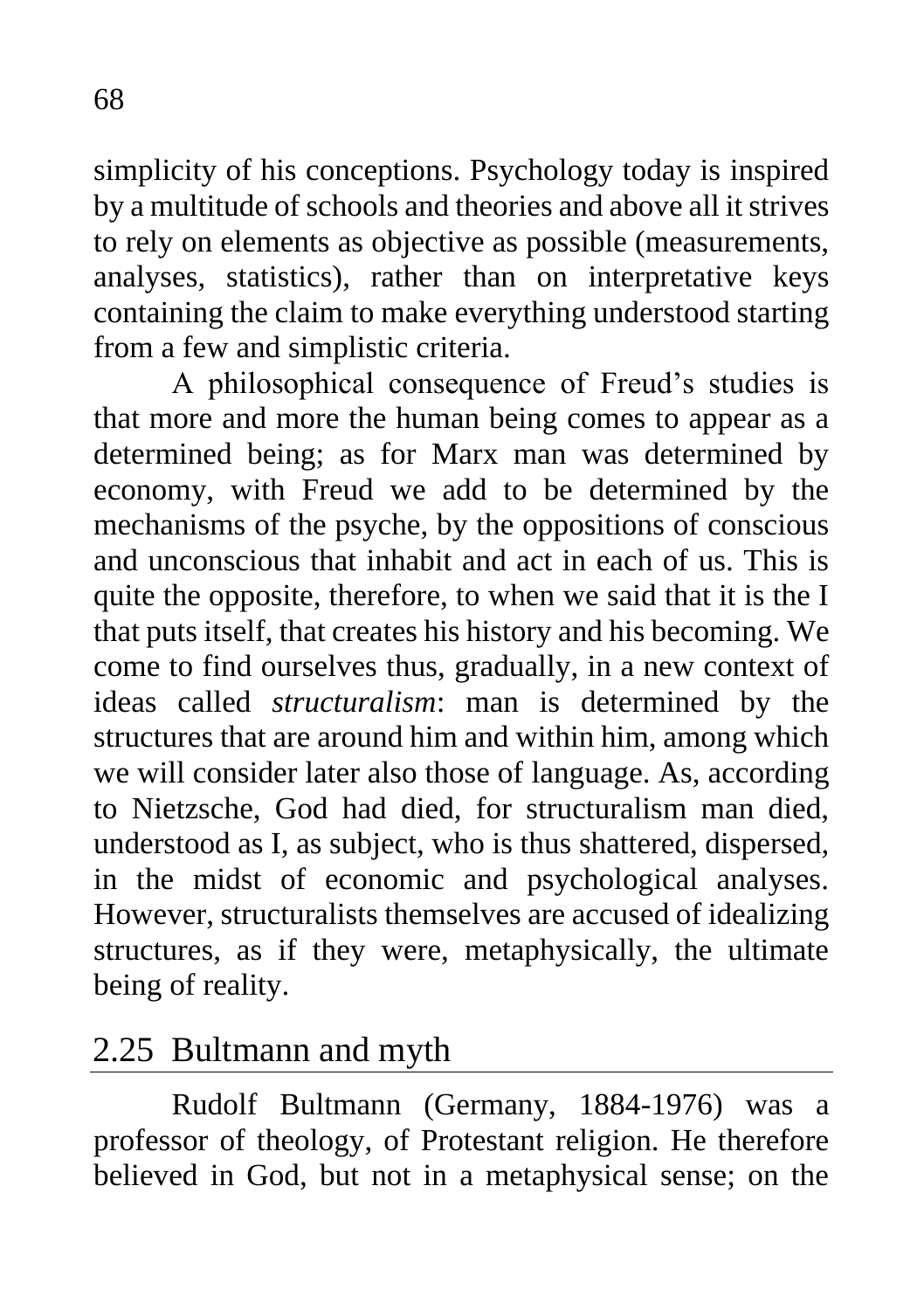simplicity of his conceptions. Psychology today is inspired by a multitude of schools and theories and above all it strives to rely on elements as objective as possible (measurements, analyses, statistics), rather than on interpretative keys containing the claim to make everything understood starting from a few and simplistic criteria.

A philosophical consequence of Freud's studies is that more and more the human being comes to appear as a determined being; as for Marx man was determined by economy, with Freud we add to be determined by the mechanisms of the psyche, by the oppositions of conscious and unconscious that inhabit and act in each of us. This is quite the opposite, therefore, to when we said that it is the I that puts itself, that creates his history and his becoming. We come to find ourselves thus, gradually, in a new context of ideas called *structuralism*: man is determined by the structures that are around him and within him, among which we will consider later also those of language. As, according to Nietzsche, God had died, for structuralism man died, understood as I, as subject, who is thus shattered, dispersed, in the midst of economic and psychological analyses. However, structuralists themselves are accused of idealizing structures, as if they were, metaphysically, the ultimate being of reality.

## 2.25 Bultmann and myth

Rudolf Bultmann (Germany, 1884-1976) was a professor of theology, of Protestant religion. He therefore believed in God, but not in a metaphysical sense; on the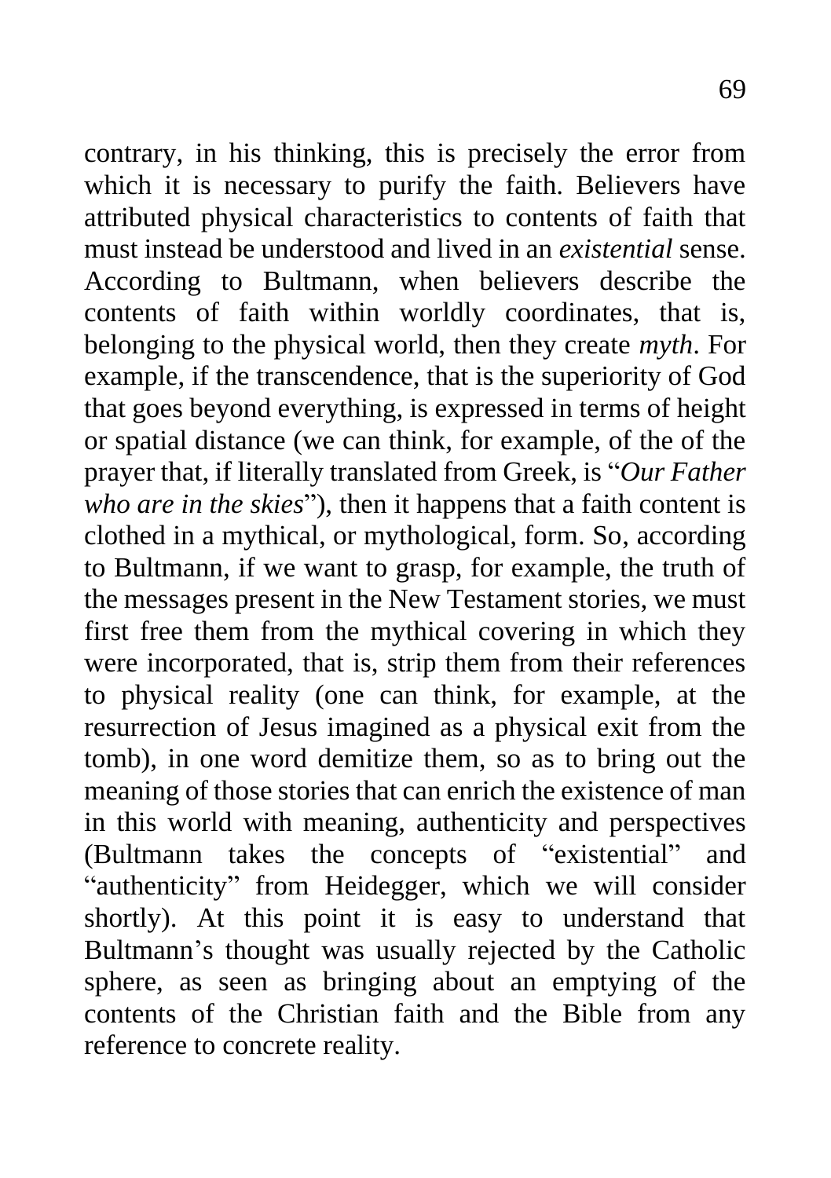contrary, in his thinking, this is precisely the error from which it is necessary to purify the faith. Believers have attributed physical characteristics to contents of faith that must instead be understood and lived in an *existential* sense. According to Bultmann, when believers describe the contents of faith within worldly coordinates, that is, belonging to the physical world, then they create *myth*. For example, if the transcendence, that is the superiority of God that goes beyond everything, is expressed in terms of height or spatial distance (we can think, for example, of the of the prayer that, if literally translated from Greek, is "*Our Father who are in the skies*"), then it happens that a faith content is clothed in a mythical, or mythological, form. So, according to Bultmann, if we want to grasp, for example, the truth of the messages present in the New Testament stories, we must first free them from the mythical covering in which they were incorporated, that is, strip them from their references to physical reality (one can think, for example, at the resurrection of Jesus imagined as a physical exit from the tomb), in one word demitize them, so as to bring out the meaning of those stories that can enrich the existence of man in this world with meaning, authenticity and perspectives (Bultmann takes the concepts of "existential" and "authenticity" from Heidegger, which we will consider shortly). At this point it is easy to understand that Bultmann's thought was usually rejected by the Catholic sphere, as seen as bringing about an emptying of the contents of the Christian faith and the Bible from any reference to concrete reality.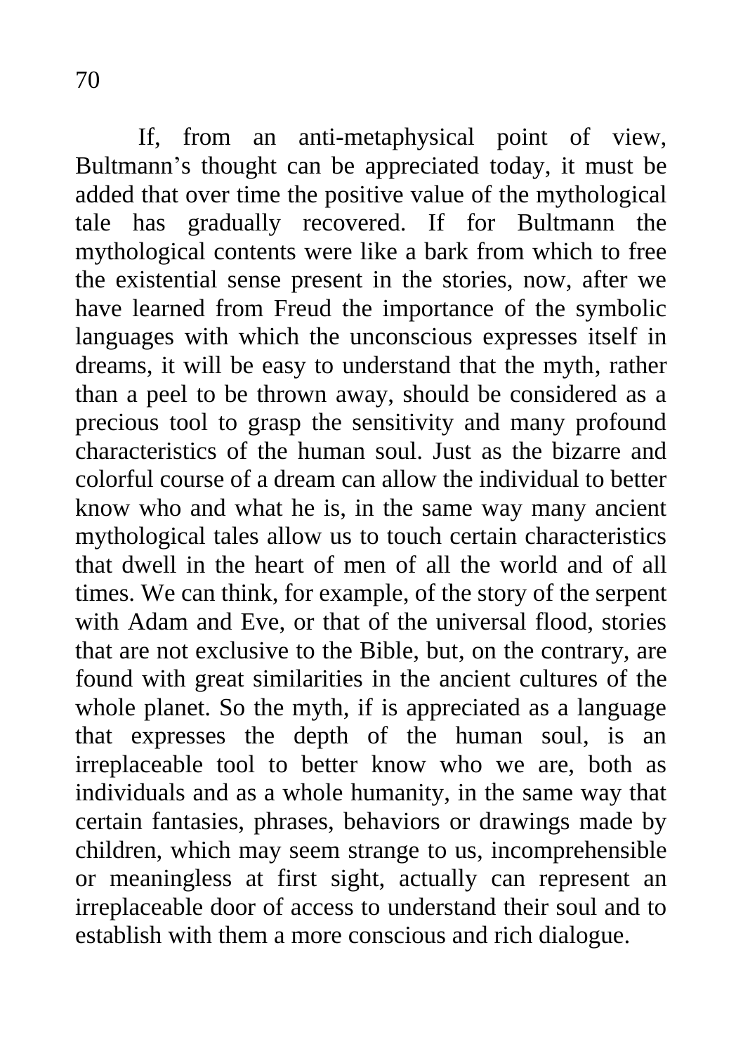If, from an anti-metaphysical point of view, Bultmann's thought can be appreciated today, it must be added that over time the positive value of the mythological tale has gradually recovered. If for Bultmann the mythological contents were like a bark from which to free the existential sense present in the stories, now, after we have learned from Freud the importance of the symbolic languages with which the unconscious expresses itself in dreams, it will be easy to understand that the myth, rather than a peel to be thrown away, should be considered as a precious tool to grasp the sensitivity and many profound characteristics of the human soul. Just as the bizarre and colorful course of a dream can allow the individual to better know who and what he is, in the same way many ancient mythological tales allow us to touch certain characteristics that dwell in the heart of men of all the world and of all times. We can think, for example, of the story of the serpent with Adam and Eve, or that of the universal flood, stories that are not exclusive to the Bible, but, on the contrary, are found with great similarities in the ancient cultures of the whole planet. So the myth, if is appreciated as a language that expresses the depth of the human soul, is an irreplaceable tool to better know who we are, both as individuals and as a whole humanity, in the same way that certain fantasies, phrases, behaviors or drawings made by children, which may seem strange to us, incomprehensible or meaningless at first sight, actually can represent an irreplaceable door of access to understand their soul and to establish with them a more conscious and rich dialogue.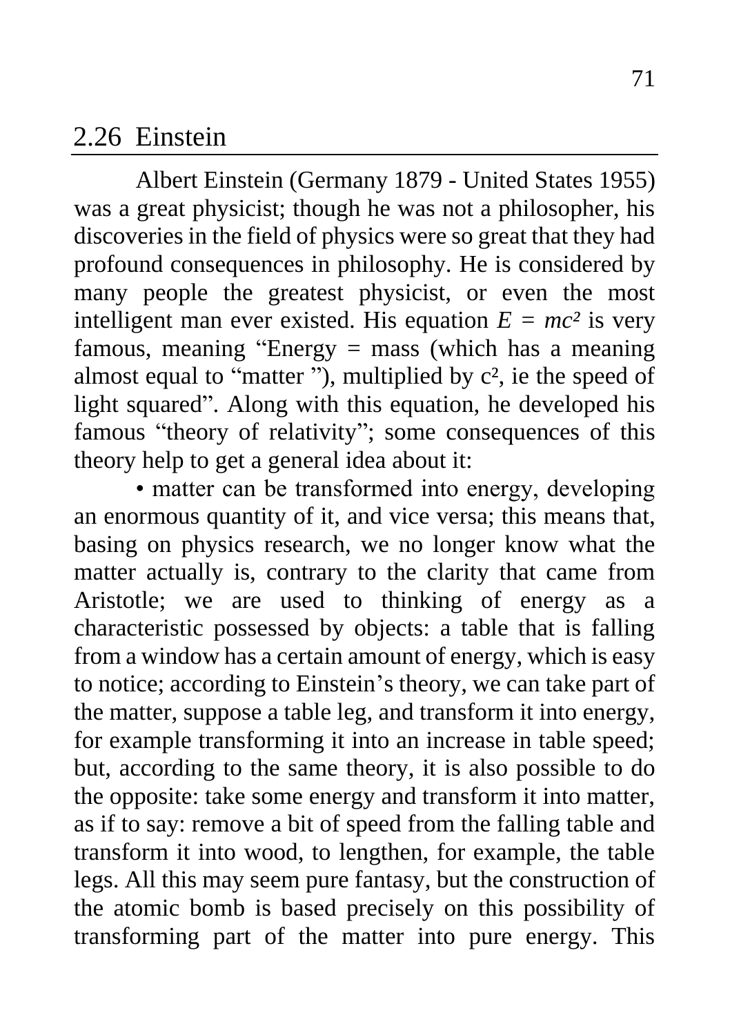## 2.26 Einstein

Albert Einstein (Germany 1879 - United States 1955) was a great physicist; though he was not a philosopher, his discoveries in the field of physics were so great that they had profound consequences in philosophy. He is considered by many people the greatest physicist, or even the most intelligent man ever existed. His equation $E = mc^2$ is very famous, meaning "Energy = mass (which has a meaning almost equal to "matter "), multiplied by $c^2$, ie the speed of light squared". Along with this equation, he developed his famous "theory of relativity"; some consequences of this theory help to get a general idea about it:

• matter can be transformed into energy, developing an enormous quantity of it, and vice versa; this means that, basing on physics research, we no longer know what the matter actually is, contrary to the clarity that came from Aristotle; we are used to thinking of energy as a characteristic possessed by objects: a table that is falling from a window has a certain amount of energy, which is easy to notice; according to Einstein's theory, we can take part of the matter, suppose a table leg, and transform it into energy, for example transforming it into an increase in table speed; but, according to the same theory, it is also possible to do the opposite: take some energy and transform it into matter, as if to say: remove a bit of speed from the falling table and transform it into wood, to lengthen, for example, the table legs. All this may seem pure fantasy, but the construction of the atomic bomb is based precisely on this possibility of transforming part of the matter into pure energy. This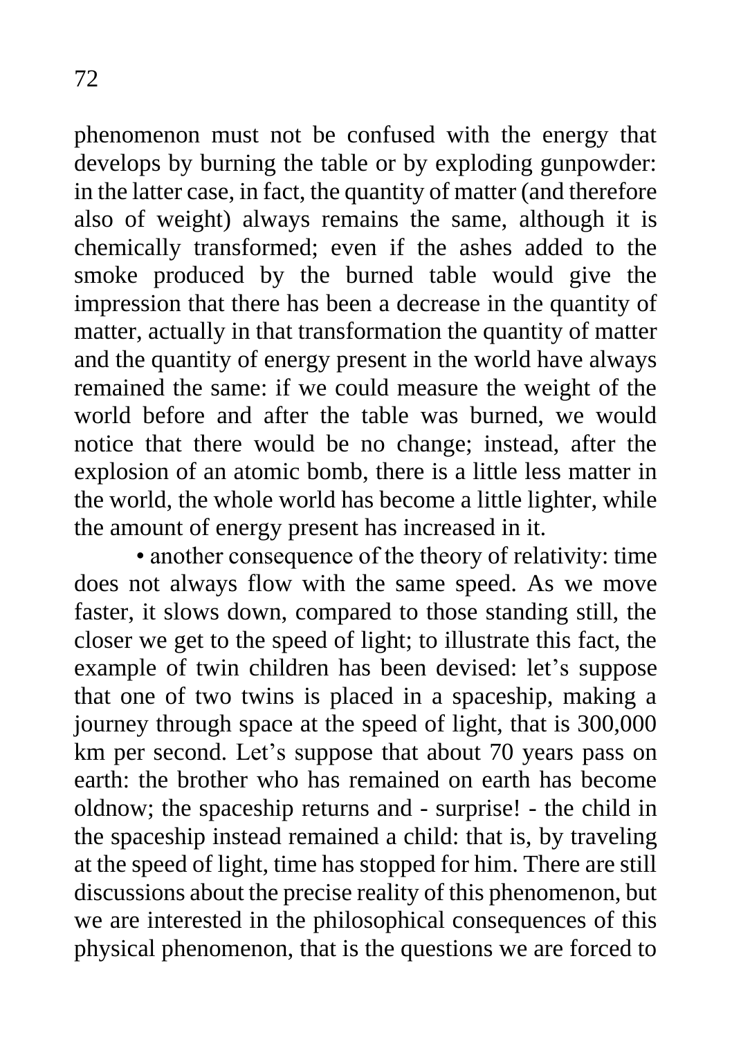phenomenon must not be confused with the energy that develops by burning the table or by exploding gunpowder: in the latter case, in fact, the quantity of matter (and therefore also of weight) always remains the same, although it is chemically transformed; even if the ashes added to the smoke produced by the burned table would give the impression that there has been a decrease in the quantity of matter, actually in that transformation the quantity of matter and the quantity of energy present in the world have always remained the same: if we could measure the weight of the world before and after the table was burned, we would notice that there would be no change; instead, after the explosion of an atomic bomb, there is a little less matter in the world, the whole world has become a little lighter, while the amount of energy present has increased in it.

• another consequence of the theory of relativity: time does not always flow with the same speed. As we move faster, it slows down, compared to those standing still, the closer we get to the speed of light; to illustrate this fact, the example of twin children has been devised: let's suppose that one of two twins is placed in a spaceship, making a journey through space at the speed of light, that is 300,000 km per second. Let's suppose that about 70 years pass on earth: the brother who has remained on earth has become oldnow; the spaceship returns and - surprise! - the child in the spaceship instead remained a child: that is, by traveling at the speed of light, time has stopped for him. There are still discussions about the precise reality of this phenomenon, but we are interested in the philosophical consequences of this physical phenomenon, that is the questions we are forced to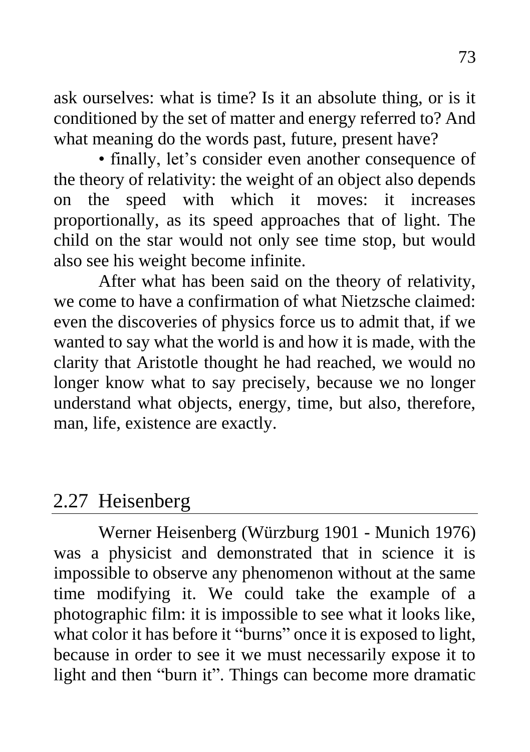ask ourselves: what is time? Is it an absolute thing, or is it conditioned by the set of matter and energy referred to? And what meaning do the words past, future, present have?

• finally, let's consider even another consequence of the theory of relativity: the weight of an object also depends on the speed with which it moves: it increases proportionally, as its speed approaches that of light. The child on the star would not only see time stop, but would also see his weight become infinite.

After what has been said on the theory of relativity, we come to have a confirmation of what Nietzsche claimed: even the discoveries of physics force us to admit that, if we wanted to say what the world is and how it is made, with the clarity that Aristotle thought he had reached, we would no longer know what to say precisely, because we no longer understand what objects, energy, time, but also, therefore, man, life, existence are exactly.

## 2.27 Heisenberg

Werner Heisenberg (Würzburg 1901 - Munich 1976) was a physicist and demonstrated that in science it is impossible to observe any phenomenon without at the same time modifying it. We could take the example of a photographic film: it is impossible to see what it looks like, what color it has before it "burns" once it is exposed to light, because in order to see it we must necessarily expose it to light and then "burn it". Things can become more dramatic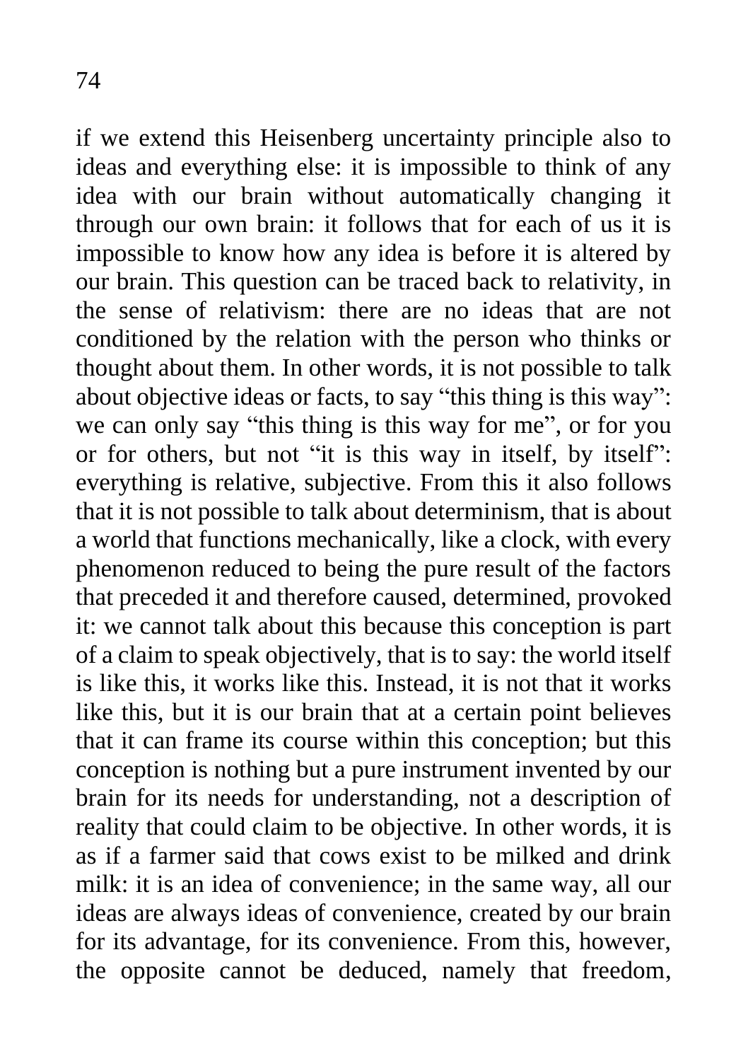if we extend this Heisenberg uncertainty principle also to ideas and everything else: it is impossible to think of any idea with our brain without automatically changing it through our own brain: it follows that for each of us it is impossible to know how any idea is before it is altered by our brain. This question can be traced back to relativity, in the sense of relativism: there are no ideas that are not conditioned by the relation with the person who thinks or thought about them. In other words, it is not possible to talk about objective ideas or facts, to say "this thing is this way": we can only say "this thing is this way for me", or for you or for others, but not "it is this way in itself, by itself": everything is relative, subjective. From this it also follows that it is not possible to talk about determinism, that is about a world that functions mechanically, like a clock, with every phenomenon reduced to being the pure result of the factors that preceded it and therefore caused, determined, provoked it: we cannot talk about this because this conception is part of a claim to speak objectively, that is to say: the world itself is like this, it works like this. Instead, it is not that it works like this, but it is our brain that at a certain point believes that it can frame its course within this conception; but this conception is nothing but a pure instrument invented by our brain for its needs for understanding, not a description of reality that could claim to be objective. In other words, it is as if a farmer said that cows exist to be milked and drink milk: it is an idea of convenience; in the same way, all our ideas are always ideas of convenience, created by our brain for its advantage, for its convenience. From this, however, the opposite cannot be deduced, namely that freedom,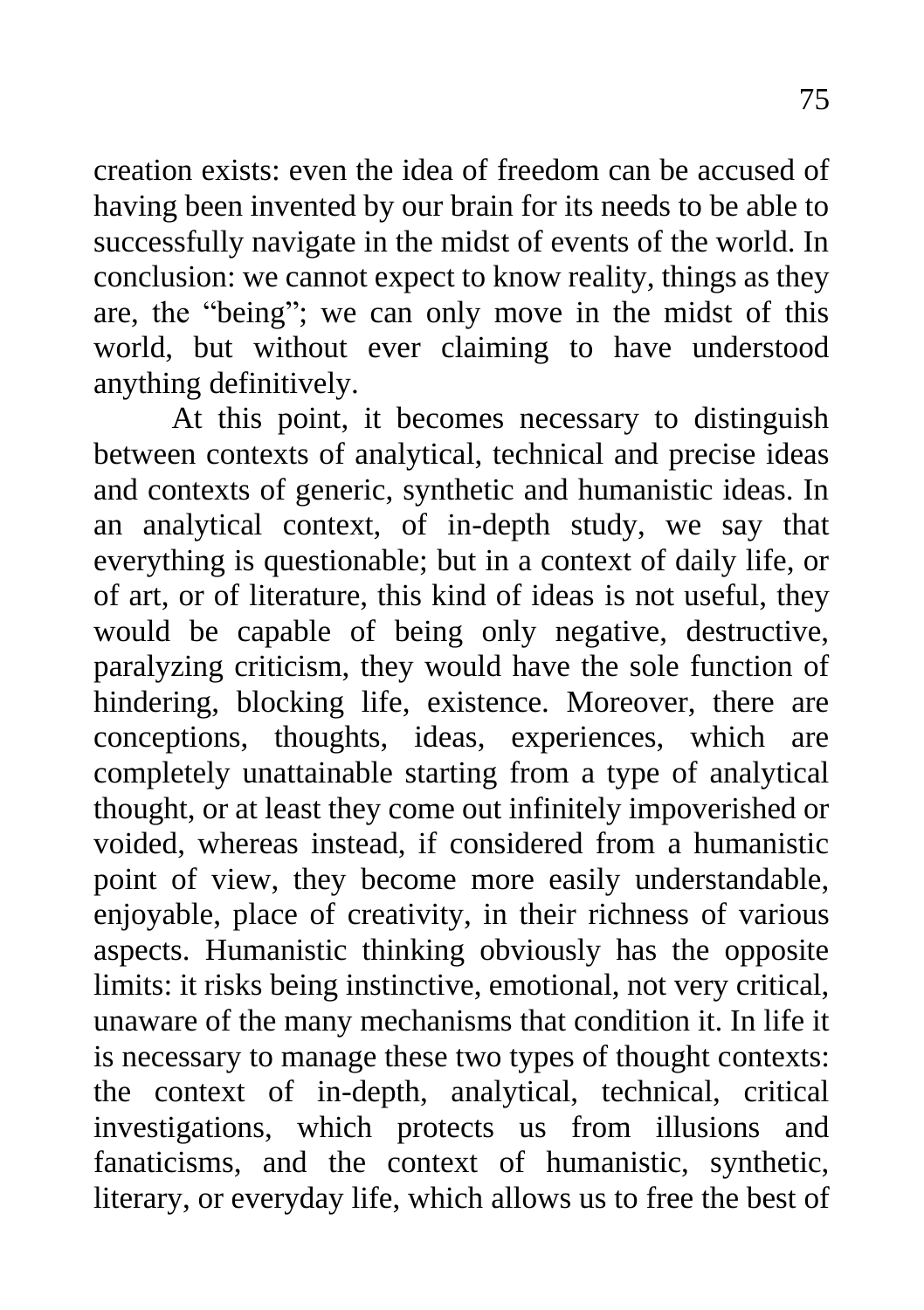creation exists: even the idea of freedom can be accused of having been invented by our brain for its needs to be able to successfully navigate in the midst of events of the world. In conclusion: we cannot expect to know reality, things as they are, the "being"; we can only move in the midst of this world, but without ever claiming to have understood anything definitively.

At this point, it becomes necessary to distinguish between contexts of analytical, technical and precise ideas and contexts of generic, synthetic and humanistic ideas. In an analytical context, of in-depth study, we say that everything is questionable; but in a context of daily life, or of art, or of literature, this kind of ideas is not useful, they would be capable of being only negative, destructive, paralyzing criticism, they would have the sole function of hindering, blocking life, existence. Moreover, there are conceptions, thoughts, ideas, experiences, which are completely unattainable starting from a type of analytical thought, or at least they come out infinitely impoverished or voided, whereas instead, if considered from a humanistic point of view, they become more easily understandable, enjoyable, place of creativity, in their richness of various aspects. Humanistic thinking obviously has the opposite limits: it risks being instinctive, emotional, not very critical, unaware of the many mechanisms that condition it. In life it is necessary to manage these two types of thought contexts: the context of in-depth, analytical, technical, critical investigations, which protects us from illusions and fanaticisms, and the context of humanistic, synthetic, literary, or everyday life, which allows us to free the best of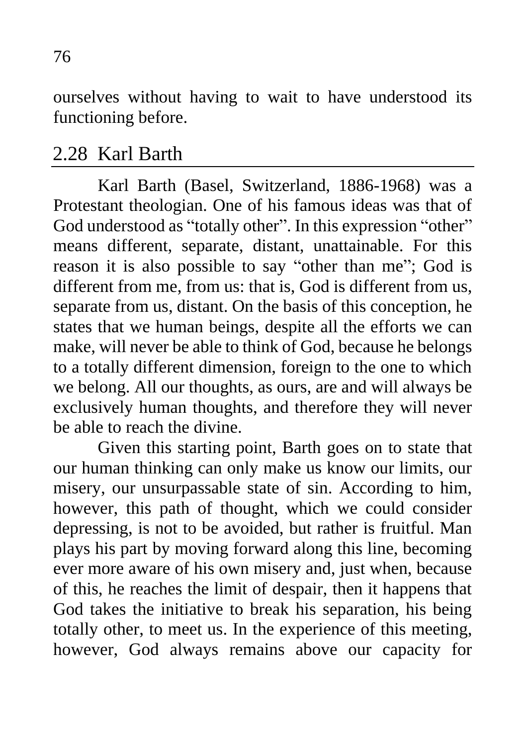ourselves without having to wait to have understood its functioning before.

## 2.28 Karl Barth

Karl Barth (Basel, Switzerland, 1886-1968) was a Protestant theologian. One of his famous ideas was that of God understood as "totally other". In this expression "other" means different, separate, distant, unattainable. For this reason it is also possible to say "other than me"; God is different from me, from us: that is, God is different from us, separate from us, distant. On the basis of this conception, he states that we human beings, despite all the efforts we can make, will never be able to think of God, because he belongs to a totally different dimension, foreign to the one to which we belong. All our thoughts, as ours, are and will always be exclusively human thoughts, and therefore they will never be able to reach the divine.

Given this starting point, Barth goes on to state that our human thinking can only make us know our limits, our misery, our unsurpassable state of sin. According to him, however, this path of thought, which we could consider depressing, is not to be avoided, but rather is fruitful. Man plays his part by moving forward along this line, becoming ever more aware of his own misery and, just when, because of this, he reaches the limit of despair, then it happens that God takes the initiative to break his separation, his being totally other, to meet us. In the experience of this meeting, however, God always remains above our capacity for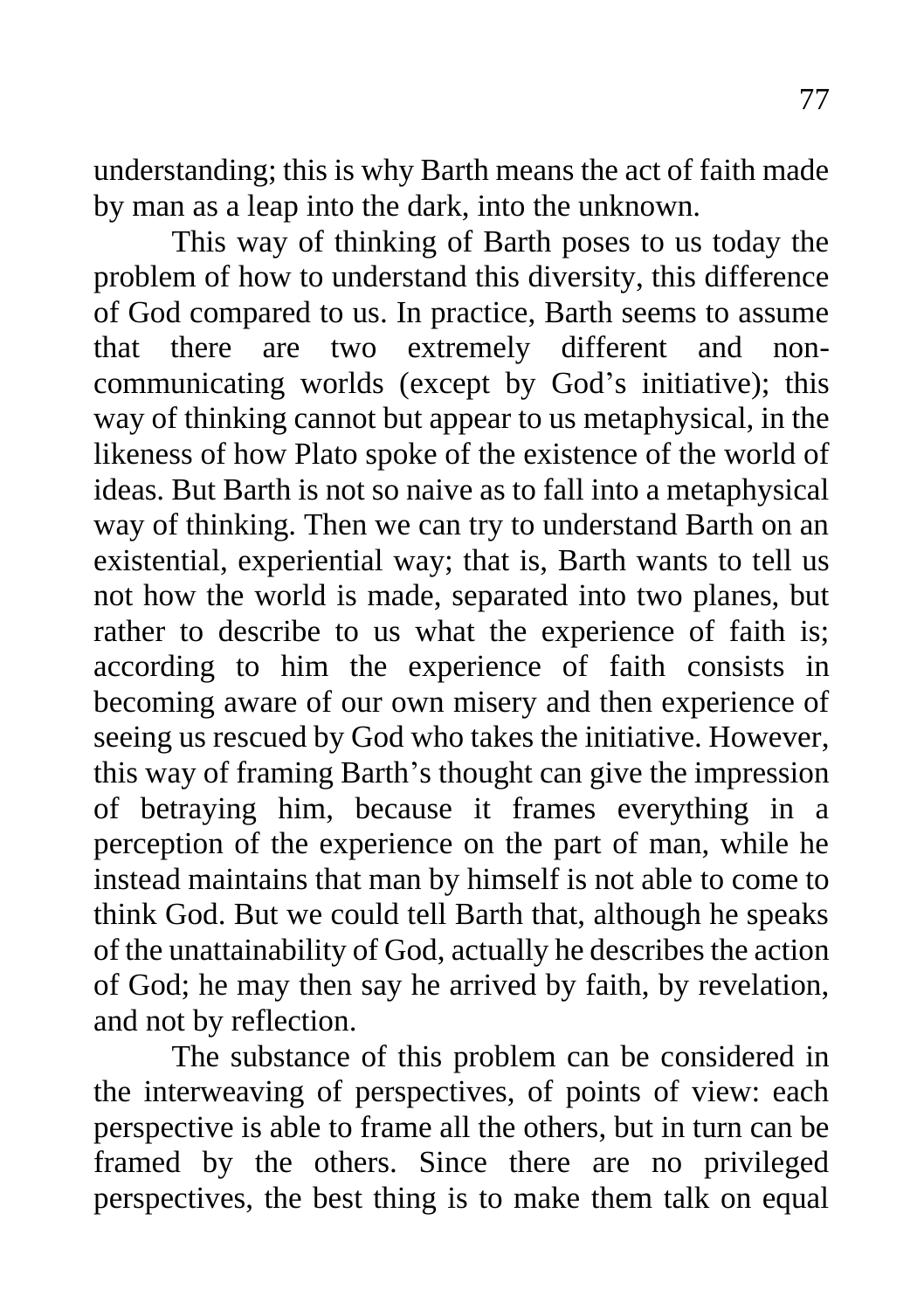understanding; this is why Barth means the act of faith made by man as a leap into the dark, into the unknown.

This way of thinking of Barth poses to us today the problem of how to understand this diversity, this difference of God compared to us. In practice, Barth seems to assume that there are two extremely different and non-communicating worlds (except by God's initiative); this way of thinking cannot but appear to us metaphysical, in the likeness of how Plato spoke of the existence of the world of ideas. But Barth is not so naive as to fall into a metaphysical way of thinking. Then we can try to understand Barth on an existential, experiential way; that is, Barth wants to tell us not how the world is made, separated into two planes, but rather to describe to us what the experience of faith is; according to him the experience of faith consists in becoming aware of our own misery and then experience of seeing us rescued by God who takes the initiative. However, this way of framing Barth's thought can give the impression of betraying him, because it frames everything in a perception of the experience on the part of man, while he instead maintains that man by himself is not able to come to think God. But we could tell Barth that, although he speaks of the unattainability of God, actually he describes the action of God; he may then say he arrived by faith, by revelation, and not by reflection.

The substance of this problem can be considered in the interweaving of perspectives, of points of view: each perspective is able to frame all the others, but in turn can be framed by the others. Since there are no privileged perspectives, the best thing is to make them talk on equal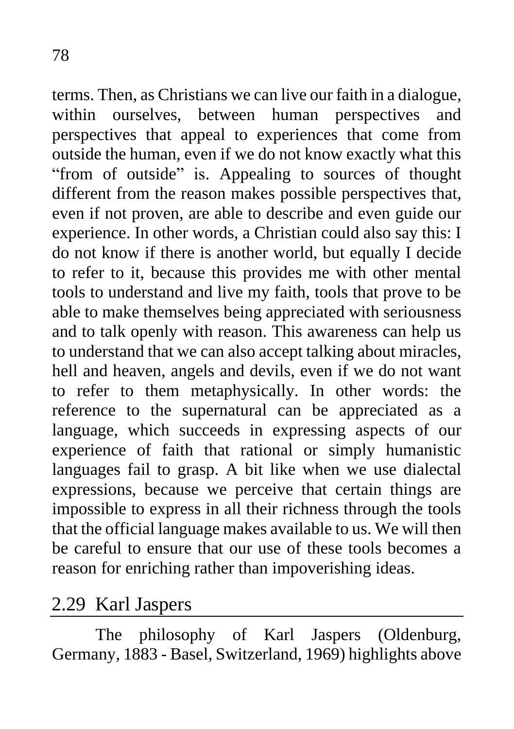terms. Then, as Christians we can live our faith in a dialogue, within ourselves, between human perspectives and perspectives that appeal to experiences that come from outside the human, even if we do not know exactly what this "from of outside" is. Appealing to sources of thought different from the reason makes possible perspectives that, even if not proven, are able to describe and even guide our experience. In other words, a Christian could also say this: I do not know if there is another world, but equally I decide to refer to it, because this provides me with other mental tools to understand and live my faith, tools that prove to be able to make themselves being appreciated with seriousness and to talk openly with reason. This awareness can help us to understand that we can also accept talking about miracles, hell and heaven, angels and devils, even if we do not want to refer to them metaphysically. In other words: the reference to the supernatural can be appreciated as a language, which succeeds in expressing aspects of our experience of faith that rational or simply humanistic languages fail to grasp. A bit like when we use dialectal expressions, because we perceive that certain things are impossible to express in all their richness through the tools that the official language makes available to us. We will then be careful to ensure that our use of these tools becomes a reason for enriching rather than impoverishing ideas.

## 2.29 Karl Jaspers

The philosophy of Karl Jaspers (Oldenburg, Germany, 1883 - Basel, Switzerland, 1969) highlights above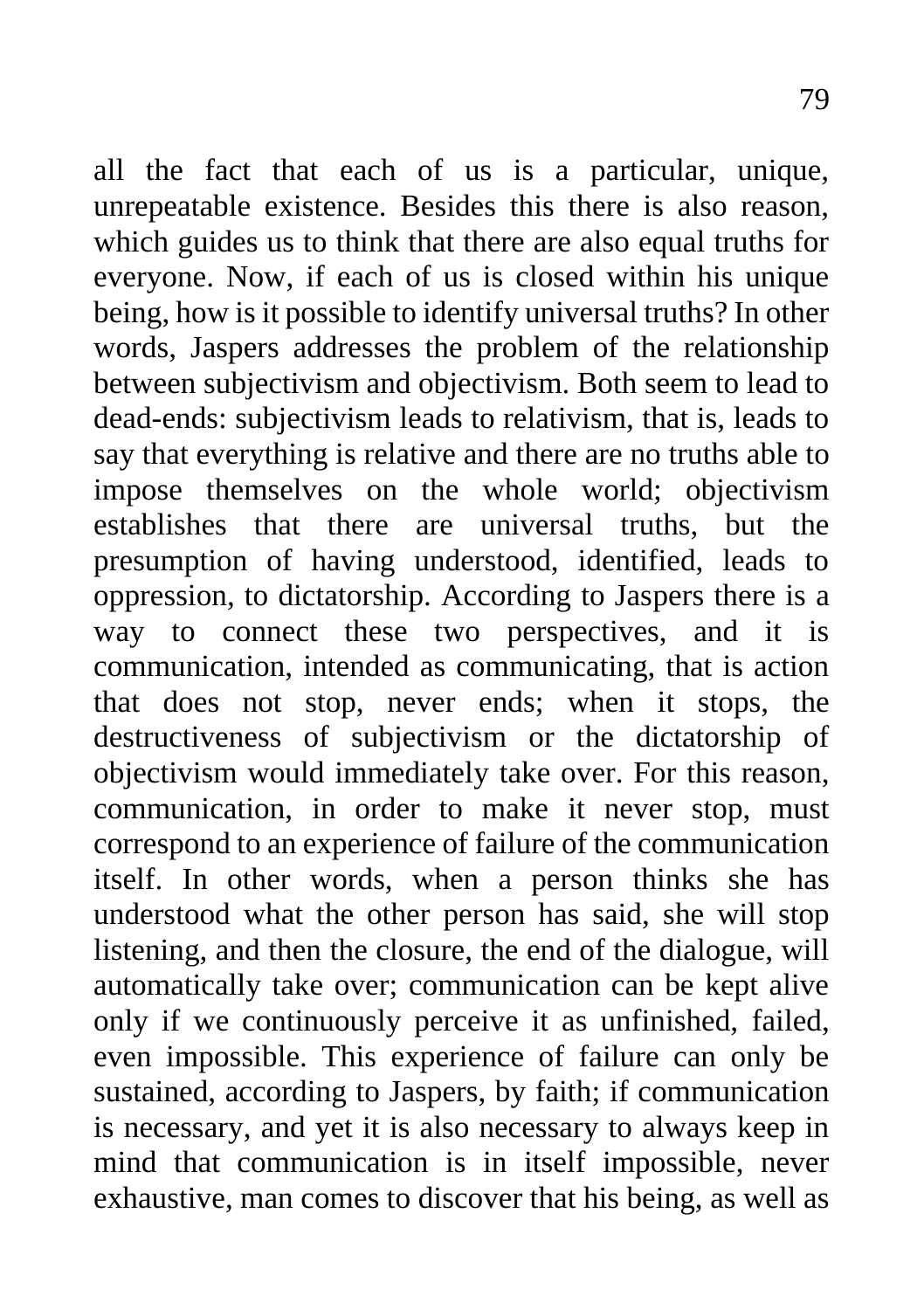all the fact that each of us is a particular, unique, unrepeatable existence. Besides this there is also reason, which guides us to think that there are also equal truths for everyone. Now, if each of us is closed within his unique being, how is it possible to identify universal truths? In other words, Jaspers addresses the problem of the relationship between subjectivism and objectivism. Both seem to lead to dead-ends: subjectivism leads to relativism, that is, leads to say that everything is relative and there are no truths able to impose themselves on the whole world; objectivism establishes that there are universal truths, but the presumption of having understood, identified, leads to oppression, to dictatorship. According to Jaspers there is a way to connect these two perspectives, and it is communication, intended as communicating, that is action that does not stop, never ends; when it stops, the destructiveness of subjectivism or the dictatorship of objectivism would immediately take over. For this reason, communication, in order to make it never stop, must correspond to an experience of failure of the communication itself. In other words, when a person thinks she has understood what the other person has said, she will stop listening, and then the closure, the end of the dialogue, will automatically take over; communication can be kept alive only if we continuously perceive it as unfinished, failed, even impossible. This experience of failure can only be sustained, according to Jaspers, by faith; if communication is necessary, and yet it is also necessary to always keep in mind that communication is in itself impossible, never exhaustive, man comes to discover that his being, as well as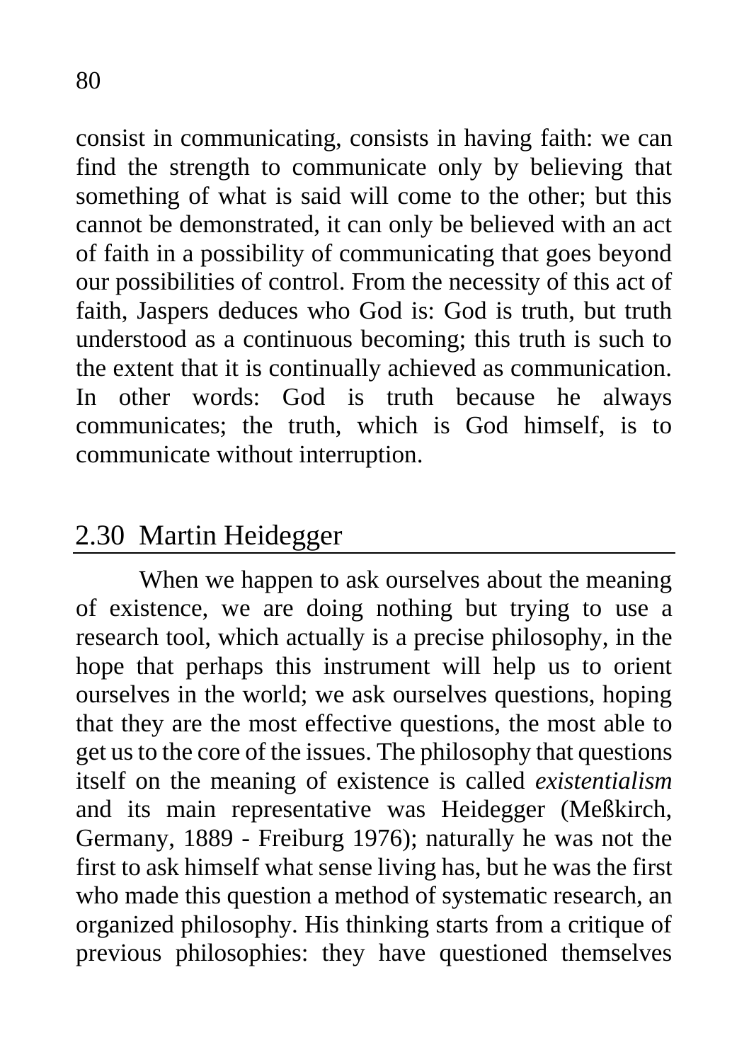consist in communicating, consists in having faith: we can find the strength to communicate only by believing that something of what is said will come to the other; but this cannot be demonstrated, it can only be believed with an act of faith in a possibility of communicating that goes beyond our possibilities of control. From the necessity of this act of faith, Jaspers deduces who God is: God is truth, but truth understood as a continuous becoming; this truth is such to the extent that it is continually achieved as communication. In other words: God is truth because he always communicates; the truth, which is God himself, is to communicate without interruption.

## 2.30 Martin Heidegger

When we happen to ask ourselves about the meaning of existence, we are doing nothing but trying to use a research tool, which actually is a precise philosophy, in the hope that perhaps this instrument will help us to orient ourselves in the world; we ask ourselves questions, hoping that they are the most effective questions, the most able to get us to the core of the issues. The philosophy that questions itself on the meaning of existence is called *existentialism* and its main representative was Heidegger (Meßkirch, Germany, 1889 - Freiburg 1976); naturally he was not the first to ask himself what sense living has, but he was the first who made this question a method of systematic research, an organized philosophy. His thinking starts from a critique of previous philosophies: they have questioned themselves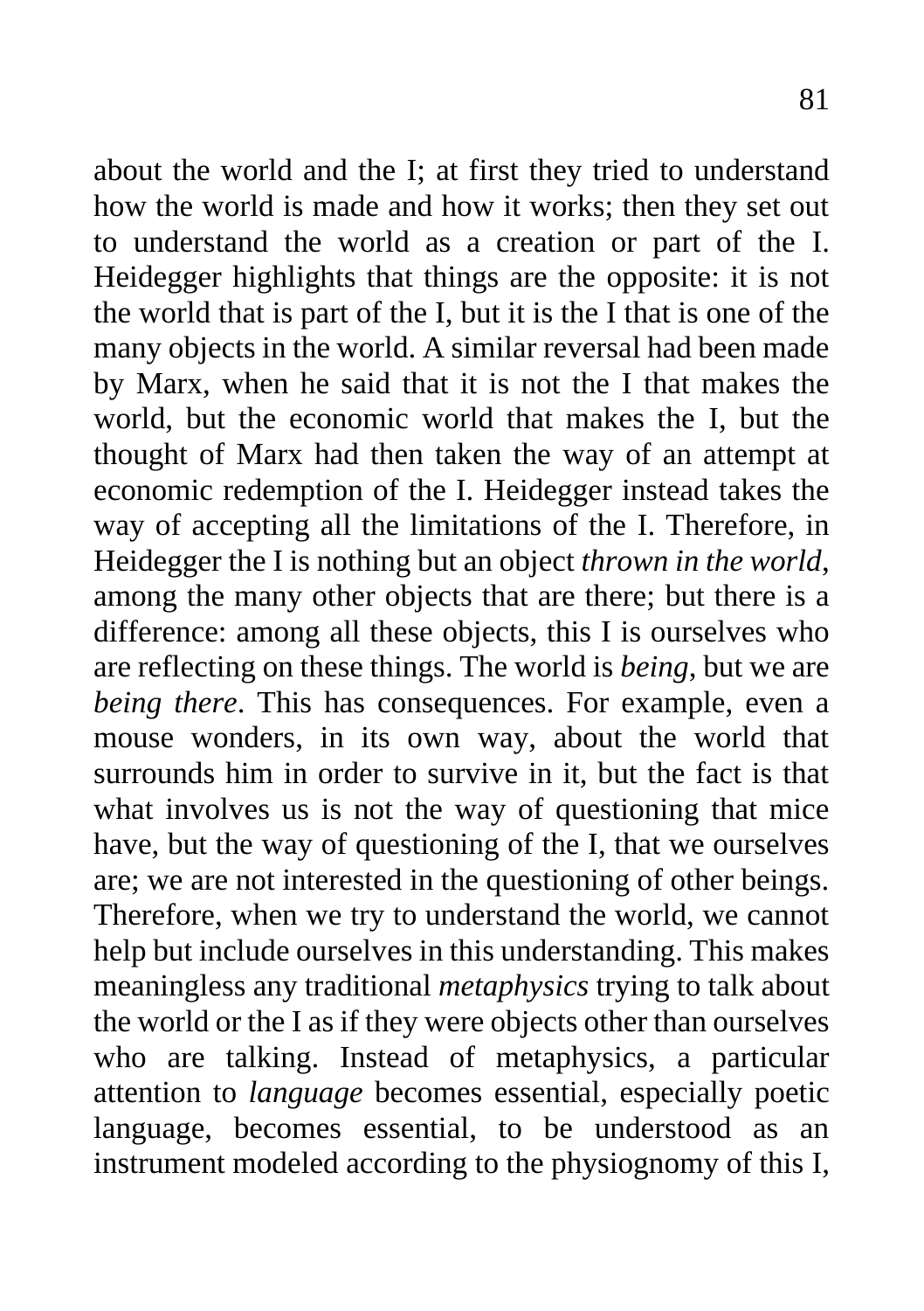about the world and the I; at first they tried to understand how the world is made and how it works; then they set out to understand the world as a creation or part of the I. Heidegger highlights that things are the opposite: it is not the world that is part of the I, but it is the I that is one of the many objects in the world. A similar reversal had been made by Marx, when he said that it is not the I that makes the world, but the economic world that makes the I, but the thought of Marx had then taken the way of an attempt at economic redemption of the I. Heidegger instead takes the way of accepting all the limitations of the I. Therefore, in Heidegger the I is nothing but an object *thrown in the world*, among the many other objects that are there; but there is a difference: among all these objects, this I is ourselves who are reflecting on these things. The world is *being*, but we are *being there*. This has consequences. For example, even a mouse wonders, in its own way, about the world that surrounds him in order to survive in it, but the fact is that what involves us is not the way of questioning that mice have, but the way of questioning of the I, that we ourselves are; we are not interested in the questioning of other beings. Therefore, when we try to understand the world, we cannot help but include ourselves in this understanding. This makes meaningless any traditional *metaphysics* trying to talk about the world or the I as if they were objects other than ourselves who are talking. Instead of metaphysics, a particular attention to *language* becomes essential, especially poetic language, becomes essential, to be understood as an instrument modeled according to the physiognomy of this I,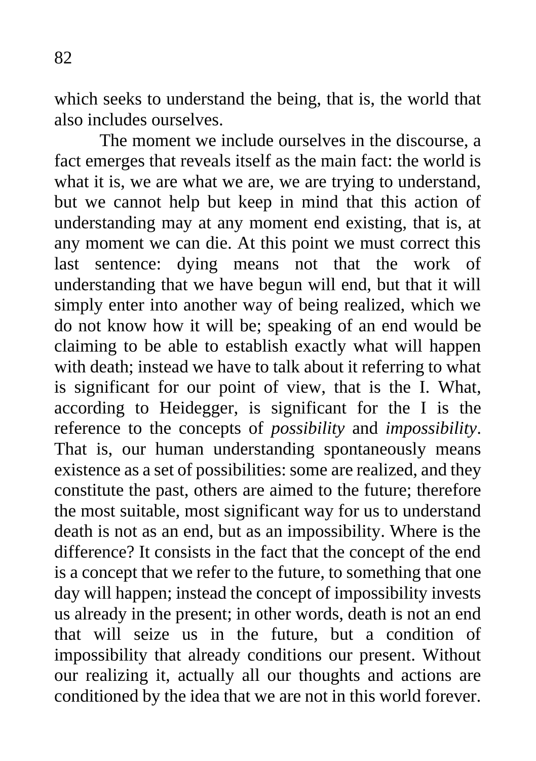which seeks to understand the being, that is, the world that also includes ourselves.

The moment we include ourselves in the discourse, a fact emerges that reveals itself as the main fact: the world is what it is, we are what we are, we are trying to understand, but we cannot help but keep in mind that this action of understanding may at any moment end existing, that is, at any moment we can die. At this point we must correct this last sentence: dying means not that the work of understanding that we have begun will end, but that it will simply enter into another way of being realized, which we do not know how it will be; speaking of an end would be claiming to be able to establish exactly what will happen with death; instead we have to talk about it referring to what is significant for our point of view, that is the I. What, according to Heidegger, is significant for the I is the reference to the concepts of *possibility* and *impossibility*. That is, our human understanding spontaneously means existence as a set of possibilities: some are realized, and they constitute the past, others are aimed to the future; therefore the most suitable, most significant way for us to understand death is not as an end, but as an impossibility. Where is the difference? It consists in the fact that the concept of the end is a concept that we refer to the future, to something that one day will happen; instead the concept of impossibility invests us already in the present; in other words, death is not an end that will seize us in the future, but a condition of impossibility that already conditions our present. Without our realizing it, actually all our thoughts and actions are conditioned by the idea that we are not in this world forever.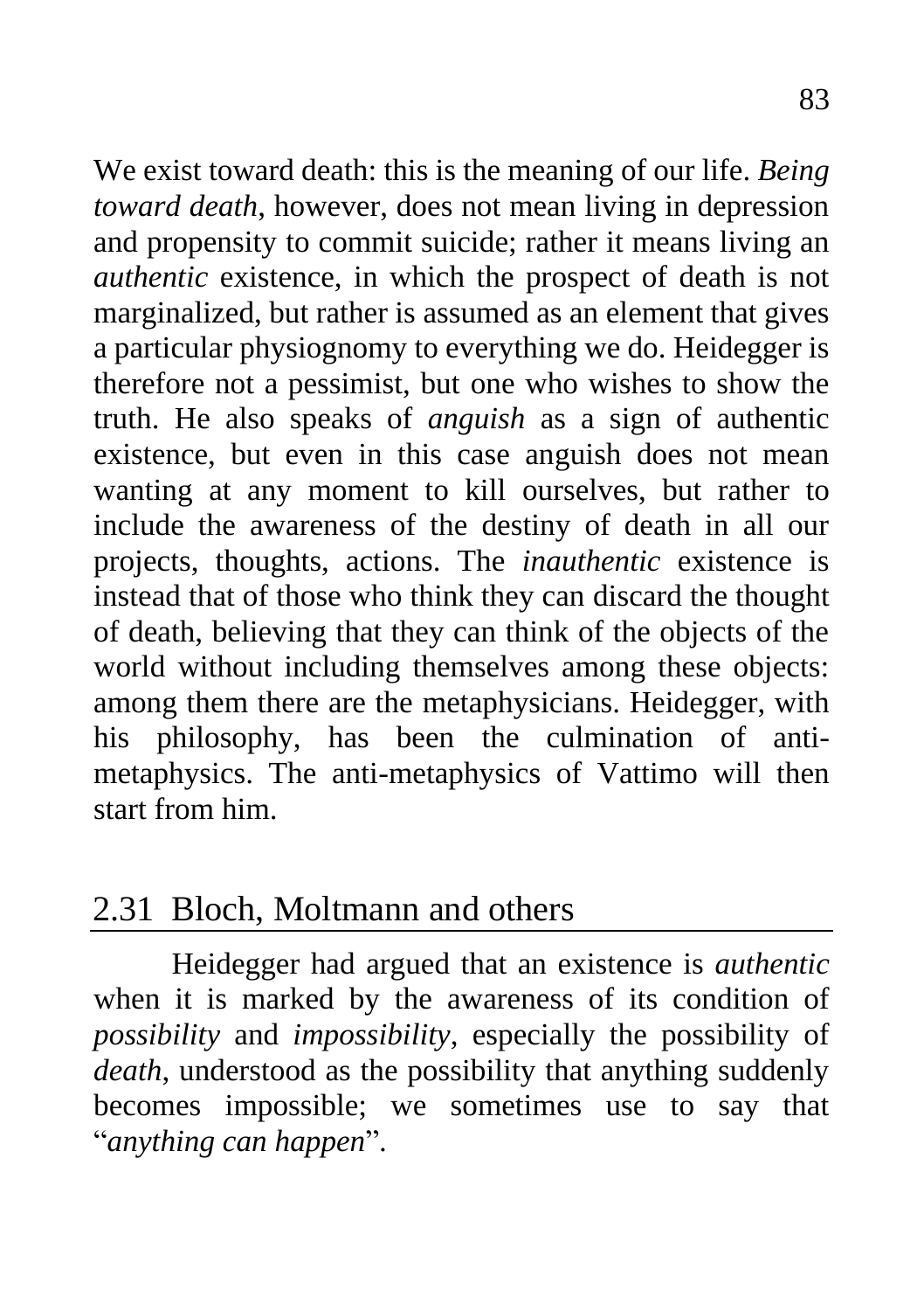We exist toward death: this is the meaning of our life. *Being toward death*, however, does not mean living in depression and propensity to commit suicide; rather it means living an *authentic* existence, in which the prospect of death is not marginalized, but rather is assumed as an element that gives a particular physiognomy to everything we do. Heidegger is therefore not a pessimist, but one who wishes to show the truth. He also speaks of *anguish* as a sign of authentic existence, but even in this case anguish does not mean wanting at any moment to kill ourselves, but rather to include the awareness of the destiny of death in all our projects, thoughts, actions. The *inauthentic* existence is instead that of those who think they can discard the thought of death, believing that they can think of the objects of the world without including themselves among these objects: among them there are the metaphysicians. Heidegger, with his philosophy, has been the culmination of anti-metaphysics. The anti-metaphysics of Vattimo will then start from him.

## 2.31 Bloch, Moltmann and others

Heidegger had argued that an existence is *authentic* when it is marked by the awareness of its condition of *possibility* and *impossibility*, especially the possibility of *death*, understood as the possibility that anything suddenly becomes impossible; we sometimes use to say that "*anything can happen*".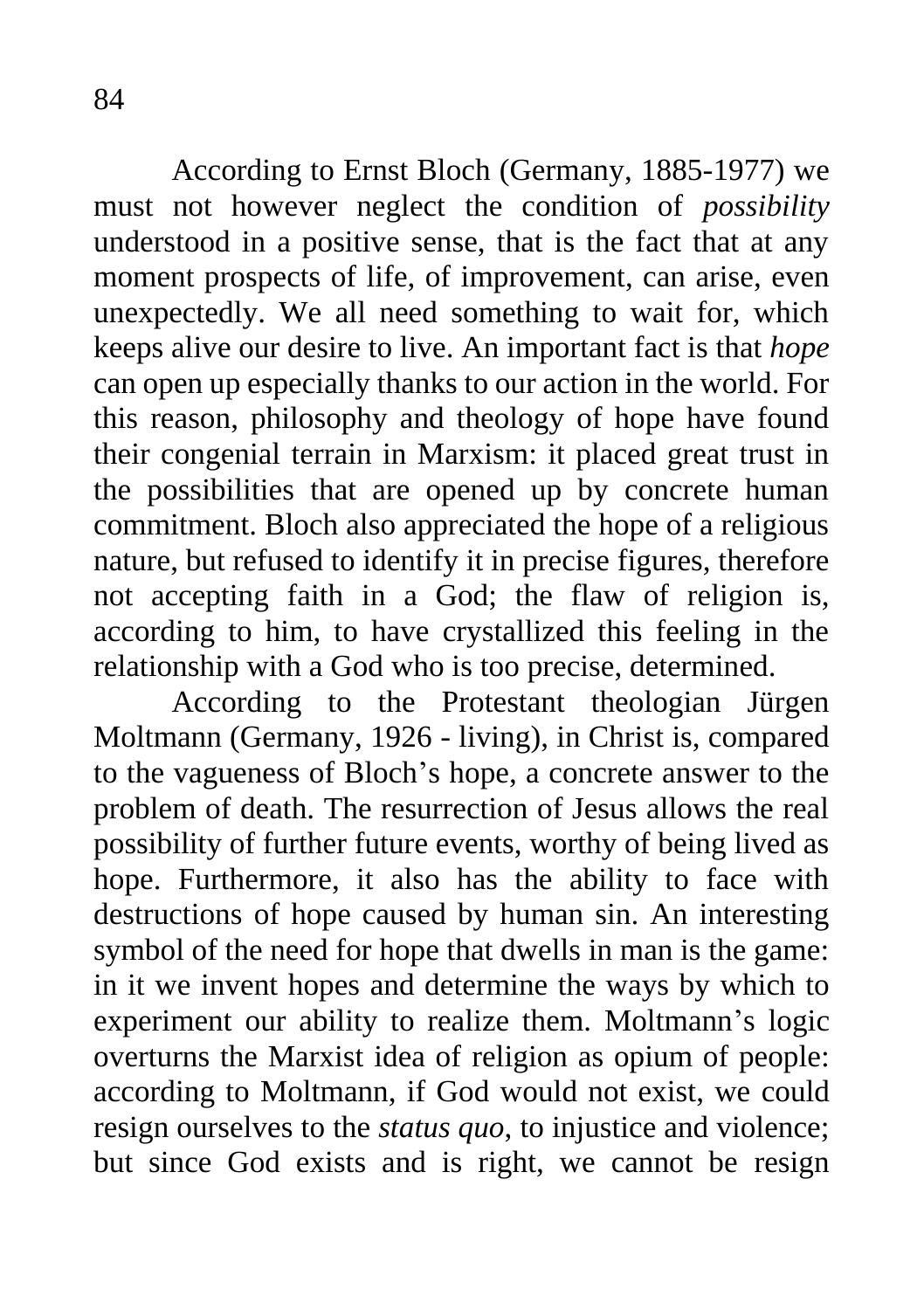According to Ernst Bloch (Germany, 1885-1977) we must not however neglect the condition of *possibility* understood in a positive sense, that is the fact that at any moment prospects of life, of improvement, can arise, even unexpectedly. We all need something to wait for, which keeps alive our desire to live. An important fact is that *hope* can open up especially thanks to our action in the world. For this reason, philosophy and theology of hope have found their congenial terrain in Marxism: it placed great trust in the possibilities that are opened up by concrete human commitment. Bloch also appreciated the hope of a religious nature, but refused to identify it in precise figures, therefore not accepting faith in a God; the flaw of religion is, according to him, to have crystallized this feeling in the relationship with a God who is too precise, determined.

According to the Protestant theologian Jürgen Moltmann (Germany, 1926 - living), in Christ is, compared to the vagueness of Bloch's hope, a concrete answer to the problem of death. The resurrection of Jesus allows the real possibility of further future events, worthy of being lived as hope. Furthermore, it also has the ability to face with destructions of hope caused by human sin. An interesting symbol of the need for hope that dwells in man is the game: in it we invent hopes and determine the ways by which to experiment our ability to realize them. Moltmann's logic overturns the Marxist idea of religion as opium of people: according to Moltmann, if God would not exist, we could resign ourselves to the *status quo*, to injustice and violence; but since God exists and is right, we cannot be resign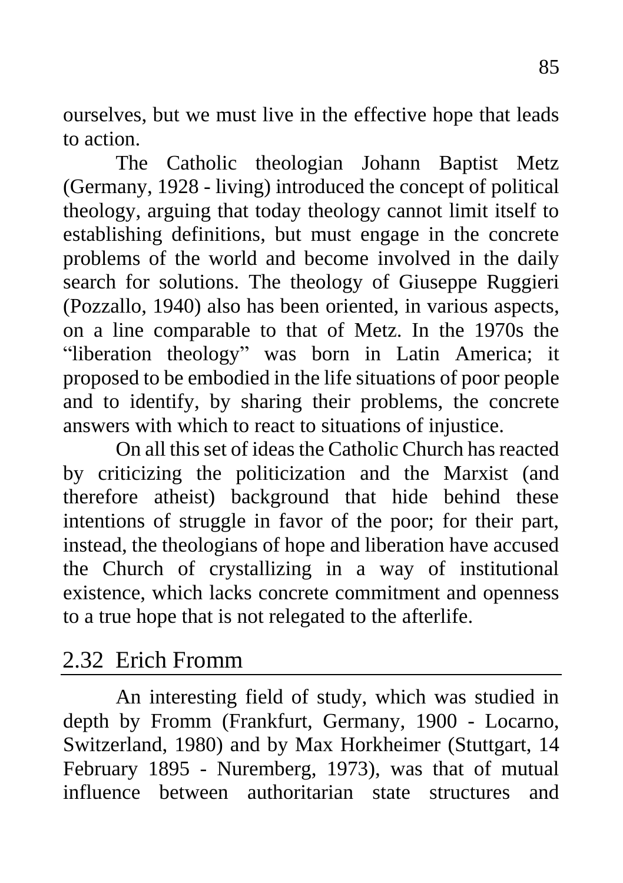ourselves, but we must live in the effective hope that leads to action.

The Catholic theologian Johann Baptist Metz (Germany, 1928 - living) introduced the concept of political theology, arguing that today theology cannot limit itself to establishing definitions, but must engage in the concrete problems of the world and become involved in the daily search for solutions. The theology of Giuseppe Ruggieri (Pozzallo, 1940) also has been oriented, in various aspects, on a line comparable to that of Metz. In the 1970s the "liberation theology" was born in Latin America; it proposed to be embodied in the life situations of poor people and to identify, by sharing their problems, the concrete answers with which to react to situations of injustice.

On all this set of ideas the Catholic Church has reacted by criticizing the politicization and the Marxist (and therefore atheist) background that hide behind these intentions of struggle in favor of the poor; for their part, instead, the theologians of hope and liberation have accused the Church of crystallizing in a way of institutional existence, which lacks concrete commitment and openness to a true hope that is not relegated to the afterlife.

## 2.32 Erich Fromm

An interesting field of study, which was studied in depth by Fromm (Frankfurt, Germany, 1900 - Locarno, Switzerland, 1980) and by Max Horkheimer (Stuttgart, 14 February 1895 - Nuremberg, 1973), was that of mutual influence between authoritarian state structures and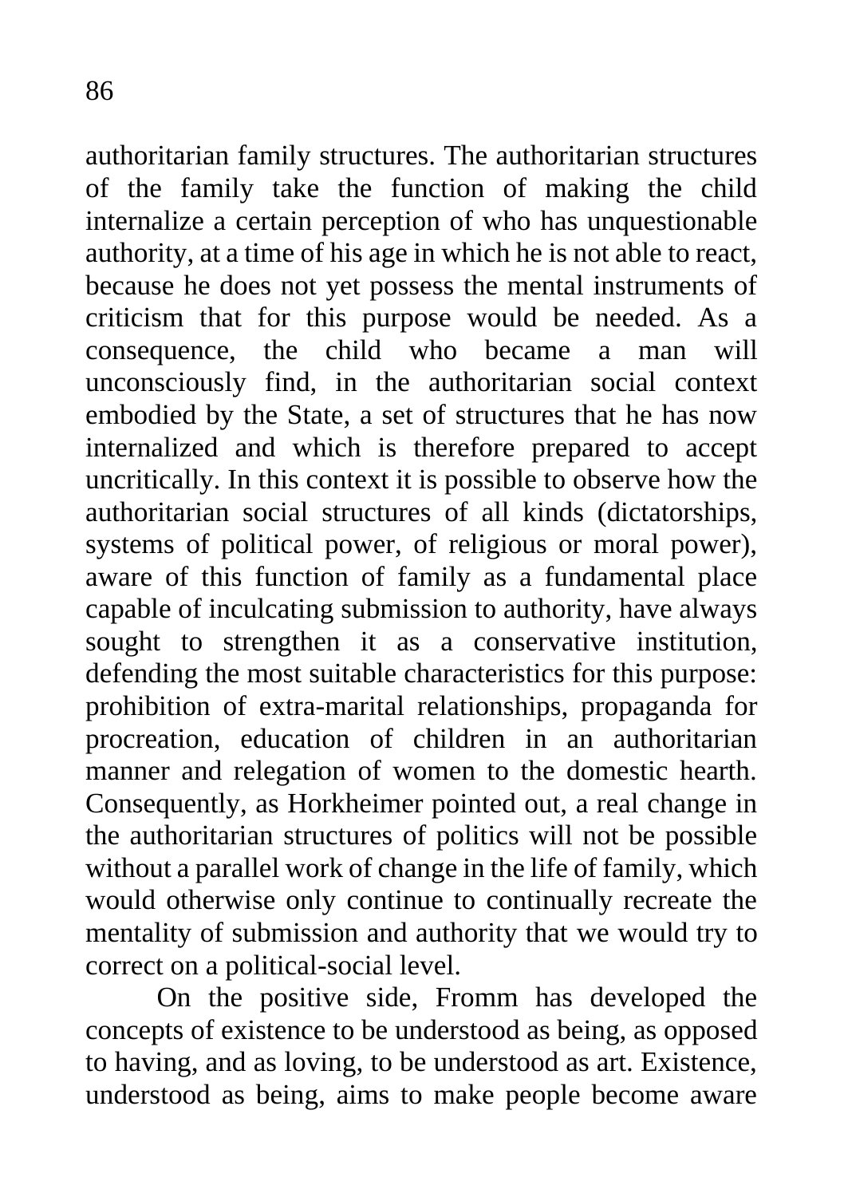authoritarian family structures. The authoritarian structures of the family take the function of making the child internalize a certain perception of who has unquestionable authority, at a time of his age in which he is not able to react, because he does not yet possess the mental instruments of criticism that for this purpose would be needed. As a consequence, the child who became a man will unconsciously find, in the authoritarian social context embodied by the State, a set of structures that he has now internalized and which is therefore prepared to accept uncritically. In this context it is possible to observe how the authoritarian social structures of all kinds (dictatorships, systems of political power, of religious or moral power), aware of this function of family as a fundamental place capable of inculcating submission to authority, have always sought to strengthen it as a conservative institution, defending the most suitable characteristics for this purpose: prohibition of extra-marital relationships, propaganda for procreation, education of children in an authoritarian manner and relegation of women to the domestic hearth. Consequently, as Horkheimer pointed out, a real change in the authoritarian structures of politics will not be possible without a parallel work of change in the life of family, which would otherwise only continue to continually recreate the mentality of submission and authority that we would try to correct on a political-social level.

On the positive side, Fromm has developed the concepts of existence to be understood as being, as opposed to having, and as loving, to be understood as art. Existence, understood as being, aims to make people become aware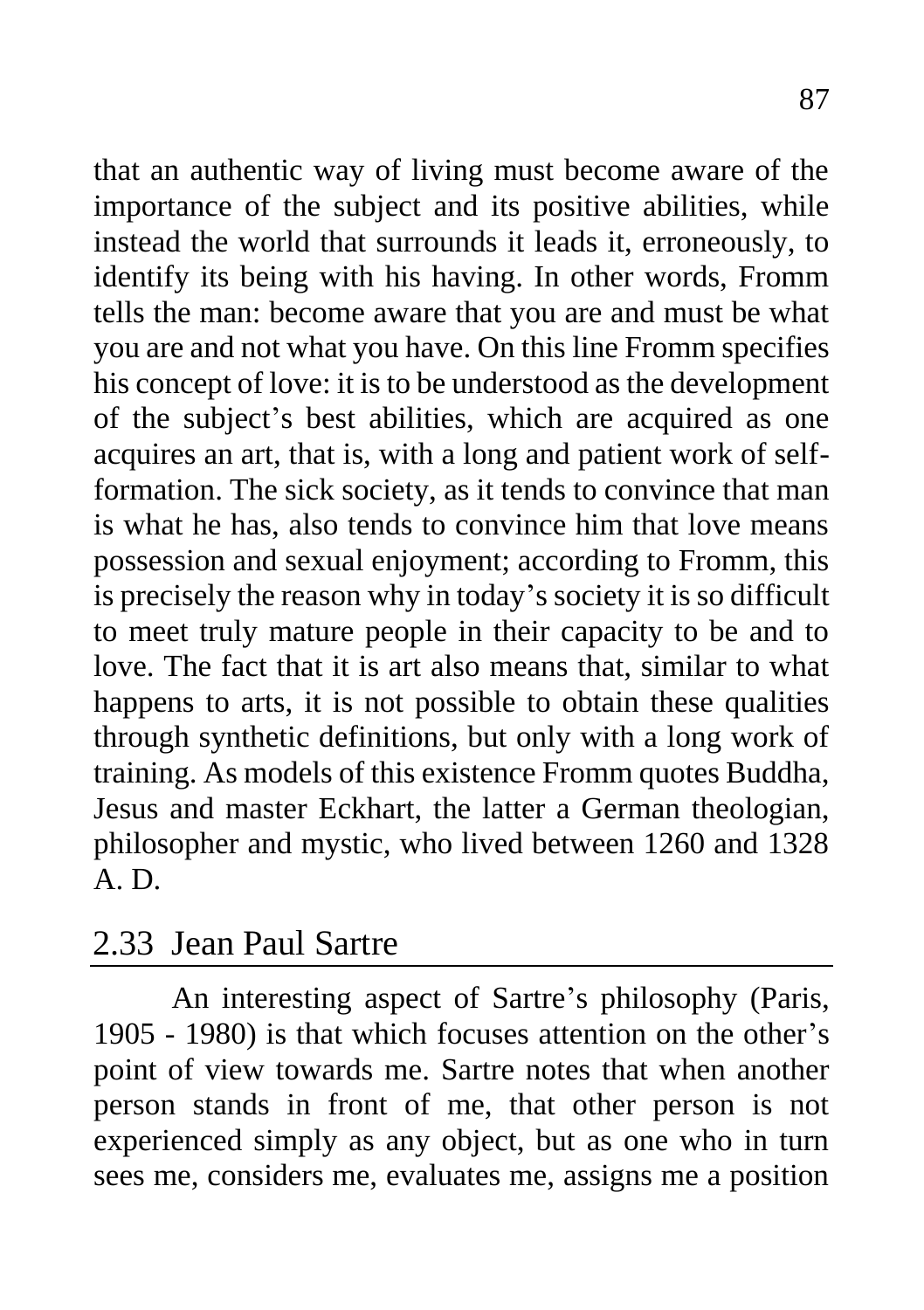that an authentic way of living must become aware of the importance of the subject and its positive abilities, while instead the world that surrounds it leads it, erroneously, to identify its being with his having. In other words, Fromm tells the man: become aware that you are and must be what you are and not what you have. On this line Fromm specifies his concept of love: it is to be understood as the development of the subject's best abilities, which are acquired as one acquires an art, that is, with a long and patient work of self-formation. The sick society, as it tends to convince that man is what he has, also tends to convince him that love means possession and sexual enjoyment; according to Fromm, this is precisely the reason why in today's society it is so difficult to meet truly mature people in their capacity to be and to love. The fact that it is art also means that, similar to what happens to arts, it is not possible to obtain these qualities through synthetic definitions, but only with a long work of training. As models of this existence Fromm quotes Buddha, Jesus and master Eckhart, the latter a German theologian, philosopher and mystic, who lived between 1260 and 1328 A. D.

## 2.33 Jean Paul Sartre

An interesting aspect of Sartre's philosophy (Paris, 1905 - 1980) is that which focuses attention on the other's point of view towards me. Sartre notes that when another person stands in front of me, that other person is not experienced simply as any object, but as one who in turn sees me, considers me, evaluates me, assigns me a position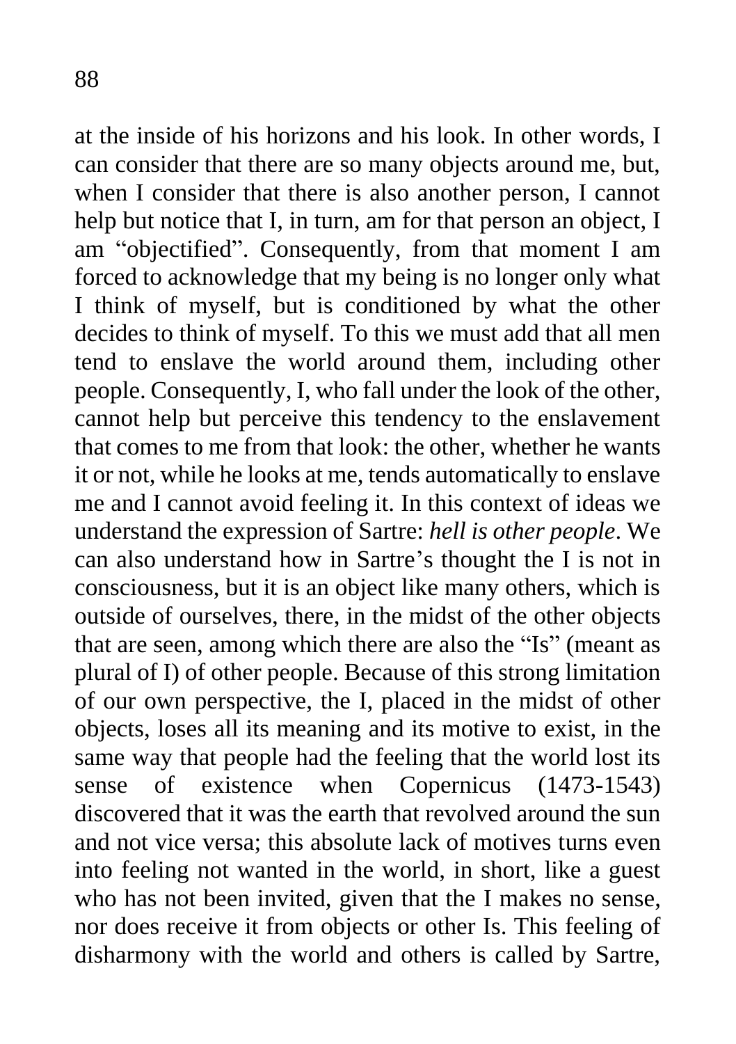at the inside of his horizons and his look. In other words, I can consider that there are so many objects around me, but, when I consider that there is also another person, I cannot help but notice that I, in turn, am for that person an object, I am "objectified". Consequently, from that moment I am forced to acknowledge that my being is no longer only what I think of myself, but is conditioned by what the other decides to think of myself. To this we must add that all men tend to enslave the world around them, including other people. Consequently, I, who fall under the look of the other, cannot help but perceive this tendency to the enslavement that comes to me from that look: the other, whether he wants it or not, while he looks at me, tends automatically to enslave me and I cannot avoid feeling it. In this context of ideas we understand the expression of Sartre: *hell is other people*. We can also understand how in Sartre's thought the I is not in consciousness, but it is an object like many others, which is outside of ourselves, there, in the midst of the other objects that are seen, among which there are also the "Is" (meant as plural of I) of other people. Because of this strong limitation of our own perspective, the I, placed in the midst of other objects, loses all its meaning and its motive to exist, in the same way that people had the feeling that the world lost its sense of existence when Copernicus (1473-1543) discovered that it was the earth that revolved around the sun and not vice versa; this absolute lack of motives turns even into feeling not wanted in the world, in short, like a guest who has not been invited, given that the I makes no sense, nor does receive it from objects or other Is. This feeling of disharmony with the world and others is called by Sartre,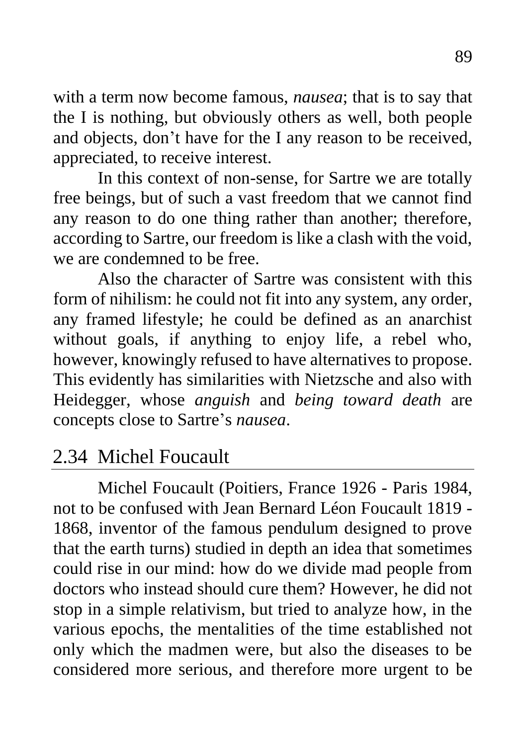with a term now become famous, *nausea*; that is to say that the I is nothing, but obviously others as well, both people and objects, don't have for the I any reason to be received, appreciated, to receive interest.

In this context of non-sense, for Sartre we are totally free beings, but of such a vast freedom that we cannot find any reason to do one thing rather than another; therefore, according to Sartre, our freedom is like a clash with the void, we are condemned to be free.

Also the character of Sartre was consistent with this form of nihilism: he could not fit into any system, any order, any framed lifestyle; he could be defined as an anarchist without goals, if anything to enjoy life, a rebel who, however, knowingly refused to have alternatives to propose. This evidently has similarities with Nietzsche and also with Heidegger, whose *anguish* and *being toward death* are concepts close to Sartre's *nausea*.

## 2.34 Michel Foucault

Michel Foucault (Poitiers, France 1926 - Paris 1984, not to be confused with Jean Bernard Léon Foucault 1819 - 1868, inventor of the famous pendulum designed to prove that the earth turns) studied in depth an idea that sometimes could rise in our mind: how do we divide mad people from doctors who instead should cure them? However, he did not stop in a simple relativism, but tried to analyze how, in the various epochs, the mentalities of the time established not only which the madmen were, but also the diseases to be considered more serious, and therefore more urgent to be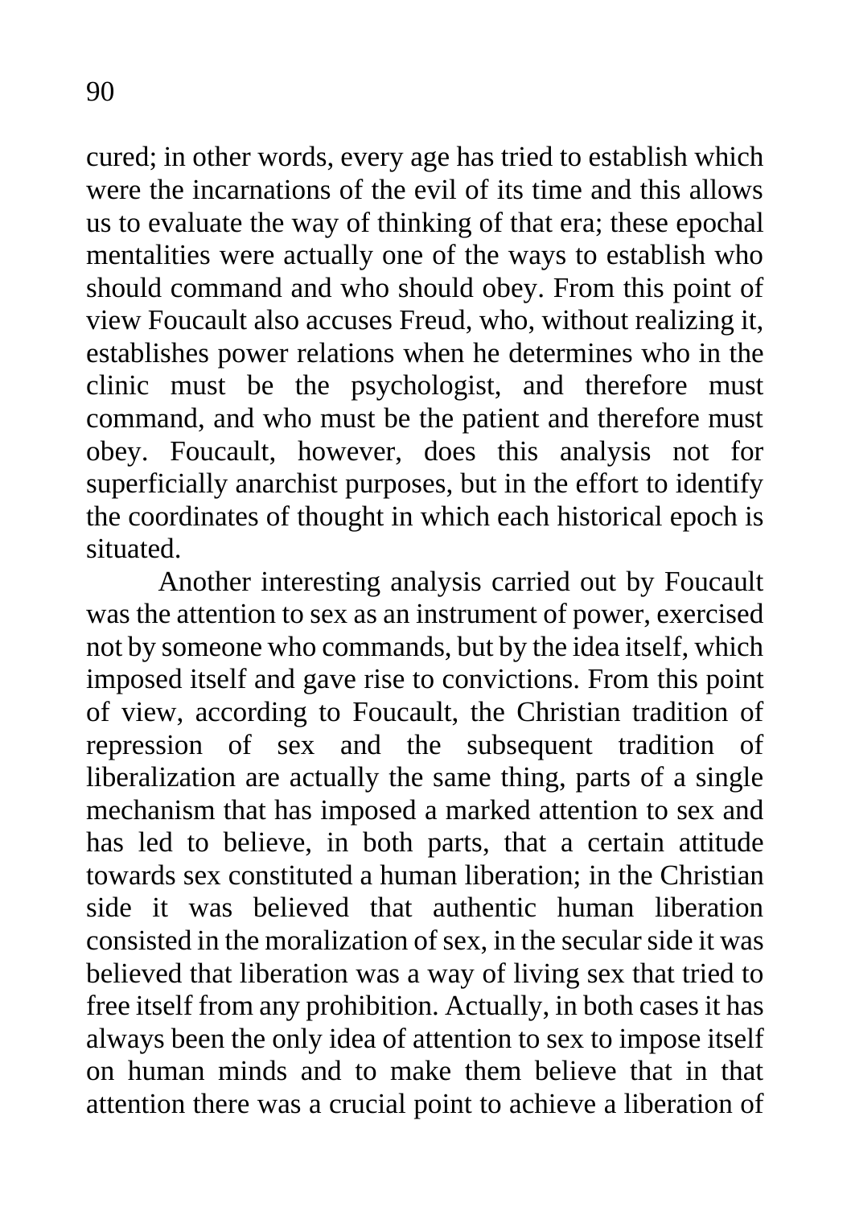cured; in other words, every age has tried to establish which were the incarnations of the evil of its time and this allows us to evaluate the way of thinking of that era; these epochal mentalities were actually one of the ways to establish who should command and who should obey. From this point of view Foucault also accuses Freud, who, without realizing it, establishes power relations when he determines who in the clinic must be the psychologist, and therefore must command, and who must be the patient and therefore must obey. Foucault, however, does this analysis not for superficially anarchist purposes, but in the effort to identify the coordinates of thought in which each historical epoch is situated.

Another interesting analysis carried out by Foucault was the attention to sex as an instrument of power, exercised not by someone who commands, but by the idea itself, which imposed itself and gave rise to convictions. From this point of view, according to Foucault, the Christian tradition of repression of sex and the subsequent tradition of liberalization are actually the same thing, parts of a single mechanism that has imposed a marked attention to sex and has led to believe, in both parts, that a certain attitude towards sex constituted a human liberation; in the Christian side it was believed that authentic human liberation consisted in the moralization of sex, in the secular side it was believed that liberation was a way of living sex that tried to free itself from any prohibition. Actually, in both cases it has always been the only idea of attention to sex to impose itself on human minds and to make them believe that in that attention there was a crucial point to achieve a liberation of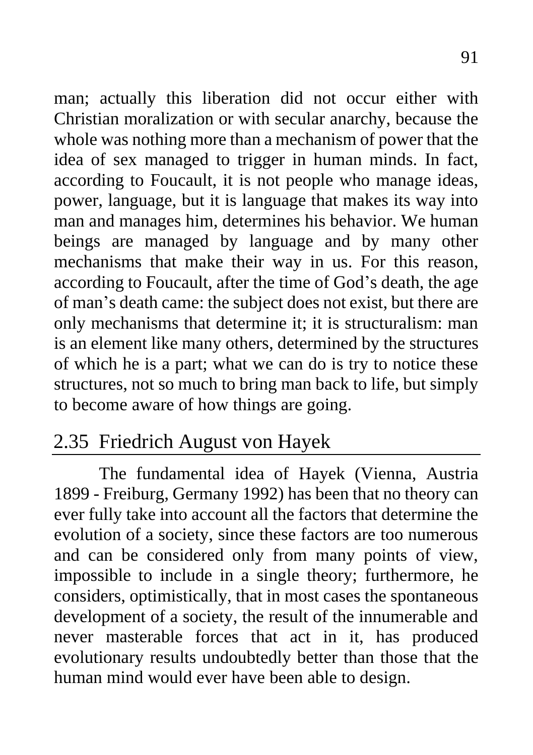man; actually this liberation did not occur either with Christian moralization or with secular anarchy, because the whole was nothing more than a mechanism of power that the idea of sex managed to trigger in human minds. In fact, according to Foucault, it is not people who manage ideas, power, language, but it is language that makes its way into man and manages him, determines his behavior. We human beings are managed by language and by many other mechanisms that make their way in us. For this reason, according to Foucault, after the time of God's death, the age of man's death came: the subject does not exist, but there are only mechanisms that determine it; it is structuralism: man is an element like many others, determined by the structures of which he is a part; what we can do is try to notice these structures, not so much to bring man back to life, but simply to become aware of how things are going.

## 2.35 Friedrich August von Hayek

The fundamental idea of Hayek (Vienna, Austria 1899 - Freiburg, Germany 1992) has been that no theory can ever fully take into account all the factors that determine the evolution of a society, since these factors are too numerous and can be considered only from many points of view, impossible to include in a single theory; furthermore, he considers, optimistically, that in most cases the spontaneous development of a society, the result of the innumerable and never masterable forces that act in it, has produced evolutionary results undoubtedly better than those that the human mind would ever have been able to design.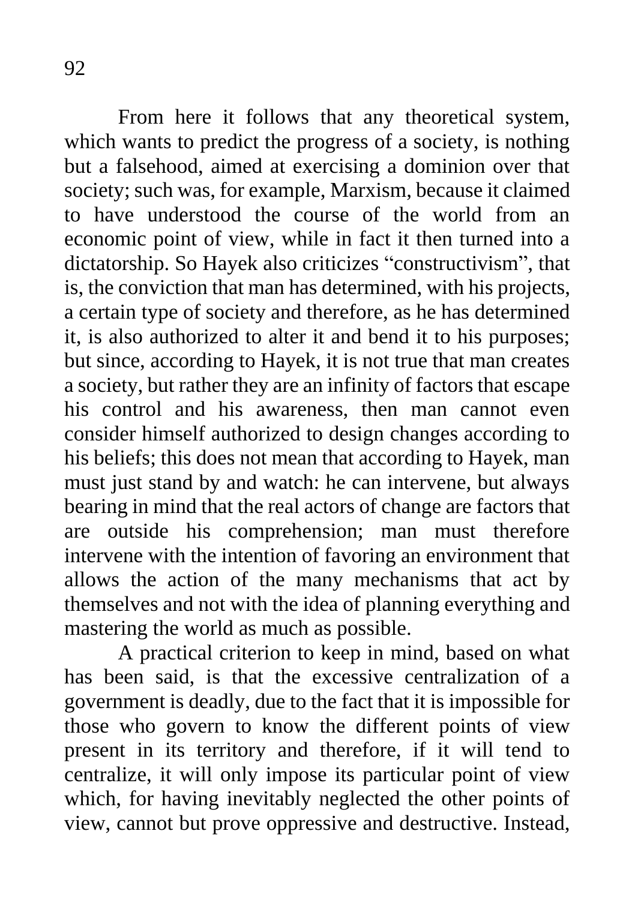From here it follows that any theoretical system, which wants to predict the progress of a society, is nothing but a falsehood, aimed at exercising a dominion over that society; such was, for example, Marxism, because it claimed to have understood the course of the world from an economic point of view, while in fact it then turned into a dictatorship. So Hayek also criticizes "constructivism", that is, the conviction that man has determined, with his projects, a certain type of society and therefore, as he has determined it, is also authorized to alter it and bend it to his purposes; but since, according to Hayek, it is not true that man creates a society, but rather they are an infinity of factors that escape his control and his awareness, then man cannot even consider himself authorized to design changes according to his beliefs; this does not mean that according to Hayek, man must just stand by and watch: he can intervene, but always bearing in mind that the real actors of change are factors that are outside his comprehension; man must therefore intervene with the intention of favoring an environment that allows the action of the many mechanisms that act by themselves and not with the idea of planning everything and mastering the world as much as possible.

A practical criterion to keep in mind, based on what has been said, is that the excessive centralization of a government is deadly, due to the fact that it is impossible for those who govern to know the different points of view present in its territory and therefore, if it will tend to centralize, it will only impose its particular point of view which, for having inevitably neglected the other points of view, cannot but prove oppressive and destructive. Instead,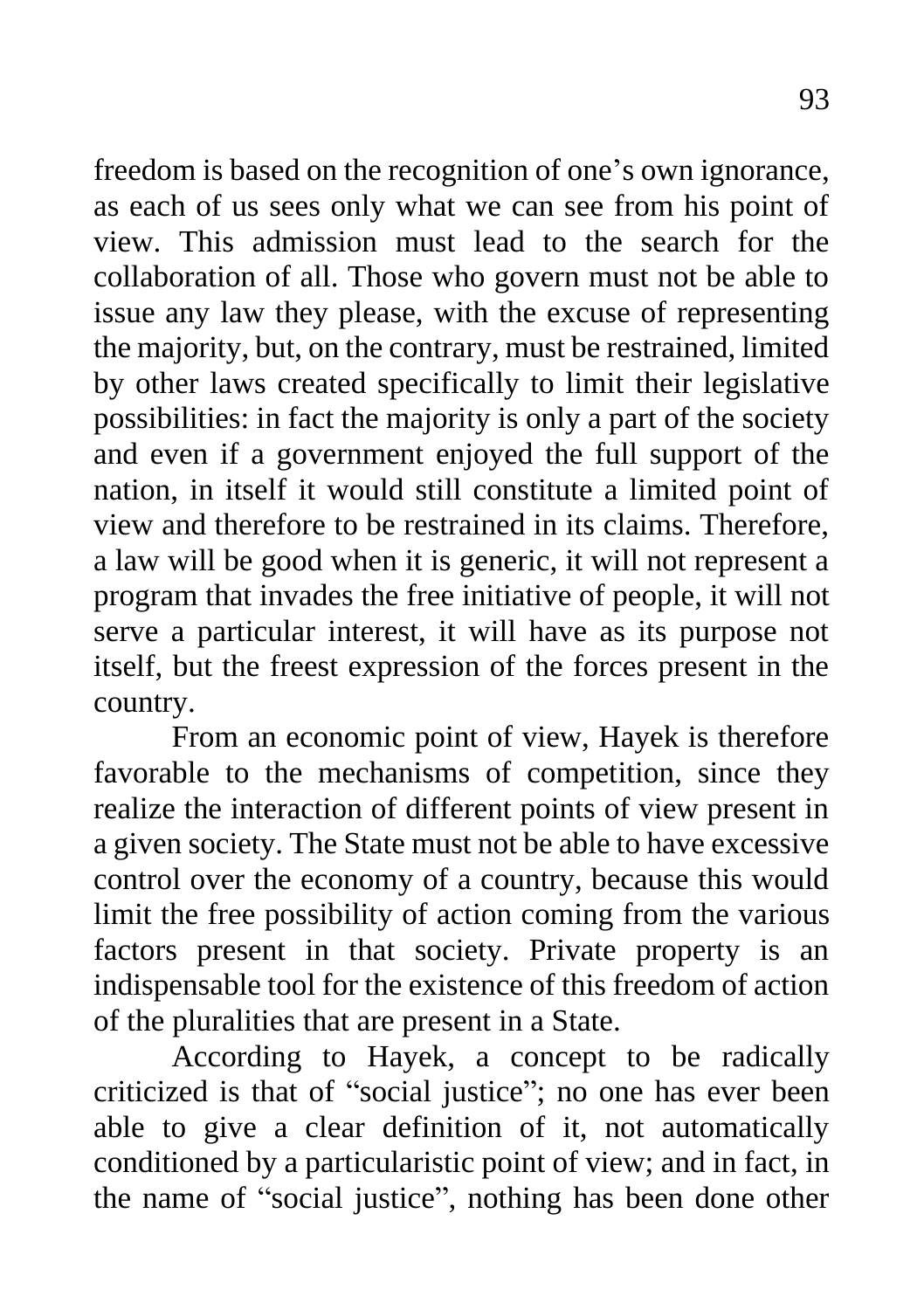freedom is based on the recognition of one's own ignorance, as each of us sees only what we can see from his point of view. This admission must lead to the search for the collaboration of all. Those who govern must not be able to issue any law they please, with the excuse of representing the majority, but, on the contrary, must be restrained, limited by other laws created specifically to limit their legislative possibilities: in fact the majority is only a part of the society and even if a government enjoyed the full support of the nation, in itself it would still constitute a limited point of view and therefore to be restrained in its claims. Therefore, a law will be good when it is generic, it will not represent a program that invades the free initiative of people, it will not serve a particular interest, it will have as its purpose not itself, but the freest expression of the forces present in the country.

From an economic point of view, Hayek is therefore favorable to the mechanisms of competition, since they realize the interaction of different points of view present in a given society. The State must not be able to have excessive control over the economy of a country, because this would limit the free possibility of action coming from the various factors present in that society. Private property is an indispensable tool for the existence of this freedom of action of the pluralities that are present in a State.

According to Hayek, a concept to be radically criticized is that of "social justice"; no one has ever been able to give a clear definition of it, not automatically conditioned by a particularistic point of view; and in fact, in the name of "social justice", nothing has been done other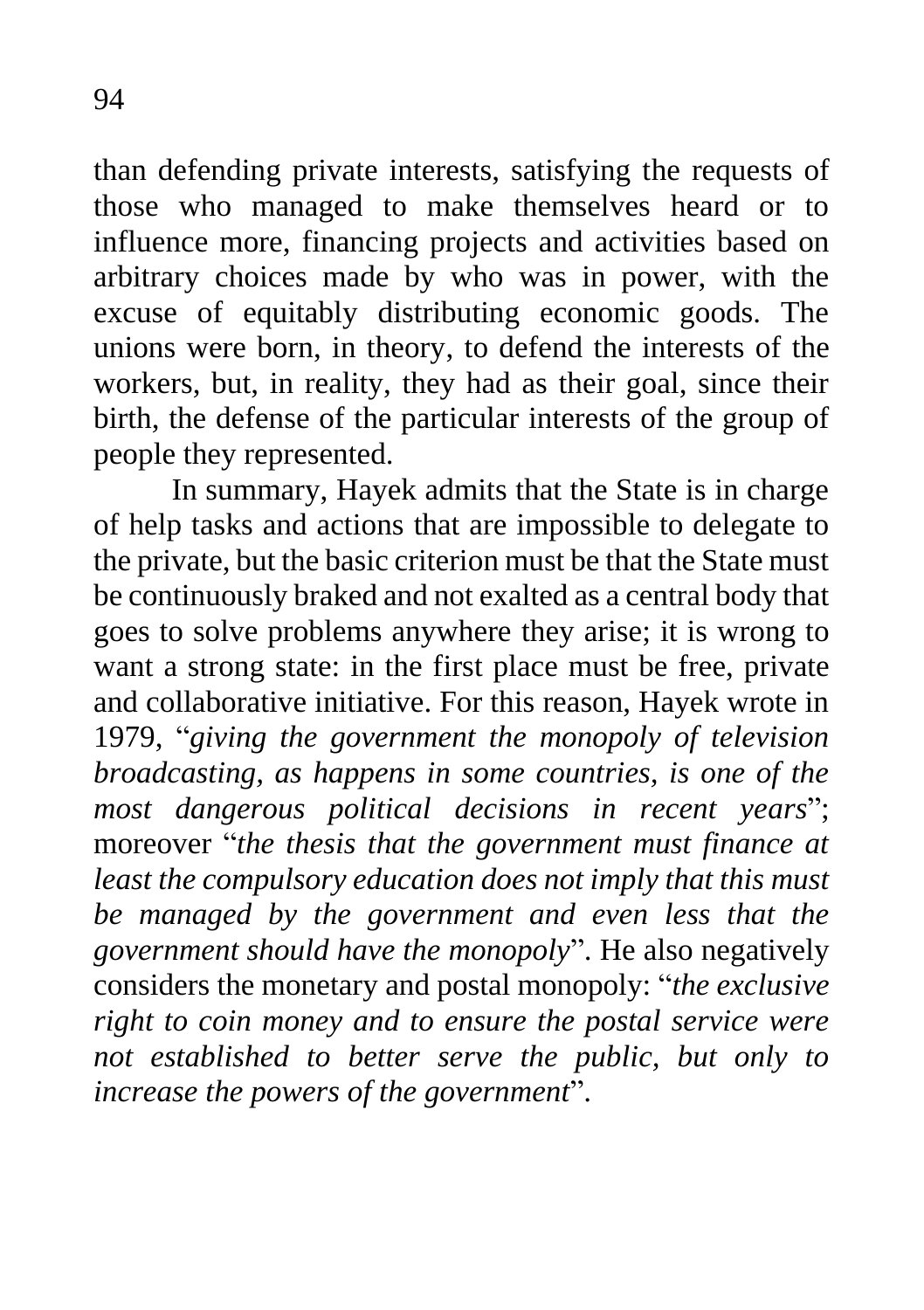than defending private interests, satisfying the requests of those who managed to make themselves heard or to influence more, financing projects and activities based on arbitrary choices made by who was in power, with the excuse of equitably distributing economic goods. The unions were born, in theory, to defend the interests of the workers, but, in reality, they had as their goal, since their birth, the defense of the particular interests of the group of people they represented.

In summary, Hayek admits that the State is in charge of help tasks and actions that are impossible to delegate to the private, but the basic criterion must be that the State must be continuously braked and not exalted as a central body that goes to solve problems anywhere they arise; it is wrong to want a strong state: in the first place must be free, private and collaborative initiative. For this reason, Hayek wrote in 1979, "*giving the government the monopoly of television broadcasting, as happens in some countries, is one of the most dangerous political decisions in recent years*"; moreover "*the thesis that the government must finance at least the compulsory education does not imply that this must be managed by the government and even less that the government should have the monopoly*". He also negatively considers the monetary and postal monopoly: "*the exclusive right to coin money and to ensure the postal service were not established to better serve the public, but only to increase the powers of the government*".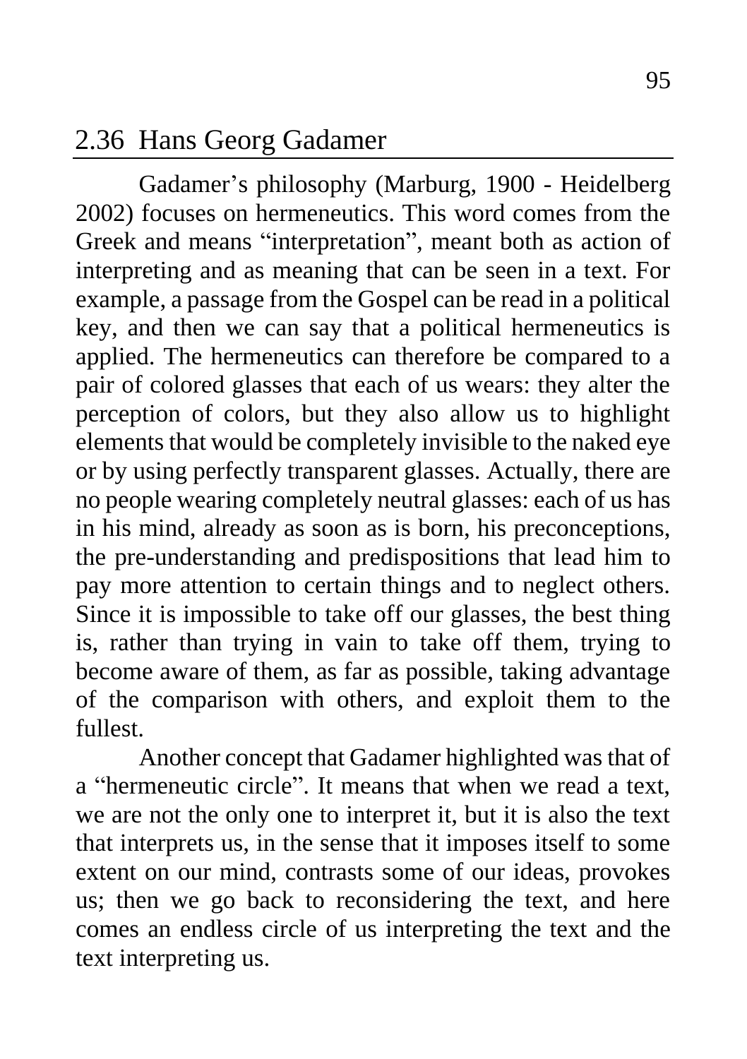## 2.36 Hans Georg Gadamer

Gadamer's philosophy (Marburg, 1900 - Heidelberg 2002) focuses on hermeneutics. This word comes from the Greek and means "interpretation", meant both as action of interpreting and as meaning that can be seen in a text. For example, a passage from the Gospel can be read in a political key, and then we can say that a political hermeneutics is applied. The hermeneutics can therefore be compared to a pair of colored glasses that each of us wears: they alter the perception of colors, but they also allow us to highlight elements that would be completely invisible to the naked eye or by using perfectly transparent glasses. Actually, there are no people wearing completely neutral glasses: each of us has in his mind, already as soon as is born, his preconceptions, the pre-understanding and predispositions that lead him to pay more attention to certain things and to neglect others. Since it is impossible to take off our glasses, the best thing is, rather than trying in vain to take off them, trying to become aware of them, as far as possible, taking advantage of the comparison with others, and exploit them to the fullest.

Another concept that Gadamer highlighted was that of a "hermeneutic circle". It means that when we read a text, we are not the only one to interpret it, but it is also the text that interprets us, in the sense that it imposes itself to some extent on our mind, contrasts some of our ideas, provokes us; then we go back to reconsidering the text, and here comes an endless circle of us interpreting the text and the text interpreting us.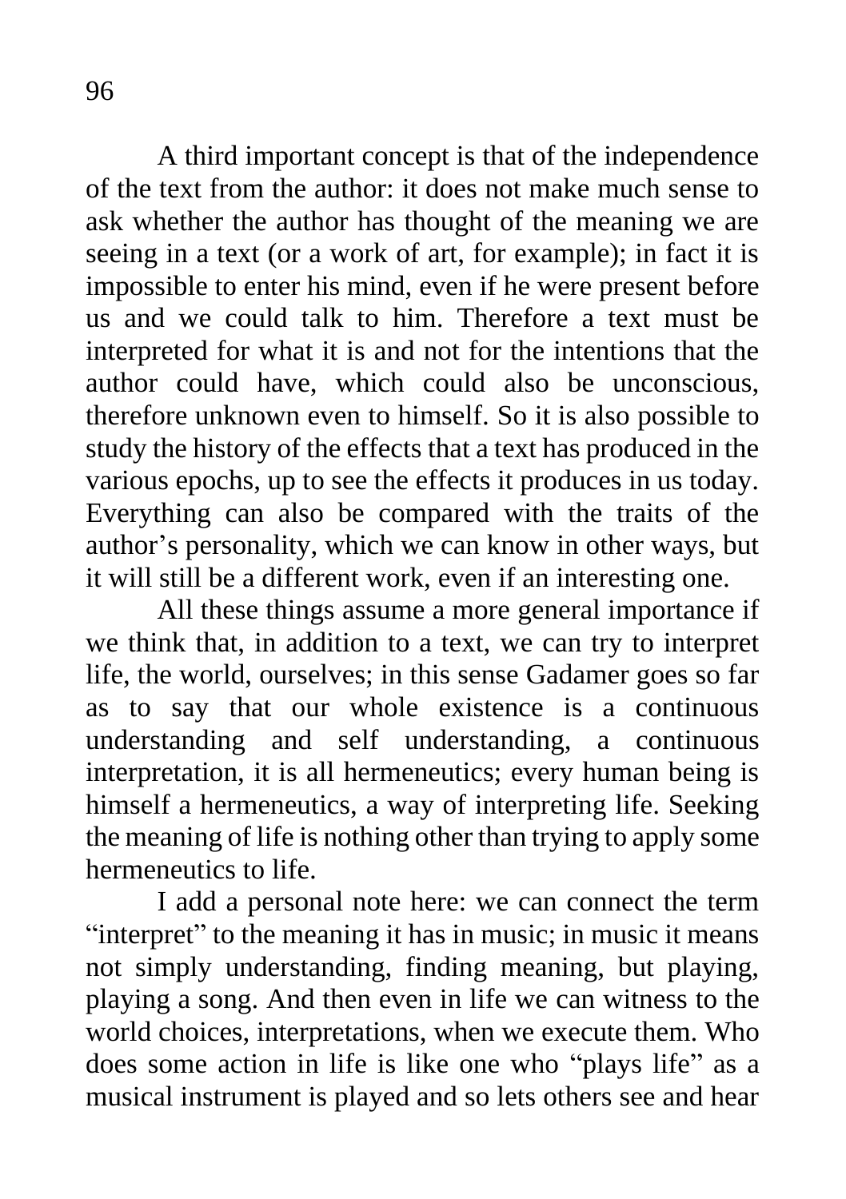A third important concept is that of the independence of the text from the author: it does not make much sense to ask whether the author has thought of the meaning we are seeing in a text (or a work of art, for example); in fact it is impossible to enter his mind, even if he were present before us and we could talk to him. Therefore a text must be interpreted for what it is and not for the intentions that the author could have, which could also be unconscious, therefore unknown even to himself. So it is also possible to study the history of the effects that a text has produced in the various epochs, up to see the effects it produces in us today. Everything can also be compared with the traits of the author's personality, which we can know in other ways, but it will still be a different work, even if an interesting one.

All these things assume a more general importance if we think that, in addition to a text, we can try to interpret life, the world, ourselves; in this sense Gadamer goes so far as to say that our whole existence is a continuous understanding and self understanding, a continuous interpretation, it is all hermeneutics; every human being is himself a hermeneutics, a way of interpreting life. Seeking the meaning of life is nothing other than trying to apply some hermeneutics to life.

I add a personal note here: we can connect the term "interpret" to the meaning it has in music; in music it means not simply understanding, finding meaning, but playing, playing a song. And then even in life we can witness to the world choices, interpretations, when we execute them. Who does some action in life is like one who "plays life" as a musical instrument is played and so lets others see and hear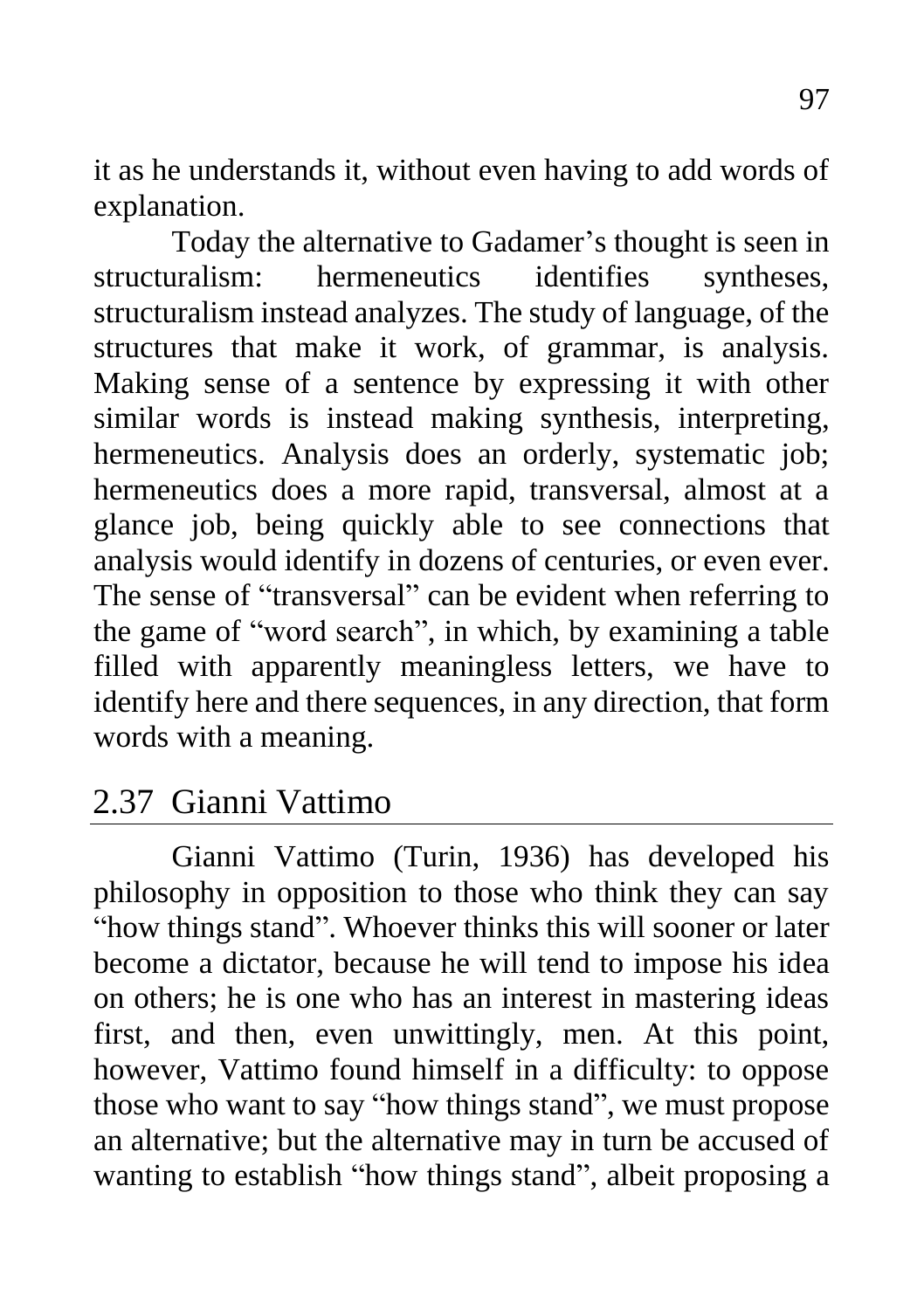it as he understands it, without even having to add words of explanation.

Today the alternative to Gadamer's thought is seen in structuralism: hermeneutics identifies syntheses, structuralism instead analyzes. The study of language, of the structures that make it work, of grammar, is analysis. Making sense of a sentence by expressing it with other similar words is instead making synthesis, interpreting, hermeneutics. Analysis does an orderly, systematic job; hermeneutics does a more rapid, transversal, almost at a glance job, being quickly able to see connections that analysis would identify in dozens of centuries, or even ever. The sense of "transversal" can be evident when referring to the game of "word search", in which, by examining a table filled with apparently meaningless letters, we have to identify here and there sequences, in any direction, that form words with a meaning.

## 2.37 Gianni Vattimo

Gianni Vattimo (Turin, 1936) has developed his philosophy in opposition to those who think they can say "how things stand". Whoever thinks this will sooner or later become a dictator, because he will tend to impose his idea on others; he is one who has an interest in mastering ideas first, and then, even unwittingly, men. At this point, however, Vattimo found himself in a difficulty: to oppose those who want to say "how things stand", we must propose an alternative; but the alternative may in turn be accused of wanting to establish "how things stand", albeit proposing a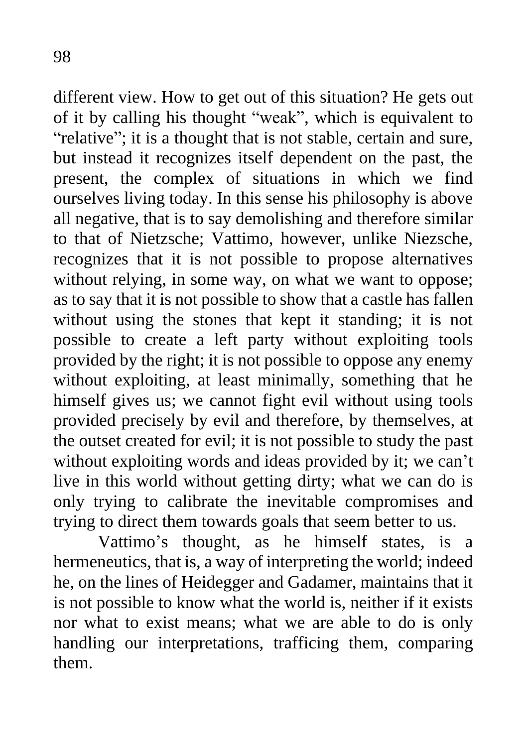different view. How to get out of this situation? He gets out of it by calling his thought “weak”, which is equivalent to “relative”; it is a thought that is not stable, certain and sure, but instead it recognizes itself dependent on the past, the present, the complex of situations in which we find ourselves living today. In this sense his philosophy is above all negative, that is to say demolishing and therefore similar to that of Nietzsche; Vattimo, however, unlike Niezsche, recognizes that it is not possible to propose alternatives without relying, in some way, on what we want to oppose; as to say that it is not possible to show that a castle has fallen without using the stones that kept it standing; it is not possible to create a left party without exploiting tools provided by the right; it is not possible to oppose any enemy without exploiting, at least minimally, something that he himself gives us; we cannot fight evil without using tools provided precisely by evil and therefore, by themselves, at the outset created for evil; it is not possible to study the past without exploiting words and ideas provided by it; we can’t live in this world without getting dirty; what we can do is only trying to calibrate the inevitable compromises and trying to direct them towards goals that seem better to us.

Vattimo’s thought, as he himself states, is a hermeneutics, that is, a way of interpreting the world; indeed he, on the lines of Heidegger and Gadamer, maintains that it is not possible to know what the world is, neither if it exists nor what to exist means; what we are able to do is only handling our interpretations, trafficing them, comparing them.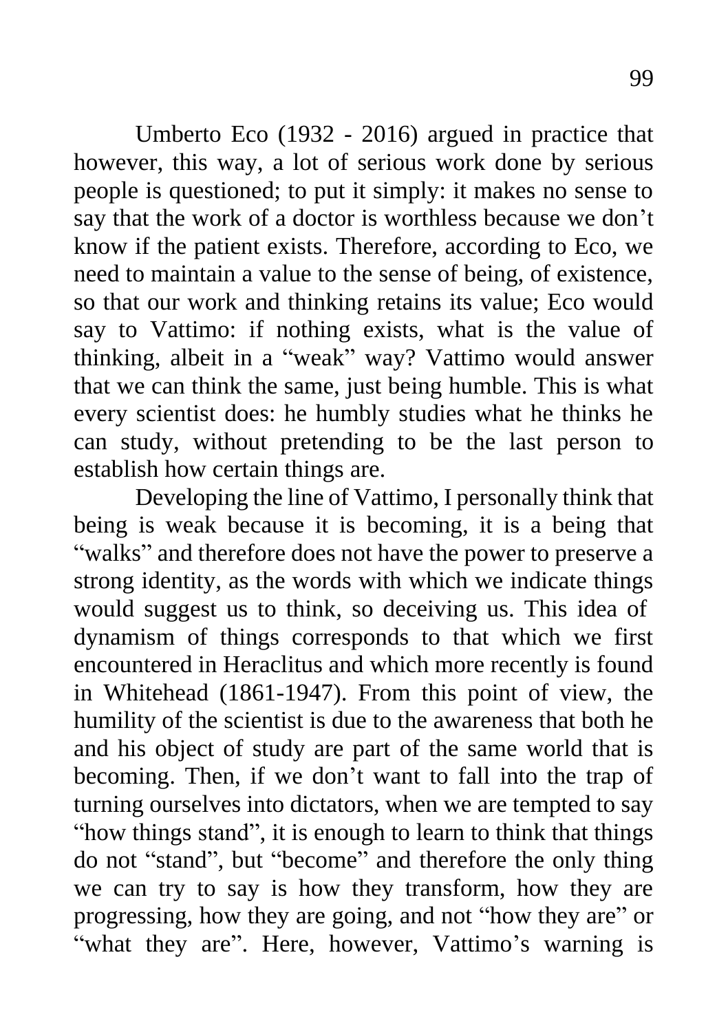Umberto Eco (1932 - 2016) argued in practice that however, this way, a lot of serious work done by serious people is questioned; to put it simply: it makes no sense to say that the work of a doctor is worthless because we don't know if the patient exists. Therefore, according to Eco, we need to maintain a value to the sense of being, of existence, so that our work and thinking retains its value; Eco would say to Vattimo: if nothing exists, what is the value of thinking, albeit in a "weak" way? Vattimo would answer that we can think the same, just being humble. This is what every scientist does: he humbly studies what he thinks he can study, without pretending to be the last person to establish how certain things are.

Developing the line of Vattimo, I personally think that being is weak because it is becoming, it is a being that "walks" and therefore does not have the power to preserve a strong identity, as the words with which we indicate things would suggest us to think, so deceiving us. This idea of dynamism of things corresponds to that which we first encountered in Heraclitus and which more recently is found in Whitehead (1861-1947). From this point of view, the humility of the scientist is due to the awareness that both he and his object of study are part of the same world that is becoming. Then, if we don't want to fall into the trap of turning ourselves into dictators, when we are tempted to say "how things stand", it is enough to learn to think that things do not "stand", but "become" and therefore the only thing we can try to say is how they transform, how they are progressing, how they are going, and not "how they are" or "what they are". Here, however, Vattimo's warning is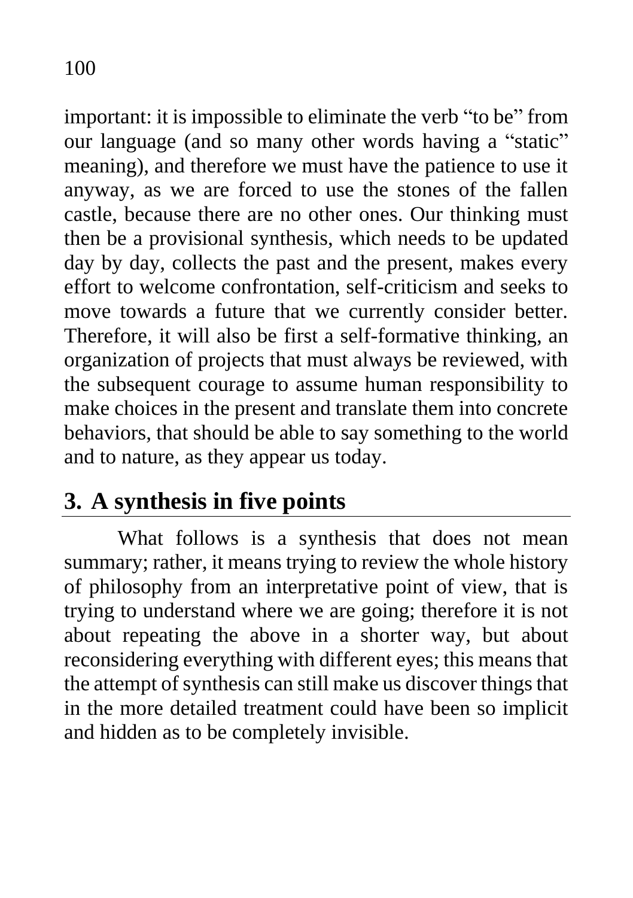important: it is impossible to eliminate the verb "to be" from our language (and so many other words having a "static" meaning), and therefore we must have the patience to use it anyway, as we are forced to use the stones of the fallen castle, because there are no other ones. Our thinking must then be a provisional synthesis, which needs to be updated day by day, collects the past and the present, makes every effort to welcome confrontation, self-criticism and seeks to move towards a future that we currently consider better. Therefore, it will also be first a self-formative thinking, an organization of projects that must always be reviewed, with the subsequent courage to assume human responsibility to make choices in the present and translate them into concrete behaviors, that should be able to say something to the world and to nature, as they appear us today.

## 3. A synthesis in five points

What follows is a synthesis that does not mean summary; rather, it means trying to review the whole history of philosophy from an interpretative point of view, that is trying to understand where we are going; therefore it is not about repeating the above in a shorter way, but about reconsidering everything with different eyes; this means that the attempt of synthesis can still make us discover things that in the more detailed treatment could have been so implicit and hidden as to be completely invisible.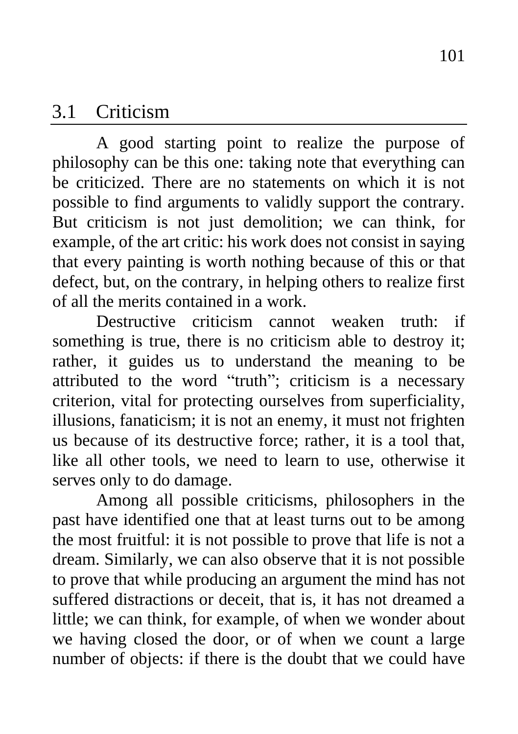## 3.1 Criticism

A good starting point to realize the purpose of philosophy can be this one: taking note that everything can be criticized. There are no statements on which it is not possible to find arguments to validly support the contrary. But criticism is not just demolition; we can think, for example, of the art critic: his work does not consist in saying that every painting is worth nothing because of this or that defect, but, on the contrary, in helping others to realize first of all the merits contained in a work.

Destructive criticism cannot weaken truth: if something is true, there is no criticism able to destroy it; rather, it guides us to understand the meaning to be attributed to the word "truth"; criticism is a necessary criterion, vital for protecting ourselves from superficiality, illusions, fanaticism; it is not an enemy, it must not frighten us because of its destructive force; rather, it is a tool that, like all other tools, we need to learn to use, otherwise it serves only to do damage.

Among all possible criticisms, philosophers in the past have identified one that at least turns out to be among the most fruitful: it is not possible to prove that life is not a dream. Similarly, we can also observe that it is not possible to prove that while producing an argument the mind has not suffered distractions or deceit, that is, it has not dreamed a little; we can think, for example, of when we wonder about we having closed the door, or of when we count a large number of objects: if there is the doubt that we could have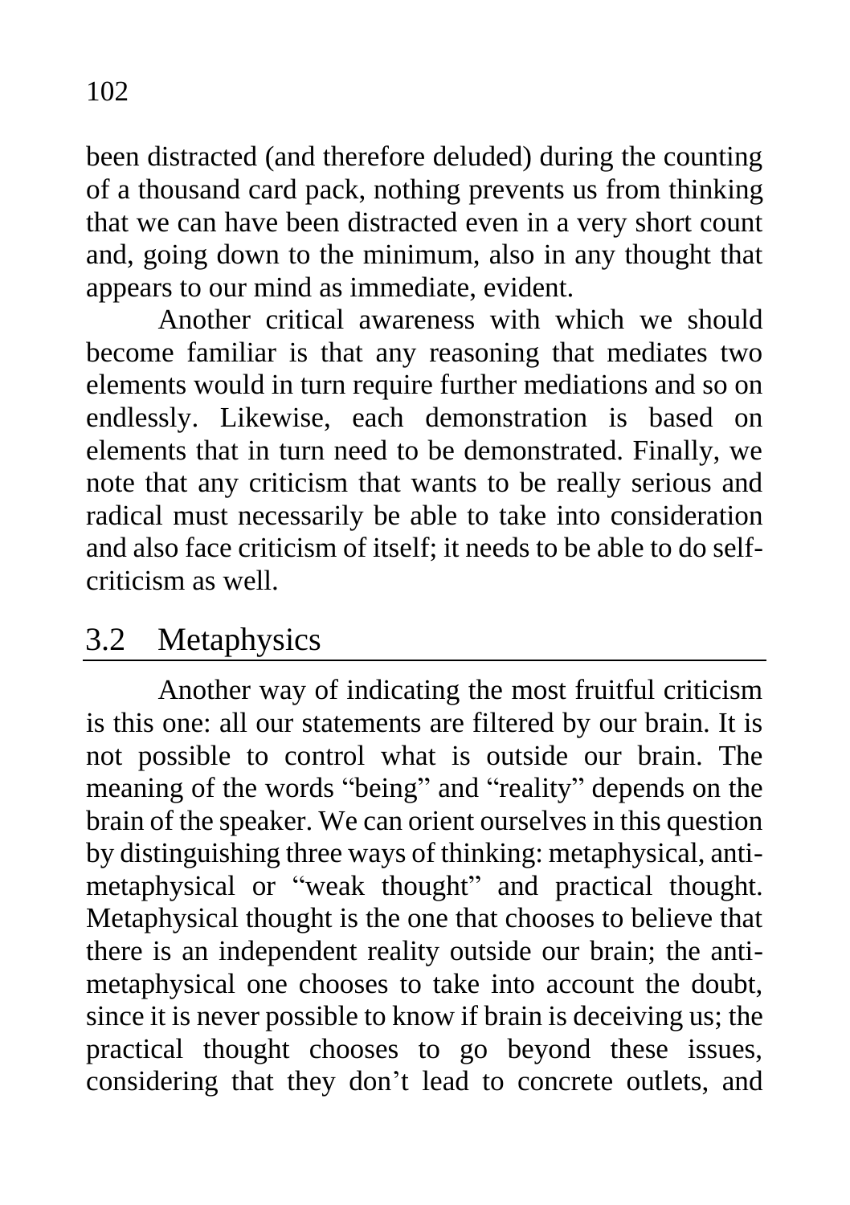been distracted (and therefore deluded) during the counting of a thousand card pack, nothing prevents us from thinking that we can have been distracted even in a very short count and, going down to the minimum, also in any thought that appears to our mind as immediate, evident.

Another critical awareness with which we should become familiar is that any reasoning that mediates two elements would in turn require further mediations and so on endlessly. Likewise, each demonstration is based on elements that in turn need to be demonstrated. Finally, we note that any criticism that wants to be really serious and radical must necessarily be able to take into consideration and also face criticism of itself; it needs to be able to do self-criticism as well.

## 3.2 Metaphysics

Another way of indicating the most fruitful criticism is this one: all our statements are filtered by our brain. It is not possible to control what is outside our brain. The meaning of the words "being" and "reality" depends on the brain of the speaker. We can orient ourselves in this question by distinguishing three ways of thinking: metaphysical, anti-metaphysical or "weak thought" and practical thought. Metaphysical thought is the one that chooses to believe that there is an independent reality outside our brain; the anti-metaphysical one chooses to take into account the doubt, since it is never possible to know if brain is deceiving us; the practical thought chooses to go beyond these issues, considering that they don't lead to concrete outlets, and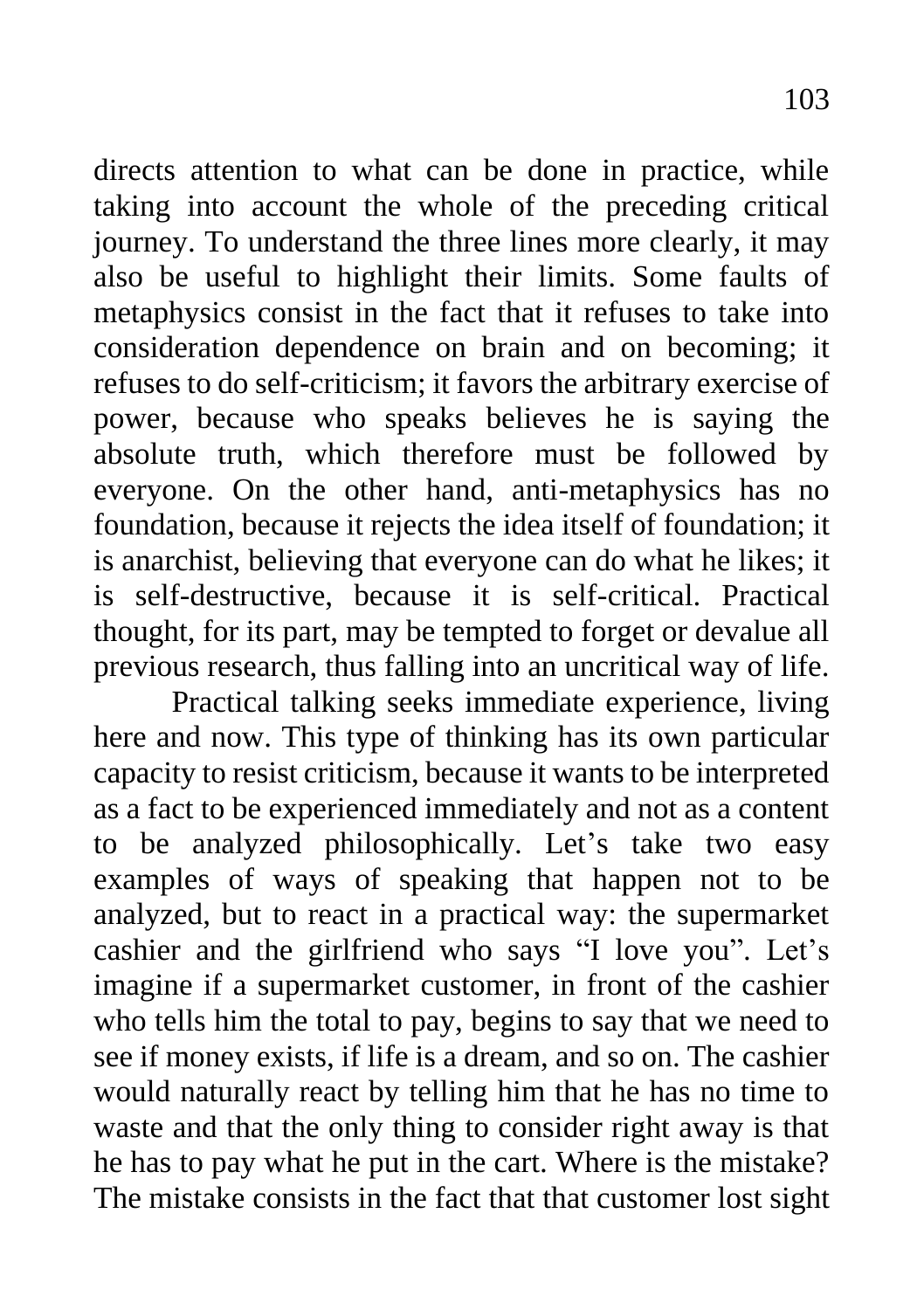directs attention to what can be done in practice, while taking into account the whole of the preceding critical journey. To understand the three lines more clearly, it may also be useful to highlight their limits. Some faults of metaphysics consist in the fact that it refuses to take into consideration dependence on brain and on becoming; it refuses to do self-criticism; it favors the arbitrary exercise of power, because who speaks believes he is saying the absolute truth, which therefore must be followed by everyone. On the other hand, anti-metaphysics has no foundation, because it rejects the idea itself of foundation; it is anarchist, believing that everyone can do what he likes; it is self-destructive, because it is self-critical. Practical thought, for its part, may be tempted to forget or devalue all previous research, thus falling into an uncritical way of life.

Practical talking seeks immediate experience, living here and now. This type of thinking has its own particular capacity to resist criticism, because it wants to be interpreted as a fact to be experienced immediately and not as a content to be analyzed philosophically. Let's take two easy examples of ways of speaking that happen not to be analyzed, but to react in a practical way: the supermarket cashier and the girlfriend who says "I love you". Let's imagine if a supermarket customer, in front of the cashier who tells him the total to pay, begins to say that we need to see if money exists, if life is a dream, and so on. The cashier would naturally react by telling him that he has no time to waste and that the only thing to consider right away is that he has to pay what he put in the cart. Where is the mistake? The mistake consists in the fact that that customer lost sight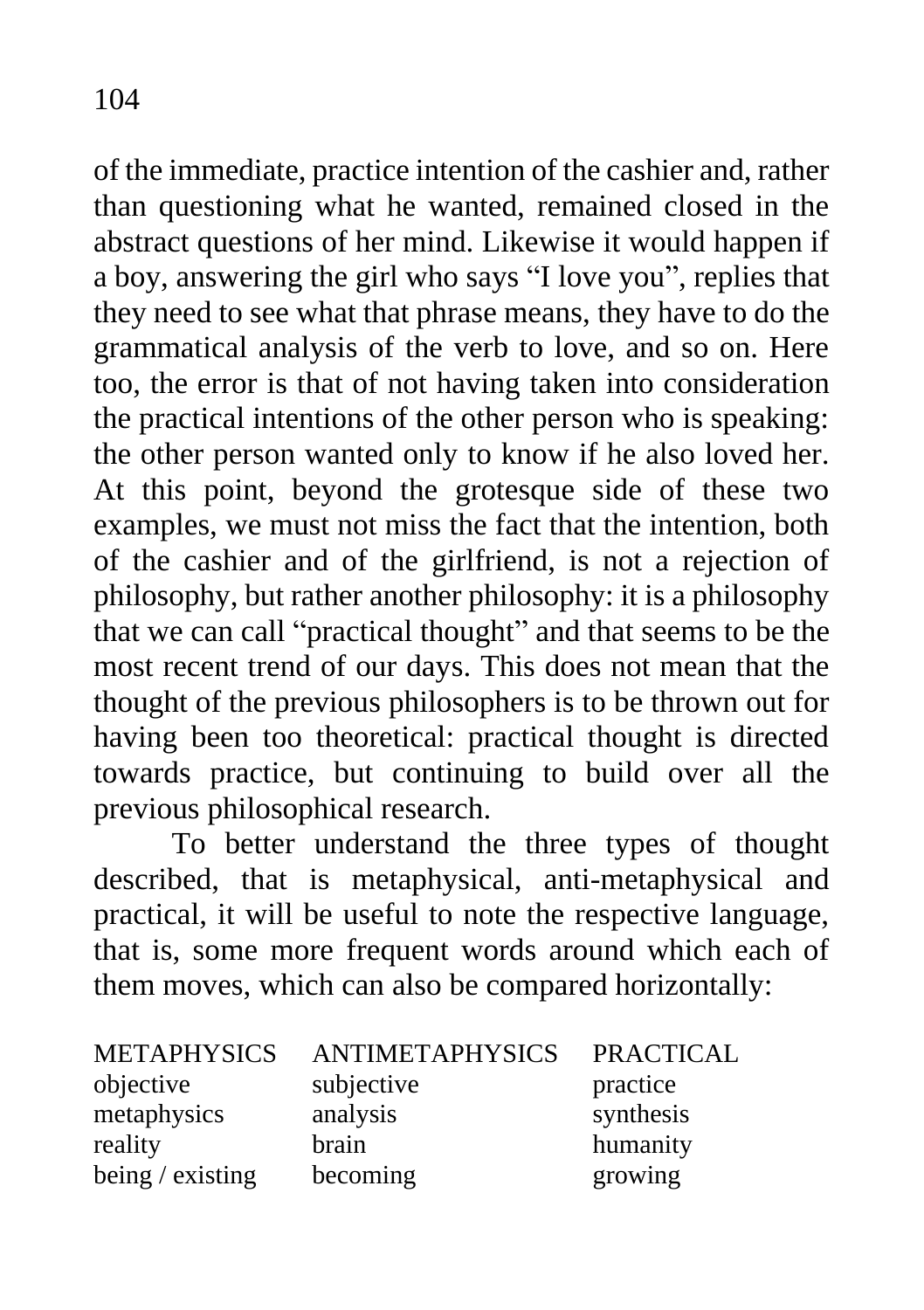of the immediate, practice intention of the cashier and, rather than questioning what he wanted, remained closed in the abstract questions of her mind. Likewise it would happen if a boy, answering the girl who says “I love you”, replies that they need to see what that phrase means, they have to do the grammatical analysis of the verb to love, and so on. Here too, the error is that of not having taken into consideration the practical intentions of the other person who is speaking: the other person wanted only to know if he also loved her. At this point, beyond the grotesque side of these two examples, we must not miss the fact that the intention, both of the cashier and of the girlfriend, is not a rejection of philosophy, but rather another philosophy: it is a philosophy that we can call “practical thought” and that seems to be the most recent trend of our days. This does not mean that the thought of the previous philosophers is to be thrown out for having been too theoretical: practical thought is directed towards practice, but continuing to build over all the previous philosophical research.

To better understand the three types of thought described, that is metaphysical, anti-metaphysical and practical, it will be useful to note the respective language, that is, some more frequent words around which each of them moves, which can also be compared horizontally:

| METAPHYSICS | ANTIMETAPHYSICS | PRACTICAL |
|---|---|---|
| objective | subjective | practice |
| metaphysics | analysis | synthesis |
| reality | brain | humanity |
| being / existing | becoming | growing |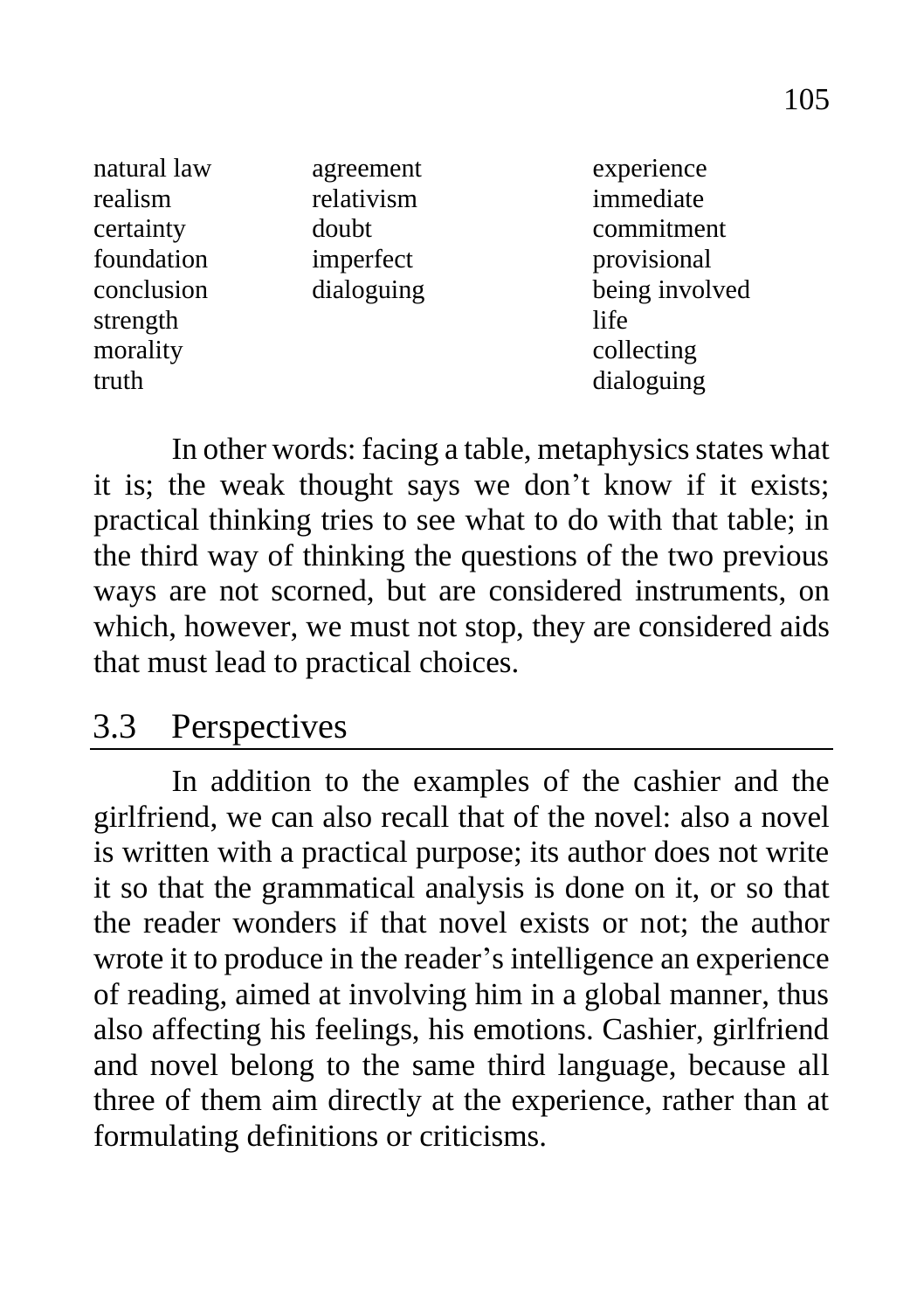| | | |
|---|---|---|
| natural law | agreement | experience |
| realism | relativism | immediate |
| certainty | doubt | commitment |
| foundation | imperfect | provisional |
| conclusion | dialoguing | being involved |
| strength | | life |
| morality | | collecting |
| truth | | dialoguing |

In other words: facing a table, metaphysics states what it is; the weak thought says we don't know if it exists; practical thinking tries to see what to do with that table; in the third way of thinking the questions of the two previous ways are not scorned, but are considered instruments, on which, however, we must not stop, they are considered aids that must lead to practical choices.

## 3.3 Perspectives

In addition to the examples of the cashier and the girlfriend, we can also recall that of the novel: also a novel is written with a practical purpose; its author does not write it so that the grammatical analysis is done on it, or so that the reader wonders if that novel exists or not; the author wrote it to produce in the reader's intelligence an experience of reading, aimed at involving him in a global manner, thus also affecting his feelings, his emotions. Cashier, girlfriend and novel belong to the same third language, because all three of them aim directly at the experience, rather than at formulating definitions or criticisms.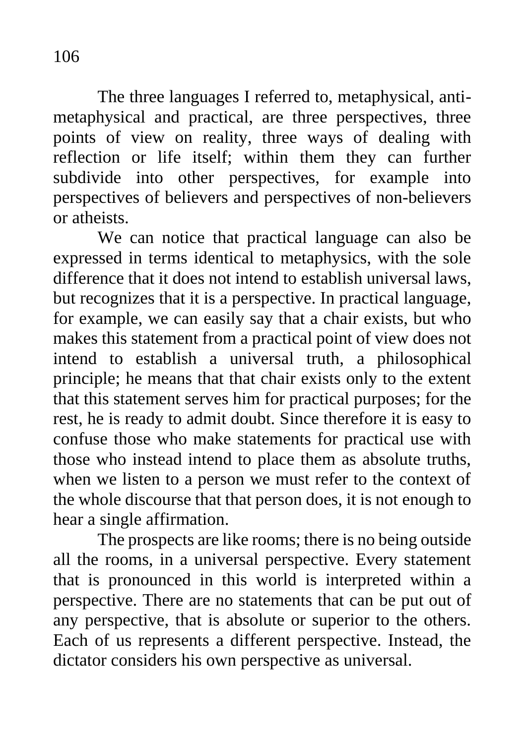The three languages I referred to, metaphysical, anti-metaphysical and practical, are three perspectives, three points of view on reality, three ways of dealing with reflection or life itself; within them they can further subdivide into other perspectives, for example into perspectives of believers and perspectives of non-believers or atheists.

We can notice that practical language can also be expressed in terms identical to metaphysics, with the sole difference that it does not intend to establish universal laws, but recognizes that it is a perspective. In practical language, for example, we can easily say that a chair exists, but who makes this statement from a practical point of view does not intend to establish a universal truth, a philosophical principle; he means that that chair exists only to the extent that this statement serves him for practical purposes; for the rest, he is ready to admit doubt. Since therefore it is easy to confuse those who make statements for practical use with those who instead intend to place them as absolute truths, when we listen to a person we must refer to the context of the whole discourse that that person does, it is not enough to hear a single affirmation.

The prospects are like rooms; there is no being outside all the rooms, in a universal perspective. Every statement that is pronounced in this world is interpreted within a perspective. There are no statements that can be put out of any perspective, that is absolute or superior to the others. Each of us represents a different perspective. Instead, the dictator considers his own perspective as universal.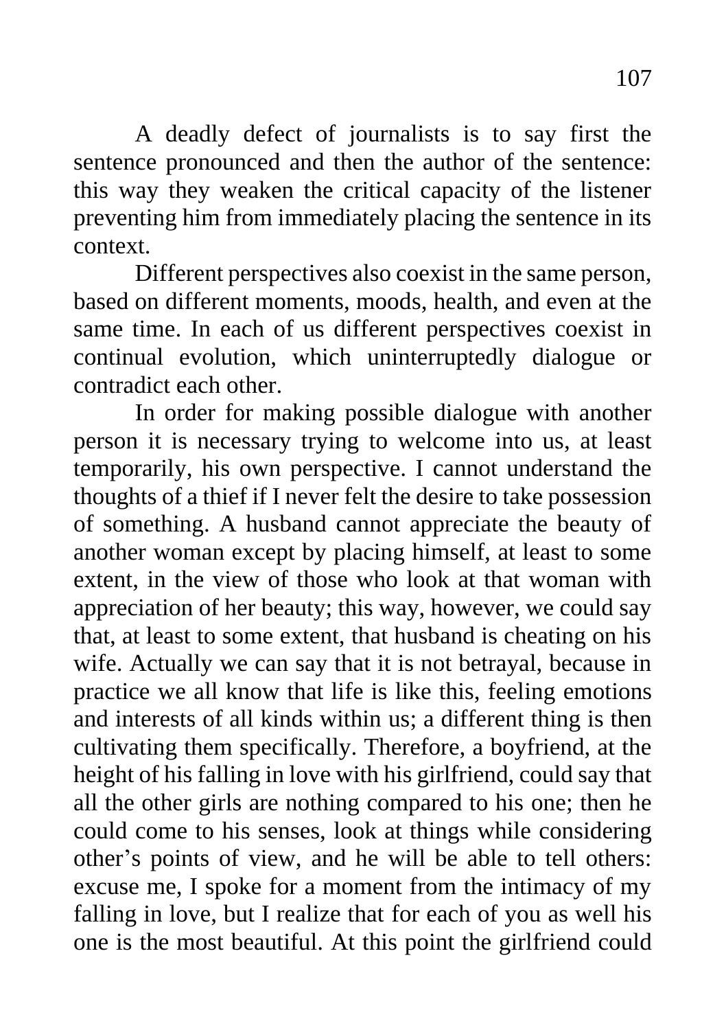A deadly defect of journalists is to say first the sentence pronounced and then the author of the sentence: this way they weaken the critical capacity of the listener preventing him from immediately placing the sentence in its context.

Different perspectives also coexist in the same person, based on different moments, moods, health, and even at the same time. In each of us different perspectives coexist in continual evolution, which uninterruptedly dialogue or contradict each other.

In order for making possible dialogue with another person it is necessary trying to welcome into us, at least temporarily, his own perspective. I cannot understand the thoughts of a thief if I never felt the desire to take possession of something. A husband cannot appreciate the beauty of another woman except by placing himself, at least to some extent, in the view of those who look at that woman with appreciation of her beauty; this way, however, we could say that, at least to some extent, that husband is cheating on his wife. Actually we can say that it is not betrayal, because in practice we all know that life is like this, feeling emotions and interests of all kinds within us; a different thing is then cultivating them specifically. Therefore, a boyfriend, at the height of his falling in love with his girlfriend, could say that all the other girls are nothing compared to his one; then he could come to his senses, look at things while considering other's points of view, and he will be able to tell others: excuse me, I spoke for a moment from the intimacy of my falling in love, but I realize that for each of you as well his one is the most beautiful. At this point the girlfriend could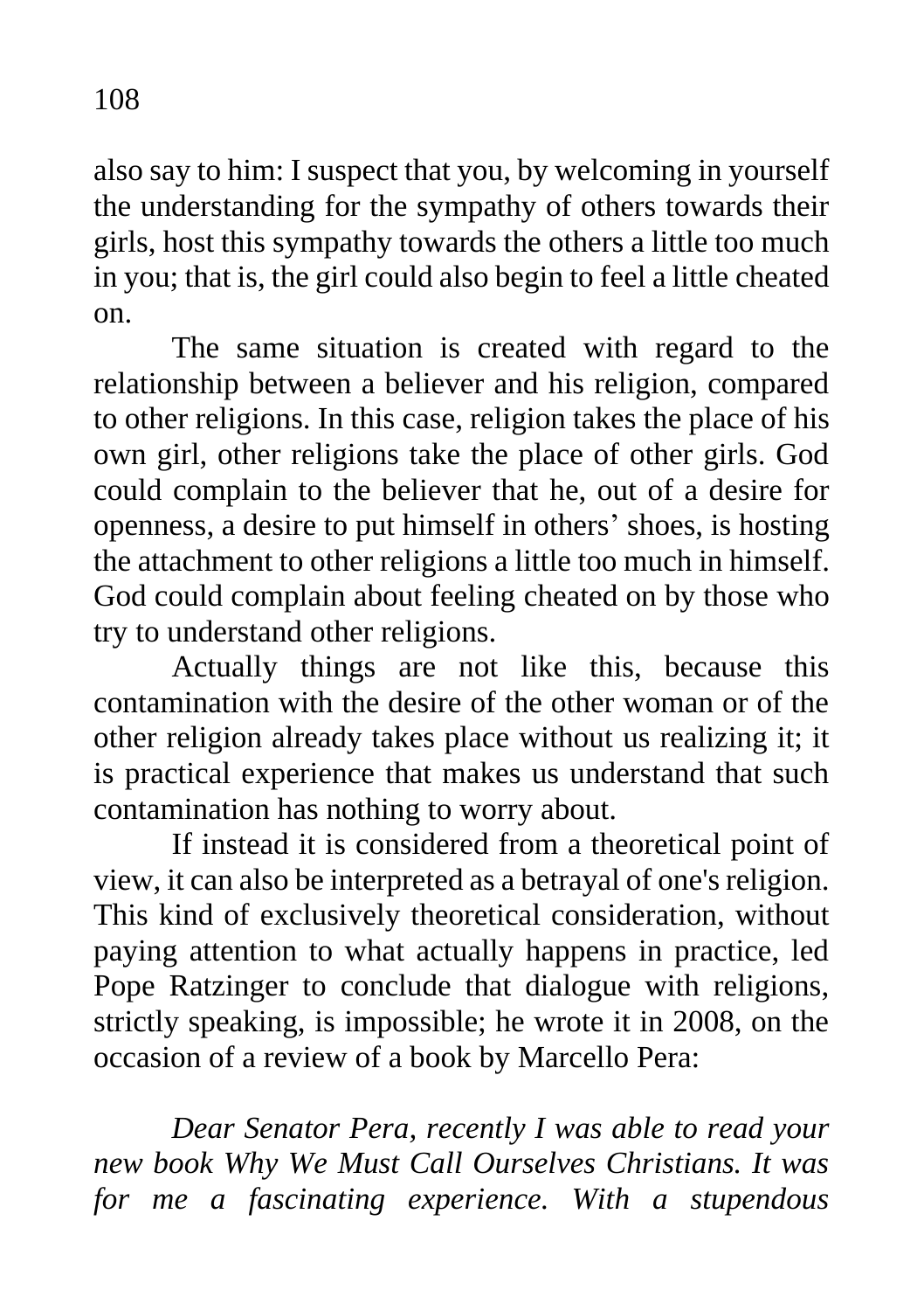also say to him: I suspect that you, by welcoming in yourself the understanding for the sympathy of others towards their girls, host this sympathy towards the others a little too much in you; that is, the girl could also begin to feel a little cheated on.

The same situation is created with regard to the relationship between a believer and his religion, compared to other religions. In this case, religion takes the place of his own girl, other religions take the place of other girls. God could complain to the believer that he, out of a desire for openness, a desire to put himself in others' shoes, is hosting the attachment to other religions a little too much in himself. God could complain about feeling cheated on by those who try to understand other religions.

Actually things are not like this, because this contamination with the desire of the other woman or of the other religion already takes place without us realizing it; it is practical experience that makes us understand that such contamination has nothing to worry about.

If instead it is considered from a theoretical point of view, it can also be interpreted as a betrayal of one's religion. This kind of exclusively theoretical consideration, without paying attention to what actually happens in practice, led Pope Ratzinger to conclude that dialogue with religions, strictly speaking, is impossible; he wrote it in 2008, on the occasion of a review of a book by Marcello Pera:

*Dear Senator Pera, recently I was able to read your new book Why We Must Call Ourselves Christians. It was for me a fascinating experience. With a stupendous*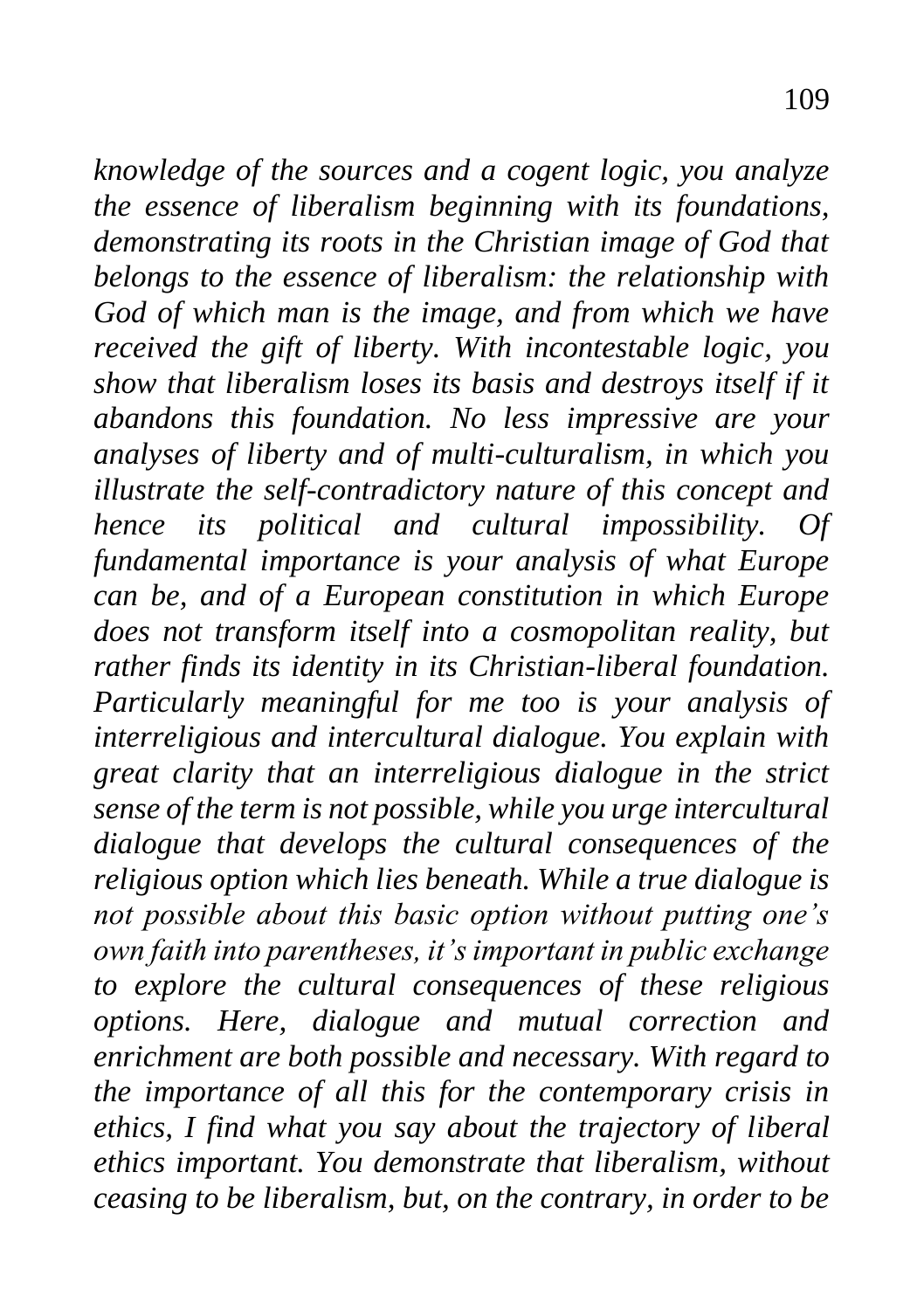*knowledge of the sources and a cogent logic, you analyze the essence of liberalism beginning with its foundations, demonstrating its roots in the Christian image of God that belongs to the essence of liberalism: the relationship with God of which man is the image, and from which we have received the gift of liberty. With incontestable logic, you show that liberalism loses its basis and destroys itself if it abandons this foundation. No less impressive are your analyses of liberty and of multi-culturalism, in which you illustrate the self-contradictory nature of this concept and hence its political and cultural impossibility. Of fundamental importance is your analysis of what Europe can be, and of a European constitution in which Europe does not transform itself into a cosmopolitan reality, but rather finds its identity in its Christian-liberal foundation. Particularly meaningful for me too is your analysis of interreligious and intercultural dialogue. You explain with great clarity that an interreligious dialogue in the strict sense of the term is not possible, while you urge intercultural dialogue that develops the cultural consequences of the religious option which lies beneath. While a true dialogue is not possible about this basic option without putting one's own faith into parentheses, it's important in public exchange to explore the cultural consequences of these religious options. Here, dialogue and mutual correction and enrichment are both possible and necessary. With regard to the importance of all this for the contemporary crisis in ethics, I find what you say about the trajectory of liberal ethics important. You demonstrate that liberalism, without ceasing to be liberalism, but, on the contrary, in order to be*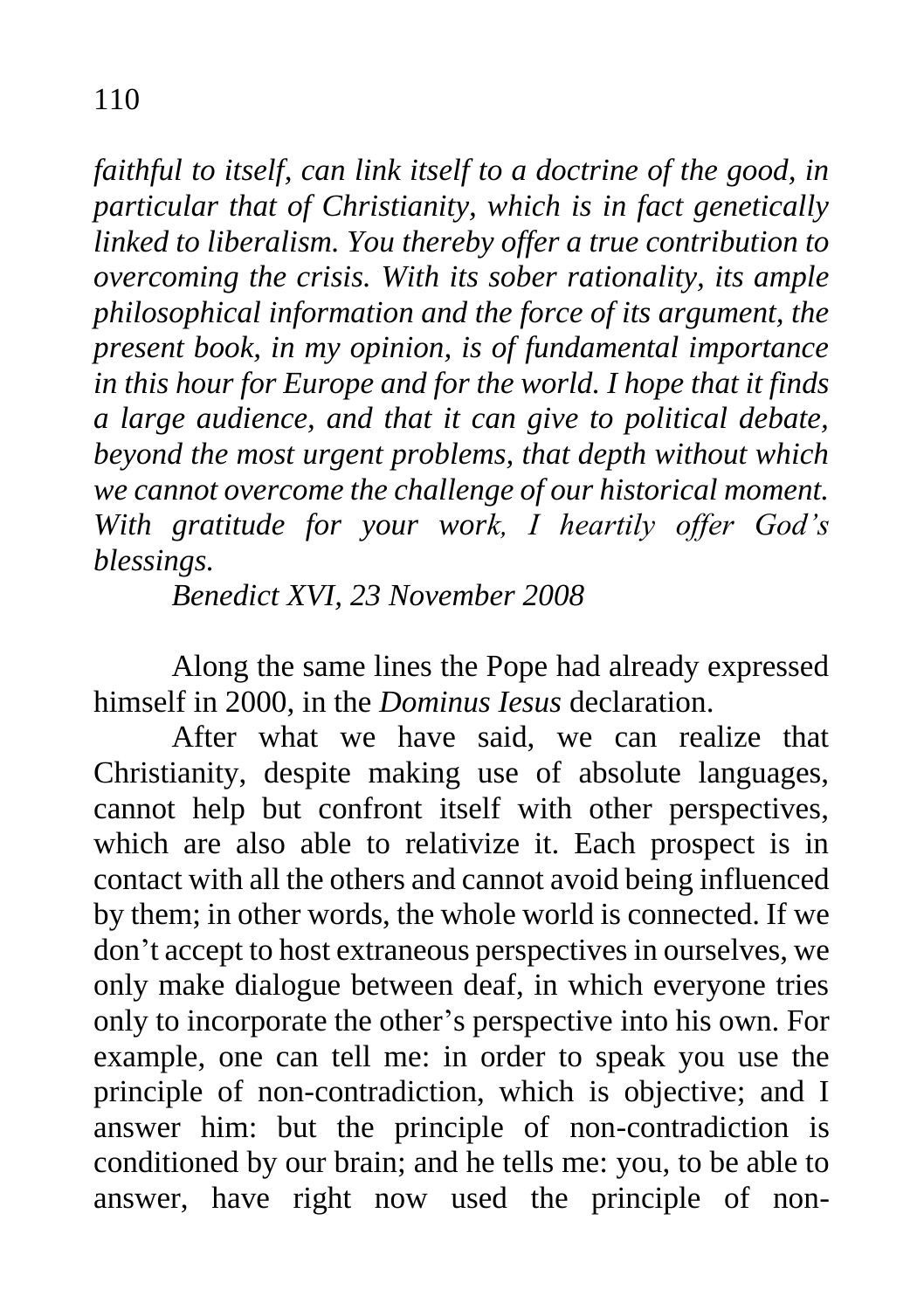*faithful to itself, can link itself to a doctrine of the good, in particular that of Christianity, which is in fact genetically linked to liberalism. You thereby offer a true contribution to overcoming the crisis. With its sober rationality, its ample philosophical information and the force of its argument, the present book, in my opinion, is of fundamental importance in this hour for Europe and for the world. I hope that it finds a large audience, and that it can give to political debate, beyond the most urgent problems, that depth without which we cannot overcome the challenge of our historical moment. With gratitude for your work, I heartily offer God's blessings.*

*Benedict XVI, 23 November 2008*

Along the same lines the Pope had already expressed himself in 2000, in the *Dominus Iesus* declaration.

After what we have said, we can realize that Christianity, despite making use of absolute languages, cannot help but confront itself with other perspectives, which are also able to relativize it. Each prospect is in contact with all the others and cannot avoid being influenced by them; in other words, the whole world is connected. If we don't accept to host extraneous perspectives in ourselves, we only make dialogue between deaf, in which everyone tries only to incorporate the other's perspective into his own. For example, one can tell me: in order to speak you use the principle of non-contradiction, which is objective; and I answer him: but the principle of non-contradiction is conditioned by our brain; and he tells me: you, to be able to answer, have right now used the principle of non-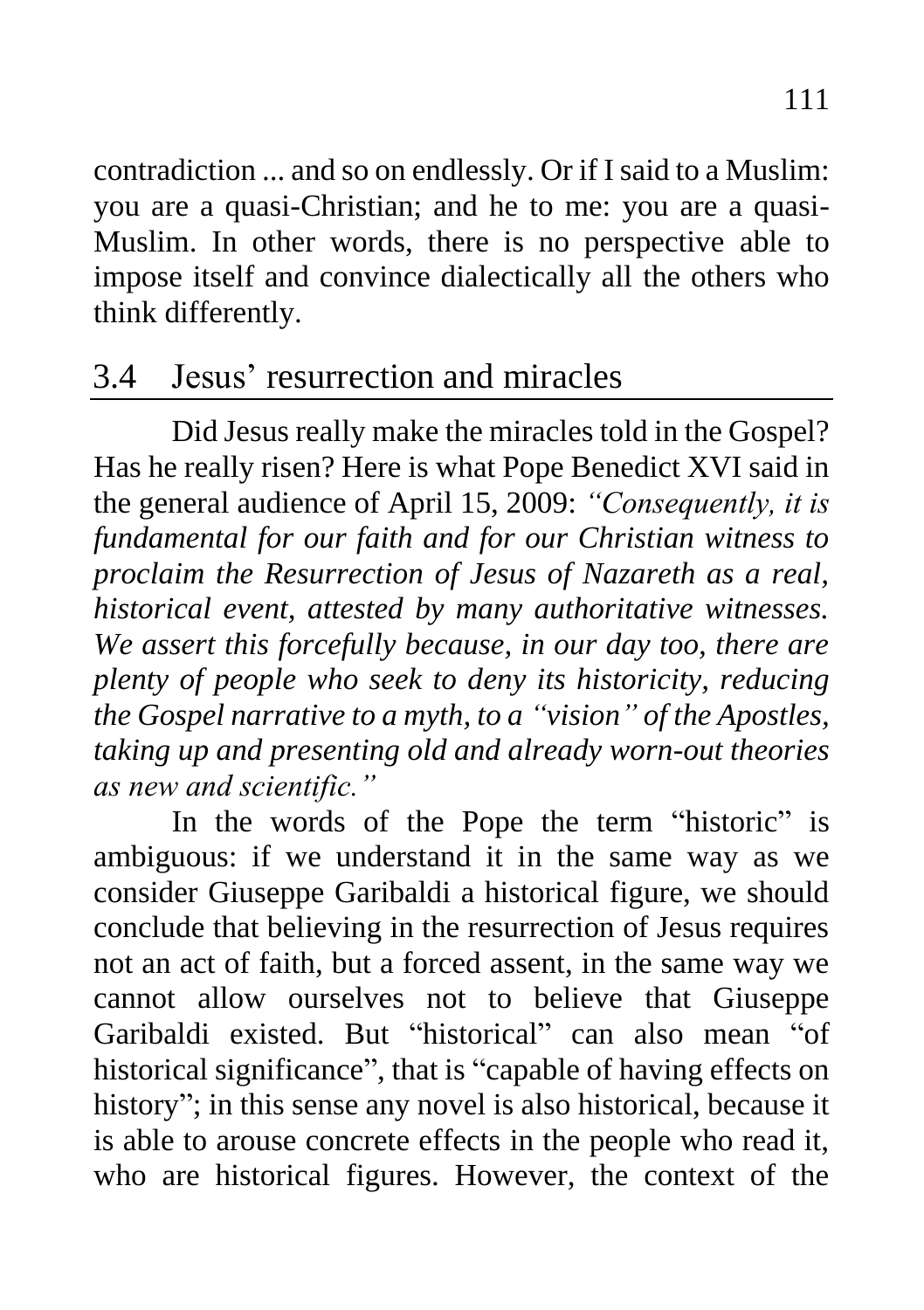contradiction ... and so on endlessly. Or if I said to a Muslim: you are a quasi-Christian; and he to me: you are a quasi-Muslim. In other words, there is no perspective able to impose itself and convince dialectically all the others who think differently.

## 3.4 Jesus' resurrection and miracles

Did Jesus really make the miracles told in the Gospel? Has he really risen? Here is what Pope Benedict XVI said in the general audience of April 15, 2009: *"Consequently, it is fundamental for our faith and for our Christian witness to proclaim the Resurrection of Jesus of Nazareth as a real, historical event, attested by many authoritative witnesses. We assert this forcefully because, in our day too, there are plenty of people who seek to deny its historicity, reducing the Gospel narrative to a myth, to a "vision" of the Apostles, taking up and presenting old and already worn-out theories as new and scientific."*

In the words of the Pope the term "historic" is ambiguous: if we understand it in the same way as we consider Giuseppe Garibaldi a historical figure, we should conclude that believing in the resurrection of Jesus requires not an act of faith, but a forced assent, in the same way we cannot allow ourselves not to believe that Giuseppe Garibaldi existed. But "historical" can also mean "of historical significance", that is "capable of having effects on history"; in this sense any novel is also historical, because it is able to arouse concrete effects in the people who read it, who are historical figures. However, the context of the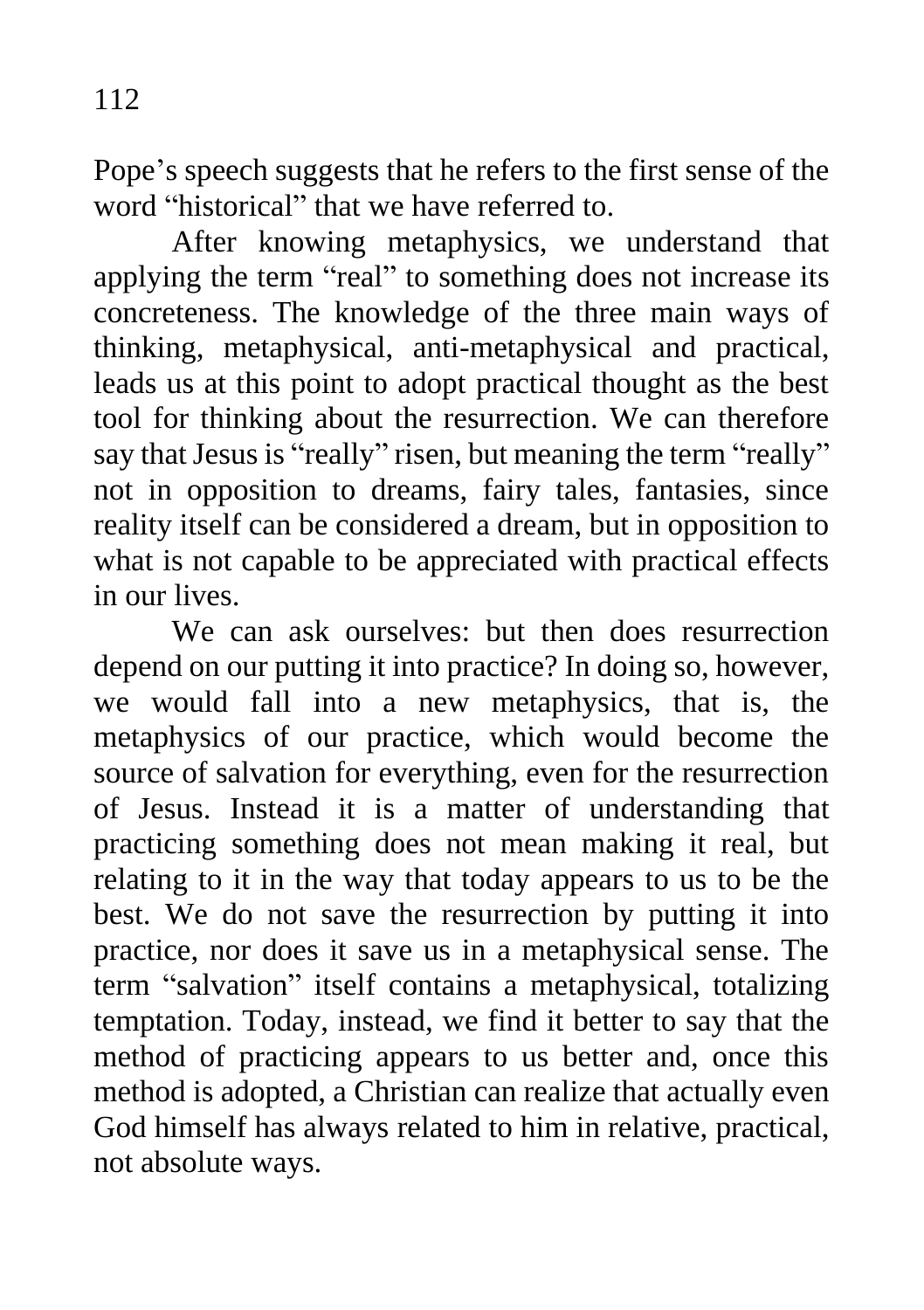Pope's speech suggests that he refers to the first sense of the word "historical" that we have referred to.

After knowing metaphysics, we understand that applying the term "real" to something does not increase its concreteness. The knowledge of the three main ways of thinking, metaphysical, anti-metaphysical and practical, leads us at this point to adopt practical thought as the best tool for thinking about the resurrection. We can therefore say that Jesus is "really" risen, but meaning the term "really" not in opposition to dreams, fairy tales, fantasies, since reality itself can be considered a dream, but in opposition to what is not capable to be appreciated with practical effects in our lives.

We can ask ourselves: but then does resurrection depend on our putting it into practice? In doing so, however, we would fall into a new metaphysics, that is, the metaphysics of our practice, which would become the source of salvation for everything, even for the resurrection of Jesus. Instead it is a matter of understanding that practicing something does not mean making it real, but relating to it in the way that today appears to us to be the best. We do not save the resurrection by putting it into practice, nor does it save us in a metaphysical sense. The term "salvation" itself contains a metaphysical, totalizing temptation. Today, instead, we find it better to say that the method of practicing appears to us better and, once this method is adopted, a Christian can realize that actually even God himself has always related to him in relative, practical, not absolute ways.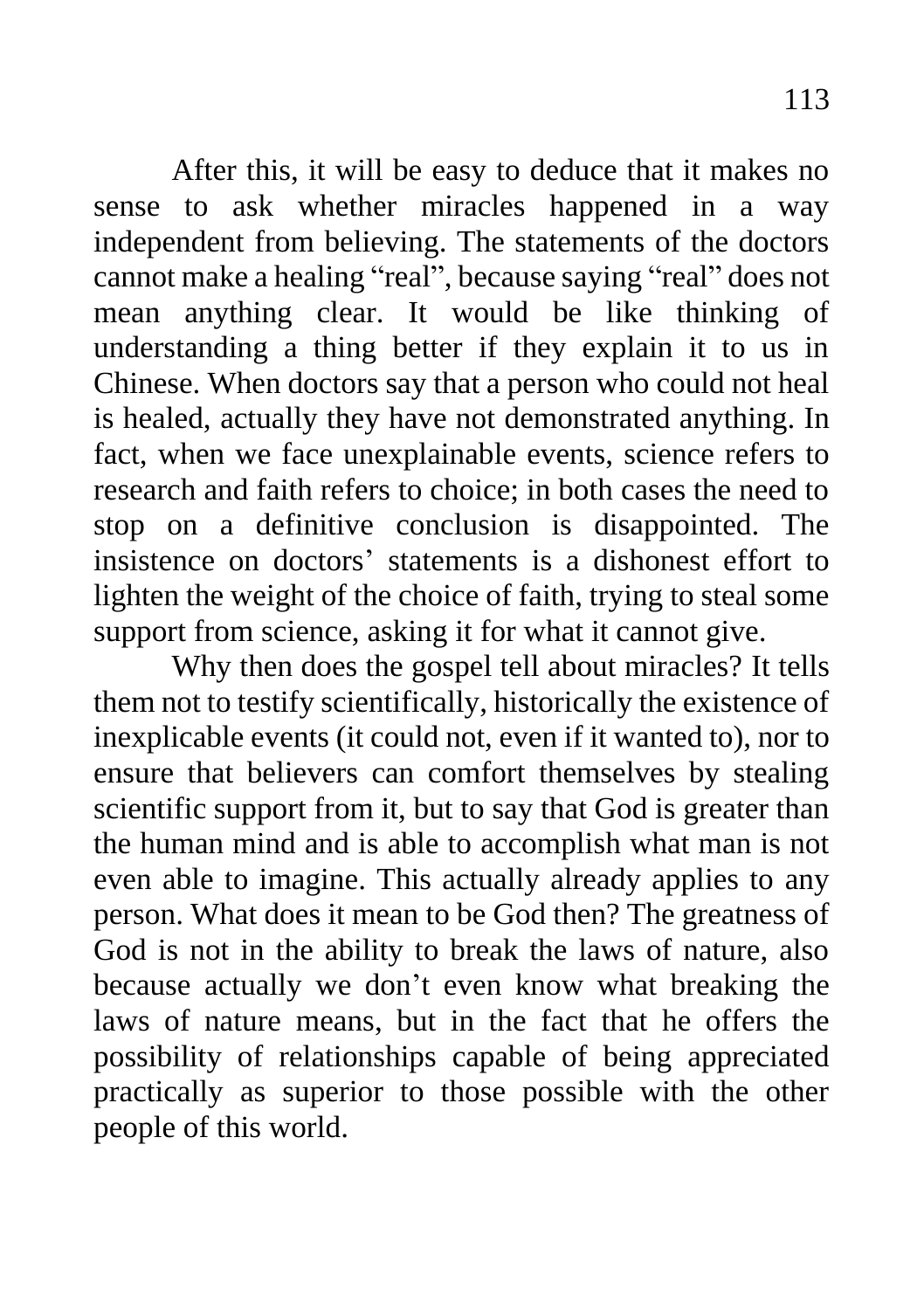After this, it will be easy to deduce that it makes no sense to ask whether miracles happened in a way independent from believing. The statements of the doctors cannot make a healing "real", because saying "real" does not mean anything clear. It would be like thinking of understanding a thing better if they explain it to us in Chinese. When doctors say that a person who could not heal is healed, actually they have not demonstrated anything. In fact, when we face unexplainable events, science refers to research and faith refers to choice; in both cases the need to stop on a definitive conclusion is disappointed. The insistence on doctors' statements is a dishonest effort to lighten the weight of the choice of faith, trying to steal some support from science, asking it for what it cannot give.

Why then does the gospel tell about miracles? It tells them not to testify scientifically, historically the existence of inexplicable events (it could not, even if it wanted to), nor to ensure that believers can comfort themselves by stealing scientific support from it, but to say that God is greater than the human mind and is able to accomplish what man is not even able to imagine. This actually already applies to any person. What does it mean to be God then? The greatness of God is not in the ability to break the laws of nature, also because actually we don't even know what breaking the laws of nature means, but in the fact that he offers the possibility of relationships capable of being appreciated practically as superior to those possible with the other people of this world.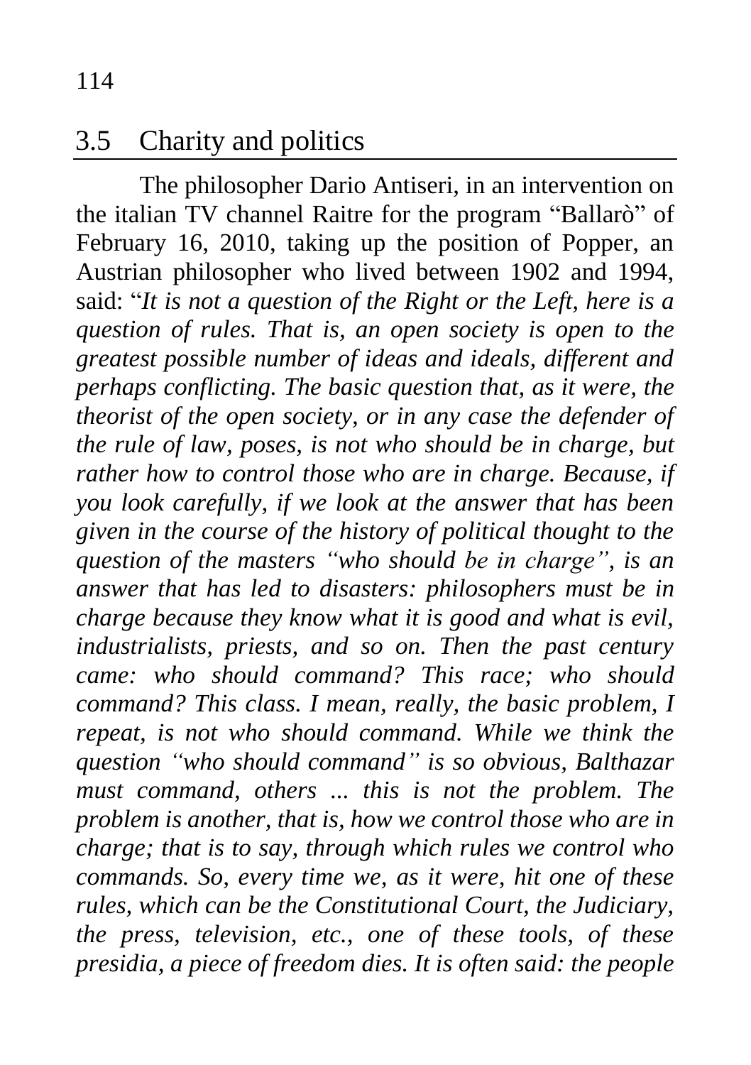## 3.5 Charity and politics

The philosopher Dario Antiseri, in an intervention on the italian TV channel Raitre for the program "Ballarò" of February 16, 2010, taking up the position of Popper, an Austrian philosopher who lived between 1902 and 1994, said: "*It is not a question of the Right or the Left, here is a question of rules. That is, an open society is open to the greatest possible number of ideas and ideals, different and perhaps conflicting. The basic question that, as it were, the theorist of the open society, or in any case the defender of the rule of law, poses, is not who should be in charge, but rather how to control those who are in charge. Because, if you look carefully, if we look at the answer that has been given in the course of the history of political thought to the question of the masters "who should be in charge", is an answer that has led to disasters: philosophers must be in charge because they know what it is good and what is evil, industrialists, priests, and so on. Then the past century came: who should command? This race; who should command? This class. I mean, really, the basic problem, I repeat, is not who should command. While we think the question "who should command" is so obvious, Balthazar must command, others ... this is not the problem. The problem is another, that is, how we control those who are in charge; that is to say, through which rules we control who commands. So, every time we, as it were, hit one of these rules, which can be the Constitutional Court, the Judiciary, the press, television, etc., one of these tools, of these presidia, a piece of freedom dies. It is often said: the people*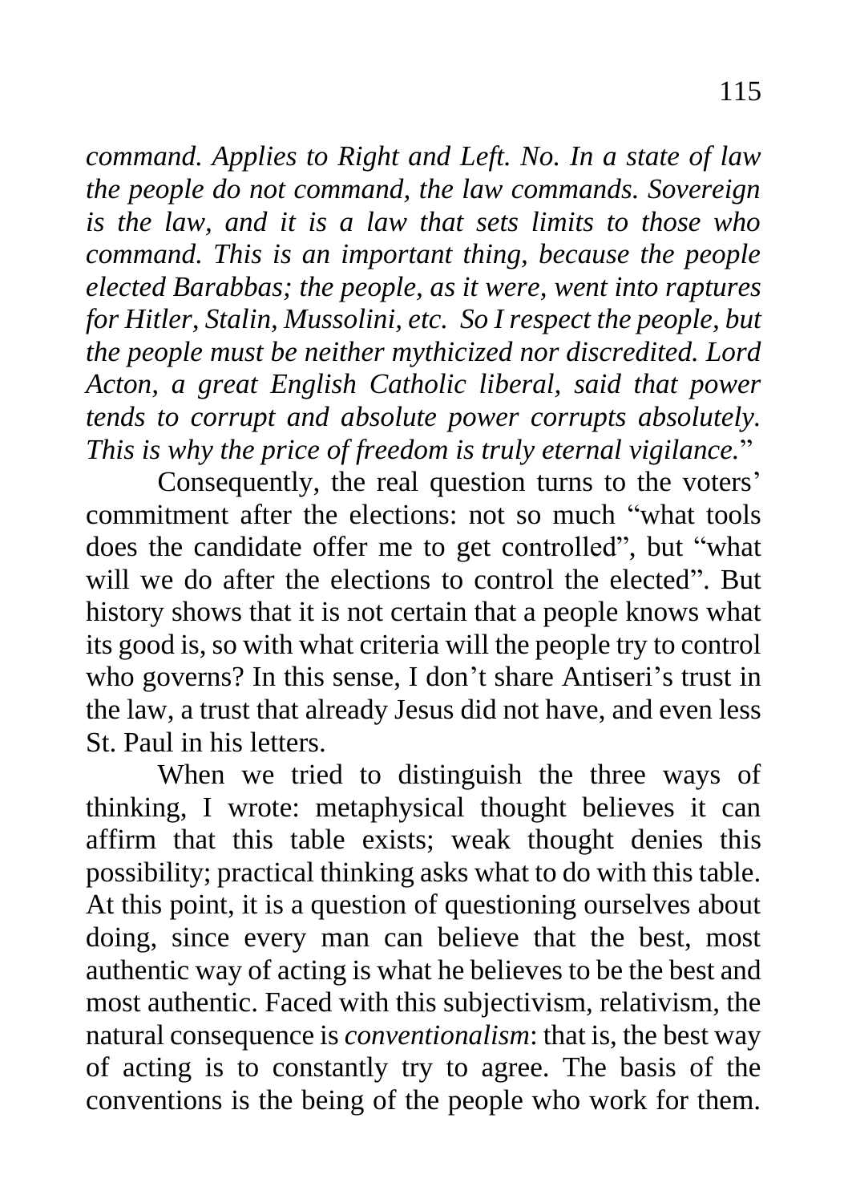*command. Applies to Right and Left. No. In a state of law the people do not command, the law commands. Sovereign is the law, and it is a law that sets limits to those who command. This is an important thing, because the people elected Barabbas; the people, as it were, went into raptures for Hitler, Stalin, Mussolini, etc. So I respect the people, but the people must be neither mythicized nor discredited. Lord Acton, a great English Catholic liberal, said that power tends to corrupt and absolute power corrupts absolutely. This is why the price of freedom is truly eternal vigilance.*"

Consequently, the real question turns to the voters' commitment after the elections: not so much "what tools does the candidate offer me to get controlled", but "what will we do after the elections to control the elected". But history shows that it is not certain that a people knows what its good is, so with what criteria will the people try to control who governs? In this sense, I don't share Antiseri's trust in the law, a trust that already Jesus did not have, and even less St. Paul in his letters.

When we tried to distinguish the three ways of thinking, I wrote: metaphysical thought believes it can affirm that this table exists; weak thought denies this possibility; practical thinking asks what to do with this table. At this point, it is a question of questioning ourselves about doing, since every man can believe that the best, most authentic way of acting is what he believes to be the best and most authentic. Faced with this subjectivism, relativism, the natural consequence is *conventionalism*: that is, the best way of acting is to constantly try to agree. The basis of the conventions is the being of the people who work for them.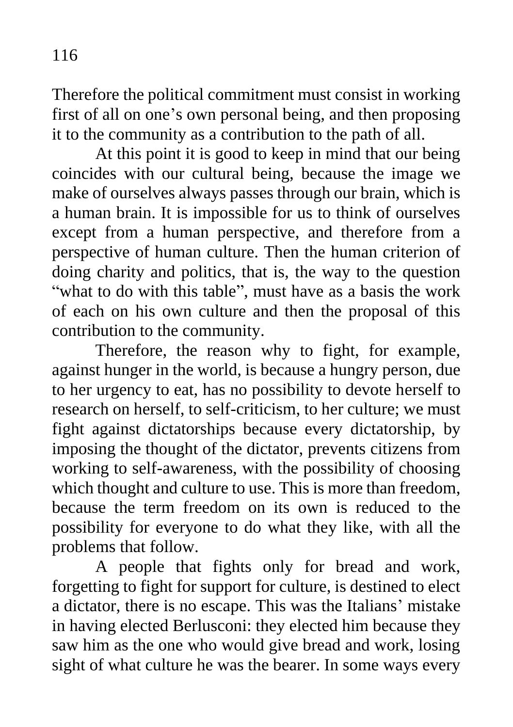Therefore the political commitment must consist in working first of all on one's own personal being, and then proposing it to the community as a contribution to the path of all.

At this point it is good to keep in mind that our being coincides with our cultural being, because the image we make of ourselves always passes through our brain, which is a human brain. It is impossible for us to think of ourselves except from a human perspective, and therefore from a perspective of human culture. Then the human criterion of doing charity and politics, that is, the way to the question "what to do with this table", must have as a basis the work of each on his own culture and then the proposal of this contribution to the community.

Therefore, the reason why to fight, for example, against hunger in the world, is because a hungry person, due to her urgency to eat, has no possibility to devote herself to research on herself, to self-criticism, to her culture; we must fight against dictatorships because every dictatorship, by imposing the thought of the dictator, prevents citizens from working to self-awareness, with the possibility of choosing which thought and culture to use. This is more than freedom, because the term freedom on its own is reduced to the possibility for everyone to do what they like, with all the problems that follow.

A people that fights only for bread and work, forgetting to fight for support for culture, is destined to elect a dictator, there is no escape. This was the Italians' mistake in having elected Berlusconi: they elected him because they saw him as the one who would give bread and work, losing sight of what culture he was the bearer. In some ways every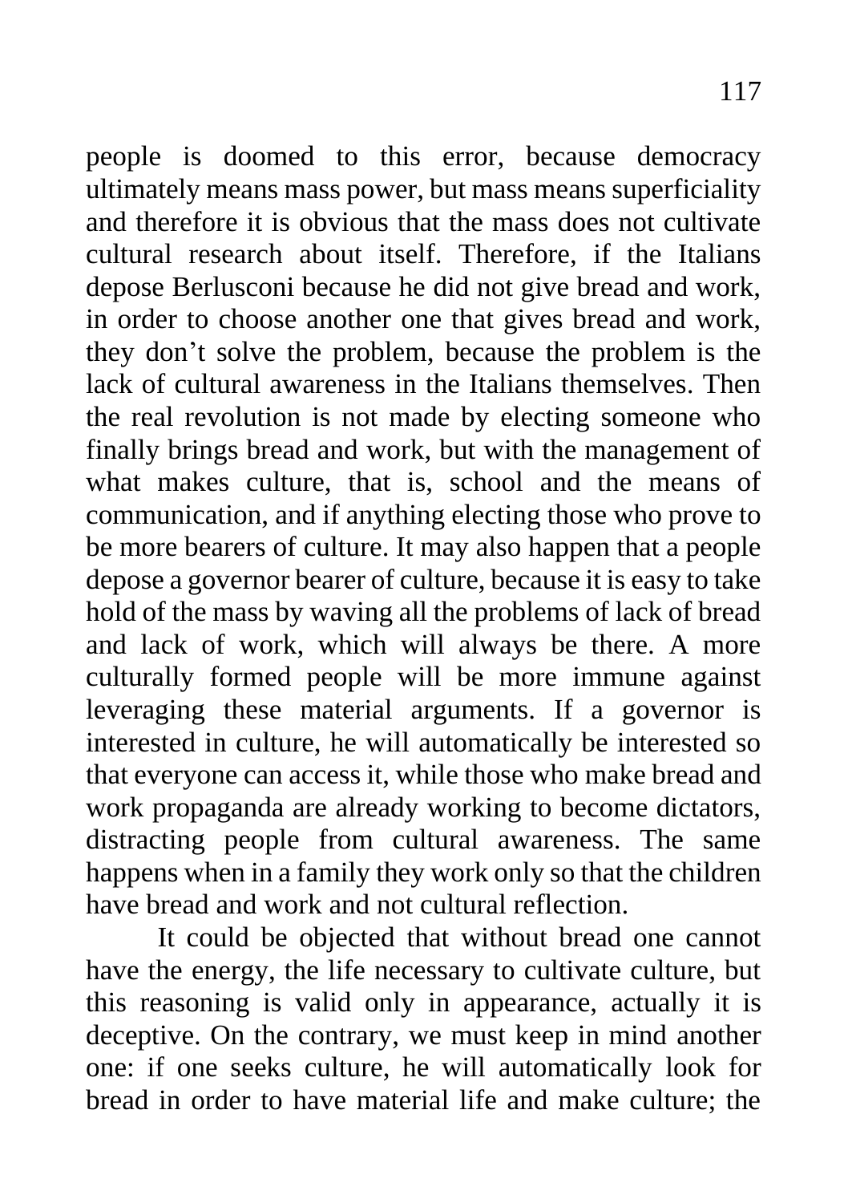people is doomed to this error, because democracy ultimately means mass power, but mass means superficiality and therefore it is obvious that the mass does not cultivate cultural research about itself. Therefore, if the Italians depose Berlusconi because he did not give bread and work, in order to choose another one that gives bread and work, they don't solve the problem, because the problem is the lack of cultural awareness in the Italians themselves. Then the real revolution is not made by electing someone who finally brings bread and work, but with the management of what makes culture, that is, school and the means of communication, and if anything electing those who prove to be more bearers of culture. It may also happen that a people depose a governor bearer of culture, because it is easy to take hold of the mass by waving all the problems of lack of bread and lack of work, which will always be there. A more culturally formed people will be more immune against leveraging these material arguments. If a governor is interested in culture, he will automatically be interested so that everyone can access it, while those who make bread and work propaganda are already working to become dictators, distracting people from cultural awareness. The same happens when in a family they work only so that the children have bread and work and not cultural reflection.

It could be objected that without bread one cannot have the energy, the life necessary to cultivate culture, but this reasoning is valid only in appearance, actually it is deceptive. On the contrary, we must keep in mind another one: if one seeks culture, he will automatically look for bread in order to have material life and make culture; the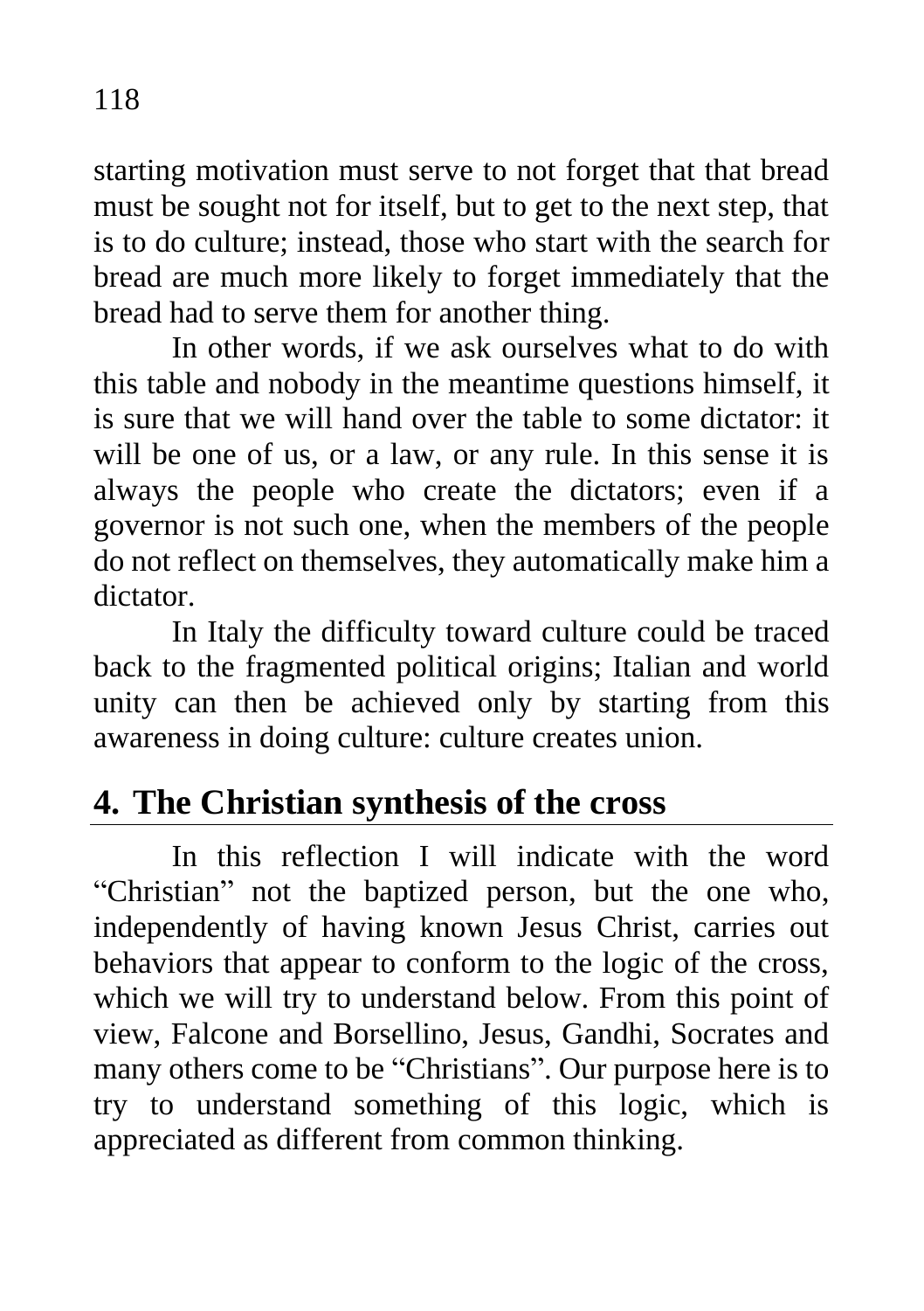starting motivation must serve to not forget that that bread must be sought not for itself, but to get to the next step, that is to do culture; instead, those who start with the search for bread are much more likely to forget immediately that the bread had to serve them for another thing.

In other words, if we ask ourselves what to do with this table and nobody in the meantime questions himself, it is sure that we will hand over the table to some dictator: it will be one of us, or a law, or any rule. In this sense it is always the people who create the dictators; even if a governor is not such one, when the members of the people do not reflect on themselves, they automatically make him a dictator.

In Italy the difficulty toward culture could be traced back to the fragmented political origins; Italian and world unity can then be achieved only by starting from this awareness in doing culture: culture creates union.

## 4. The Christian synthesis of the cross

In this reflection I will indicate with the word "Christian" not the baptized person, but the one who, independently of having known Jesus Christ, carries out behaviors that appear to conform to the logic of the cross, which we will try to understand below. From this point of view, Falcone and Borsellino, Jesus, Gandhi, Socrates and many others come to be "Christians". Our purpose here is to try to understand something of this logic, which is appreciated as different from common thinking.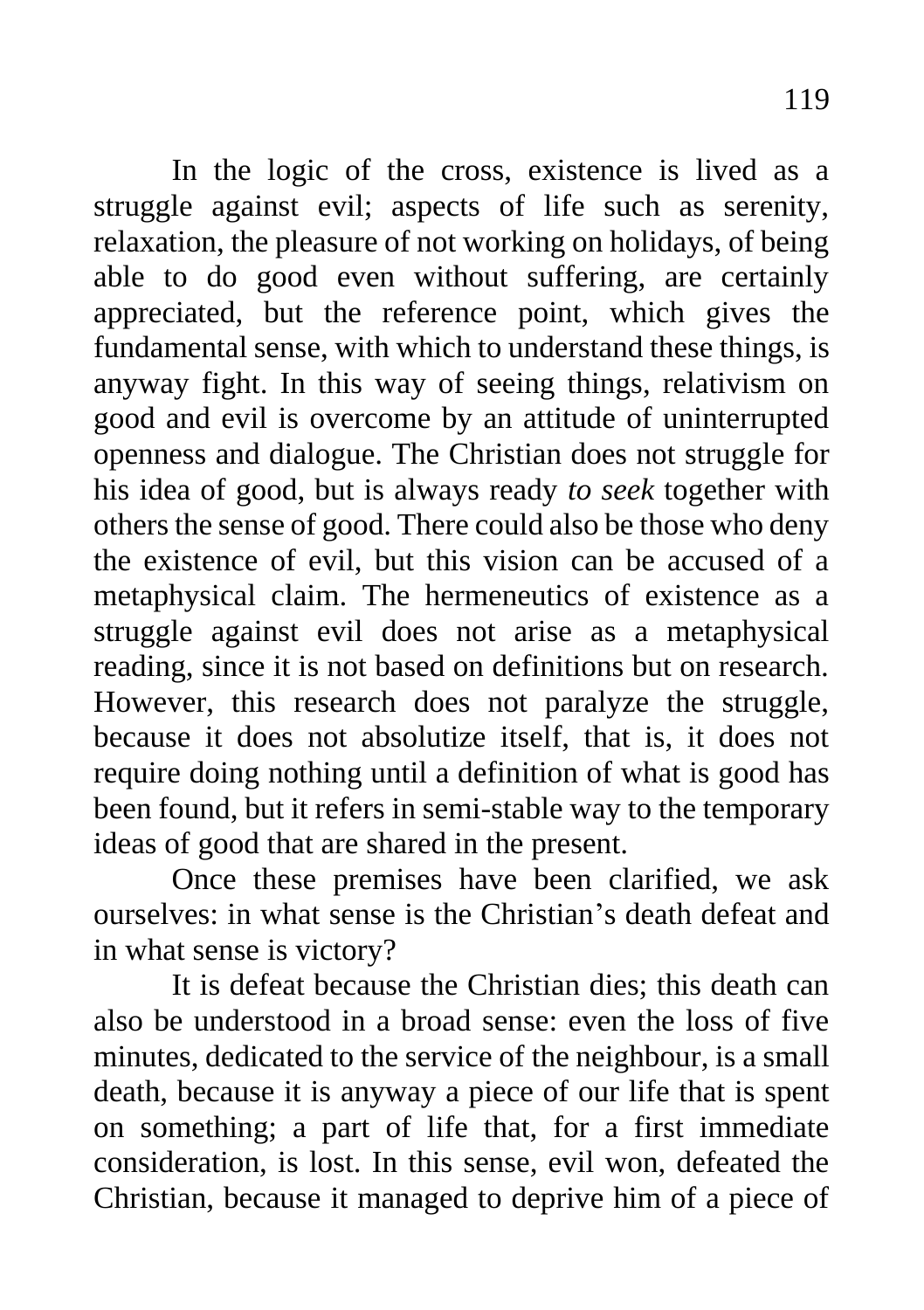In the logic of the cross, existence is lived as a struggle against evil; aspects of life such as serenity, relaxation, the pleasure of not working on holidays, of being able to do good even without suffering, are certainly appreciated, but the reference point, which gives the fundamental sense, with which to understand these things, is anyway fight. In this way of seeing things, relativism on good and evil is overcome by an attitude of uninterrupted openness and dialogue. The Christian does not struggle for his idea of good, but is always ready *to seek* together with others the sense of good. There could also be those who deny the existence of evil, but this vision can be accused of a metaphysical claim. The hermeneutics of existence as a struggle against evil does not arise as a metaphysical reading, since it is not based on definitions but on research. However, this research does not paralyze the struggle, because it does not absolutize itself, that is, it does not require doing nothing until a definition of what is good has been found, but it refers in semi-stable way to the temporary ideas of good that are shared in the present.

Once these premises have been clarified, we ask ourselves: in what sense is the Christian's death defeat and in what sense is victory?

It is defeat because the Christian dies; this death can also be understood in a broad sense: even the loss of five minutes, dedicated to the service of the neighbour, is a small death, because it is anyway a piece of our life that is spent on something; a part of life that, for a first immediate consideration, is lost. In this sense, evil won, defeated the Christian, because it managed to deprive him of a piece of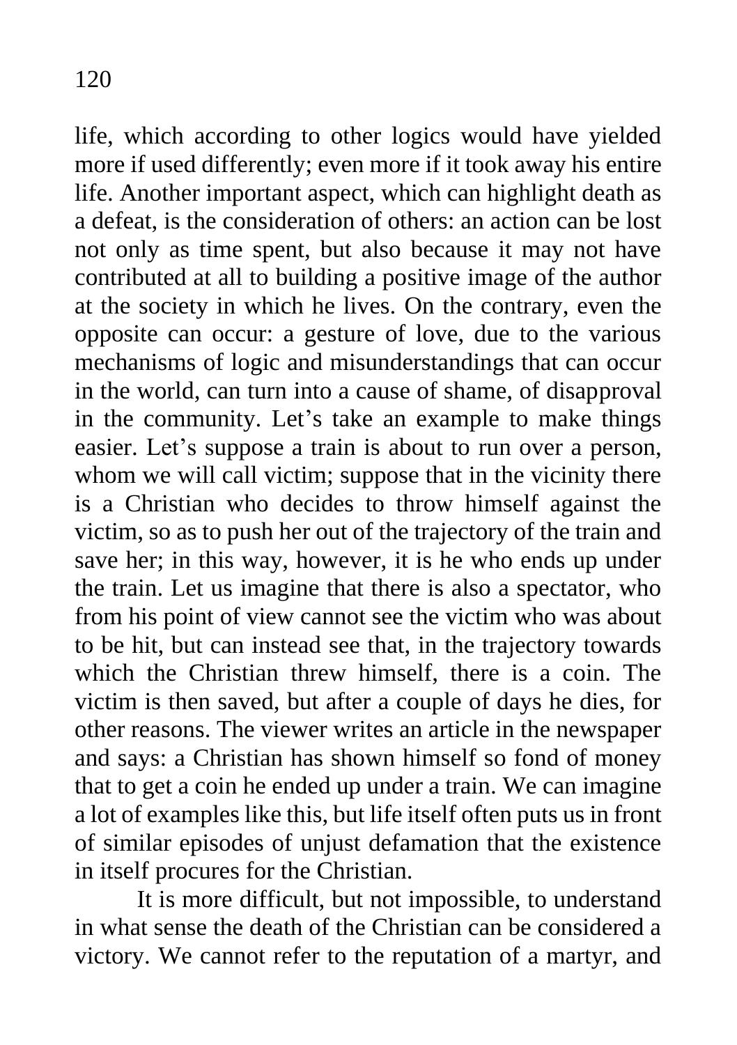life, which according to other logics would have yielded more if used differently; even more if it took away his entire life. Another important aspect, which can highlight death as a defeat, is the consideration of others: an action can be lost not only as time spent, but also because it may not have contributed at all to building a positive image of the author at the society in which he lives. On the contrary, even the opposite can occur: a gesture of love, due to the various mechanisms of logic and misunderstandings that can occur in the world, can turn into a cause of shame, of disapproval in the community. Let's take an example to make things easier. Let's suppose a train is about to run over a person, whom we will call victim; suppose that in the vicinity there is a Christian who decides to throw himself against the victim, so as to push her out of the trajectory of the train and save her; in this way, however, it is he who ends up under the train. Let us imagine that there is also a spectator, who from his point of view cannot see the victim who was about to be hit, but can instead see that, in the trajectory towards which the Christian threw himself, there is a coin. The victim is then saved, but after a couple of days he dies, for other reasons. The viewer writes an article in the newspaper and says: a Christian has shown himself so fond of money that to get a coin he ended up under a train. We can imagine a lot of examples like this, but life itself often puts us in front of similar episodes of unjust defamation that the existence in itself procures for the Christian.

It is more difficult, but not impossible, to understand in what sense the death of the Christian can be considered a victory. We cannot refer to the reputation of a martyr, and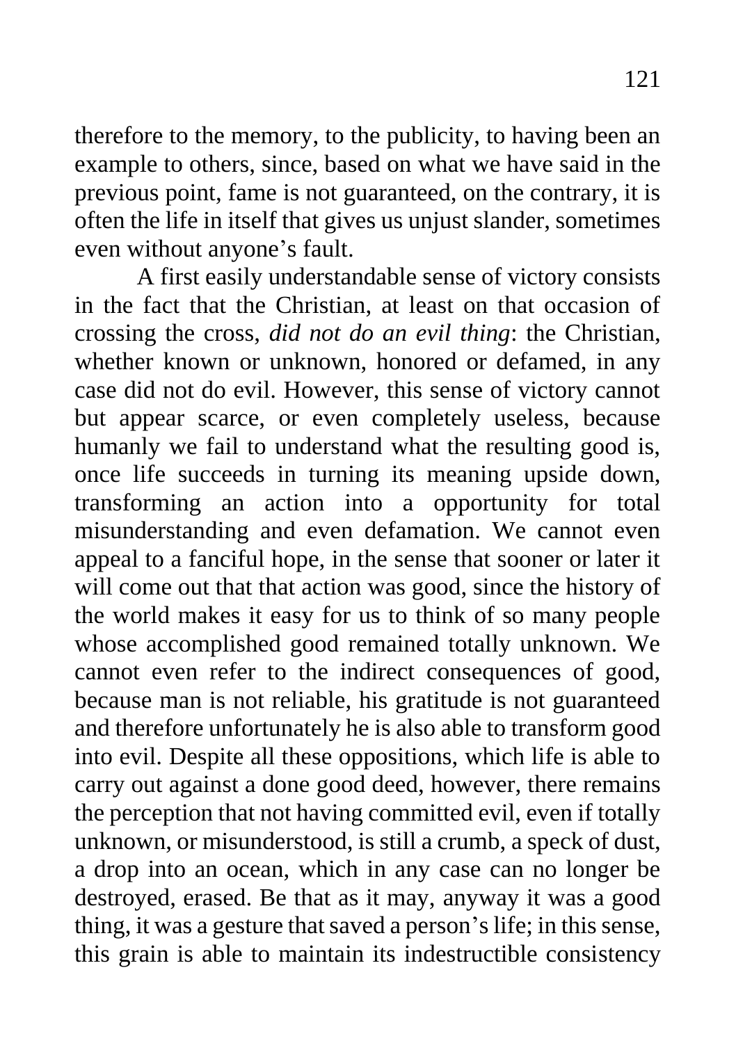therefore to the memory, to the publicity, to having been an example to others, since, based on what we have said in the previous point, fame is not guaranteed, on the contrary, it is often the life in itself that gives us unjust slander, sometimes even without anyone's fault.

A first easily understandable sense of victory consists in the fact that the Christian, at least on that occasion of crossing the cross, *did not do an evil thing*: the Christian, whether known or unknown, honored or defamed, in any case did not do evil. However, this sense of victory cannot but appear scarce, or even completely useless, because humanly we fail to understand what the resulting good is, once life succeeds in turning its meaning upside down, transforming an action into a opportunity for total misunderstanding and even defamation. We cannot even appeal to a fanciful hope, in the sense that sooner or later it will come out that that action was good, since the history of the world makes it easy for us to think of so many people whose accomplished good remained totally unknown. We cannot even refer to the indirect consequences of good, because man is not reliable, his gratitude is not guaranteed and therefore unfortunately he is also able to transform good into evil. Despite all these oppositions, which life is able to carry out against a done good deed, however, there remains the perception that not having committed evil, even if totally unknown, or misunderstood, is still a crumb, a speck of dust, a drop into an ocean, which in any case can no longer be destroyed, erased. Be that as it may, anyway it was a good thing, it was a gesture that saved a person's life; in this sense, this grain is able to maintain its indestructible consistency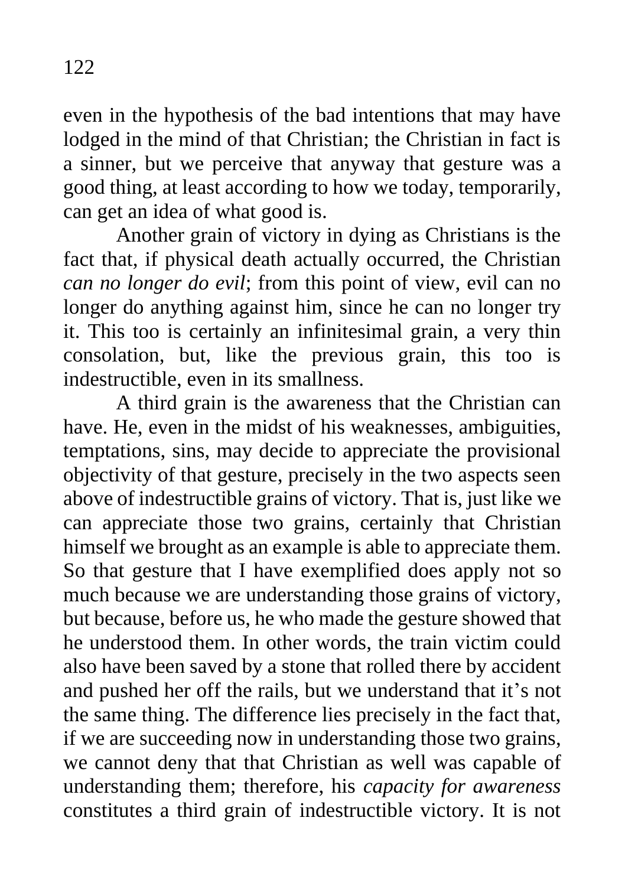even in the hypothesis of the bad intentions that may have lodged in the mind of that Christian; the Christian in fact is a sinner, but we perceive that anyway that gesture was a good thing, at least according to how we today, temporarily, can get an idea of what good is.

Another grain of victory in dying as Christians is the fact that, if physical death actually occurred, the Christian *can no longer do evil*; from this point of view, evil can no longer do anything against him, since he can no longer try it. This too is certainly an infinitesimal grain, a very thin consolation, but, like the previous grain, this too is indestructible, even in its smallness.

A third grain is the awareness that the Christian can have. He, even in the midst of his weaknesses, ambiguities, temptations, sins, may decide to appreciate the provisional objectivity of that gesture, precisely in the two aspects seen above of indestructible grains of victory. That is, just like we can appreciate those two grains, certainly that Christian himself we brought as an example is able to appreciate them. So that gesture that I have exemplified does apply not so much because we are understanding those grains of victory, but because, before us, he who made the gesture showed that he understood them. In other words, the train victim could also have been saved by a stone that rolled there by accident and pushed her off the rails, but we understand that it's not the same thing. The difference lies precisely in the fact that, if we are succeeding now in understanding those two grains, we cannot deny that that Christian as well was capable of understanding them; therefore, his *capacity for awareness* constitutes a third grain of indestructible victory. It is not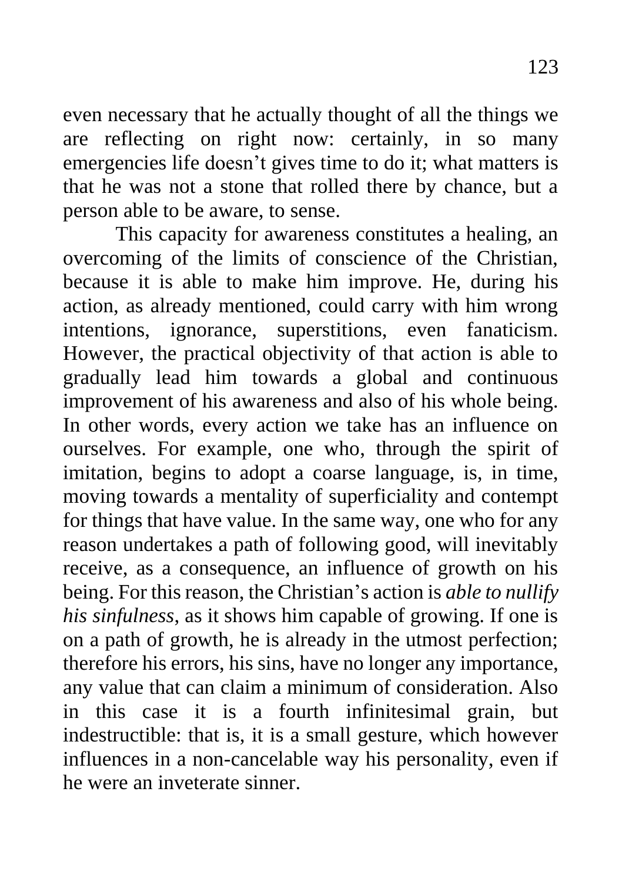even necessary that he actually thought of all the things we are reflecting on right now: certainly, in so many emergencies life doesn't gives time to do it; what matters is that he was not a stone that rolled there by chance, but a person able to be aware, to sense.

This capacity for awareness constitutes a healing, an overcoming of the limits of conscience of the Christian, because it is able to make him improve. He, during his action, as already mentioned, could carry with him wrong intentions, ignorance, superstitions, even fanaticism. However, the practical objectivity of that action is able to gradually lead him towards a global and continuous improvement of his awareness and also of his whole being. In other words, every action we take has an influence on ourselves. For example, one who, through the spirit of imitation, begins to adopt a coarse language, is, in time, moving towards a mentality of superficiality and contempt for things that have value. In the same way, one who for any reason undertakes a path of following good, will inevitably receive, as a consequence, an influence of growth on his being. For this reason, the Christian's action is *able to nullify his sinfulness*, as it shows him capable of growing. If one is on a path of growth, he is already in the utmost perfection; therefore his errors, his sins, have no longer any importance, any value that can claim a minimum of consideration. Also in this case it is a fourth infinitesimal grain, but indestructible: that is, it is a small gesture, which however influences in a non-cancelable way his personality, even if he were an inveterate sinner.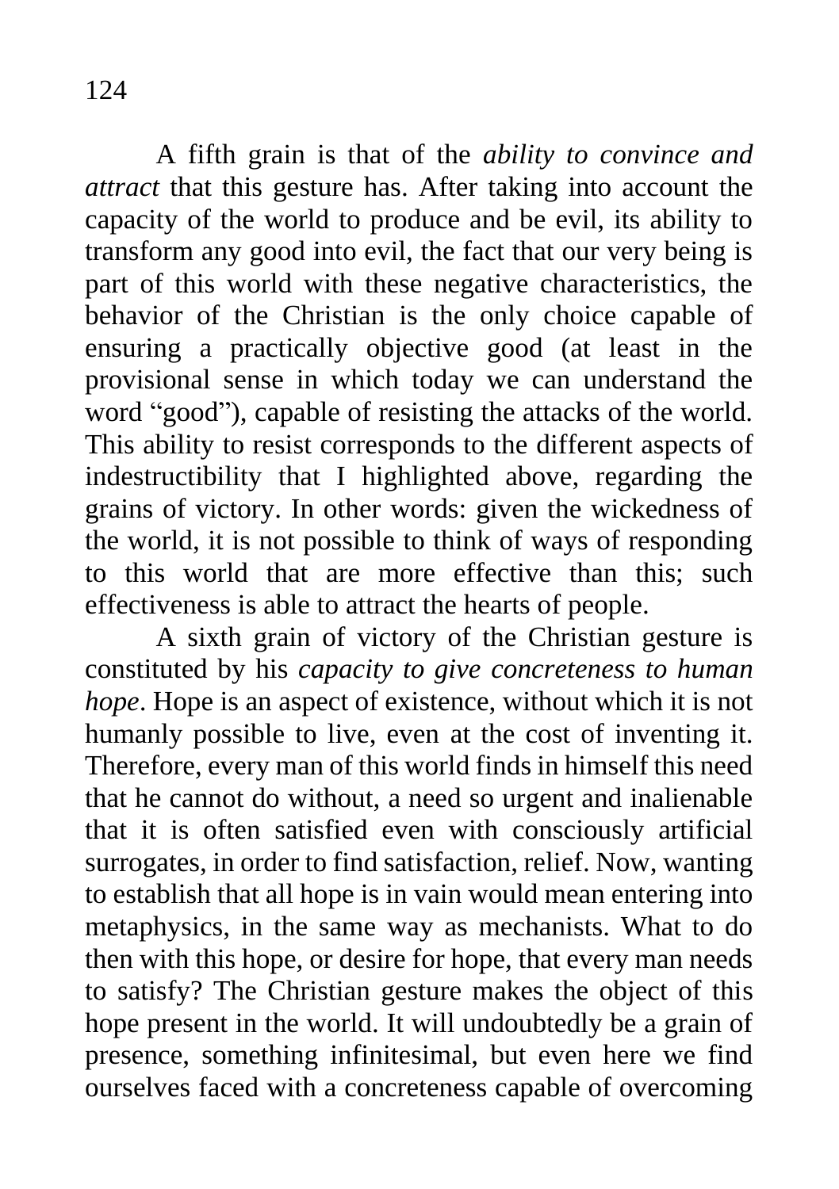A fifth grain is that of the *ability to convince and attract* that this gesture has. After taking into account the capacity of the world to produce and be evil, its ability to transform any good into evil, the fact that our very being is part of this world with these negative characteristics, the behavior of the Christian is the only choice capable of ensuring a practically objective good (at least in the provisional sense in which today we can understand the word "good"), capable of resisting the attacks of the world. This ability to resist corresponds to the different aspects of indestructibility that I highlighted above, regarding the grains of victory. In other words: given the wickedness of the world, it is not possible to think of ways of responding to this world that are more effective than this; such effectiveness is able to attract the hearts of people.

A sixth grain of victory of the Christian gesture is constituted by his *capacity to give concreteness to human hope*. Hope is an aspect of existence, without which it is not humanly possible to live, even at the cost of inventing it. Therefore, every man of this world finds in himself this need that he cannot do without, a need so urgent and inalienable that it is often satisfied even with consciously artificial surrogates, in order to find satisfaction, relief. Now, wanting to establish that all hope is in vain would mean entering into metaphysics, in the same way as mechanists. What to do then with this hope, or desire for hope, that every man needs to satisfy? The Christian gesture makes the object of this hope present in the world. It will undoubtedly be a grain of presence, something infinitesimal, but even here we find ourselves faced with a concreteness capable of overcoming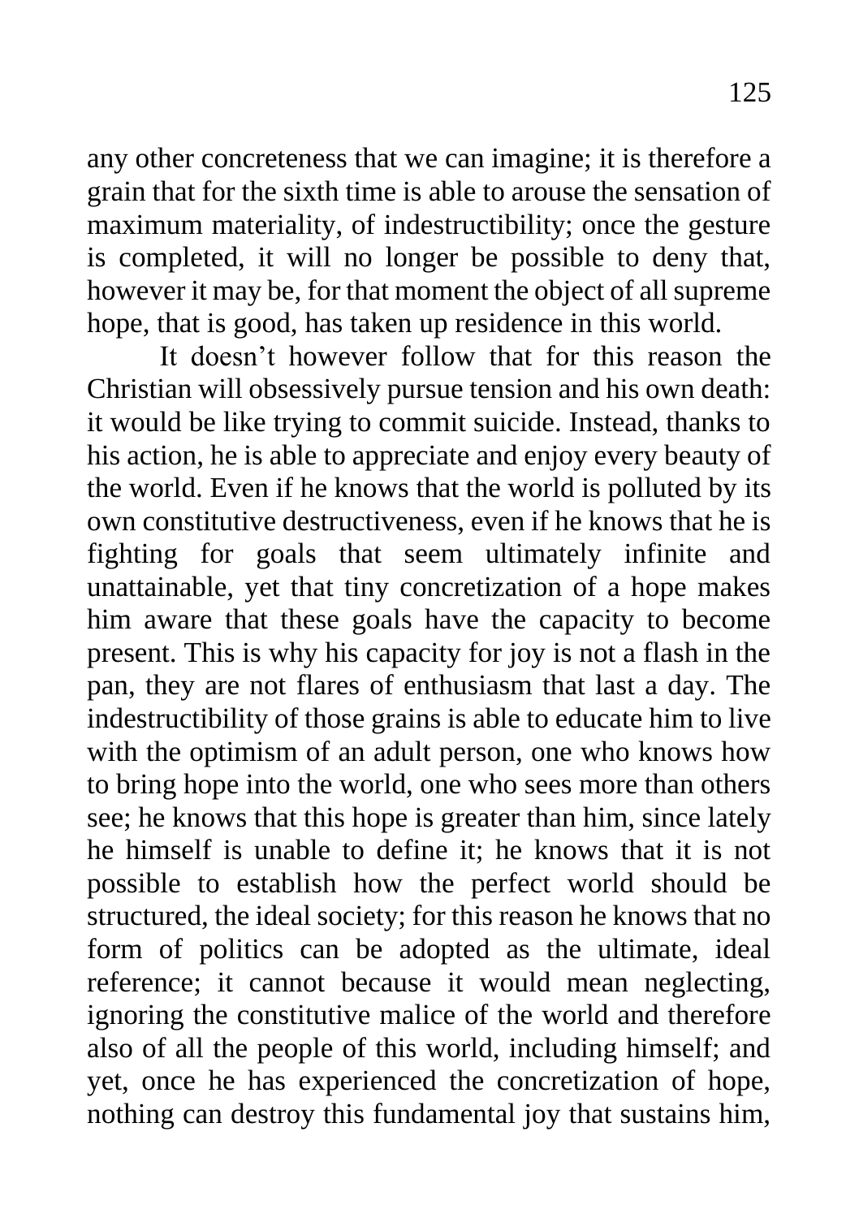any other concreteness that we can imagine; it is therefore a grain that for the sixth time is able to arouse the sensation of maximum materiality, of indestructibility; once the gesture is completed, it will no longer be possible to deny that, however it may be, for that moment the object of all supreme hope, that is good, has taken up residence in this world.

It doesn't however follow that for this reason the Christian will obsessively pursue tension and his own death: it would be like trying to commit suicide. Instead, thanks to his action, he is able to appreciate and enjoy every beauty of the world. Even if he knows that the world is polluted by its own constitutive destructiveness, even if he knows that he is fighting for goals that seem ultimately infinite and unattainable, yet that tiny concretization of a hope makes him aware that these goals have the capacity to become present. This is why his capacity for joy is not a flash in the pan, they are not flares of enthusiasm that last a day. The indestructibility of those grains is able to educate him to live with the optimism of an adult person, one who knows how to bring hope into the world, one who sees more than others see; he knows that this hope is greater than him, since lately he himself is unable to define it; he knows that it is not possible to establish how the perfect world should be structured, the ideal society; for this reason he knows that no form of politics can be adopted as the ultimate, ideal reference; it cannot because it would mean neglecting, ignoring the constitutive malice of the world and therefore also of all the people of this world, including himself; and yet, once he has experienced the concretization of hope, nothing can destroy this fundamental joy that sustains him,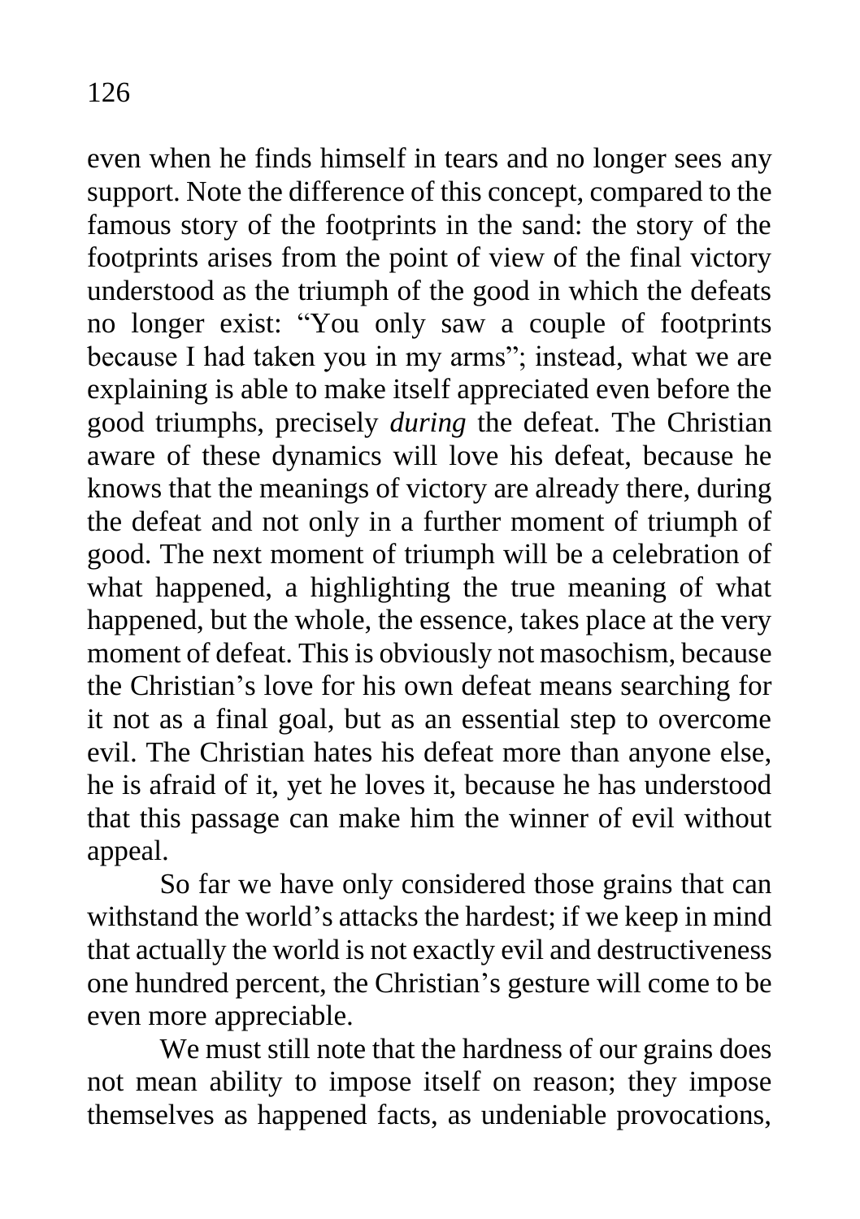even when he finds himself in tears and no longer sees any support. Note the difference of this concept, compared to the famous story of the footprints in the sand: the story of the footprints arises from the point of view of the final victory understood as the triumph of the good in which the defeats no longer exist: “You only saw a couple of footprints because I had taken you in my arms”; instead, what we are explaining is able to make itself appreciated even before the good triumphs, precisely *during* the defeat. The Christian aware of these dynamics will love his defeat, because he knows that the meanings of victory are already there, during the defeat and not only in a further moment of triumph of good. The next moment of triumph will be a celebration of what happened, a highlighting the true meaning of what happened, but the whole, the essence, takes place at the very moment of defeat. This is obviously not masochism, because the Christian’s love for his own defeat means searching for it not as a final goal, but as an essential step to overcome evil. The Christian hates his defeat more than anyone else, he is afraid of it, yet he loves it, because he has understood that this passage can make him the winner of evil without appeal.

So far we have only considered those grains that can withstand the world’s attacks the hardest; if we keep in mind that actually the world is not exactly evil and destructiveness one hundred percent, the Christian’s gesture will come to be even more appreciable.

We must still note that the hardness of our grains does not mean ability to impose itself on reason; they impose themselves as happened facts, as undeniable provocations,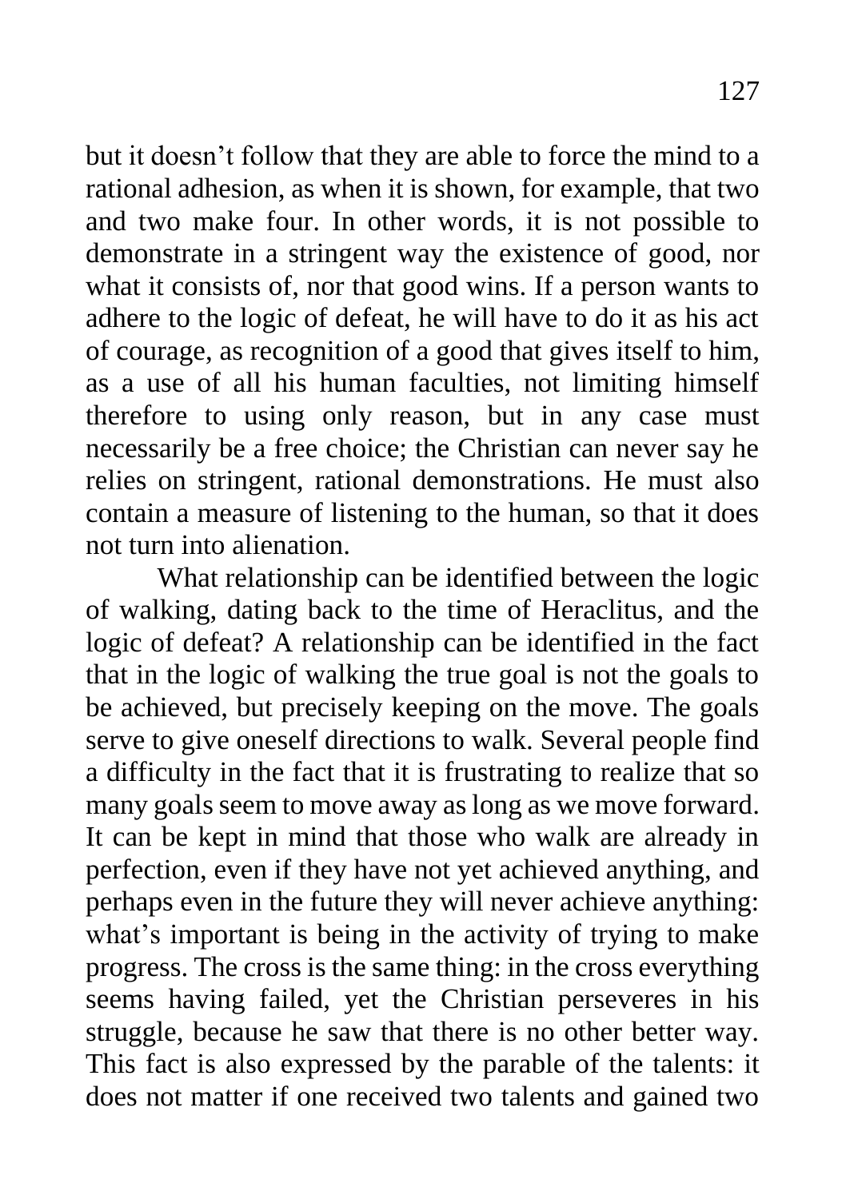but it doesn't follow that they are able to force the mind to a rational adhesion, as when it is shown, for example, that two and two make four. In other words, it is not possible to demonstrate in a stringent way the existence of good, nor what it consists of, nor that good wins. If a person wants to adhere to the logic of defeat, he will have to do it as his act of courage, as recognition of a good that gives itself to him, as a use of all his human faculties, not limiting himself therefore to using only reason, but in any case must necessarily be a free choice; the Christian can never say he relies on stringent, rational demonstrations. He must also contain a measure of listening to the human, so that it does not turn into alienation.

What relationship can be identified between the logic of walking, dating back to the time of Heraclitus, and the logic of defeat? A relationship can be identified in the fact that in the logic of walking the true goal is not the goals to be achieved, but precisely keeping on the move. The goals serve to give oneself directions to walk. Several people find a difficulty in the fact that it is frustrating to realize that so many goals seem to move away as long as we move forward. It can be kept in mind that those who walk are already in perfection, even if they have not yet achieved anything, and perhaps even in the future they will never achieve anything: what's important is being in the activity of trying to make progress. The cross is the same thing: in the cross everything seems having failed, yet the Christian perseveres in his struggle, because he saw that there is no other better way. This fact is also expressed by the parable of the talents: it does not matter if one received two talents and gained two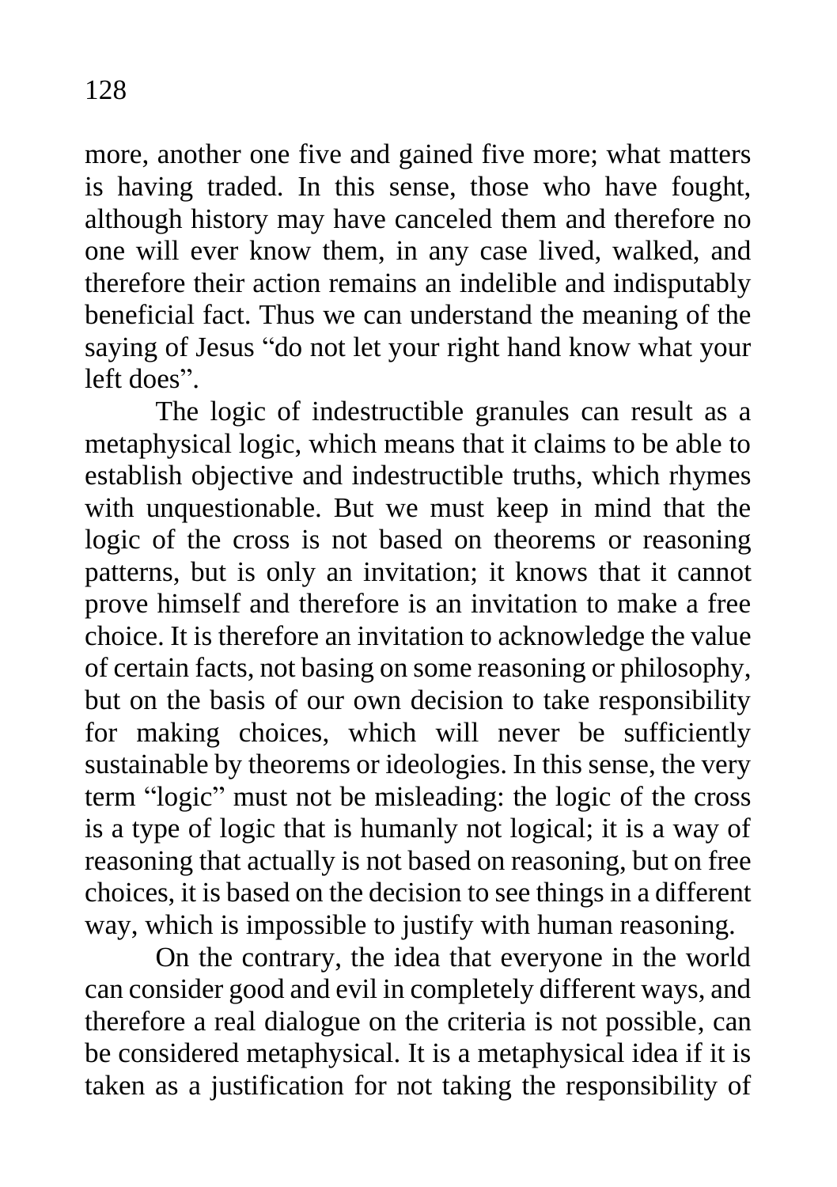more, another one five and gained five more; what matters is having traded. In this sense, those who have fought, although history may have canceled them and therefore no one will ever know them, in any case lived, walked, and therefore their action remains an indelible and indisputably beneficial fact. Thus we can understand the meaning of the saying of Jesus "do not let your right hand know what your left does".

The logic of indestructible granules can result as a metaphysical logic, which means that it claims to be able to establish objective and indestructible truths, which rhymes with unquestionable. But we must keep in mind that the logic of the cross is not based on theorems or reasoning patterns, but is only an invitation; it knows that it cannot prove himself and therefore is an invitation to make a free choice. It is therefore an invitation to acknowledge the value of certain facts, not basing on some reasoning or philosophy, but on the basis of our own decision to take responsibility for making choices, which will never be sufficiently sustainable by theorems or ideologies. In this sense, the very term "logic" must not be misleading: the logic of the cross is a type of logic that is humanly not logical; it is a way of reasoning that actually is not based on reasoning, but on free choices, it is based on the decision to see things in a different way, which is impossible to justify with human reasoning.

On the contrary, the idea that everyone in the world can consider good and evil in completely different ways, and therefore a real dialogue on the criteria is not possible, can be considered metaphysical. It is a metaphysical idea if it is taken as a justification for not taking the responsibility of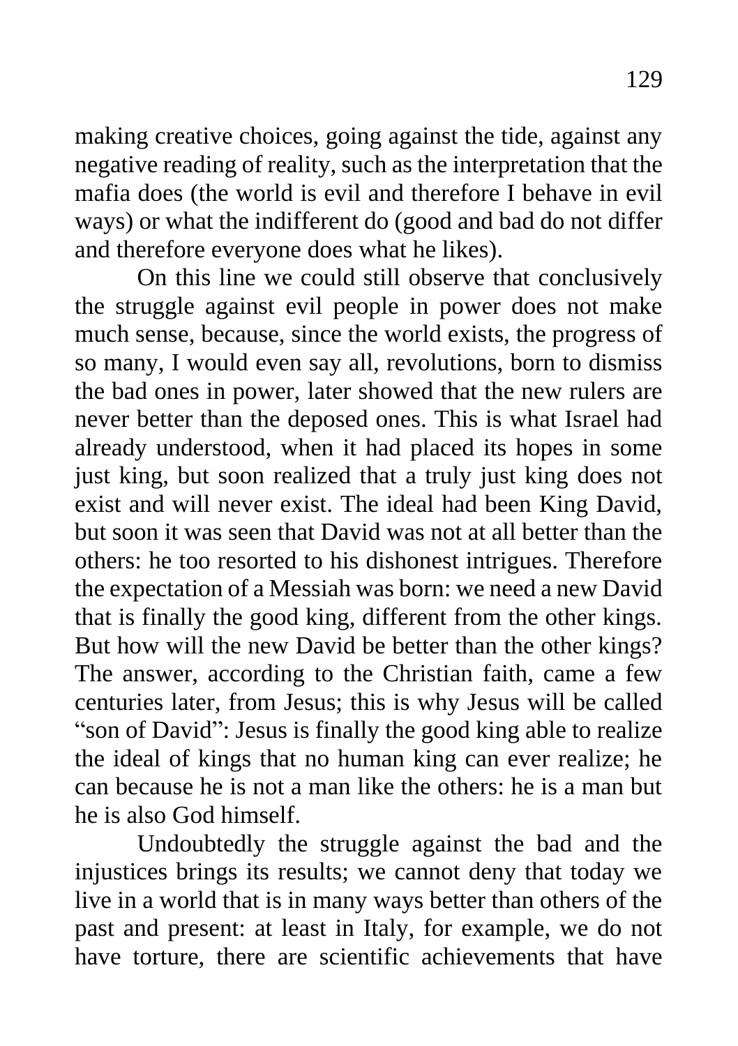making creative choices, going against the tide, against any negative reading of reality, such as the interpretation that the mafia does (the world is evil and therefore I behave in evil ways) or what the indifferent do (good and bad do not differ and therefore everyone does what he likes).

On this line we could still observe that conclusively the struggle against evil people in power does not make much sense, because, since the world exists, the progress of so many, I would even say all, revolutions, born to dismiss the bad ones in power, later showed that the new rulers are never better than the deposed ones. This is what Israel had already understood, when it had placed its hopes in some just king, but soon realized that a truly just king does not exist and will never exist. The ideal had been King David, but soon it was seen that David was not at all better than the others: he too resorted to his dishonest intrigues. Therefore the expectation of a Messiah was born: we need a new David that is finally the good king, different from the other kings. But how will the new David be better than the other kings? The answer, according to the Christian faith, came a few centuries later, from Jesus; this is why Jesus will be called "son of David": Jesus is finally the good king able to realize the ideal of kings that no human king can ever realize; he can because he is not a man like the others: he is a man but he is also God himself.

Undoubtedly the struggle against the bad and the injustices brings its results; we cannot deny that today we live in a world that is in many ways better than others of the past and present: at least in Italy, for example, we do not have torture, there are scientific achievements that have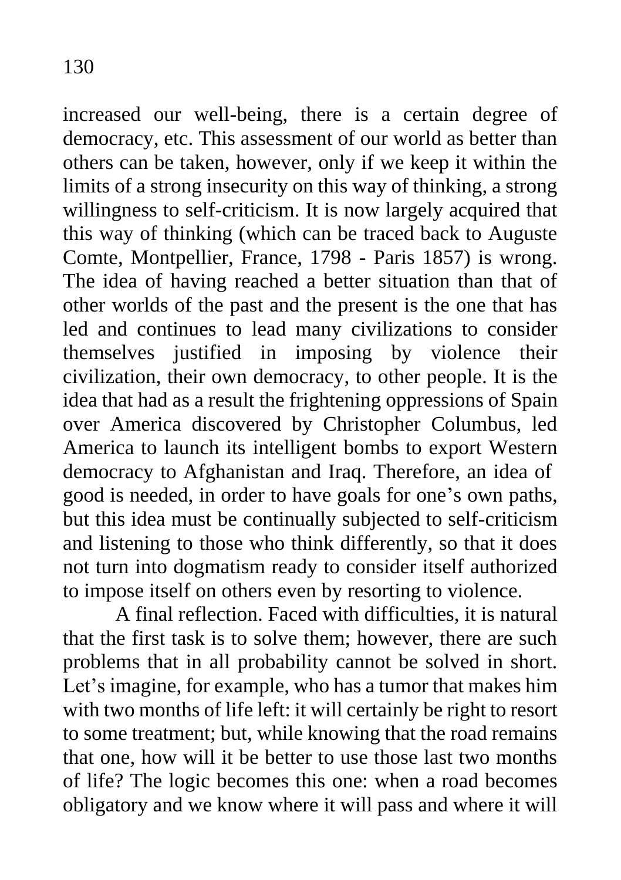increased our well-being, there is a certain degree of democracy, etc. This assessment of our world as better than others can be taken, however, only if we keep it within the limits of a strong insecurity on this way of thinking, a strong willingness to self-criticism. It is now largely acquired that this way of thinking (which can be traced back to Auguste Comte, Montpellier, France, 1798 - Paris 1857) is wrong. The idea of having reached a better situation than that of other worlds of the past and the present is the one that has led and continues to lead many civilizations to consider themselves justified in imposing by violence their civilization, their own democracy, to other people. It is the idea that had as a result the frightening oppressions of Spain over America discovered by Christopher Columbus, led America to launch its intelligent bombs to export Western democracy to Afghanistan and Iraq. Therefore, an idea of good is needed, in order to have goals for one's own paths, but this idea must be continually subjected to self-criticism and listening to those who think differently, so that it does not turn into dogmatism ready to consider itself authorized to impose itself on others even by resorting to violence.

A final reflection. Faced with difficulties, it is natural that the first task is to solve them; however, there are such problems that in all probability cannot be solved in short. Let's imagine, for example, who has a tumor that makes him with two months of life left: it will certainly be right to resort to some treatment; but, while knowing that the road remains that one, how will it be better to use those last two months of life? The logic becomes this one: when a road becomes obligatory and we know where it will pass and where it will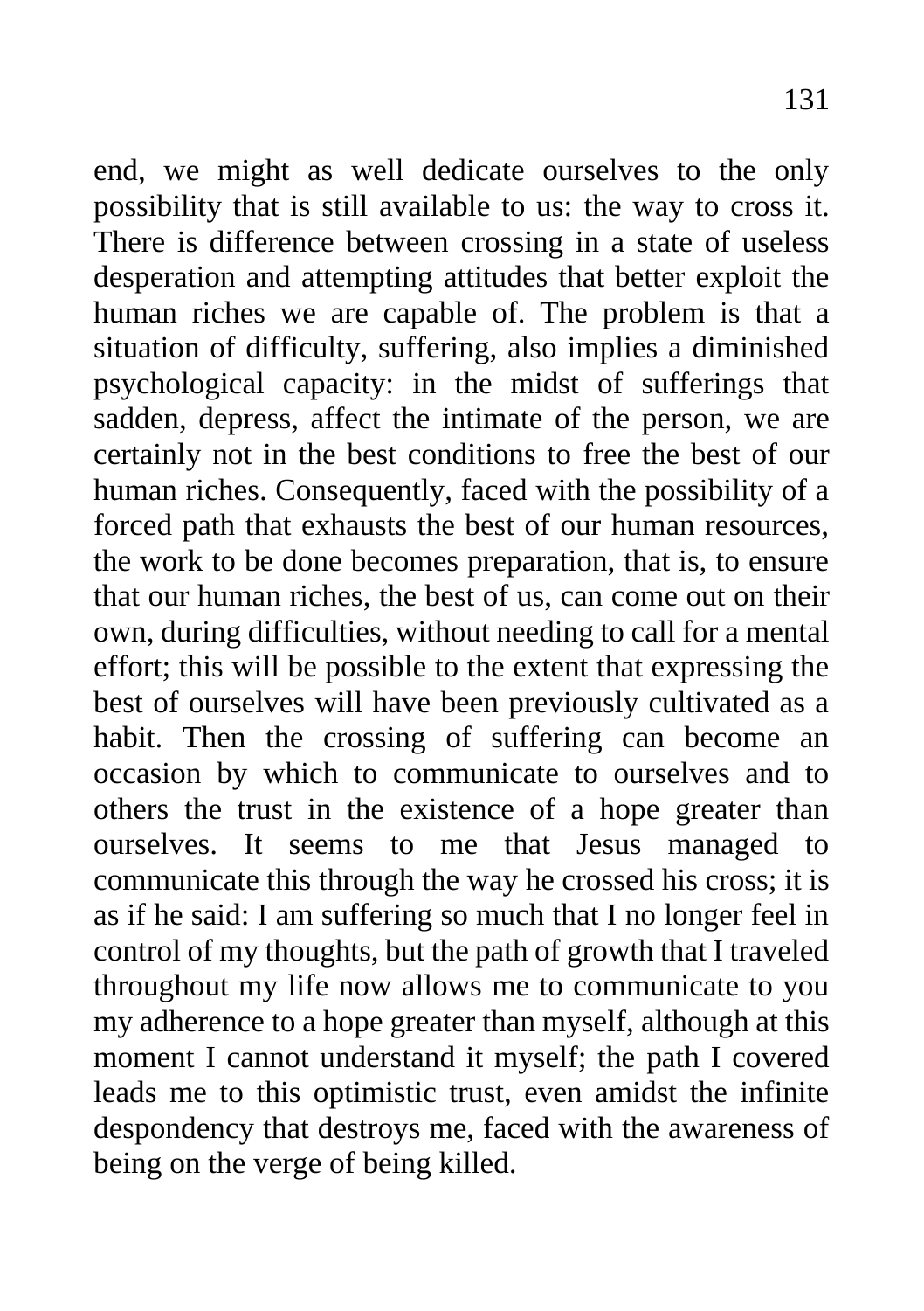end, we might as well dedicate ourselves to the only possibility that is still available to us: the way to cross it. There is difference between crossing in a state of useless desperation and attempting attitudes that better exploit the human riches we are capable of. The problem is that a situation of difficulty, suffering, also implies a diminished psychological capacity: in the midst of sufferings that sadden, depress, affect the intimate of the person, we are certainly not in the best conditions to free the best of our human riches. Consequently, faced with the possibility of a forced path that exhausts the best of our human resources, the work to be done becomes preparation, that is, to ensure that our human riches, the best of us, can come out on their own, during difficulties, without needing to call for a mental effort; this will be possible to the extent that expressing the best of ourselves will have been previously cultivated as a habit. Then the crossing of suffering can become an occasion by which to communicate to ourselves and to others the trust in the existence of a hope greater than ourselves. It seems to me that Jesus managed to communicate this through the way he crossed his cross; it is as if he said: I am suffering so much that I no longer feel in control of my thoughts, but the path of growth that I traveled throughout my life now allows me to communicate to you my adherence to a hope greater than myself, although at this moment I cannot understand it myself; the path I covered leads me to this optimistic trust, even amidst the infinite despondency that destroys me, faced with the awareness of being on the verge of being killed.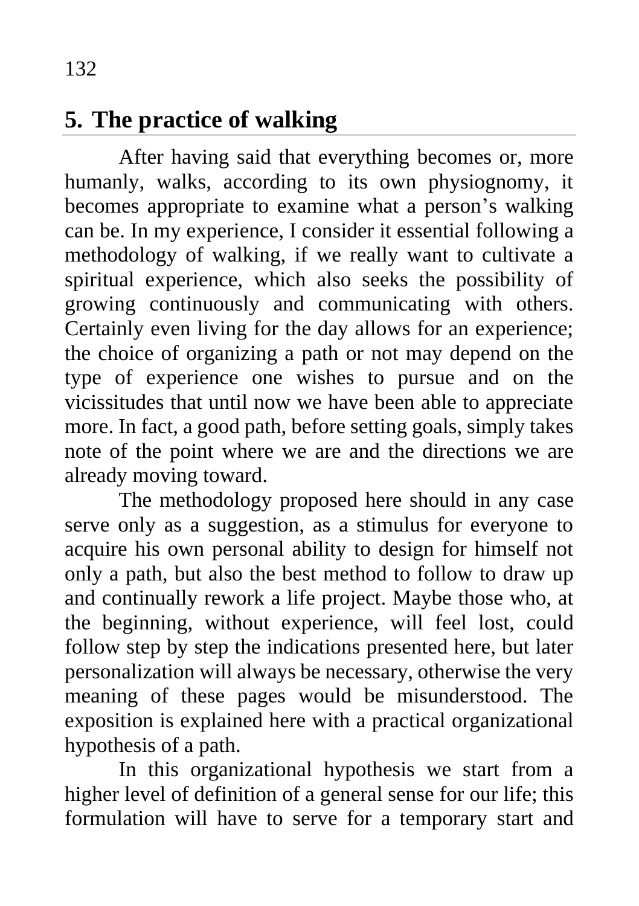## 5. The practice of walking

After having said that everything becomes or, more humanly, walks, according to its own physiognomy, it becomes appropriate to examine what a person's walking can be. In my experience, I consider it essential following a methodology of walking, if we really want to cultivate a spiritual experience, which also seeks the possibility of growing continuously and communicating with others. Certainly even living for the day allows for an experience; the choice of organizing a path or not may depend on the type of experience one wishes to pursue and on the vicissitudes that until now we have been able to appreciate more. In fact, a good path, before setting goals, simply takes note of the point where we are and the directions we are already moving toward.

The methodology proposed here should in any case serve only as a suggestion, as a stimulus for everyone to acquire his own personal ability to design for himself not only a path, but also the best method to follow to draw up and continually rework a life project. Maybe those who, at the beginning, without experience, will feel lost, could follow step by step the indications presented here, but later personalization will always be necessary, otherwise the very meaning of these pages would be misunderstood. The exposition is explained here with a practical organizational hypothesis of a path.

In this organizational hypothesis we start from a higher level of definition of a general sense for our life; this formulation will have to serve for a temporary start and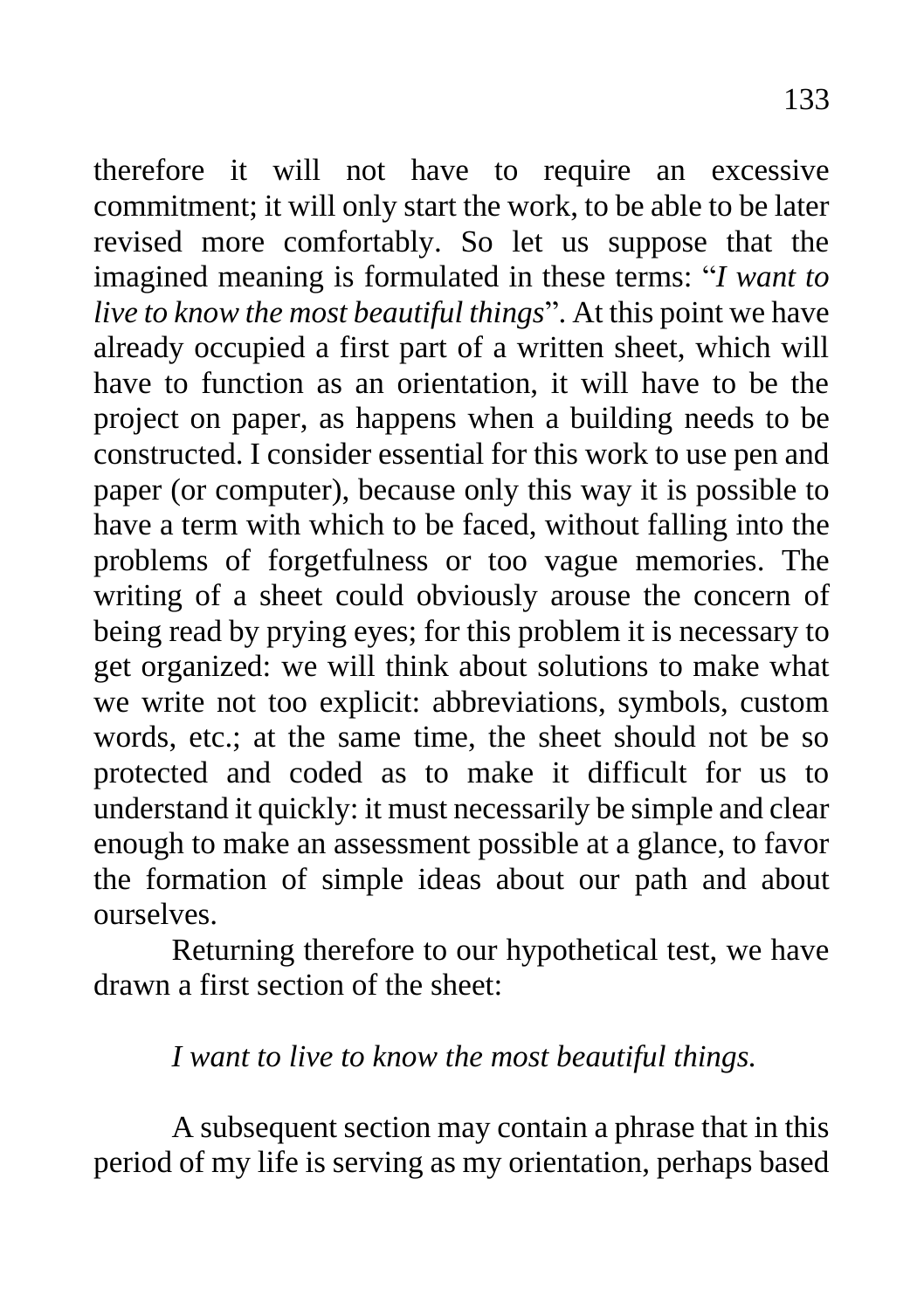therefore it will not have to require an excessive commitment; it will only start the work, to be able to be later revised more comfortably. So let us suppose that the imagined meaning is formulated in these terms: "*I want to live to know the most beautiful things*". At this point we have already occupied a first part of a written sheet, which will have to function as an orientation, it will have to be the project on paper, as happens when a building needs to be constructed. I consider essential for this work to use pen and paper (or computer), because only this way it is possible to have a term with which to be faced, without falling into the problems of forgetfulness or too vague memories. The writing of a sheet could obviously arouse the concern of being read by prying eyes; for this problem it is necessary to get organized: we will think about solutions to make what we write not too explicit: abbreviations, symbols, custom words, etc.; at the same time, the sheet should not be so protected and coded as to make it difficult for us to understand it quickly: it must necessarily be simple and clear enough to make an assessment possible at a glance, to favor the formation of simple ideas about our path and about ourselves.

Returning therefore to our hypothetical test, we have drawn a first section of the sheet:

*I want to live to know the most beautiful things.*

A subsequent section may contain a phrase that in this period of my life is serving as my orientation, perhaps based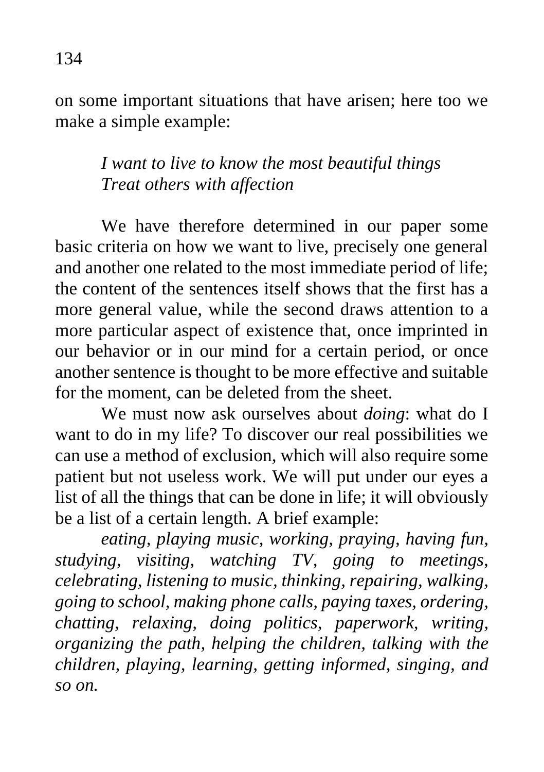on some important situations that have arisen; here too we make a simple example:

*I want to live to know the most beautiful things*
*Treat others with affection*

We have therefore determined in our paper some basic criteria on how we want to live, precisely one general and another one related to the most immediate period of life; the content of the sentences itself shows that the first has a more general value, while the second draws attention to a more particular aspect of existence that, once imprinted in our behavior or in our mind for a certain period, or once another sentence is thought to be more effective and suitable for the moment, can be deleted from the sheet.

We must now ask ourselves about *doing*: what do I want to do in my life? To discover our real possibilities we can use a method of exclusion, which will also require some patient but not useless work. We will put under our eyes a list of all the things that can be done in life; it will obviously be a list of a certain length. A brief example:

*eating, playing music, working, praying, having fun, studying, visiting, watching TV, going to meetings, celebrating, listening to music, thinking, repairing, walking, going to school, making phone calls, paying taxes, ordering, chatting, relaxing, doing politics, paperwork, writing, organizing the path, helping the children, talking with the children, playing, learning, getting informed, singing, and so on.*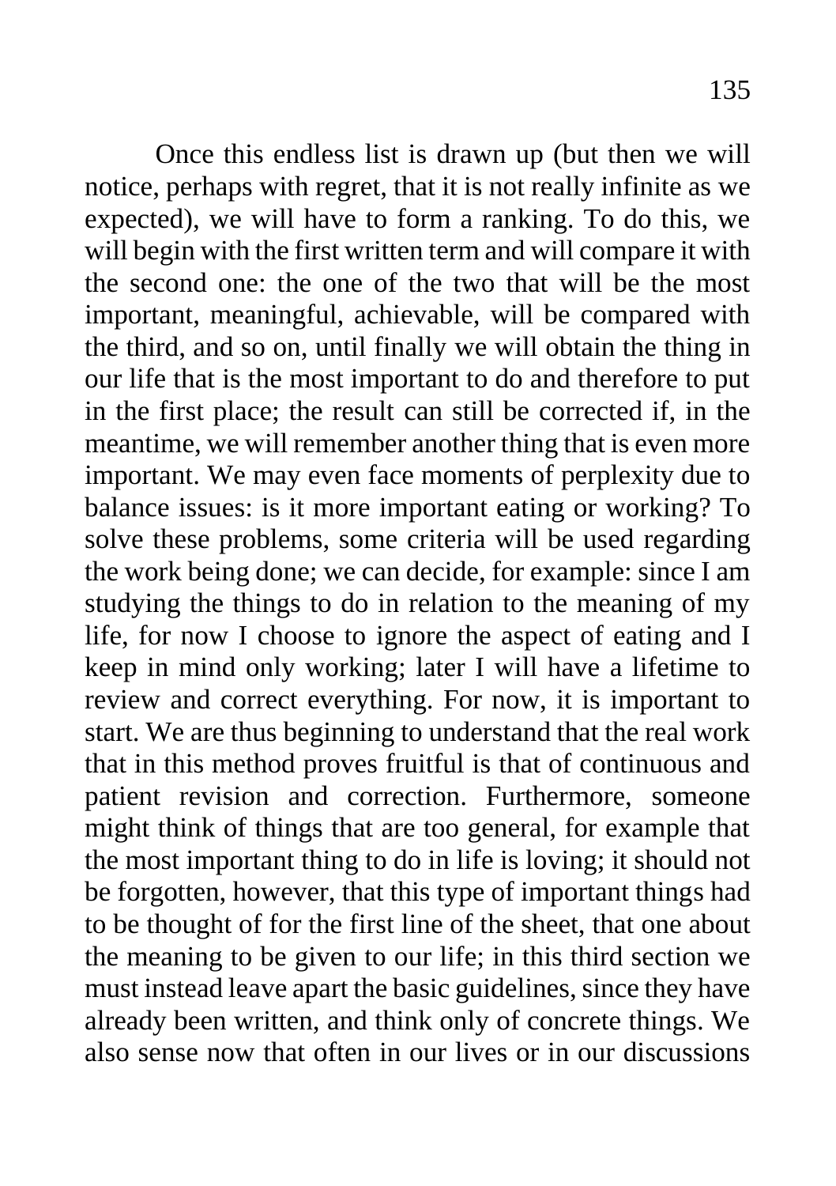Once this endless list is drawn up (but then we will notice, perhaps with regret, that it is not really infinite as we expected), we will have to form a ranking. To do this, we will begin with the first written term and will compare it with the second one: the one of the two that will be the most important, meaningful, achievable, will be compared with the third, and so on, until finally we will obtain the thing in our life that is the most important to do and therefore to put in the first place; the result can still be corrected if, in the meantime, we will remember another thing that is even more important. We may even face moments of perplexity due to balance issues: is it more important eating or working? To solve these problems, some criteria will be used regarding the work being done; we can decide, for example: since I am studying the things to do in relation to the meaning of my life, for now I choose to ignore the aspect of eating and I keep in mind only working; later I will have a lifetime to review and correct everything. For now, it is important to start. We are thus beginning to understand that the real work that in this method proves fruitful is that of continuous and patient revision and correction. Furthermore, someone might think of things that are too general, for example that the most important thing to do in life is loving; it should not be forgotten, however, that this type of important things had to be thought of for the first line of the sheet, that one about the meaning to be given to our life; in this third section we must instead leave apart the basic guidelines, since they have already been written, and think only of concrete things. We also sense now that often in our lives or in our discussions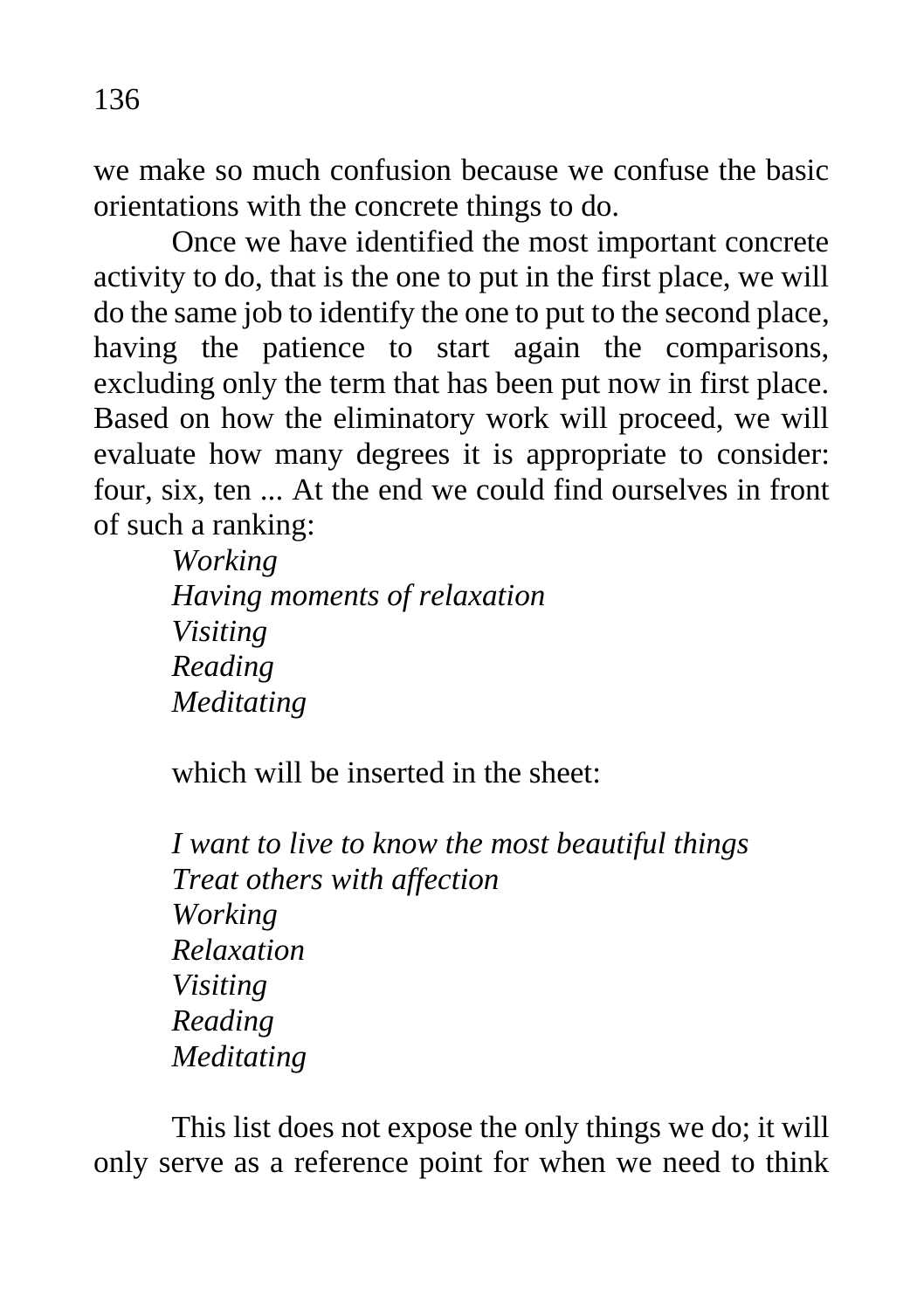we make so much confusion because we confuse the basic orientations with the concrete things to do.

Once we have identified the most important concrete activity to do, that is the one to put in the first place, we will do the same job to identify the one to put to the second place, having the patience to start again the comparisons, excluding only the term that has been put now in first place. Based on how the eliminatory work will proceed, we will evaluate how many degrees it is appropriate to consider: four, six, ten ... At the end we could find ourselves in front of such a ranking:

*Working*
*Having moments of relaxation*
*Visiting*
*Reading*
*Meditating*

which will be inserted in the sheet:

*I want to live to know the most beautiful things*
*Treat others with affection*
*Working*
*Relaxation*
*Visiting*
*Reading*
*Meditating*

This list does not expose the only things we do; it will only serve as a reference point for when we need to think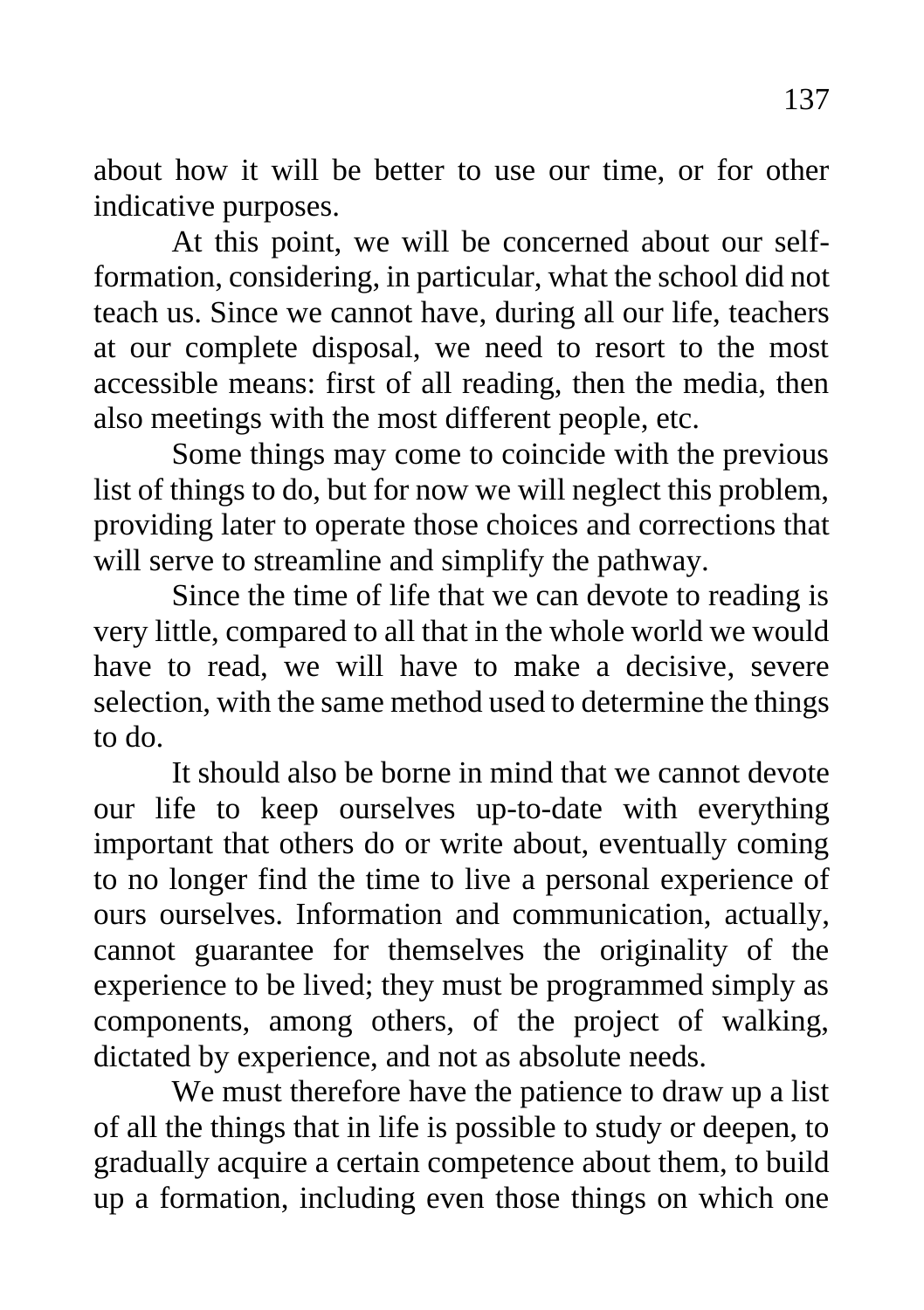about how it will be better to use our time, or for other indicative purposes.

At this point, we will be concerned about our self-formation, considering, in particular, what the school did not teach us. Since we cannot have, during all our life, teachers at our complete disposal, we need to resort to the most accessible means: first of all reading, then the media, then also meetings with the most different people, etc.

Some things may come to coincide with the previous list of things to do, but for now we will neglect this problem, providing later to operate those choices and corrections that will serve to streamline and simplify the pathway.

Since the time of life that we can devote to reading is very little, compared to all that in the whole world we would have to read, we will have to make a decisive, severe selection, with the same method used to determine the things to do.

It should also be borne in mind that we cannot devote our life to keep ourselves up-to-date with everything important that others do or write about, eventually coming to no longer find the time to live a personal experience of ours ourselves. Information and communication, actually, cannot guarantee for themselves the originality of the experience to be lived; they must be programmed simply as components, among others, of the project of walking, dictated by experience, and not as absolute needs.

We must therefore have the patience to draw up a list of all the things that in life is possible to study or deepen, to gradually acquire a certain competence about them, to build up a formation, including even those things on which one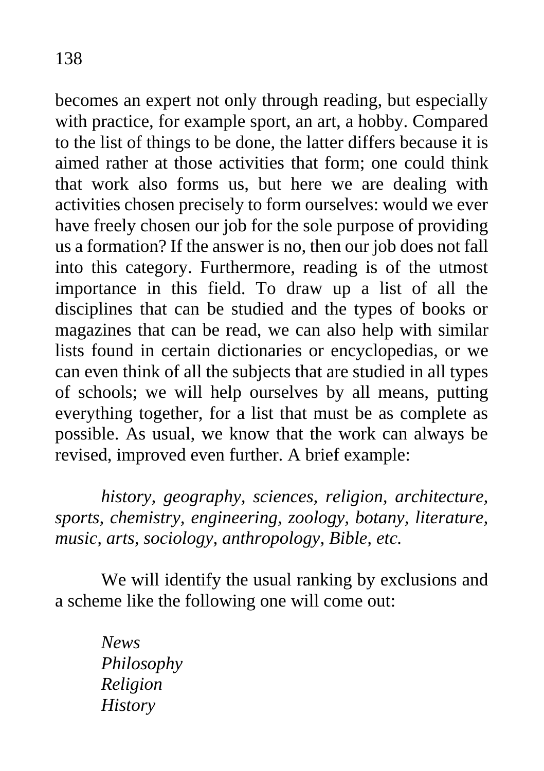becomes an expert not only through reading, but especially with practice, for example sport, an art, a hobby. Compared to the list of things to be done, the latter differs because it is aimed rather at those activities that form; one could think that work also forms us, but here we are dealing with activities chosen precisely to form ourselves: would we ever have freely chosen our job for the sole purpose of providing us a formation? If the answer is no, then our job does not fall into this category. Furthermore, reading is of the utmost importance in this field. To draw up a list of all the disciplines that can be studied and the types of books or magazines that can be read, we can also help with similar lists found in certain dictionaries or encyclopedias, or we can even think of all the subjects that are studied in all types of schools; we will help ourselves by all means, putting everything together, for a list that must be as complete as possible. As usual, we know that the work can always be revised, improved even further. A brief example:

*history, geography, sciences, religion, architecture, sports, chemistry, engineering, zoology, botany, literature, music, arts, sociology, anthropology, Bible, etc.*

We will identify the usual ranking by exclusions and a scheme like the following one will come out:

*News*
*Philosophy*
*Religion*
*History*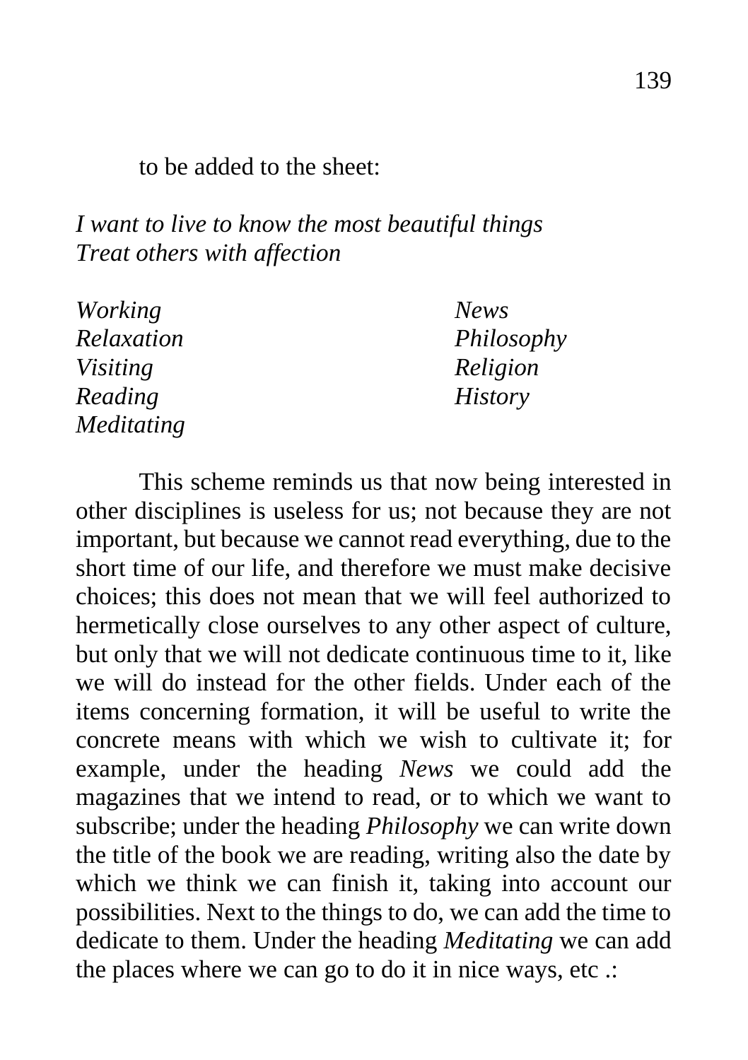to be added to the sheet:

*I want to live to know the most beautiful things*
*Treat others with affection*

| | |
|---|---|
| *Working* | *News* |
| *Relaxation* | *Philosophy* |
| *Visiting* | *Religion* |
| *Reading* | *History* |
| *Meditating* | |

This scheme reminds us that now being interested in other disciplines is useless for us; not because they are not important, but because we cannot read everything, due to the short time of our life, and therefore we must make decisive choices; this does not mean that we will feel authorized to hermetically close ourselves to any other aspect of culture, but only that we will not dedicate continuous time to it, like we will do instead for the other fields. Under each of the items concerning formation, it will be useful to write the concrete means with which we wish to cultivate it; for example, under the heading *News* we could add the magazines that we intend to read, or to which we want to subscribe; under the heading *Philosophy* we can write down the title of the book we are reading, writing also the date by which we think we can finish it, taking into account our possibilities. Next to the things to do, we can add the time to dedicate to them. Under the heading *Meditating* we can add the places where we can go to do it in nice ways, etc .: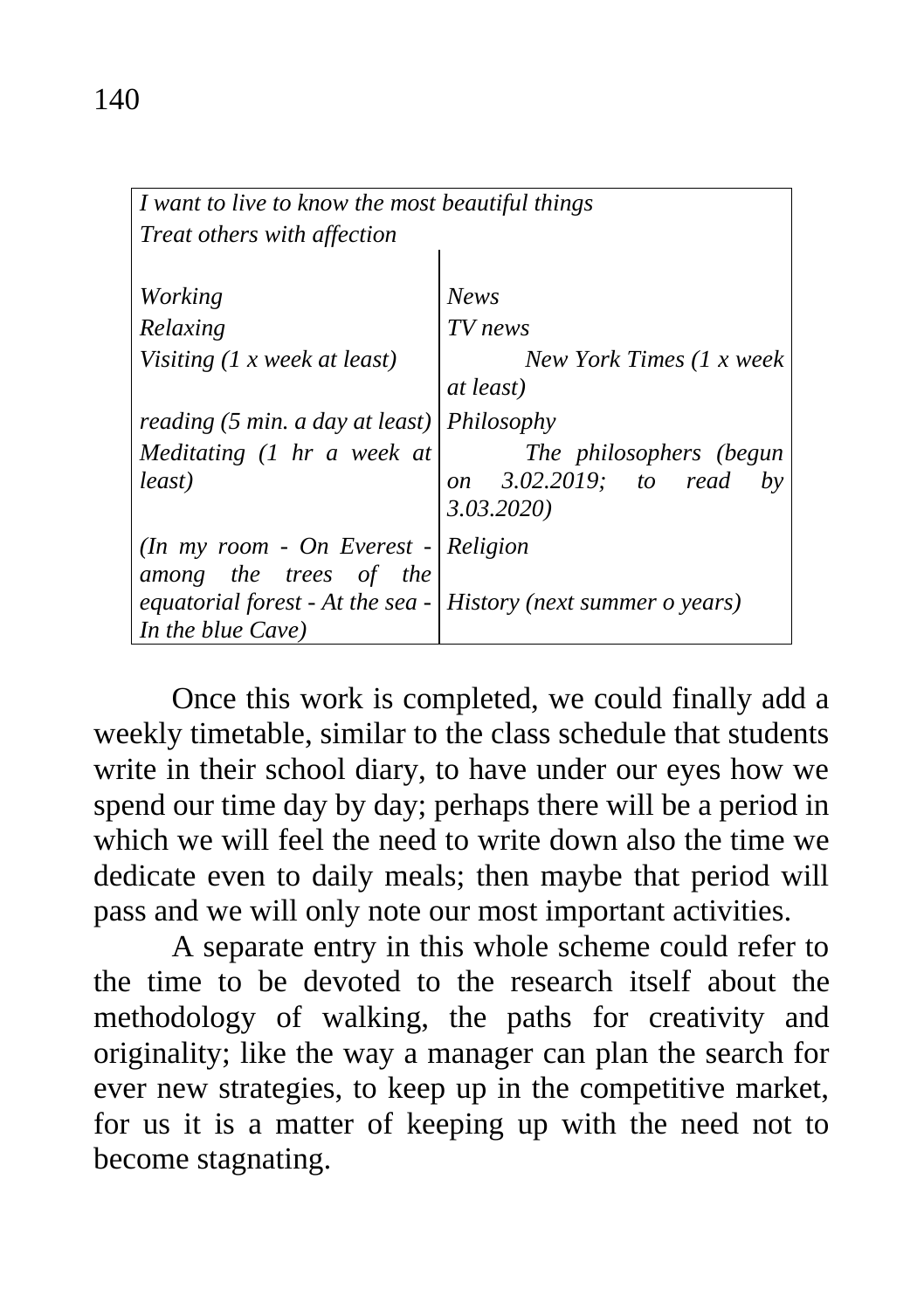| *I want to live to know the most beautiful things*<br>*Treat others with affection* | |
|---|---|
| *Working* | *News* |
| *Relaxing* | *TV news* |
| *Visiting (1 x week at least)* | *New York Times (1 x week at least)* |
| *reading (5 min. a day at least)* | *Philosophy* |
| *Meditating (1 hr a week at least)* | *The philosophers (begun on 3.02.2019; to read by 3.03.2020)* |
| *(In my room - On Everest - among the trees of the equatorial forest - At the sea - In the blue Cave)* | *Religion*<br><br>*History (next summer o years)* |

Once this work is completed, we could finally add a weekly timetable, similar to the class schedule that students write in their school diary, to have under our eyes how we spend our time day by day; perhaps there will be a period in which we will feel the need to write down also the time we dedicate even to daily meals; then maybe that period will pass and we will only note our most important activities.

A separate entry in this whole scheme could refer to the time to be devoted to the research itself about the methodology of walking, the paths for creativity and originality; like the way a manager can plan the search for ever new strategies, to keep up in the competitive market, for us it is a matter of keeping up with the need not to become stagnating.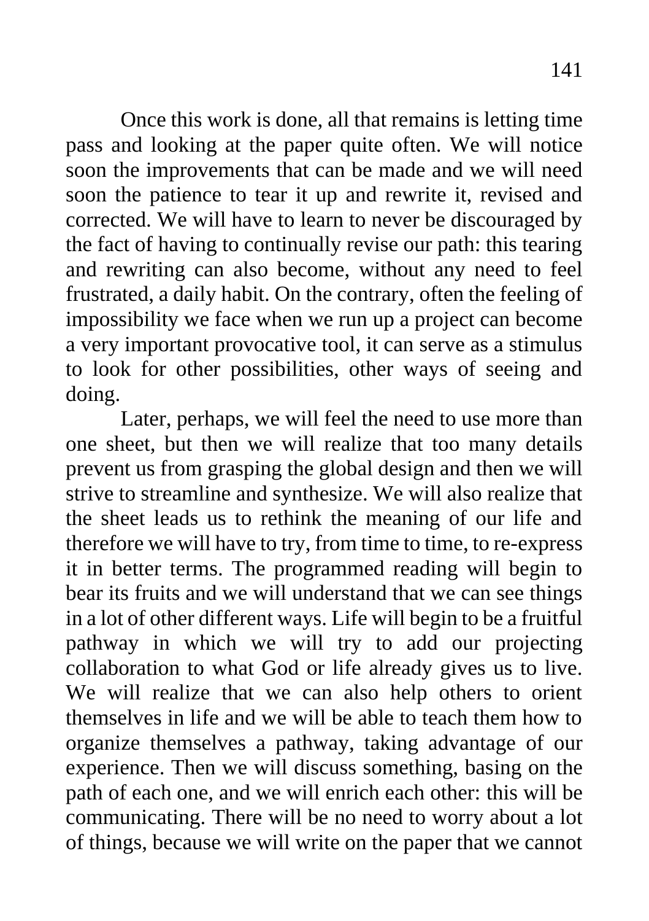Once this work is done, all that remains is letting time pass and looking at the paper quite often. We will notice soon the improvements that can be made and we will need soon the patience to tear it up and rewrite it, revised and corrected. We will have to learn to never be discouraged by the fact of having to continually revise our path: this tearing and rewriting can also become, without any need to feel frustrated, a daily habit. On the contrary, often the feeling of impossibility we face when we run up a project can become a very important provocative tool, it can serve as a stimulus to look for other possibilities, other ways of seeing and doing.

Later, perhaps, we will feel the need to use more than one sheet, but then we will realize that too many details prevent us from grasping the global design and then we will strive to streamline and synthesize. We will also realize that the sheet leads us to rethink the meaning of our life and therefore we will have to try, from time to time, to re-express it in better terms. The programmed reading will begin to bear its fruits and we will understand that we can see things in a lot of other different ways. Life will begin to be a fruitful pathway in which we will try to add our projecting collaboration to what God or life already gives us to live. We will realize that we can also help others to orient themselves in life and we will be able to teach them how to organize themselves a pathway, taking advantage of our experience. Then we will discuss something, basing on the path of each one, and we will enrich each other: this will be communicating. There will be no need to worry about a lot of things, because we will write on the paper that we cannot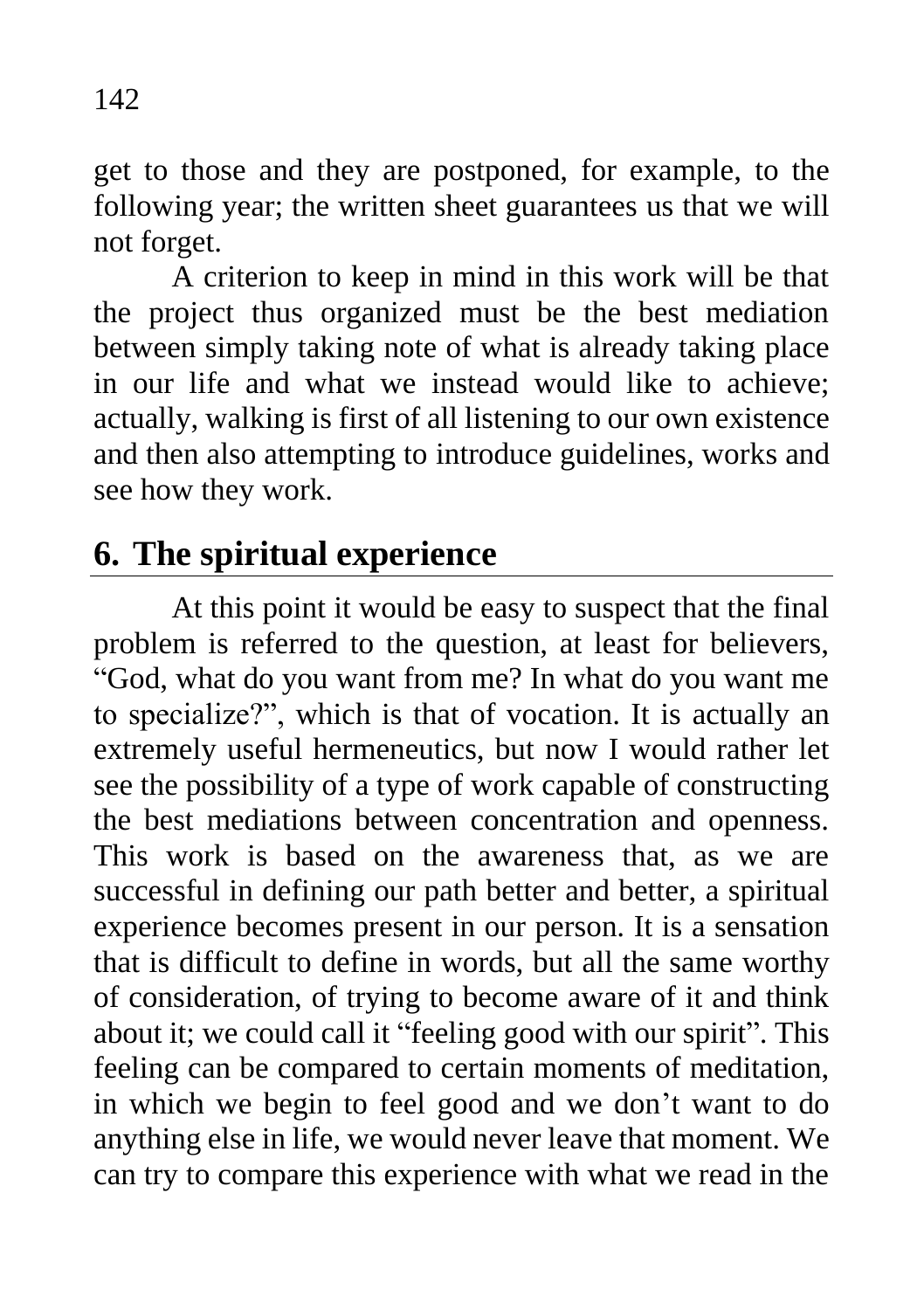get to those and they are postponed, for example, to the following year; the written sheet guarantees us that we will not forget.

A criterion to keep in mind in this work will be that the project thus organized must be the best mediation between simply taking note of what is already taking place in our life and what we instead would like to achieve; actually, walking is first of all listening to our own existence and then also attempting to introduce guidelines, works and see how they work.

## 6. The spiritual experience

At this point it would be easy to suspect that the final problem is referred to the question, at least for believers, "God, what do you want from me? In what do you want me to specialize?", which is that of vocation. It is actually an extremely useful hermeneutics, but now I would rather let see the possibility of a type of work capable of constructing the best mediations between concentration and openness. This work is based on the awareness that, as we are successful in defining our path better and better, a spiritual experience becomes present in our person. It is a sensation that is difficult to define in words, but all the same worthy of consideration, of trying to become aware of it and think about it; we could call it "feeling good with our spirit". This feeling can be compared to certain moments of meditation, in which we begin to feel good and we don't want to do anything else in life, we would never leave that moment. We can try to compare this experience with what we read in the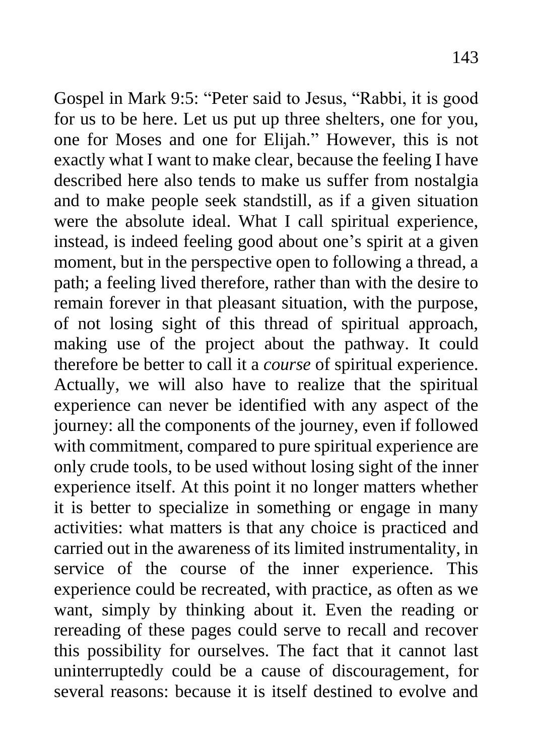Gospel in Mark 9:5: “Peter said to Jesus, “Rabbi, it is good for us to be here. Let us put up three shelters, one for you, one for Moses and one for Elijah.” However, this is not exactly what I want to make clear, because the feeling I have described here also tends to make us suffer from nostalgia and to make people seek standstill, as if a given situation were the absolute ideal. What I call spiritual experience, instead, is indeed feeling good about one’s spirit at a given moment, but in the perspective open to following a thread, a path; a feeling lived therefore, rather than with the desire to remain forever in that pleasant situation, with the purpose, of not losing sight of this thread of spiritual approach, making use of the project about the pathway. It could therefore be better to call it a *course* of spiritual experience. Actually, we will also have to realize that the spiritual experience can never be identified with any aspect of the journey: all the components of the journey, even if followed with commitment, compared to pure spiritual experience are only crude tools, to be used without losing sight of the inner experience itself. At this point it no longer matters whether it is better to specialize in something or engage in many activities: what matters is that any choice is practiced and carried out in the awareness of its limited instrumentality, in service of the course of the inner experience. This experience could be recreated, with practice, as often as we want, simply by thinking about it. Even the reading or rereading of these pages could serve to recall and recover this possibility for ourselves. The fact that it cannot last uninterruptedly could be a cause of discouragement, for several reasons: because it is itself destined to evolve and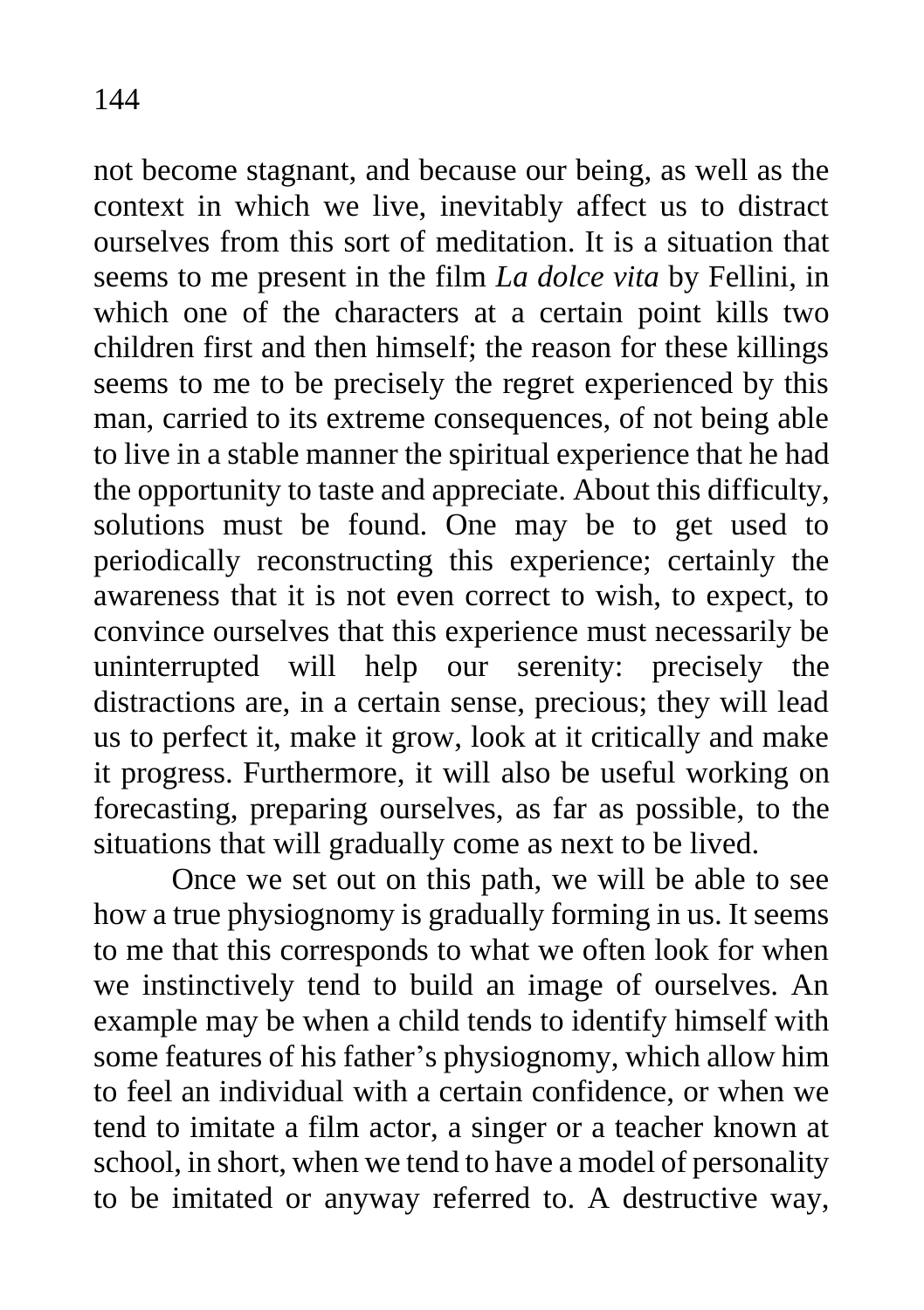not become stagnant, and because our being, as well as the context in which we live, inevitably affect us to distract ourselves from this sort of meditation. It is a situation that seems to me present in the film *La dolce vita* by Fellini, in which one of the characters at a certain point kills two children first and then himself; the reason for these killings seems to me to be precisely the regret experienced by this man, carried to its extreme consequences, of not being able to live in a stable manner the spiritual experience that he had the opportunity to taste and appreciate. About this difficulty, solutions must be found. One may be to get used to periodically reconstructing this experience; certainly the awareness that it is not even correct to wish, to expect, to convince ourselves that this experience must necessarily be uninterrupted will help our serenity: precisely the distractions are, in a certain sense, precious; they will lead us to perfect it, make it grow, look at it critically and make it progress. Furthermore, it will also be useful working on forecasting, preparing ourselves, as far as possible, to the situations that will gradually come as next to be lived.

Once we set out on this path, we will be able to see how a true physiognomy is gradually forming in us. It seems to me that this corresponds to what we often look for when we instinctively tend to build an image of ourselves. An example may be when a child tends to identify himself with some features of his father's physiognomy, which allow him to feel an individual with a certain confidence, or when we tend to imitate a film actor, a singer or a teacher known at school, in short, when we tend to have a model of personality to be imitated or anyway referred to. A destructive way,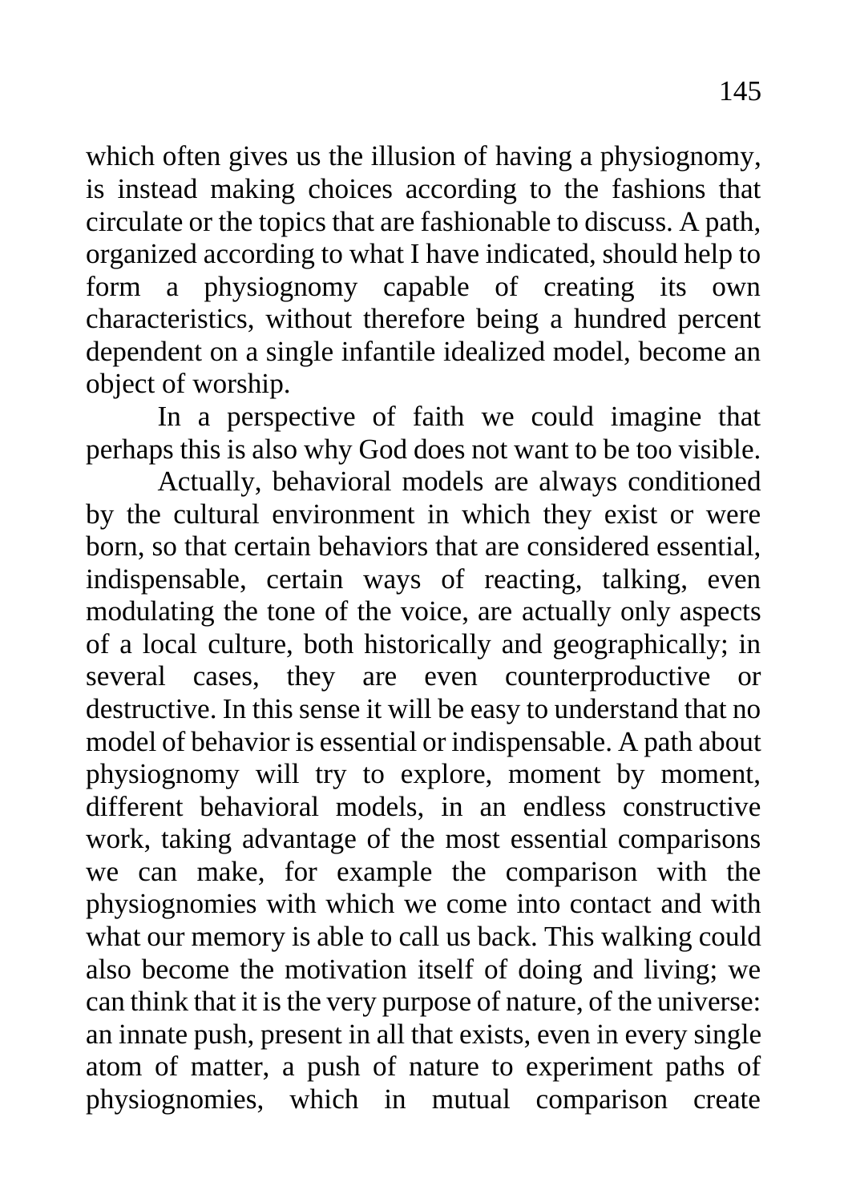which often gives us the illusion of having a physiognomy, is instead making choices according to the fashions that circulate or the topics that are fashionable to discuss. A path, organized according to what I have indicated, should help to form a physiognomy capable of creating its own characteristics, without therefore being a hundred percent dependent on a single infantile idealized model, become an object of worship.

In a perspective of faith we could imagine that perhaps this is also why God does not want to be too visible.

Actually, behavioral models are always conditioned by the cultural environment in which they exist or were born, so that certain behaviors that are considered essential, indispensable, certain ways of reacting, talking, even modulating the tone of the voice, are actually only aspects of a local culture, both historically and geographically; in several cases, they are even counterproductive or destructive. In this sense it will be easy to understand that no model of behavior is essential or indispensable. A path about physiognomy will try to explore, moment by moment, different behavioral models, in an endless constructive work, taking advantage of the most essential comparisons we can make, for example the comparison with the physiognomies with which we come into contact and with what our memory is able to call us back. This walking could also become the motivation itself of doing and living; we can think that it is the very purpose of nature, of the universe: an innate push, present in all that exists, even in every single atom of matter, a push of nature to experiment paths of physiognomies, which in mutual comparison create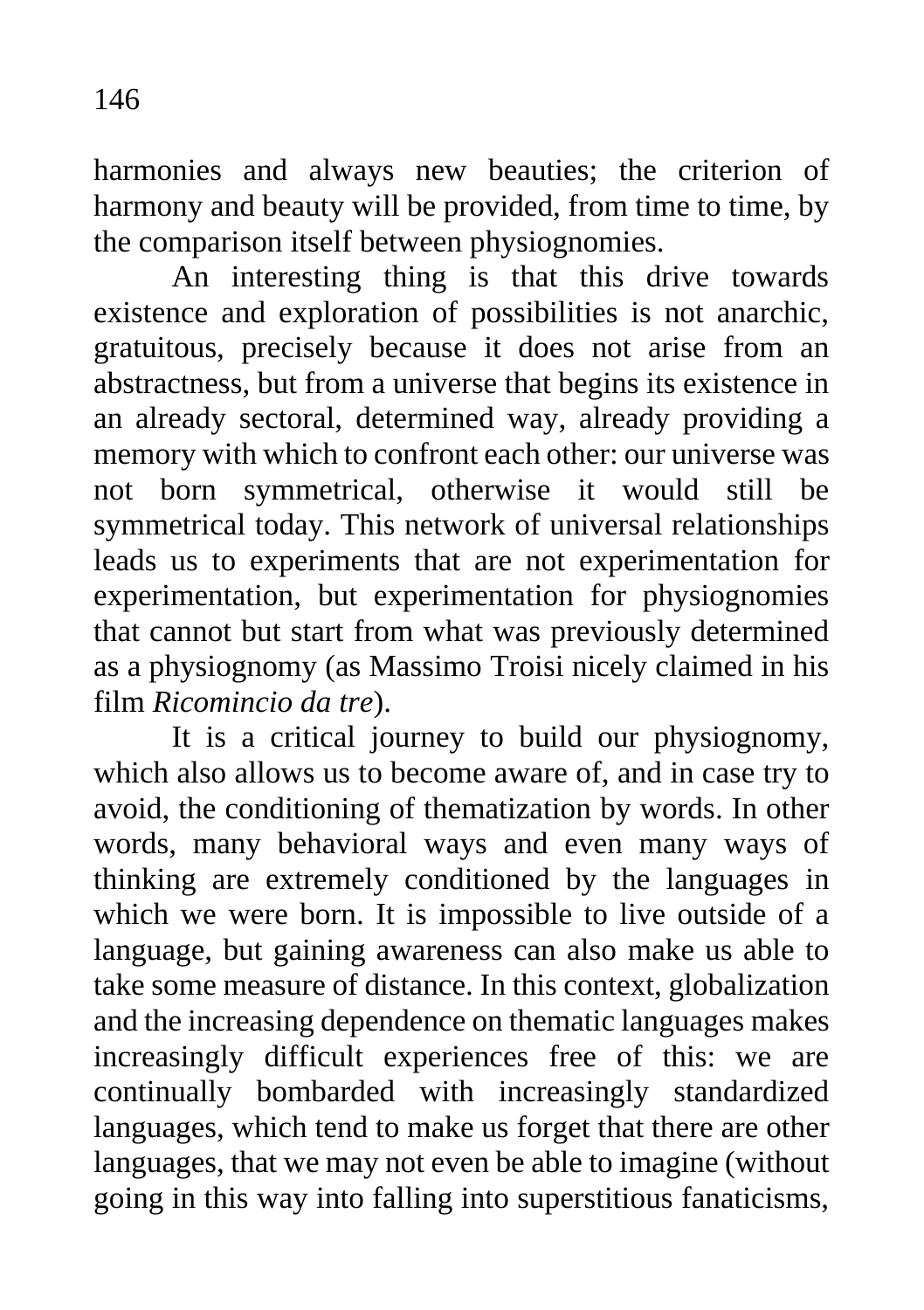harmonies and always new beauties; the criterion of harmony and beauty will be provided, from time to time, by the comparison itself between physiognomies.

An interesting thing is that this drive towards existence and exploration of possibilities is not anarchic, gratuitous, precisely because it does not arise from an abstractness, but from a universe that begins its existence in an already sectoral, determined way, already providing a memory with which to confront each other: our universe was not born symmetrical, otherwise it would still be symmetrical today. This network of universal relationships leads us to experiments that are not experimentation for experimentation, but experimentation for physiognomies that cannot but start from what was previously determined as a physiognomy (as Massimo Troisi nicely claimed in his film *Ricomincio da tre*).

It is a critical journey to build our physiognomy, which also allows us to become aware of, and in case try to avoid, the conditioning of thematization by words. In other words, many behavioral ways and even many ways of thinking are extremely conditioned by the languages in which we were born. It is impossible to live outside of a language, but gaining awareness can also make us able to take some measure of distance. In this context, globalization and the increasing dependence on thematic languages makes increasingly difficult experiences free of this: we are continually bombarded with increasingly standardized languages, which tend to make us forget that there are other languages, that we may not even be able to imagine (without going in this way into falling into superstitious fanaticisms,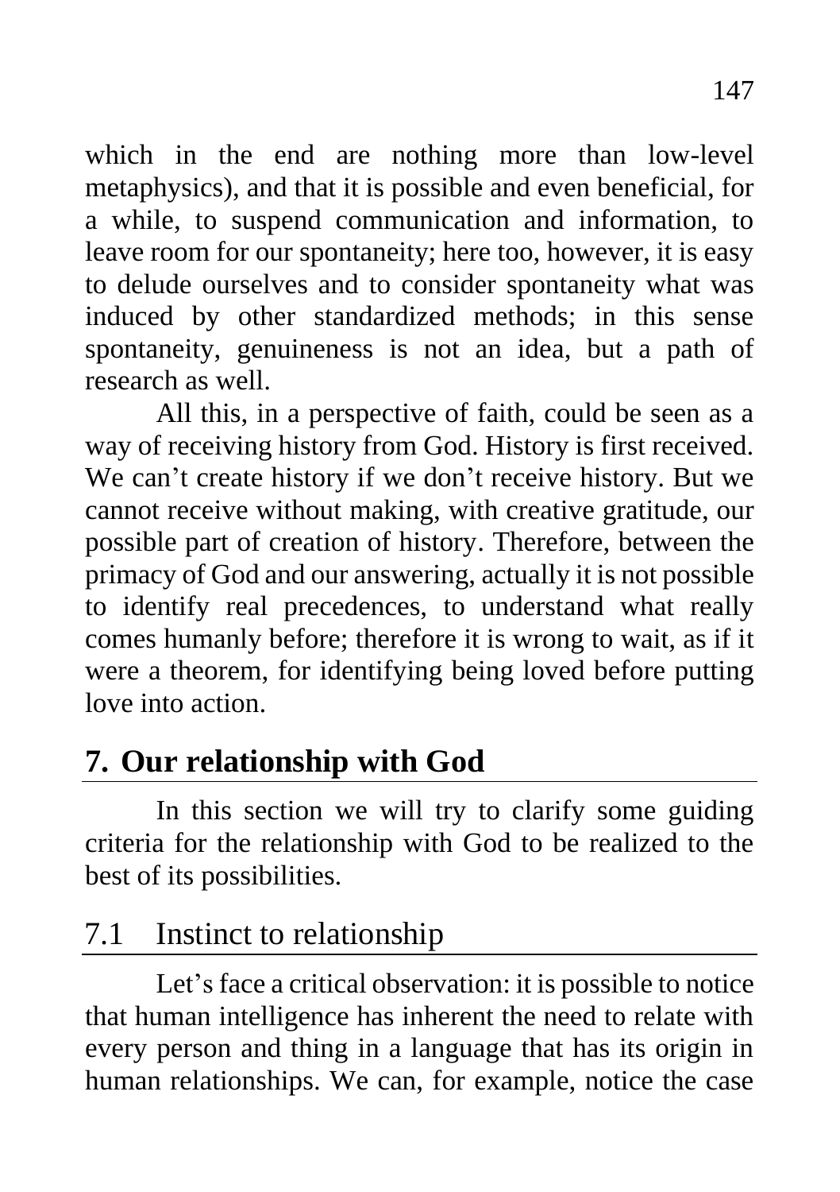which in the end are nothing more than low-level metaphysics), and that it is possible and even beneficial, for a while, to suspend communication and information, to leave room for our spontaneity; here too, however, it is easy to delude ourselves and to consider spontaneity what was induced by other standardized methods; in this sense spontaneity, genuineness is not an idea, but a path of research as well.

All this, in a perspective of faith, could be seen as a way of receiving history from God. History is first received. We can't create history if we don't receive history. But we cannot receive without making, with creative gratitude, our possible part of creation of history. Therefore, between the primacy of God and our answering, actually it is not possible to identify real precedences, to understand what really comes humanly before; therefore it is wrong to wait, as if it were a theorem, for identifying being loved before putting love into action.

## 7. Our relationship with God

In this section we will try to clarify some guiding criteria for the relationship with God to be realized to the best of its possibilities.

### 7.1 Instinct to relationship

Let's face a critical observation: it is possible to notice that human intelligence has inherent the need to relate with every person and thing in a language that has its origin in human relationships. We can, for example, notice the case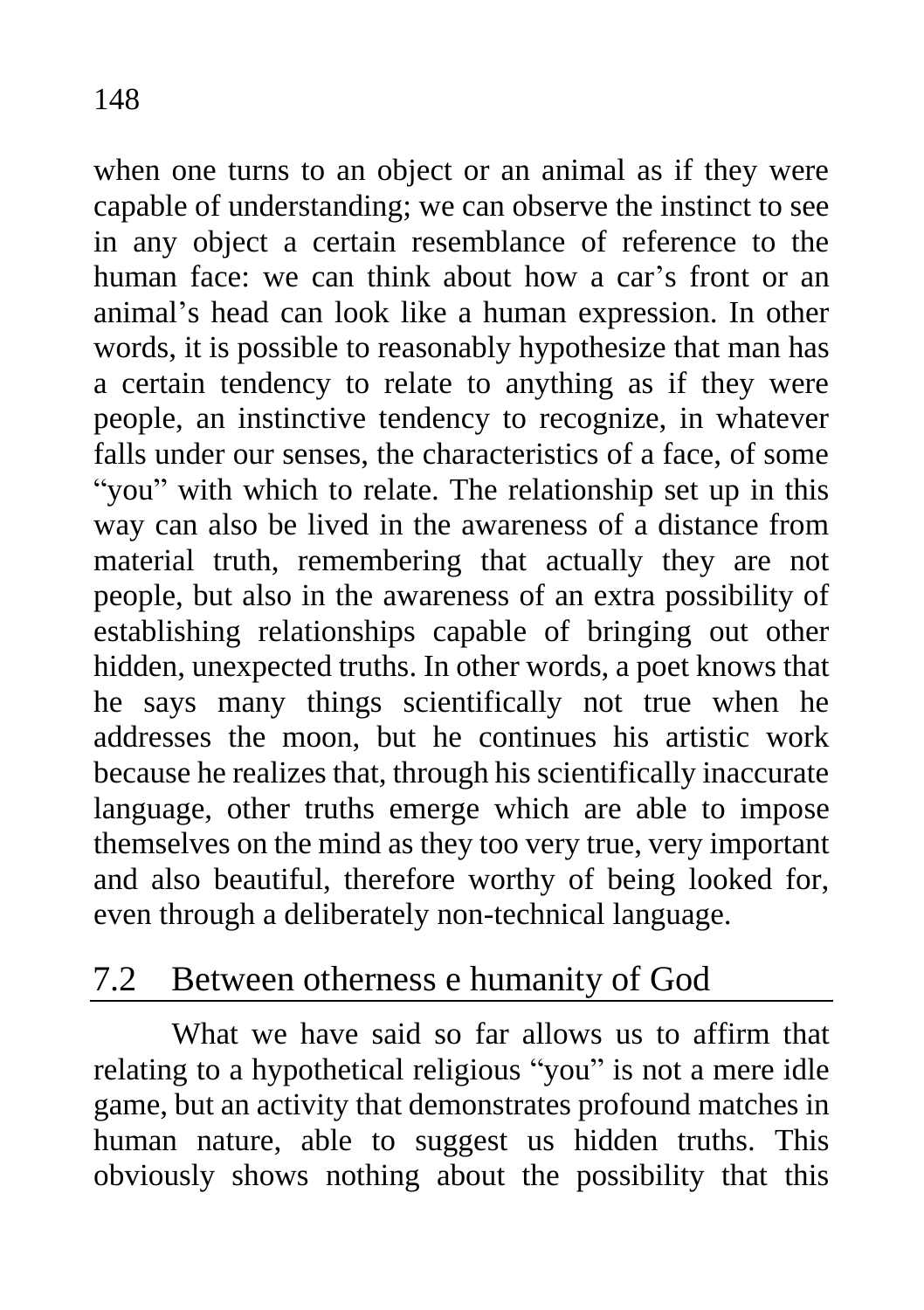when one turns to an object or an animal as if they were capable of understanding; we can observe the instinct to see in any object a certain resemblance of reference to the human face: we can think about how a car's front or an animal's head can look like a human expression. In other words, it is possible to reasonably hypothesize that man has a certain tendency to relate to anything as if they were people, an instinctive tendency to recognize, in whatever falls under our senses, the characteristics of a face, of some "you" with which to relate. The relationship set up in this way can also be lived in the awareness of a distance from material truth, remembering that actually they are not people, but also in the awareness of an extra possibility of establishing relationships capable of bringing out other hidden, unexpected truths. In other words, a poet knows that he says many things scientifically not true when he addresses the moon, but he continues his artistic work because he realizes that, through his scientifically inaccurate language, other truths emerge which are able to impose themselves on the mind as they too very true, very important and also beautiful, therefore worthy of being looked for, even through a deliberately non-technical language.

## 7.2 Between otherness e humanity of God

What we have said so far allows us to affirm that relating to a hypothetical religious "you" is not a mere idle game, but an activity that demonstrates profound matches in human nature, able to suggest us hidden truths. This obviously shows nothing about the possibility that this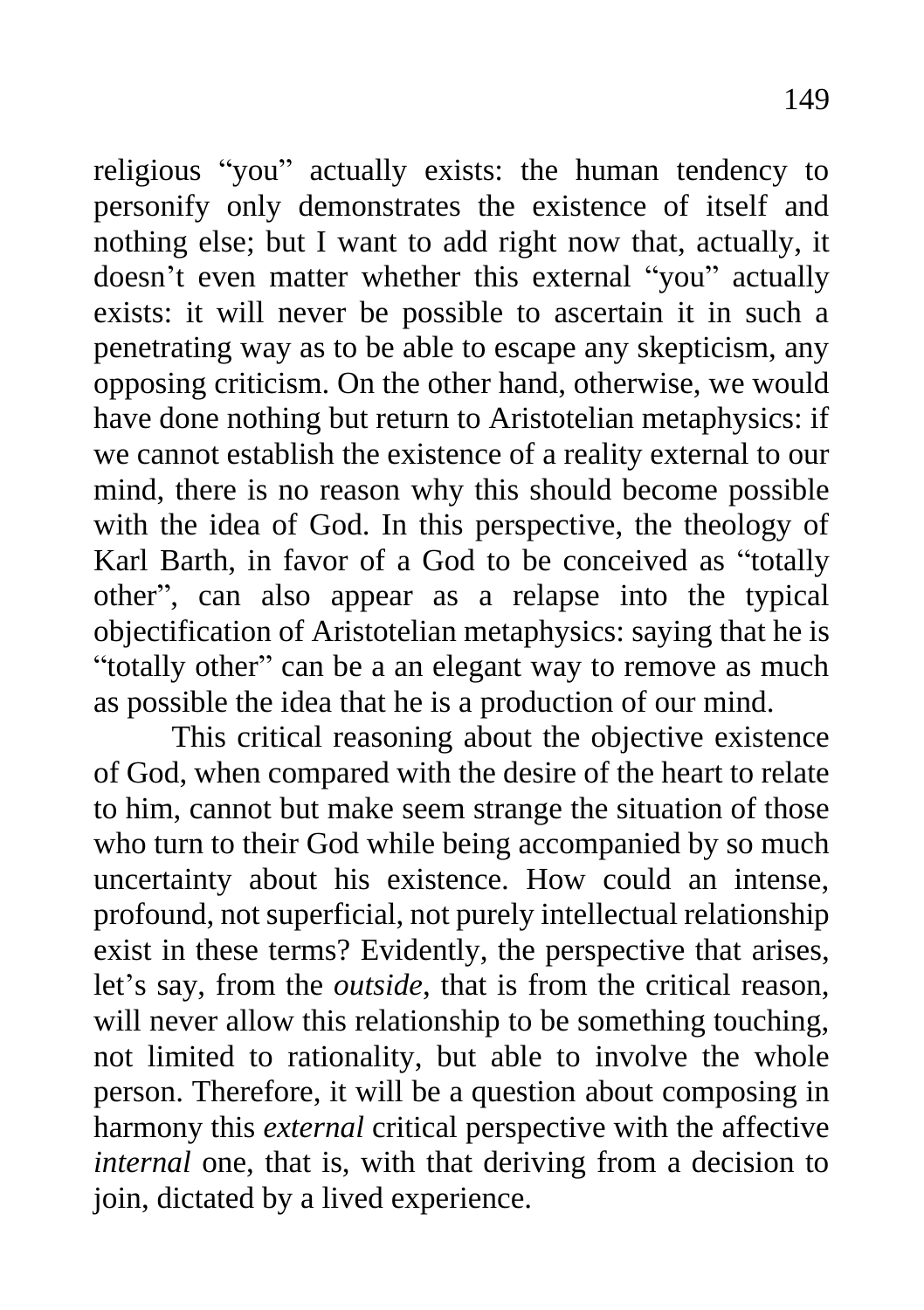religious "you" actually exists: the human tendency to personify only demonstrates the existence of itself and nothing else; but I want to add right now that, actually, it doesn't even matter whether this external "you" actually exists: it will never be possible to ascertain it in such a penetrating way as to be able to escape any skepticism, any opposing criticism. On the other hand, otherwise, we would have done nothing but return to Aristotelian metaphysics: if we cannot establish the existence of a reality external to our mind, there is no reason why this should become possible with the idea of God. In this perspective, the theology of Karl Barth, in favor of a God to be conceived as "totally other", can also appear as a relapse into the typical objectification of Aristotelian metaphysics: saying that he is "totally other" can be a an elegant way to remove as much as possible the idea that he is a production of our mind.

This critical reasoning about the objective existence of God, when compared with the desire of the heart to relate to him, cannot but make seem strange the situation of those who turn to their God while being accompanied by so much uncertainty about his existence. How could an intense, profound, not superficial, not purely intellectual relationship exist in these terms? Evidently, the perspective that arises, let's say, from the *outside*, that is from the critical reason, will never allow this relationship to be something touching, not limited to rationality, but able to involve the whole person. Therefore, it will be a question about composing in harmony this *external* critical perspective with the affective *internal* one, that is, with that deriving from a decision to join, dictated by a lived experience.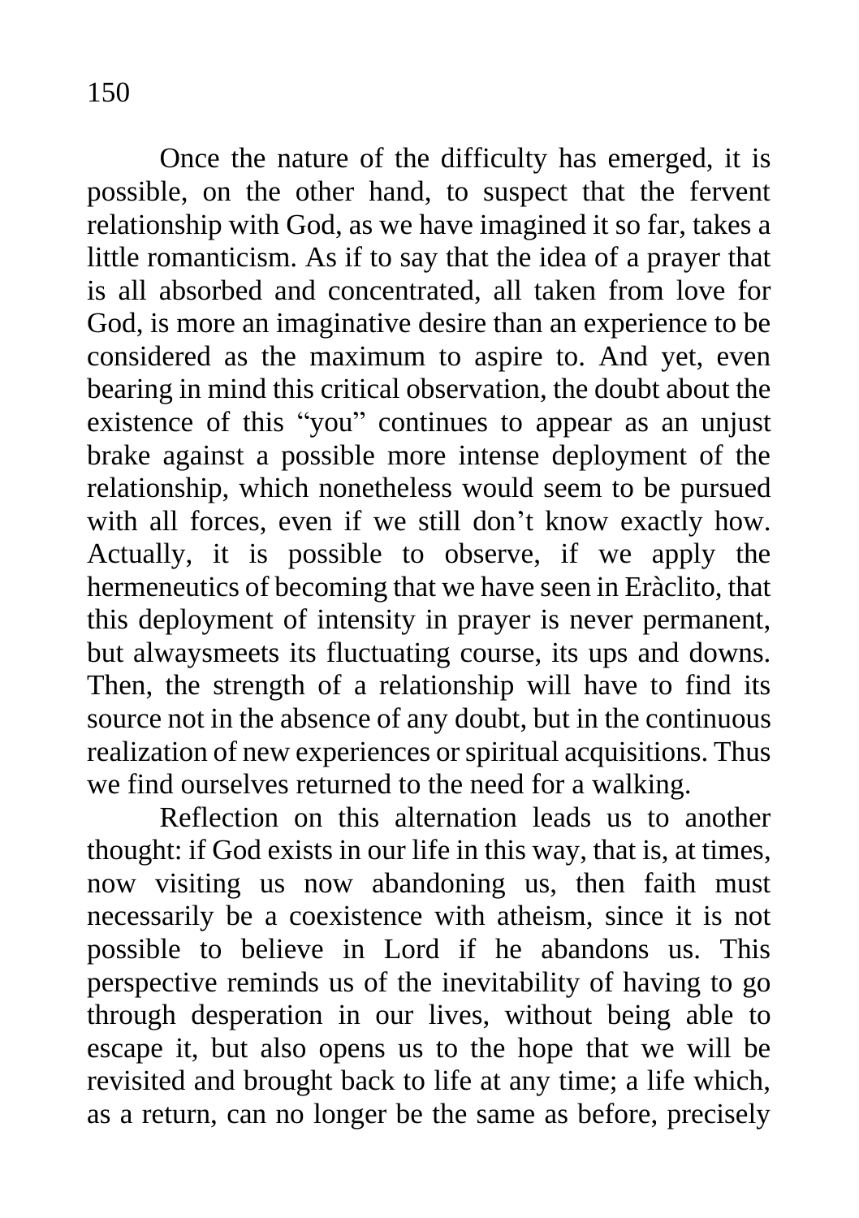Once the nature of the difficulty has emerged, it is possible, on the other hand, to suspect that the fervent relationship with God, as we have imagined it so far, takes a little romanticism. As if to say that the idea of a prayer that is all absorbed and concentrated, all taken from love for God, is more an imaginative desire than an experience to be considered as the maximum to aspire to. And yet, even bearing in mind this critical observation, the doubt about the existence of this "you" continues to appear as an unjust brake against a possible more intense deployment of the relationship, which nonetheless would seem to be pursued with all forces, even if we still don't know exactly how. Actually, it is possible to observe, if we apply the hermeneutics of becoming that we have seen in Eràclito, that this deployment of intensity in prayer is never permanent, but alwaysmeets its fluctuating course, its ups and downs. Then, the strength of a relationship will have to find its source not in the absence of any doubt, but in the continuous realization of new experiences or spiritual acquisitions. Thus we find ourselves returned to the need for a walking.

Reflection on this alternation leads us to another thought: if God exists in our life in this way, that is, at times, now visiting us now abandoning us, then faith must necessarily be a coexistence with atheism, since it is not possible to believe in Lord if he abandons us. This perspective reminds us of the inevitability of having to go through desperation in our lives, without being able to escape it, but also opens us to the hope that we will be revisited and brought back to life at any time; a life which, as a return, can no longer be the same as before, precisely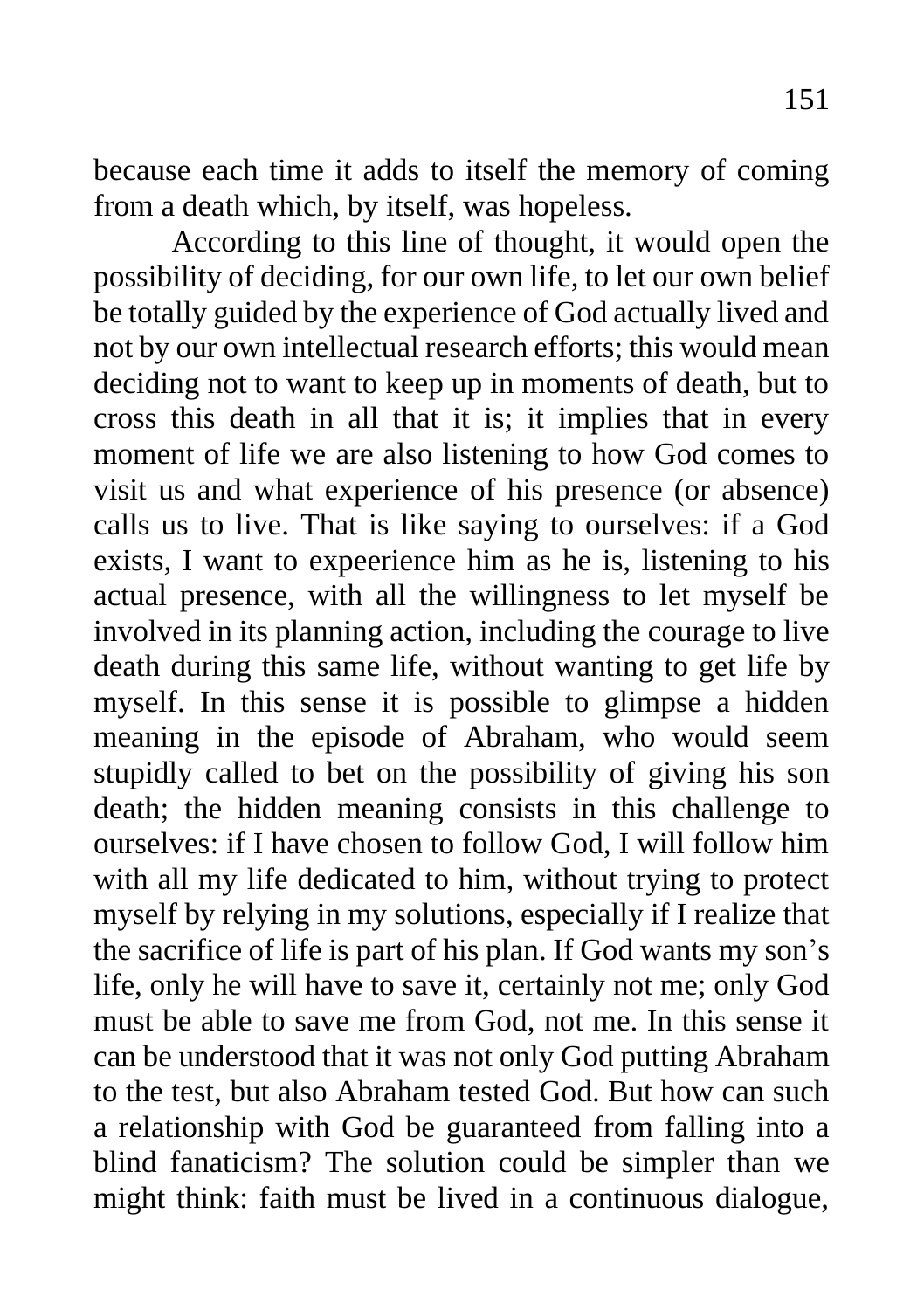because each time it adds to itself the memory of coming from a death which, by itself, was hopeless.

According to this line of thought, it would open the possibility of deciding, for our own life, to let our own belief be totally guided by the experience of God actually lived and not by our own intellectual research efforts; this would mean deciding not to want to keep up in moments of death, but to cross this death in all that it is; it implies that in every moment of life we are also listening to how God comes to visit us and what experience of his presence (or absence) calls us to live. That is like saying to ourselves: if a God exists, I want to expeerience him as he is, listening to his actual presence, with all the willingness to let myself be involved in its planning action, including the courage to live death during this same life, without wanting to get life by myself. In this sense it is possible to glimpse a hidden meaning in the episode of Abraham, who would seem stupidly called to bet on the possibility of giving his son death; the hidden meaning consists in this challenge to ourselves: if I have chosen to follow God, I will follow him with all my life dedicated to him, without trying to protect myself by relying in my solutions, especially if I realize that the sacrifice of life is part of his plan. If God wants my son's life, only he will have to save it, certainly not me; only God must be able to save me from God, not me. In this sense it can be understood that it was not only God putting Abraham to the test, but also Abraham tested God. But how can such a relationship with God be guaranteed from falling into a blind fanaticism? The solution could be simpler than we might think: faith must be lived in a continuous dialogue,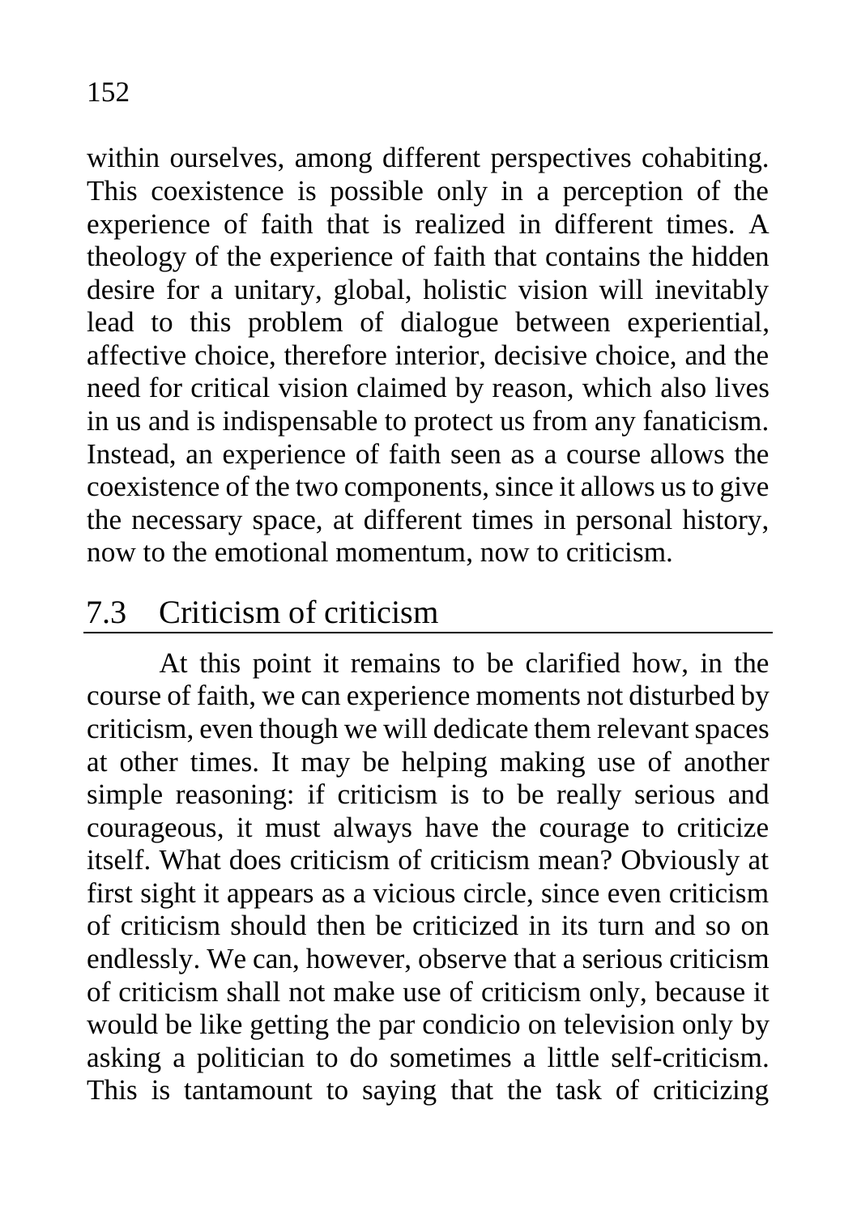within ourselves, among different perspectives cohabiting. This coexistence is possible only in a perception of the experience of faith that is realized in different times. A theology of the experience of faith that contains the hidden desire for a unitary, global, holistic vision will inevitably lead to this problem of dialogue between experiential, affective choice, therefore interior, decisive choice, and the need for critical vision claimed by reason, which also lives in us and is indispensable to protect us from any fanaticism. Instead, an experience of faith seen as a course allows the coexistence of the two components, since it allows us to give the necessary space, at different times in personal history, now to the emotional momentum, now to criticism.

## 7.3 Criticism of criticism

At this point it remains to be clarified how, in the course of faith, we can experience moments not disturbed by criticism, even though we will dedicate them relevant spaces at other times. It may be helping making use of another simple reasoning: if criticism is to be really serious and courageous, it must always have the courage to criticize itself. What does criticism of criticism mean? Obviously at first sight it appears as a vicious circle, since even criticism of criticism should then be criticized in its turn and so on endlessly. We can, however, observe that a serious criticism of criticism shall not make use of criticism only, because it would be like getting the par condicio on television only by asking a politician to do sometimes a little self-criticism. This is tantamount to saying that the task of criticizing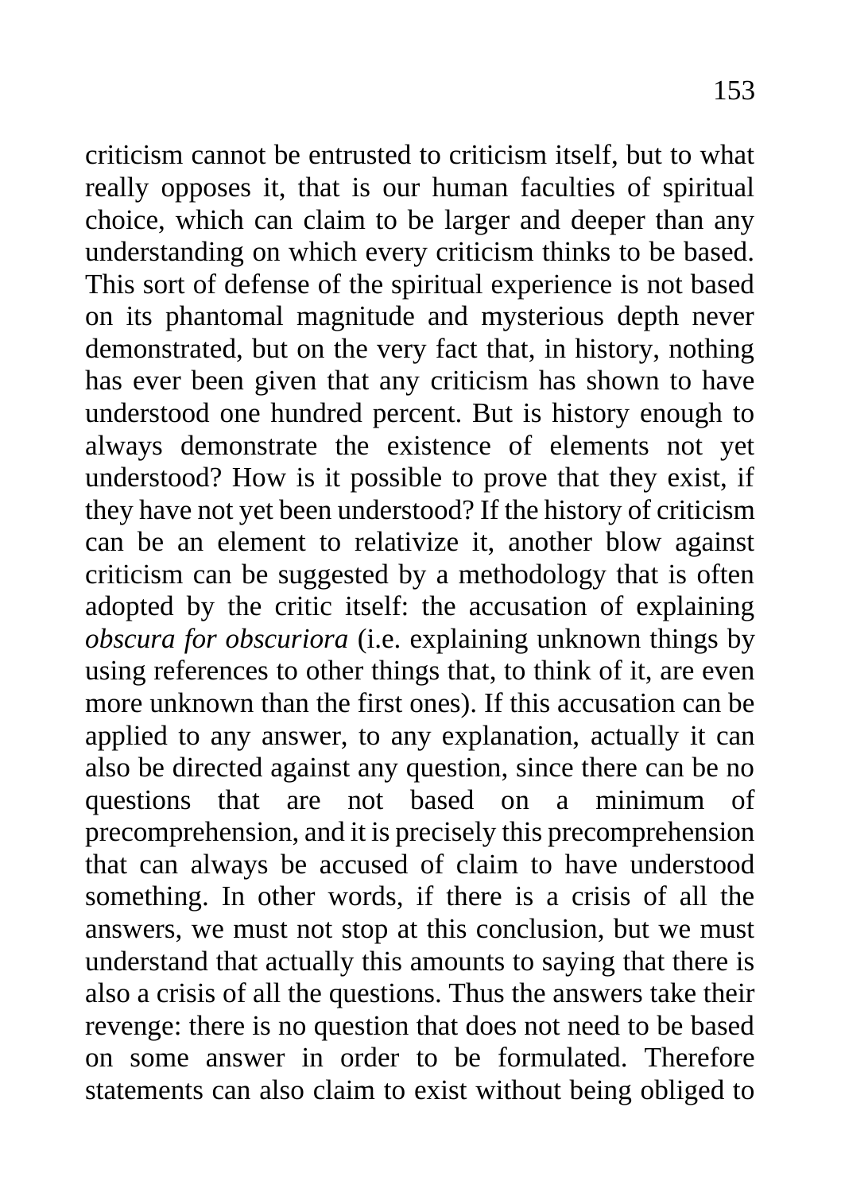criticism cannot be entrusted to criticism itself, but to what really opposes it, that is our human faculties of spiritual choice, which can claim to be larger and deeper than any understanding on which every criticism thinks to be based. This sort of defense of the spiritual experience is not based on its phantomal magnitude and mysterious depth never demonstrated, but on the very fact that, in history, nothing has ever been given that any criticism has shown to have understood one hundred percent. But is history enough to always demonstrate the existence of elements not yet understood? How is it possible to prove that they exist, if they have not yet been understood? If the history of criticism can be an element to relativize it, another blow against criticism can be suggested by a methodology that is often adopted by the critic itself: the accusation of explaining *obscura for obscuriora* (i.e. explaining unknown things by using references to other things that, to think of it, are even more unknown than the first ones). If this accusation can be applied to any answer, to any explanation, actually it can also be directed against any question, since there can be no questions that are not based on a minimum of precomprehension, and it is precisely this precomprehension that can always be accused of claim to have understood something. In other words, if there is a crisis of all the answers, we must not stop at this conclusion, but we must understand that actually this amounts to saying that there is also a crisis of all the questions. Thus the answers take their revenge: there is no question that does not need to be based on some answer in order to be formulated. Therefore statements can also claim to exist without being obliged to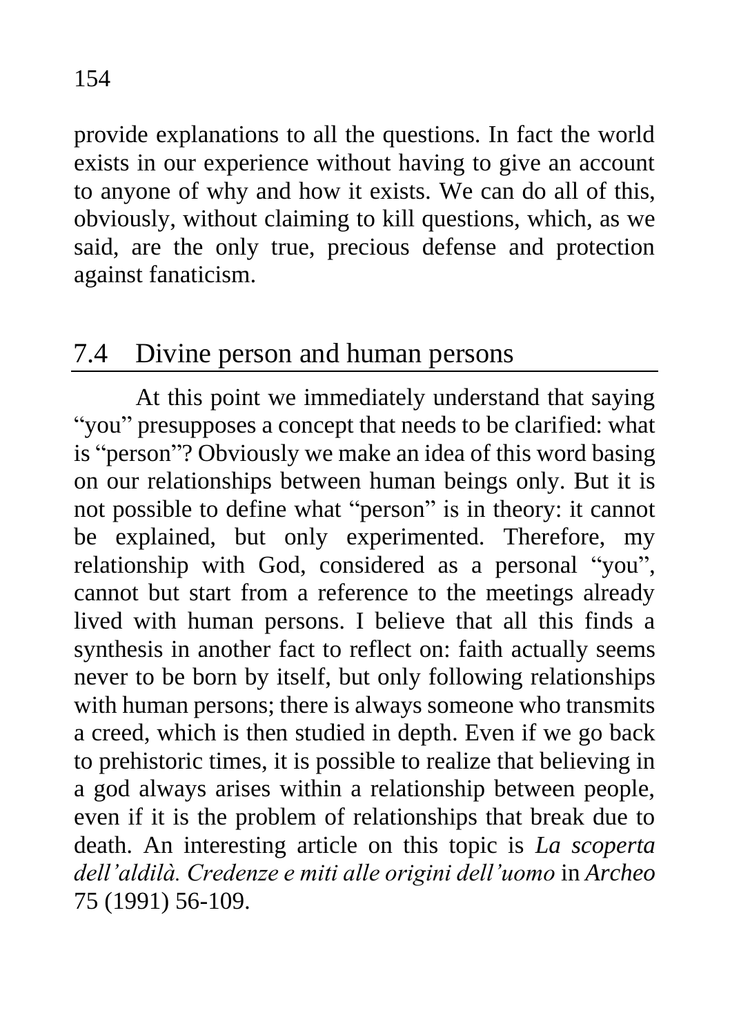provide explanations to all the questions. In fact the world exists in our experience without having to give an account to anyone of why and how it exists. We can do all of this, obviously, without claiming to kill questions, which, as we said, are the only true, precious defense and protection against fanaticism.

## 7.4 Divine person and human persons

At this point we immediately understand that saying "you" presupposes a concept that needs to be clarified: what is "person"? Obviously we make an idea of this word basing on our relationships between human beings only. But it is not possible to define what "person" is in theory: it cannot be explained, but only experimented. Therefore, my relationship with God, considered as a personal "you", cannot but start from a reference to the meetings already lived with human persons. I believe that all this finds a synthesis in another fact to reflect on: faith actually seems never to be born by itself, but only following relationships with human persons; there is always someone who transmits a creed, which is then studied in depth. Even if we go back to prehistoric times, it is possible to realize that believing in a god always arises within a relationship between people, even if it is the problem of relationships that break due to death. An interesting article on this topic is *La scoperta dell'aldilà. Credenze e miti alle origini dell'uomo* in *Archeo* 75 (1991) 56-109.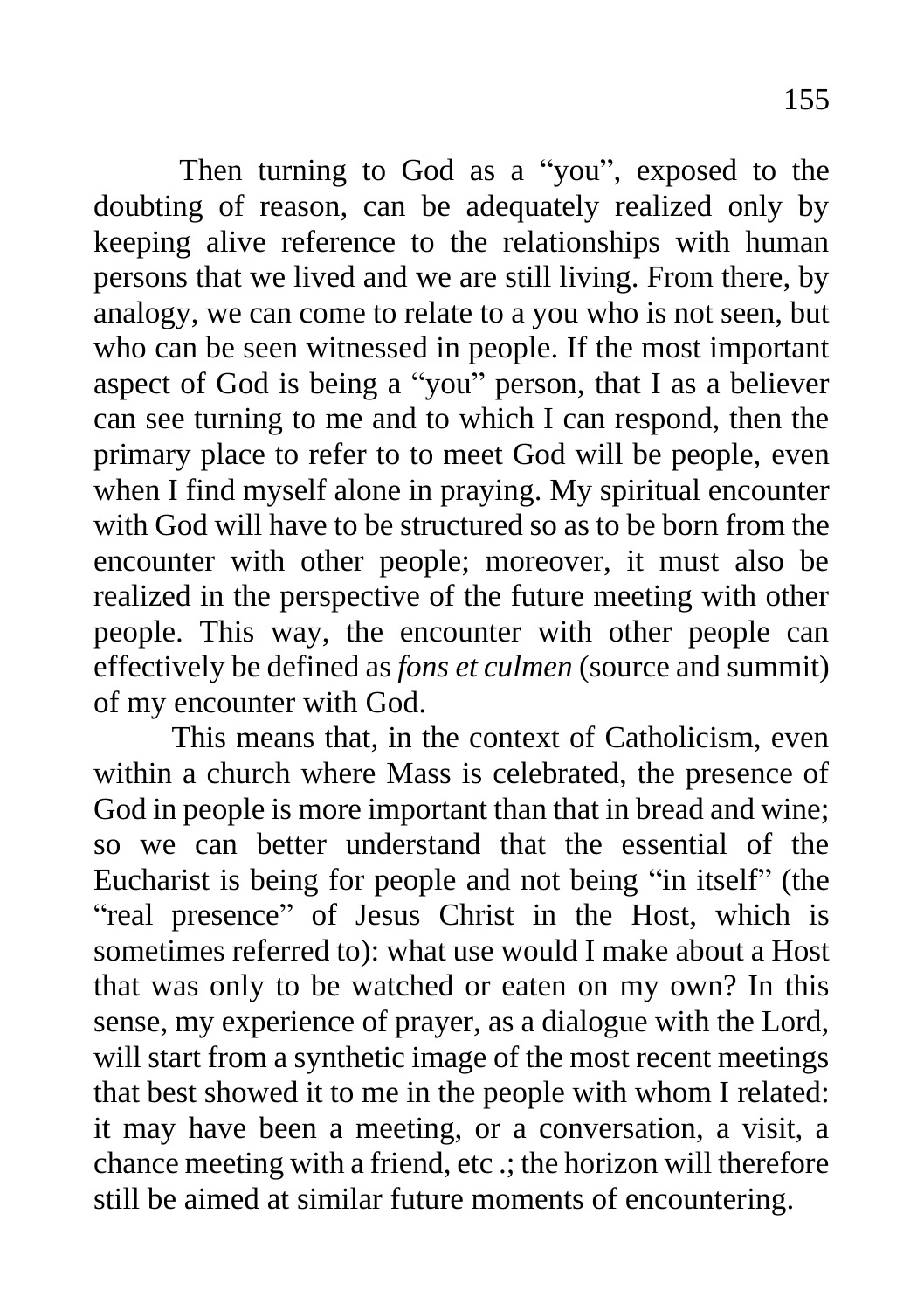Then turning to God as a "you", exposed to the doubting of reason, can be adequately realized only by keeping alive reference to the relationships with human persons that we lived and we are still living. From there, by analogy, we can come to relate to a you who is not seen, but who can be seen witnessed in people. If the most important aspect of God is being a "you" person, that I as a believer can see turning to me and to which I can respond, then the primary place to refer to to meet God will be people, even when I find myself alone in praying. My spiritual encounter with God will have to be structured so as to be born from the encounter with other people; moreover, it must also be realized in the perspective of the future meeting with other people. This way, the encounter with other people can effectively be defined as *fons et culmen* (source and summit) of my encounter with God.

This means that, in the context of Catholicism, even within a church where Mass is celebrated, the presence of God in people is more important than that in bread and wine; so we can better understand that the essential of the Eucharist is being for people and not being "in itself" (the "real presence" of Jesus Christ in the Host, which is sometimes referred to): what use would I make about a Host that was only to be watched or eaten on my own? In this sense, my experience of prayer, as a dialogue with the Lord, will start from a synthetic image of the most recent meetings that best showed it to me in the people with whom I related: it may have been a meeting, or a conversation, a visit, a chance meeting with a friend, etc .; the horizon will therefore still be aimed at similar future moments of encountering.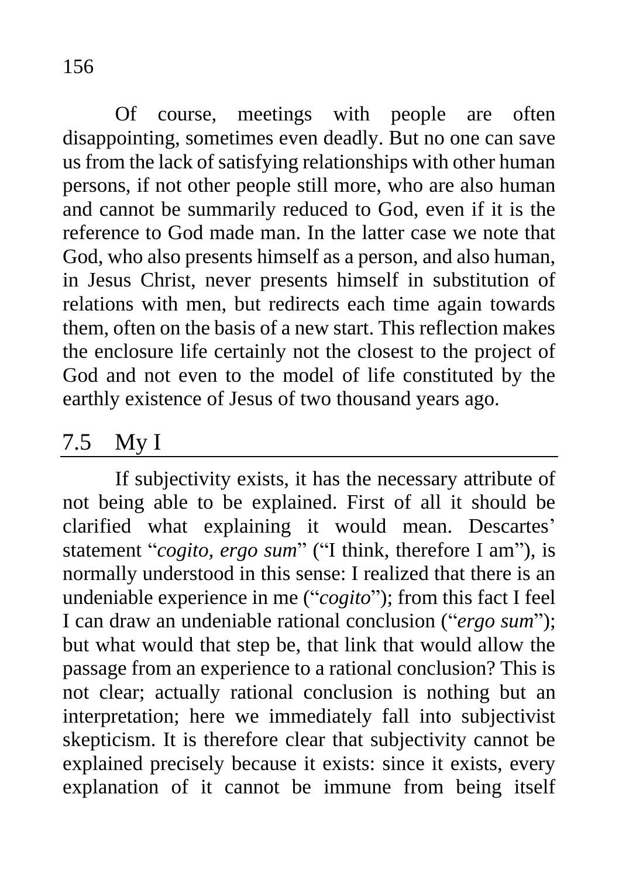Of course, meetings with people are often disappointing, sometimes even deadly. But no one can save us from the lack of satisfying relationships with other human persons, if not other people still more, who are also human and cannot be summarily reduced to God, even if it is the reference to God made man. In the latter case we note that God, who also presents himself as a person, and also human, in Jesus Christ, never presents himself in substitution of relations with men, but redirects each time again towards them, often on the basis of a new start. This reflection makes the enclosure life certainly not the closest to the project of God and not even to the model of life constituted by the earthly existence of Jesus of two thousand years ago.

## 7.5 My I

If subjectivity exists, it has the necessary attribute of not being able to be explained. First of all it should be clarified what explaining it would mean. Descartes' statement "*cogito, ergo sum*" ("I think, therefore I am"), is normally understood in this sense: I realized that there is an undeniable experience in me ("*cogito*"); from this fact I feel I can draw an undeniable rational conclusion ("*ergo sum*"); but what would that step be, that link that would allow the passage from an experience to a rational conclusion? This is not clear; actually rational conclusion is nothing but an interpretation; here we immediately fall into subjectivist skepticism. It is therefore clear that subjectivity cannot be explained precisely because it exists: since it exists, every explanation of it cannot be immune from being itself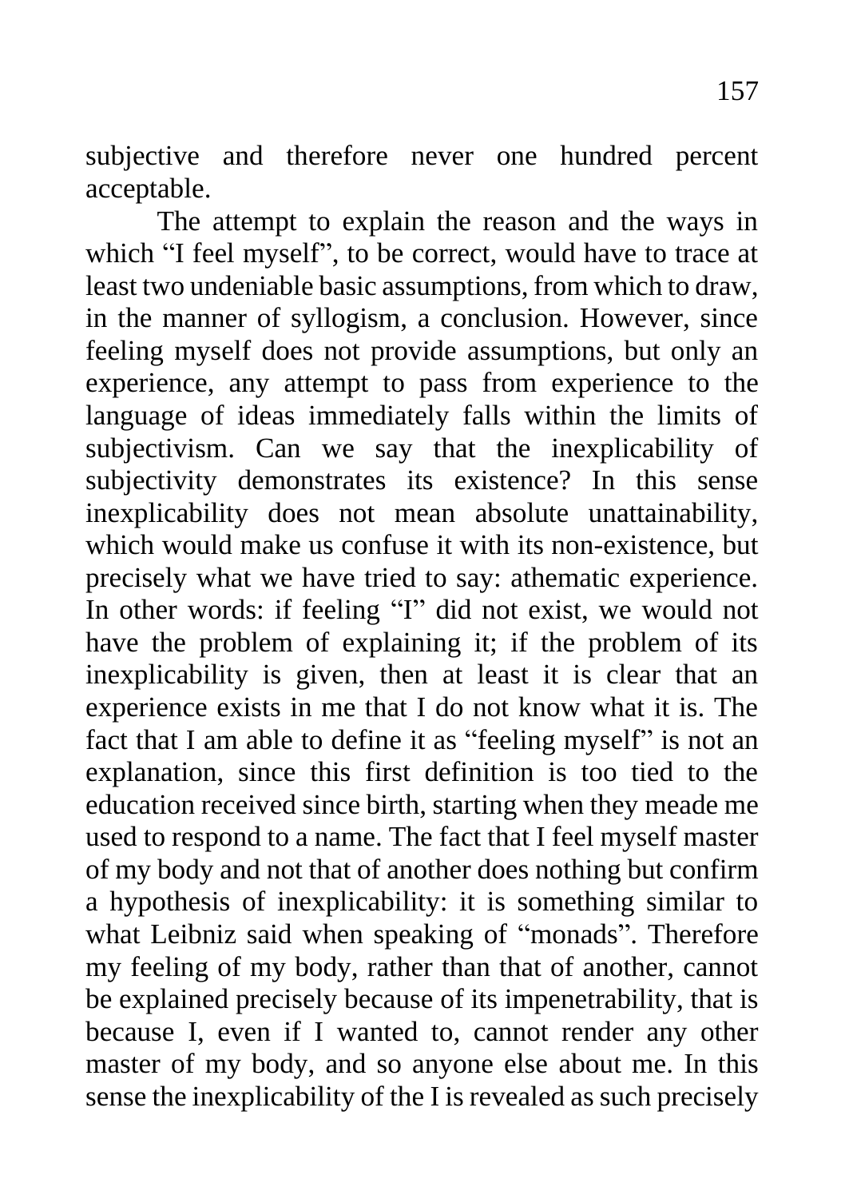subjective and therefore never one hundred percent acceptable.

The attempt to explain the reason and the ways in which "I feel myself", to be correct, would have to trace at least two undeniable basic assumptions, from which to draw, in the manner of syllogism, a conclusion. However, since feeling myself does not provide assumptions, but only an experience, any attempt to pass from experience to the language of ideas immediately falls within the limits of subjectivism. Can we say that the inexplicability of subjectivity demonstrates its existence? In this sense inexplicability does not mean absolute unattainability, which would make us confuse it with its non-existence, but precisely what we have tried to say: athematic experience. In other words: if feeling "I" did not exist, we would not have the problem of explaining it; if the problem of its inexplicability is given, then at least it is clear that an experience exists in me that I do not know what it is. The fact that I am able to define it as "feeling myself" is not an explanation, since this first definition is too tied to the education received since birth, starting when they meade me used to respond to a name. The fact that I feel myself master of my body and not that of another does nothing but confirm a hypothesis of inexplicability: it is something similar to what Leibniz said when speaking of "monads". Therefore my feeling of my body, rather than that of another, cannot be explained precisely because of its impenetrability, that is because I, even if I wanted to, cannot render any other master of my body, and so anyone else about me. In this sense the inexplicability of the I is revealed as such precisely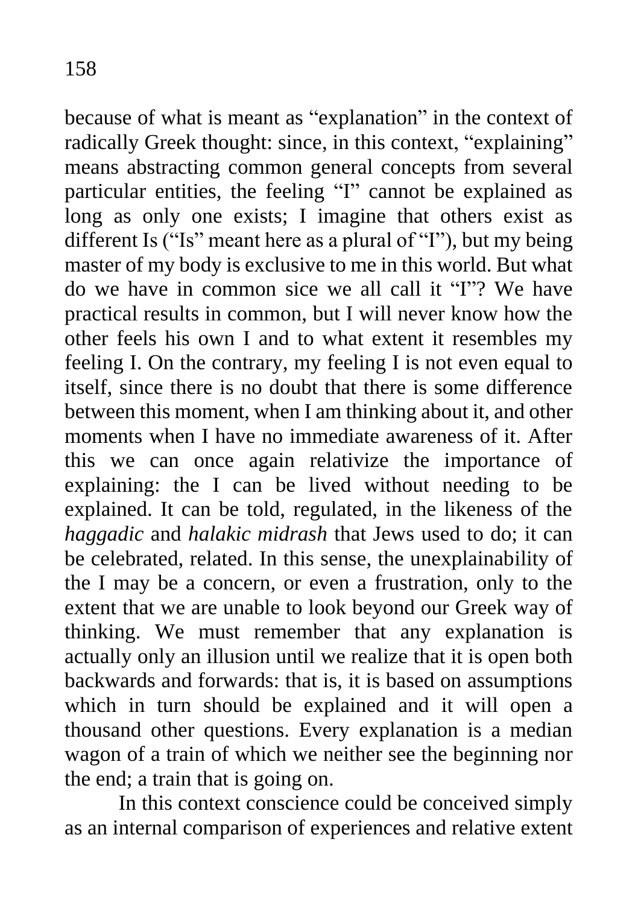because of what is meant as "explanation" in the context of radically Greek thought: since, in this context, "explaining" means abstracting common general concepts from several particular entities, the feeling "I" cannot be explained as long as only one exists; I imagine that others exist as different Is ("Is" meant here as a plural of "I"), but my being master of my body is exclusive to me in this world. But what do we have in common sice we all call it "I"? We have practical results in common, but I will never know how the other feels his own I and to what extent it resembles my feeling I. On the contrary, my feeling I is not even equal to itself, since there is no doubt that there is some difference between this moment, when I am thinking about it, and other moments when I have no immediate awareness of it. After this we can once again relativize the importance of explaining: the I can be lived without needing to be explained. It can be told, regulated, in the likeness of the *haggadic* and *halakic midrash* that Jews used to do; it can be celebrated, related. In this sense, the unexplainability of the I may be a concern, or even a frustration, only to the extent that we are unable to look beyond our Greek way of thinking. We must remember that any explanation is actually only an illusion until we realize that it is open both backwards and forwards: that is, it is based on assumptions which in turn should be explained and it will open a thousand other questions. Every explanation is a median wagon of a train of which we neither see the beginning nor the end; a train that is going on.

In this context conscience could be conceived simply as an internal comparison of experiences and relative extent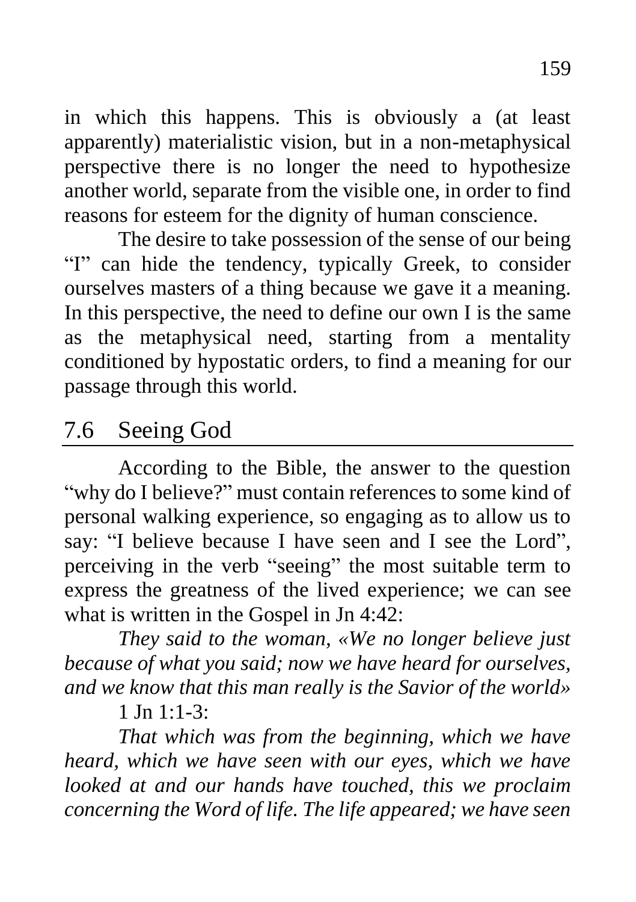in which this happens. This is obviously a (at least apparently) materialistic vision, but in a non-metaphysical perspective there is no longer the need to hypothesize another world, separate from the visible one, in order to find reasons for esteem for the dignity of human conscience.

The desire to take possession of the sense of our being "I" can hide the tendency, typically Greek, to consider ourselves masters of a thing because we gave it a meaning. In this perspective, the need to define our own I is the same as the metaphysical need, starting from a mentality conditioned by hypostatic orders, to find a meaning for our passage through this world.

## 7.6 Seeing God

According to the Bible, the answer to the question "why do I believe?" must contain references to some kind of personal walking experience, so engaging as to allow us to say: "I believe because I have seen and I see the Lord", perceiving in the verb "seeing" the most suitable term to express the greatness of the lived experience; we can see what is written in the Gospel in Jn 4:42:

*They said to the woman, «We no longer believe just because of what you said; now we have heard for ourselves, and we know that this man really is the Savior of the world»*

1 Jn 1:1-3:

*That which was from the beginning, which we have heard, which we have seen with our eyes, which we have looked at and our hands have touched, this we proclaim concerning the Word of life. The life appeared; we have seen*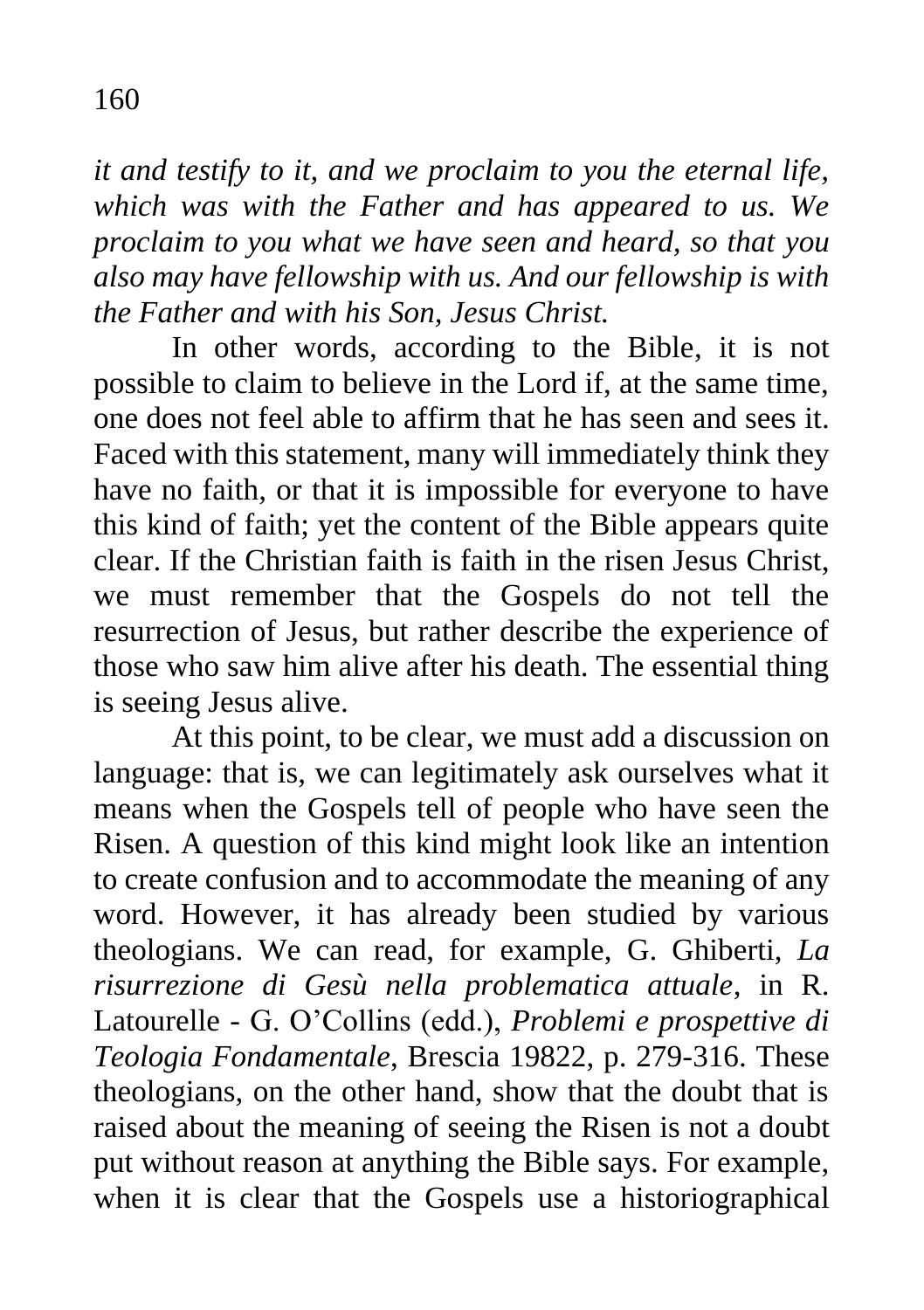*it and testify to it, and we proclaim to you the eternal life, which was with the Father and has appeared to us. We proclaim to you what we have seen and heard, so that you also may have fellowship with us. And our fellowship is with the Father and with his Son, Jesus Christ.*

In other words, according to the Bible, it is not possible to claim to believe in the Lord if, at the same time, one does not feel able to affirm that he has seen and sees it. Faced with this statement, many will immediately think they have no faith, or that it is impossible for everyone to have this kind of faith; yet the content of the Bible appears quite clear. If the Christian faith is faith in the risen Jesus Christ, we must remember that the Gospels do not tell the resurrection of Jesus, but rather describe the experience of those who saw him alive after his death. The essential thing is seeing Jesus alive.

At this point, to be clear, we must add a discussion on language: that is, we can legitimately ask ourselves what it means when the Gospels tell of people who have seen the Risen. A question of this kind might look like an intention to create confusion and to accommodate the meaning of any word. However, it has already been studied by various theologians. We can read, for example, G. Ghiberti, *La risurrezione di Gesù nella problematica attuale*, in R. Latourelle - G. O'Collins (edd.), *Problemi e prospettive di Teologia Fondamentale*, Brescia 19822, p. 279-316. These theologians, on the other hand, show that the doubt that is raised about the meaning of seeing the Risen is not a doubt put without reason at anything the Bible says. For example, when it is clear that the Gospels use a historiographical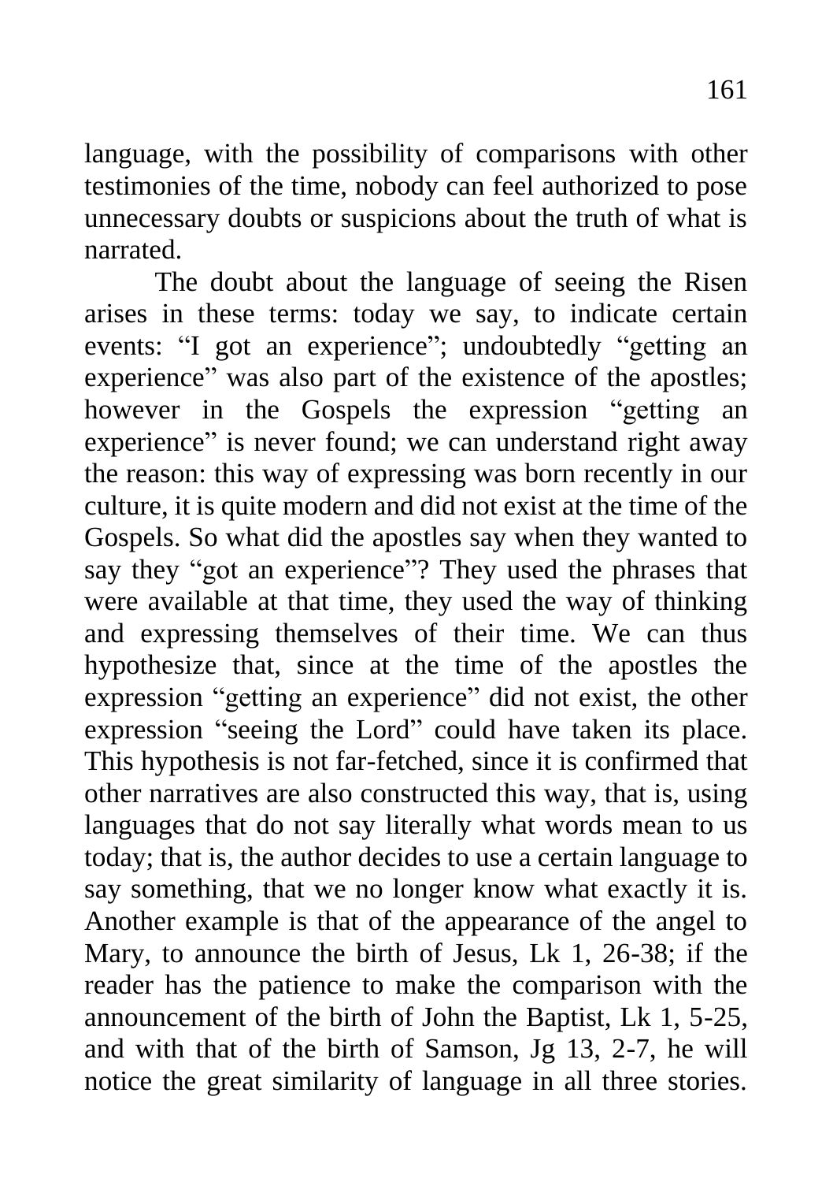language, with the possibility of comparisons with other testimonies of the time, nobody can feel authorized to pose unnecessary doubts or suspicions about the truth of what is narrated.

The doubt about the language of seeing the Risen arises in these terms: today we say, to indicate certain events: “I got an experience”; undoubtedly “getting an experience” was also part of the existence of the apostles; however in the Gospels the expression “getting an experience” is never found; we can understand right away the reason: this way of expressing was born recently in our culture, it is quite modern and did not exist at the time of the Gospels. So what did the apostles say when they wanted to say they “got an experience”? They used the phrases that were available at that time, they used the way of thinking and expressing themselves of their time. We can thus hypothesize that, since at the time of the apostles the expression “getting an experience” did not exist, the other expression “seeing the Lord” could have taken its place. This hypothesis is not far-fetched, since it is confirmed that other narratives are also constructed this way, that is, using languages that do not say literally what words mean to us today; that is, the author decides to use a certain language to say something, that we no longer know what exactly it is. Another example is that of the appearance of the angel to Mary, to announce the birth of Jesus, Lk 1, 26-38; if the reader has the patience to make the comparison with the announcement of the birth of John the Baptist, Lk 1, 5-25, and with that of the birth of Samson, Jg 13, 2-7, he will notice the great similarity of language in all three stories.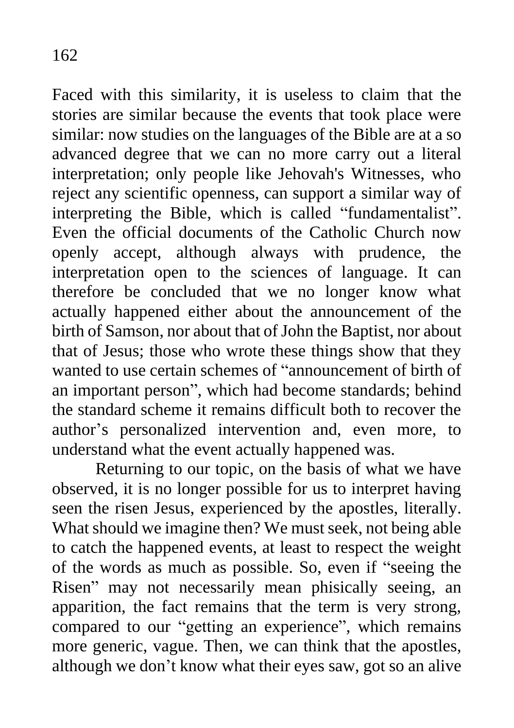Faced with this similarity, it is useless to claim that the stories are similar because the events that took place were similar: now studies on the languages of the Bible are at a so advanced degree that we can no more carry out a literal interpretation; only people like Jehovah's Witnesses, who reject any scientific openness, can support a similar way of interpreting the Bible, which is called "fundamentalist". Even the official documents of the Catholic Church now openly accept, although always with prudence, the interpretation open to the sciences of language. It can therefore be concluded that we no longer know what actually happened either about the announcement of the birth of Samson, nor about that of John the Baptist, nor about that of Jesus; those who wrote these things show that they wanted to use certain schemes of "announcement of birth of an important person", which had become standards; behind the standard scheme it remains difficult both to recover the author's personalized intervention and, even more, to understand what the event actually happened was.

Returning to our topic, on the basis of what we have observed, it is no longer possible for us to interpret having seen the risen Jesus, experienced by the apostles, literally. What should we imagine then? We must seek, not being able to catch the happened events, at least to respect the weight of the words as much as possible. So, even if "seeing the Risen" may not necessarily mean phisically seeing, an apparition, the fact remains that the term is very strong, compared to our "getting an experience", which remains more generic, vague. Then, we can think that the apostles, although we don't know what their eyes saw, got so an alive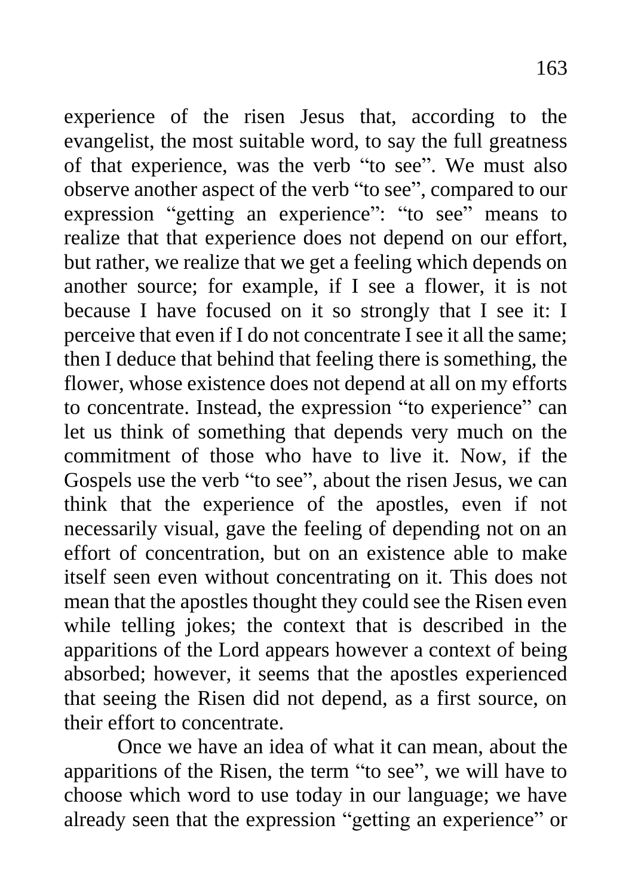experience of the risen Jesus that, according to the evangelist, the most suitable word, to say the full greatness of that experience, was the verb "to see". We must also observe another aspect of the verb "to see", compared to our expression "getting an experience": "to see" means to realize that that experience does not depend on our effort, but rather, we realize that we get a feeling which depends on another source; for example, if I see a flower, it is not because I have focused on it so strongly that I see it: I perceive that even if I do not concentrate I see it all the same; then I deduce that behind that feeling there is something, the flower, whose existence does not depend at all on my efforts to concentrate. Instead, the expression "to experience" can let us think of something that depends very much on the commitment of those who have to live it. Now, if the Gospels use the verb "to see", about the risen Jesus, we can think that the experience of the apostles, even if not necessarily visual, gave the feeling of depending not on an effort of concentration, but on an existence able to make itself seen even without concentrating on it. This does not mean that the apostles thought they could see the Risen even while telling jokes; the context that is described in the apparitions of the Lord appears however a context of being absorbed; however, it seems that the apostles experienced that seeing the Risen did not depend, as a first source, on their effort to concentrate.

Once we have an idea of what it can mean, about the apparitions of the Risen, the term "to see", we will have to choose which word to use today in our language; we have already seen that the expression "getting an experience" or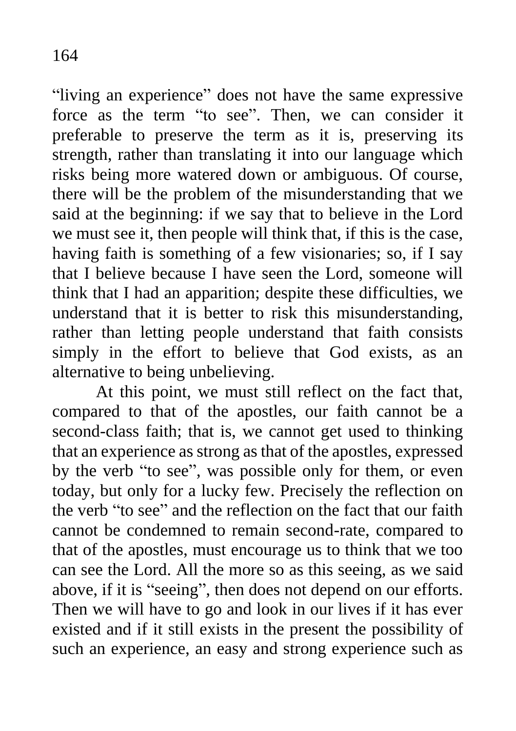“living an experience” does not have the same expressive force as the term “to see”. Then, we can consider it preferable to preserve the term as it is, preserving its strength, rather than translating it into our language which risks being more watered down or ambiguous. Of course, there will be the problem of the misunderstanding that we said at the beginning: if we say that to believe in the Lord we must see it, then people will think that, if this is the case, having faith is something of a few visionaries; so, if I say that I believe because I have seen the Lord, someone will think that I had an apparition; despite these difficulties, we understand that it is better to risk this misunderstanding, rather than letting people understand that faith consists simply in the effort to believe that God exists, as an alternative to being unbelieving.

At this point, we must still reflect on the fact that, compared to that of the apostles, our faith cannot be a second-class faith; that is, we cannot get used to thinking that an experience as strong as that of the apostles, expressed by the verb “to see”, was possible only for them, or even today, but only for a lucky few. Precisely the reflection on the verb “to see” and the reflection on the fact that our faith cannot be condemned to remain second-rate, compared to that of the apostles, must encourage us to think that we too can see the Lord. All the more so as this seeing, as we said above, if it is “seeing”, then does not depend on our efforts. Then we will have to go and look in our lives if it has ever existed and if it still exists in the present the possibility of such an experience, an easy and strong experience such as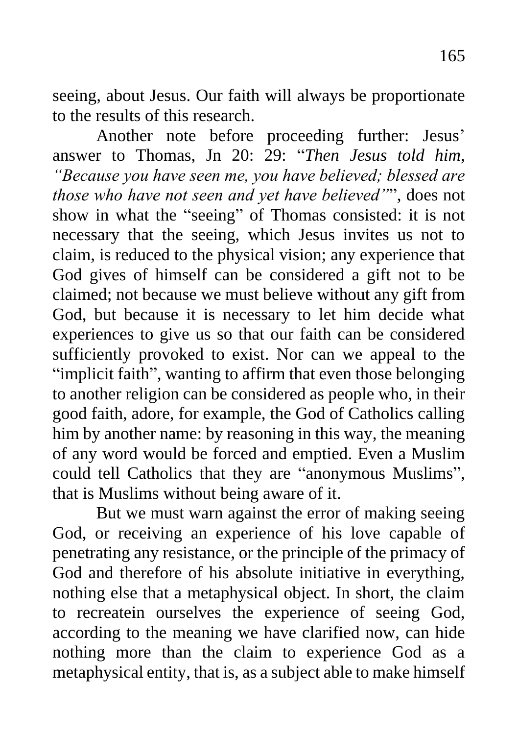seeing, about Jesus. Our faith will always be proportionate to the results of this research.

Another note before proceeding further: Jesus' answer to Thomas, Jn 20: 29: "*Then Jesus told him, "Because you have seen me, you have believed; blessed are those who have not seen and yet have believed"*", does not show in what the "seeing" of Thomas consisted: it is not necessary that the seeing, which Jesus invites us not to claim, is reduced to the physical vision; any experience that God gives of himself can be considered a gift not to be claimed; not because we must believe without any gift from God, but because it is necessary to let him decide what experiences to give us so that our faith can be considered sufficiently provoked to exist. Nor can we appeal to the "implicit faith", wanting to affirm that even those belonging to another religion can be considered as people who, in their good faith, adore, for example, the God of Catholics calling him by another name: by reasoning in this way, the meaning of any word would be forced and emptied. Even a Muslim could tell Catholics that they are "anonymous Muslims", that is Muslims without being aware of it.

But we must warn against the error of making seeing God, or receiving an experience of his love capable of penetrating any resistance, or the principle of the primacy of God and therefore of his absolute initiative in everything, nothing else that a metaphysical object. In short, the claim to recreatein ourselves the experience of seeing God, according to the meaning we have clarified now, can hide nothing more than the claim to experience God as a metaphysical entity, that is, as a subject able to make himself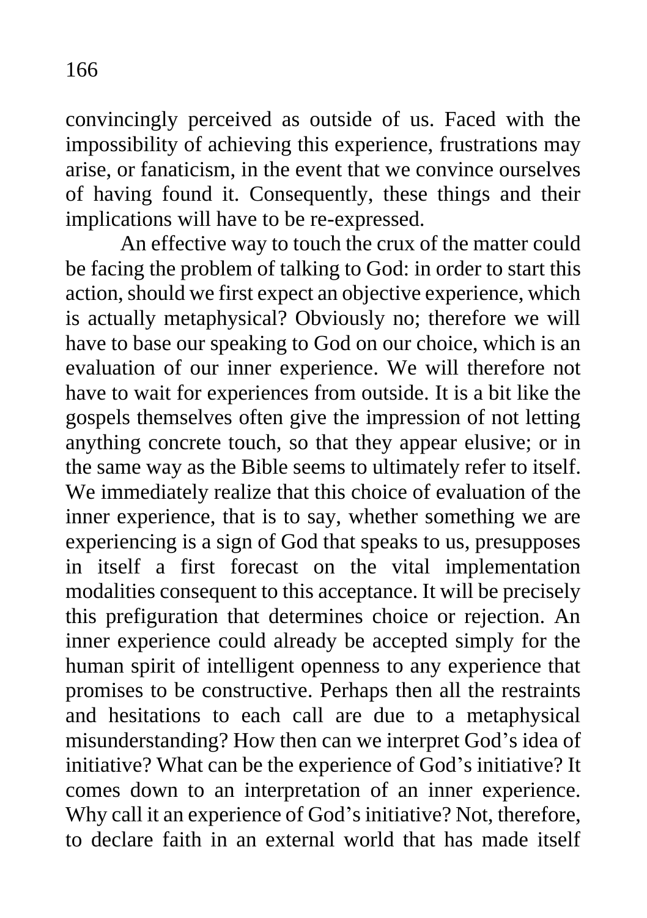convincingly perceived as outside of us. Faced with the impossibility of achieving this experience, frustrations may arise, or fanaticism, in the event that we convince ourselves of having found it. Consequently, these things and their implications will have to be re-expressed.

An effective way to touch the crux of the matter could be facing the problem of talking to God: in order to start this action, should we first expect an objective experience, which is actually metaphysical? Obviously no; therefore we will have to base our speaking to God on our choice, which is an evaluation of our inner experience. We will therefore not have to wait for experiences from outside. It is a bit like the gospels themselves often give the impression of not letting anything concrete touch, so that they appear elusive; or in the same way as the Bible seems to ultimately refer to itself. We immediately realize that this choice of evaluation of the inner experience, that is to say, whether something we are experiencing is a sign of God that speaks to us, presupposes in itself a first forecast on the vital implementation modalities consequent to this acceptance. It will be precisely this prefiguration that determines choice or rejection. An inner experience could already be accepted simply for the human spirit of intelligent openness to any experience that promises to be constructive. Perhaps then all the restraints and hesitations to each call are due to a metaphysical misunderstanding? How then can we interpret God's idea of initiative? What can be the experience of God's initiative? It comes down to an interpretation of an inner experience. Why call it an experience of God's initiative? Not, therefore, to declare faith in an external world that has made itself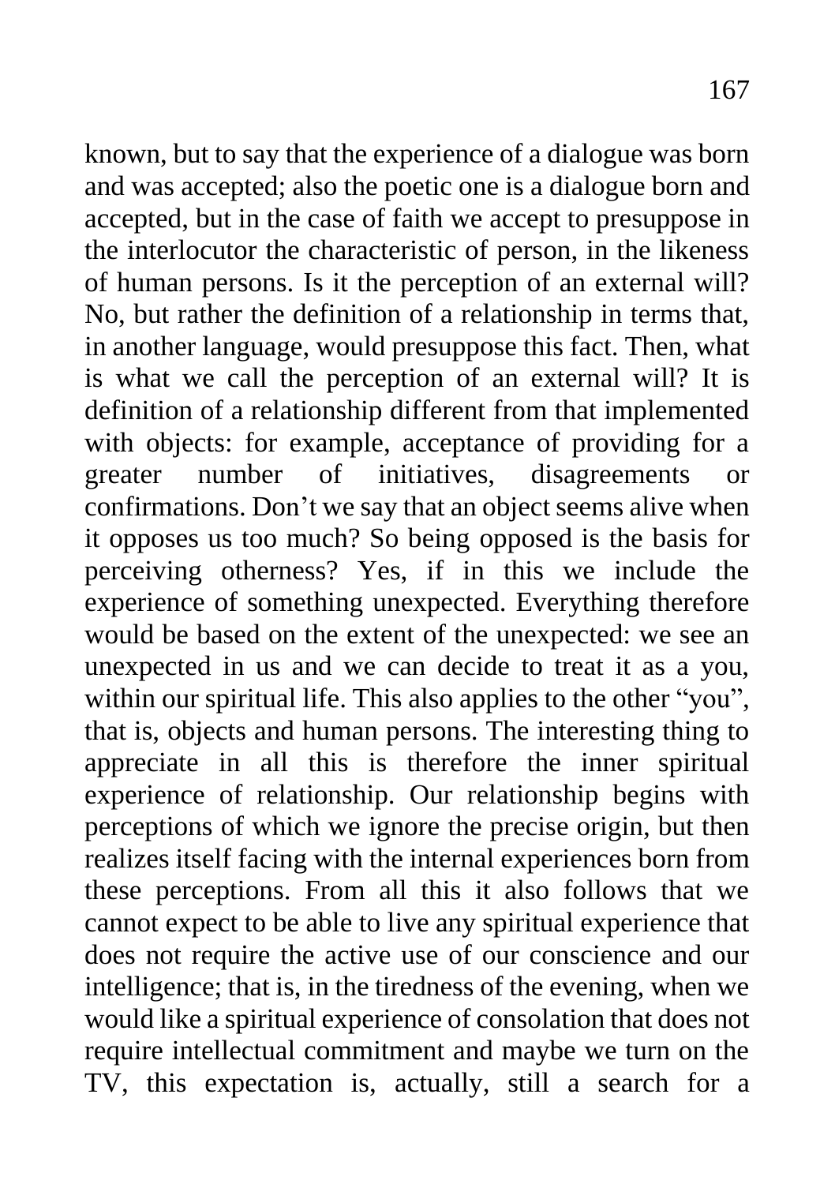known, but to say that the experience of a dialogue was born and was accepted; also the poetic one is a dialogue born and accepted, but in the case of faith we accept to presuppose in the interlocutor the characteristic of person, in the likeness of human persons. Is it the perception of an external will? No, but rather the definition of a relationship in terms that, in another language, would presuppose this fact. Then, what is what we call the perception of an external will? It is definition of a relationship different from that implemented with objects: for example, acceptance of providing for a greater number of initiatives, disagreements or confirmations. Don't we say that an object seems alive when it opposes us too much? So being opposed is the basis for perceiving otherness? Yes, if in this we include the experience of something unexpected. Everything therefore would be based on the extent of the unexpected: we see an unexpected in us and we can decide to treat it as a you, within our spiritual life. This also applies to the other "you", that is, objects and human persons. The interesting thing to appreciate in all this is therefore the inner spiritual experience of relationship. Our relationship begins with perceptions of which we ignore the precise origin, but then realizes itself facing with the internal experiences born from these perceptions. From all this it also follows that we cannot expect to be able to live any spiritual experience that does not require the active use of our conscience and our intelligence; that is, in the tiredness of the evening, when we would like a spiritual experience of consolation that does not require intellectual commitment and maybe we turn on the TV, this expectation is, actually, still a search for a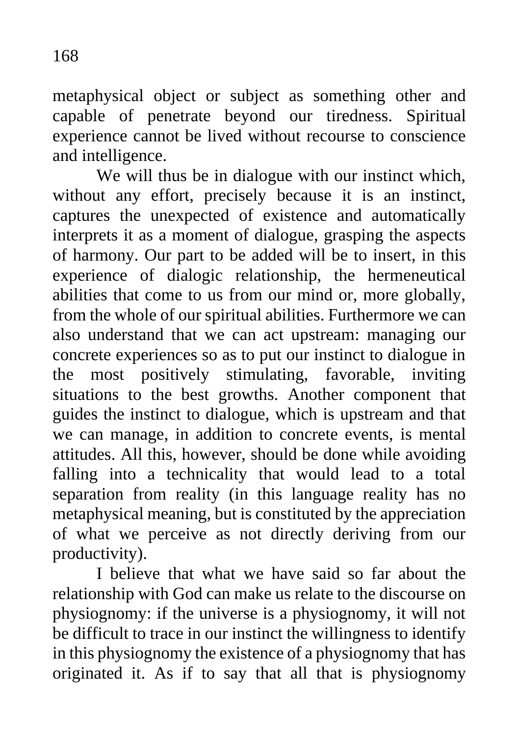metaphysical object or subject as something other and capable of penetrate beyond our tiredness. Spiritual experience cannot be lived without recourse to conscience and intelligence.

We will thus be in dialogue with our instinct which, without any effort, precisely because it is an instinct, captures the unexpected of existence and automatically interprets it as a moment of dialogue, grasping the aspects of harmony. Our part to be added will be to insert, in this experience of dialogic relationship, the hermeneutical abilities that come to us from our mind or, more globally, from the whole of our spiritual abilities. Furthermore we can also understand that we can act upstream: managing our concrete experiences so as to put our instinct to dialogue in the most positively stimulating, favorable, inviting situations to the best growths. Another component that guides the instinct to dialogue, which is upstream and that we can manage, in addition to concrete events, is mental attitudes. All this, however, should be done while avoiding falling into a technicality that would lead to a total separation from reality (in this language reality has no metaphysical meaning, but is constituted by the appreciation of what we perceive as not directly deriving from our productivity).

I believe that what we have said so far about the relationship with God can make us relate to the discourse on physiognomy: if the universe is a physiognomy, it will not be difficult to trace in our instinct the willingness to identify in this physiognomy the existence of a physiognomy that has originated it. As if to say that all that is physiognomy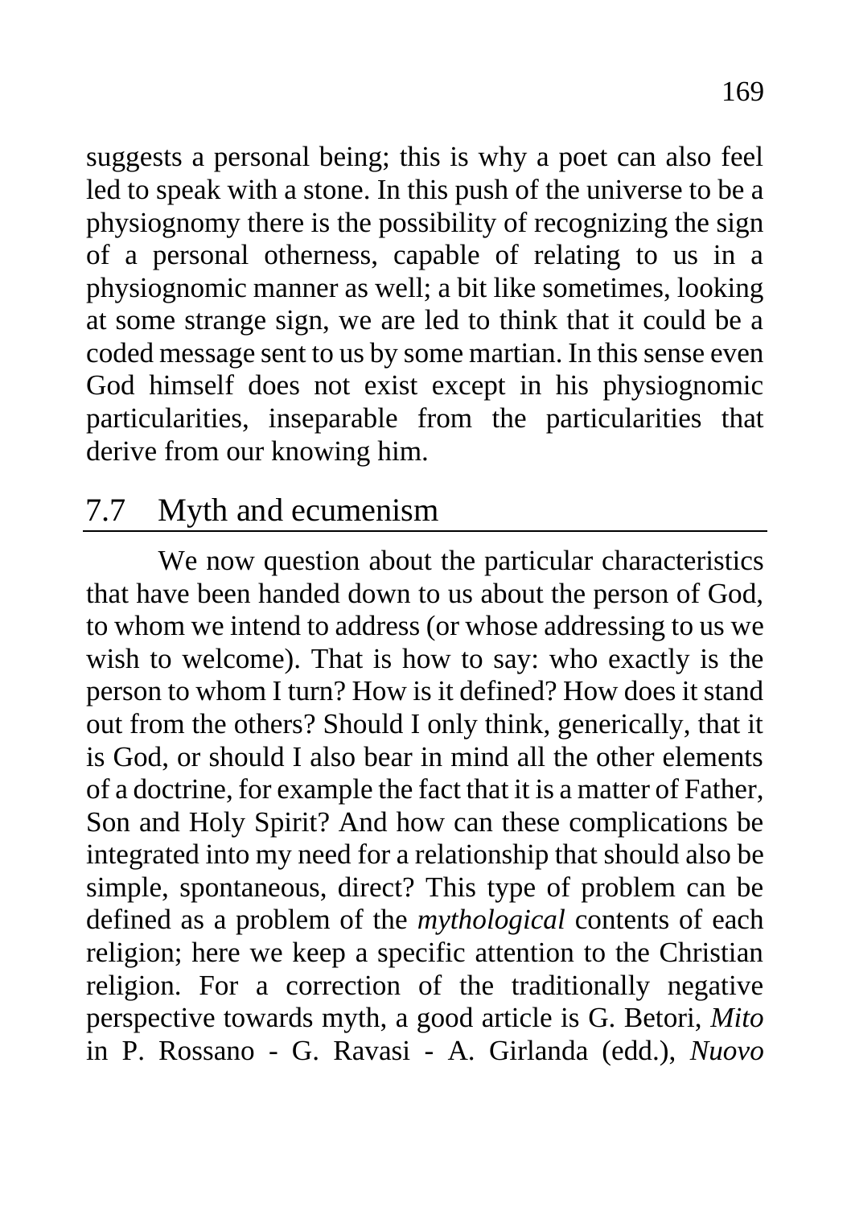suggests a personal being; this is why a poet can also feel led to speak with a stone. In this push of the universe to be a physiognomy there is the possibility of recognizing the sign of a personal otherness, capable of relating to us in a physiognomic manner as well; a bit like sometimes, looking at some strange sign, we are led to think that it could be a coded message sent to us by some martian. In this sense even God himself does not exist except in his physiognomic particularities, inseparable from the particularities that derive from our knowing him.

## 7.7 Myth and ecumenism

We now question about the particular characteristics that have been handed down to us about the person of God, to whom we intend to address (or whose addressing to us we wish to welcome). That is how to say: who exactly is the person to whom I turn? How is it defined? How does it stand out from the others? Should I only think, generically, that it is God, or should I also bear in mind all the other elements of a doctrine, for example the fact that it is a matter of Father, Son and Holy Spirit? And how can these complications be integrated into my need for a relationship that should also be simple, spontaneous, direct? This type of problem can be defined as a problem of the *mythological* contents of each religion; here we keep a specific attention to the Christian religion. For a correction of the traditionally negative perspective towards myth, a good article is G. Betori, *Mito* in P. Rossano - G. Ravasi - A. Girlanda (edd.), *Nuovo*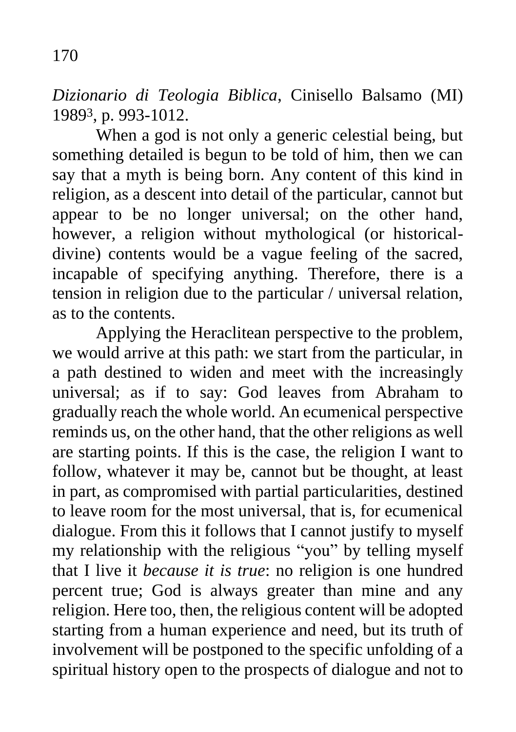*Dizionario di Teologia Biblica*, Cinisello Balsamo (MI) 1989[3], p. 993-1012.

When a god is not only a generic celestial being, but something detailed is begun to be told of him, then we can say that a myth is being born. Any content of this kind in religion, as a descent into detail of the particular, cannot but appear to be no longer universal; on the other hand, however, a religion without mythological (or historical-divine) contents would be a vague feeling of the sacred, incapable of specifying anything. Therefore, there is a tension in religion due to the particular / universal relation, as to the contents.

Applying the Heraclitean perspective to the problem, we would arrive at this path: we start from the particular, in a path destined to widen and meet with the increasingly universal; as if to say: God leaves from Abraham to gradually reach the whole world. An ecumenical perspective reminds us, on the other hand, that the other religions as well are starting points. If this is the case, the religion I want to follow, whatever it may be, cannot but be thought, at least in part, as compromised with partial particularities, destined to leave room for the most universal, that is, for ecumenical dialogue. From this it follows that I cannot justify to myself my relationship with the religious "you" by telling myself that I live it *because it is true*: no religion is one hundred percent true; God is always greater than mine and any religion. Here too, then, the religious content will be adopted starting from a human experience and need, but its truth of involvement will be postponed to the specific unfolding of a spiritual history open to the prospects of dialogue and not to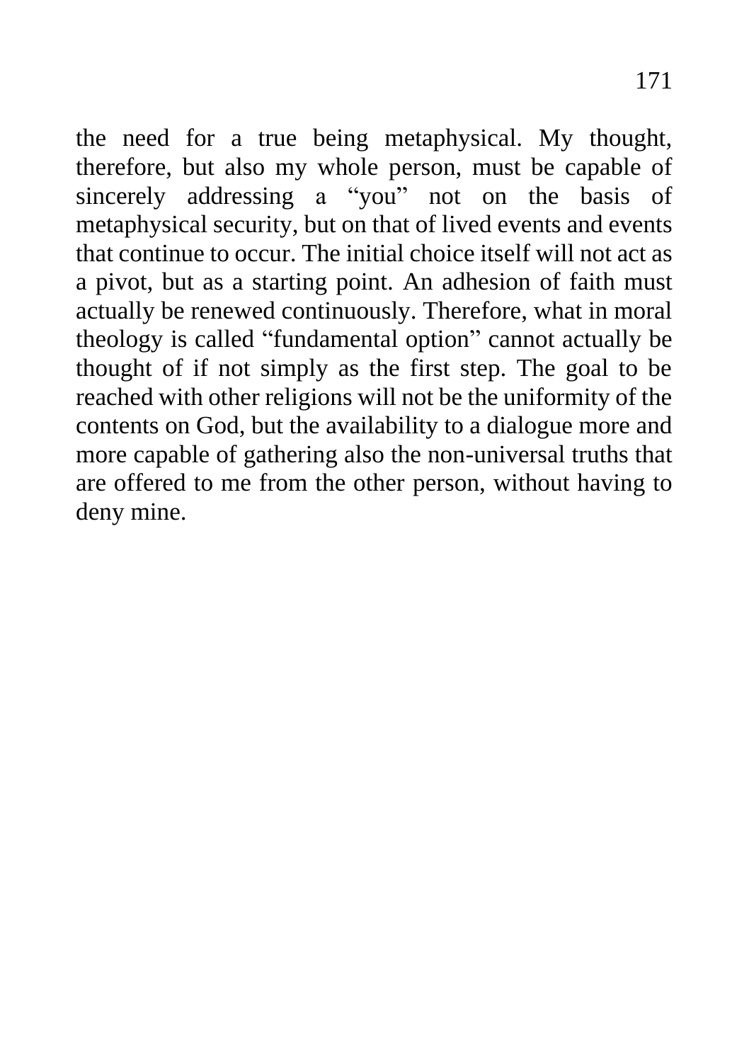the need for a true being metaphysical. My thought, therefore, but also my whole person, must be capable of sincerely addressing a "you" not on the basis of metaphysical security, but on that of lived events and events that continue to occur. The initial choice itself will not act as a pivot, but as a starting point. An adhesion of faith must actually be renewed continuously. Therefore, what in moral theology is called "fundamental option" cannot actually be thought of if not simply as the first step. The goal to be reached with other religions will not be the uniformity of the contents on God, but the availability to a dialogue more and more capable of gathering also the non-universal truths that are offered to me from the other person, without having to deny mine.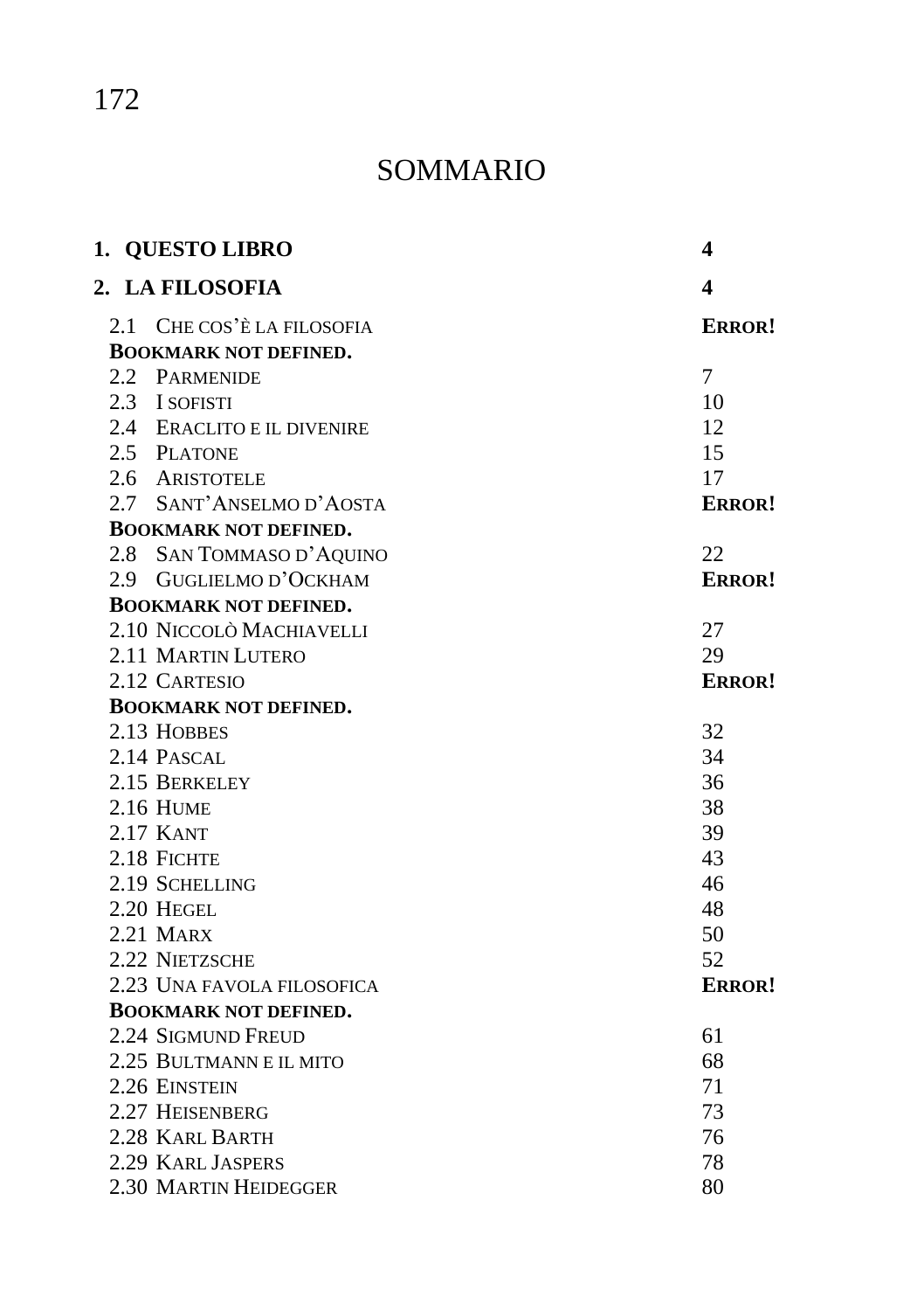# SOMMARIO

| | |
|---|---|
| **1. QUESTO LIBRO** | **4** |
| **2. LA FILOSOFIA** | **4** |
| 2.1 CHE COS'È LA FILOSOFIA | **ERROR!** |
| **BOOKMARK NOT DEFINED.** | |
| 2.2 PARMENIDE | 7 |
| 2.3 I SOFISTI | 10 |
| 2.4 ERACLITO E IL DIVENIRE | 12 |
| 2.5 PLATONE | 15 |
| 2.6 ARISTOTELE | 17 |
| 2.7 SANT'ANSELMO D'AOSTA | **ERROR!** |
| **BOOKMARK NOT DEFINED.** | |
| 2.8 SAN TOMMASO D'AQUINO | 22 |
| 2.9 GUGLIELMO D'OCKHAM | **ERROR!** |
| **BOOKMARK NOT DEFINED.** | |
| 2.10 NICCOLÒ MACHIAVELLI | 27 |
| 2.11 MARTIN LUTERO | 29 |
| 2.12 CARTESIO | **ERROR!** |
| **BOOKMARK NOT DEFINED.** | |
| 2.13 HOBBES | 32 |
| 2.14 PASCAL | 34 |
| 2.15 BERKELEY | 36 |
| 2.16 HUME | 38 |
| 2.17 KANT | 39 |
| 2.18 FICHTE | 43 |
| 2.19 SCHELLING | 46 |
| 2.20 HEGEL | 48 |
| 2.21 MARX | 50 |
| 2.22 NIETZSCHE | 52 |
| 2.23 UNA FAVOLA FILOSOFICA | **ERROR!** |
| **BOOKMARK NOT DEFINED.** | |
| 2.24 SIGMUND FREUD | 61 |
| 2.25 BULTMANN E IL MITO | 68 |
| 2.26 EINSTEIN | 71 |
| 2.27 HEISENBERG | 73 |
| 2.28 KARL BARTH | 76 |
| 2.29 KARL JASPERS | 78 |
| 2.30 MARTIN HEIDEGGER | 80 |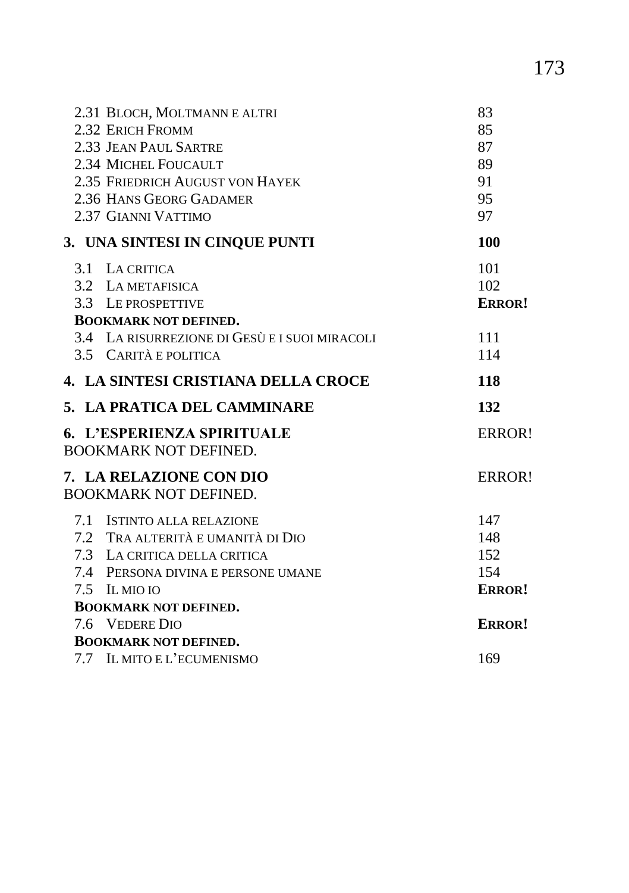| | |
|---|---|
| 2.31 Bloch, Moltmann e altri | 83 |
| 2.32 Erich Fromm | 85 |
| 2.33 Jean Paul Sartre | 87 |
| 2.34 Michel Foucault | 89 |
| 2.35 Friedrich August von Hayek | 91 |
| 2.36 Hans Georg Gadamer | 95 |
| 2.37 Gianni Vattimo | 97 |
| **3. UNA SINTESI IN CINQUE PUNTI** | **100** |
| 3.1 La critica | 101 |
| 3.2 La metafisica | 102 |
| 3.3 Le prospettive | **Error!** |
| **Bookmark not defined.** | |
| 3.4 La risurrezione di Gesù e i suoi miracoli | 111 |
| 3.5 Carità e politica | 114 |
| **4. LA SINTESI CRISTIANA DELLA CROCE** | **118** |
| **5. LA PRATICA DEL CAMMINARE** | **132** |
| **6. L'ESPERIENZA SPIRITUALE** | ERROR! |
| BOOKMARK NOT DEFINED. | |
| **7. LA RELAZIONE CON DIO** | ERROR! |
| BOOKMARK NOT DEFINED. | |
| 7.1 Istinto alla relazione | 147 |
| 7.2 Tra alterità e umanità di Dio | 148 |
| 7.3 La critica della critica | 152 |
| 7.4 Persona divina e persone umane | 154 |
| 7.5 Il mio io | **Error!** |
| **Bookmark not defined.** | |
| 7.6 Vedere Dio | **Error!** |
| **Bookmark not defined.** | |
| 7.7 Il mito e l'ecumenismo | 169 |